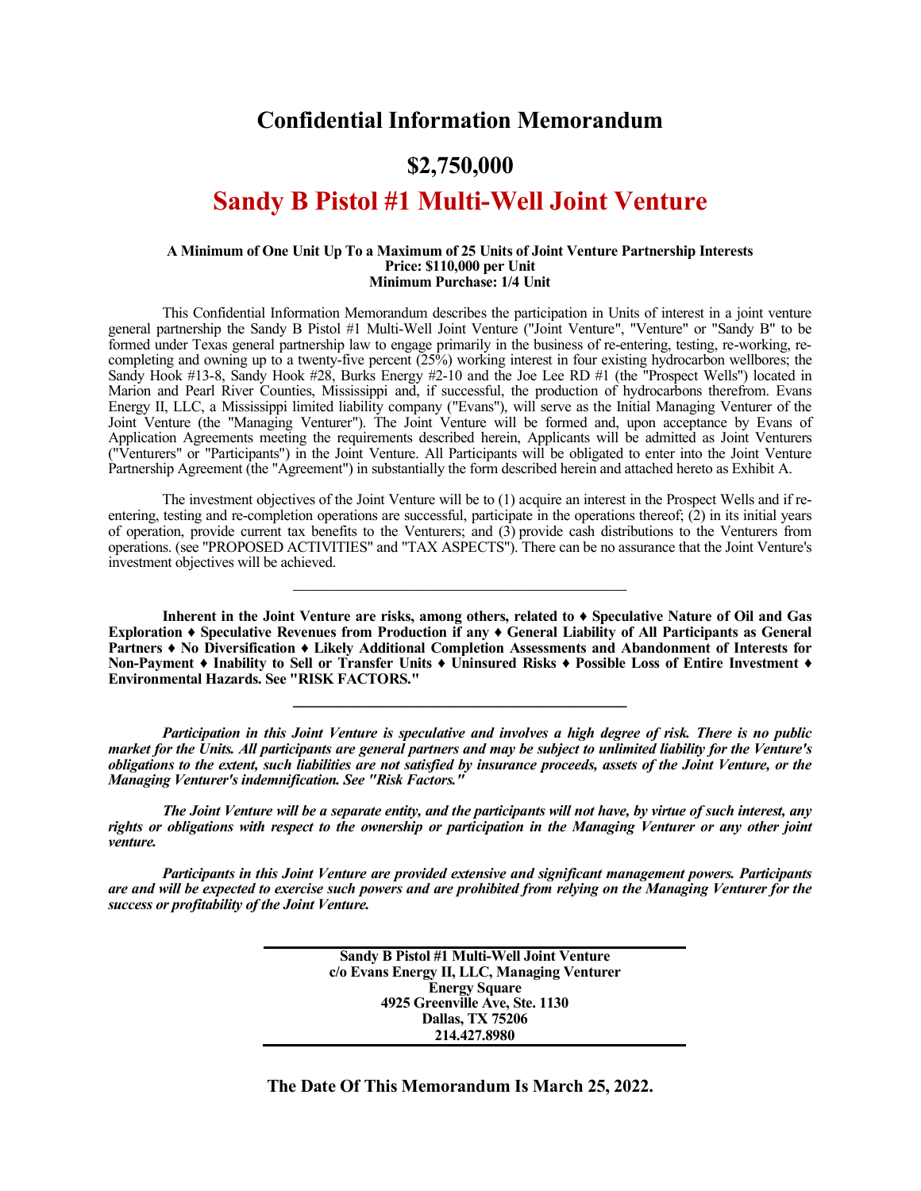# Confidential Information Memorandum

## $2,750,000

# Sandy B Pistol #1 Multi-Well Joint Venture

**A Minimum of One Unit Up To a Maximum of 25 Units of Joint Venture Partnership Interests**
**Price: $110,000 per Unit**
**Minimum Purchase: 1/4 Unit**

This Confidential Information Memorandum describes the participation in Units of interest in a joint venture general partnership the Sandy B Pistol #1 Multi-Well Joint Venture ("Joint Venture", "Venture" or "Sandy B" to be formed under Texas general partnership law to engage primarily in the business of re-entering, testing, re-working, re-completing and owning up to a twenty-five percent (25%) working interest in four existing hydrocarbon wellbores; the Sandy Hook #13-8, Sandy Hook #28, Burks Energy #2-10 and the Joe Lee RD #1 (the "Prospect Wells") located in Marion and Pearl River Counties, Mississippi and, if successful, the production of hydrocarbons therefrom. Evans Energy II, LLC, a Mississippi limited liability company ("Evans"), will serve as the Initial Managing Venturer of the Joint Venture (the "Managing Venturer"). The Joint Venture will be formed and, upon acceptance by Evans of Application Agreements meeting the requirements described herein, Applicants will be admitted as Joint Venturers ("Venturers" or "Participants") in the Joint Venture. All Participants will be obligated to enter into the Joint Venture Partnership Agreement (the "Agreement") in substantially the form described herein and attached hereto as Exhibit A.

The investment objectives of the Joint Venture will be to (1) acquire an interest in the Prospect Wells and if re-entering, testing and re-completion operations are successful, participate in the operations thereof; (2) in its initial years of operation, provide current tax benefits to the Venturers; and (3) provide cash distributions to the Venturers from operations. (see "PROPOSED ACTIVITIES" and "TAX ASPECTS"). There can be no assurance that the Joint Venture's investment objectives will be achieved.

---

**Inherent in the Joint Venture are risks, among others, related to ♦ Speculative Nature of Oil and Gas Exploration ♦ Speculative Revenues from Production if any ♦ General Liability of All Participants as General Partners ♦ No Diversification ♦ Likely Additional Completion Assessments and Abandonment of Interests for Non-Payment ♦ Inability to Sell or Transfer Units ♦ Uninsured Risks ♦ Possible Loss of Entire Investment ♦ Environmental Hazards. See "RISK FACTORS."**

---

***Participation in this Joint Venture is speculative and involves a high degree of risk. There is no public market for the Units. All participants are general partners and may be subject to unlimited liability for the Venture's obligations to the extent, such liabilities are not satisfied by insurance proceeds, assets of the Joint Venture, or the Managing Venturer's indemnification. See "Risk Factors."***

***The Joint Venture will be a separate entity, and the participants will not have, by virtue of such interest, any rights or obligations with respect to the ownership or participation in the Managing Venturer or any other joint venture.***

***Participants in this Joint Venture are provided extensive and significant management powers. Participants are and will be expected to exercise such powers and are prohibited from relying on the Managing Venturer for the success or profitability of the Joint Venture.***

**Sandy B Pistol #1 Multi-Well Joint Venture**
**c/o Evans Energy II, LLC, Managing Venturer**
**Energy Square**
**4925 Greenville Ave, Ste. 1130**
**Dallas, TX 75206**
**214.427.8980**

**The Date Of This Memorandum Is March 25, 2022.**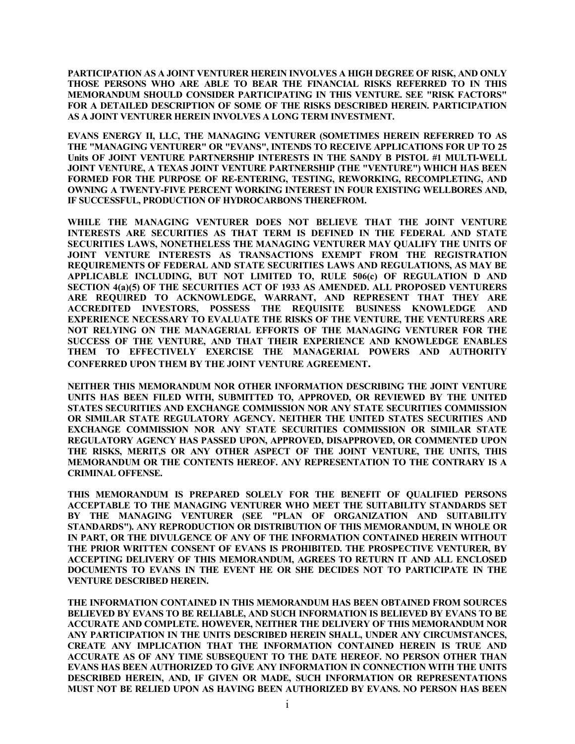**PARTICIPATION AS A JOINT VENTURER HEREIN INVOLVES A HIGH DEGREE OF RISK, AND ONLY THOSE PERSONS WHO ARE ABLE TO BEAR THE FINANCIAL RISKS REFERRED TO IN THIS MEMORANDUM SHOULD CONSIDER PARTICIPATING IN THIS VENTURE. SEE "RISK FACTORS" FOR A DETAILED DESCRIPTION OF SOME OF THE RISKS DESCRIBED HEREIN. PARTICIPATION AS A JOINT VENTURER HEREIN INVOLVES A LONG TERM INVESTMENT.**

**EVANS ENERGY II, LLC, THE MANAGING VENTURER (SOMETIMES HEREIN REFERRED TO AS THE "MANAGING VENTURER" OR "EVANS", INTENDS TO RECEIVE APPLICATIONS FOR UP TO 25 Units OF JOINT VENTURE PARTNERSHIP INTERESTS IN THE SANDY B PISTOL #1 MULTI-WELL JOINT VENTURE, A TEXAS JOINT VENTURE PARTNERSHIP (THE "VENTURE") WHICH HAS BEEN FORMED FOR THE PURPOSE OF RE-ENTERING, TESTING, REWORKING, RECOMPLETING, AND OWNING A TWENTY-FIVE PERCENT WORKING INTEREST IN FOUR EXISTING WELLBORES AND, IF SUCCESSFUL, PRODUCTION OF HYDROCARBONS THEREFROM.**

**WHILE THE MANAGING VENTURER DOES NOT BELIEVE THAT THE JOINT VENTURE INTERESTS ARE SECURITIES AS THAT TERM IS DEFINED IN THE FEDERAL AND STATE SECURITIES LAWS, NONETHELESS THE MANAGING VENTURER MAY QUALIFY THE UNITS OF JOINT VENTURE INTERESTS AS TRANSACTIONS EXEMPT FROM THE REGISTRATION REQUIREMENTS OF FEDERAL AND STATE SECURITIES LAWS AND REGULATIONS, AS MAY BE APPLICABLE INCLUDING, BUT NOT LIMITED TO, RULE 506(c) OF REGULATION D AND SECTION 4(a)(5) OF THE SECURITIES ACT OF 1933 AS AMENDED. ALL PROPOSED VENTURERS ARE REQUIRED TO ACKNOWLEDGE, WARRANT, AND REPRESENT THAT THEY ARE ACCREDITED INVESTORS, POSSESS THE REQUISITE BUSINESS KNOWLEDGE AND EXPERIENCE NECESSARY TO EVALUATE THE RISKS OF THE VENTURE, THE VENTURERS ARE NOT RELYING ON THE MANAGERIAL EFFORTS OF THE MANAGING VENTURER FOR THE SUCCESS OF THE VENTURE, AND THAT THEIR EXPERIENCE AND KNOWLEDGE ENABLES THEM TO EFFECTIVELY EXERCISE THE MANAGERIAL POWERS AND AUTHORITY CONFERRED UPON THEM BY THE JOINT VENTURE AGREEMENT.**

**NEITHER THIS MEMORANDUM NOR OTHER INFORMATION DESCRIBING THE JOINT VENTURE UNITS HAS BEEN FILED WITH, SUBMITTED TO, APPROVED, OR REVIEWED BY THE UNITED STATES SECURITIES AND EXCHANGE COMMISSION NOR ANY STATE SECURITIES COMMISSION OR SIMILAR STATE REGULATORY AGENCY. NEITHER THE UNITED STATES SECURITIES AND EXCHANGE COMMISSION NOR ANY STATE SECURITIES COMMISSION OR SIMILAR STATE REGULATORY AGENCY HAS PASSED UPON, APPROVED, DISAPPROVED, OR COMMENTED UPON THE RISKS, MERIT,S OR ANY OTHER ASPECT OF THE JOINT VENTURE, THE UNITS, THIS MEMORANDUM OR THE CONTENTS HEREOF. ANY REPRESENTATION TO THE CONTRARY IS A CRIMINAL OFFENSE.**

**THIS MEMORANDUM IS PREPARED SOLELY FOR THE BENEFIT OF QUALIFIED PERSONS ACCEPTABLE TO THE MANAGING VENTURER WHO MEET THE SUITABILITY STANDARDS SET BY THE MANAGING VENTURER (SEE "PLAN OF ORGANIZATION AND SUITABILITY STANDARDS"). ANY REPRODUCTION OR DISTRIBUTION OF THIS MEMORANDUM, IN WHOLE OR IN PART, OR THE DIVULGENCE OF ANY OF THE INFORMATION CONTAINED HEREIN WITHOUT THE PRIOR WRITTEN CONSENT OF EVANS IS PROHIBITED. THE PROSPECTIVE VENTURER, BY ACCEPTING DELIVERY OF THIS MEMORANDUM, AGREES TO RETURN IT AND ALL ENCLOSED DOCUMENTS TO EVANS IN THE EVENT HE OR SHE DECIDES NOT TO PARTICIPATE IN THE VENTURE DESCRIBED HEREIN.**

**THE INFORMATION CONTAINED IN THIS MEMORANDUM HAS BEEN OBTAINED FROM SOURCES BELIEVED BY EVANS TO BE RELIABLE, AND SUCH INFORMATION IS BELIEVED BY EVANS TO BE ACCURATE AND COMPLETE. HOWEVER, NEITHER THE DELIVERY OF THIS MEMORANDUM NOR ANY PARTICIPATION IN THE UNITS DESCRIBED HEREIN SHALL, UNDER ANY CIRCUMSTANCES, CREATE ANY IMPLICATION THAT THE INFORMATION CONTAINED HEREIN IS TRUE AND ACCURATE AS OF ANY TIME SUBSEQUENT TO THE DATE HEREOF. NO PERSON OTHER THAN EVANS HAS BEEN AUTHORIZED TO GIVE ANY INFORMATION IN CONNECTION WITH THE UNITS DESCRIBED HEREIN, AND, IF GIVEN OR MADE, SUCH INFORMATION OR REPRESENTATIONS MUST NOT BE RELIED UPON AS HAVING BEEN AUTHORIZED BY EVANS. NO PERSON HAS BEEN**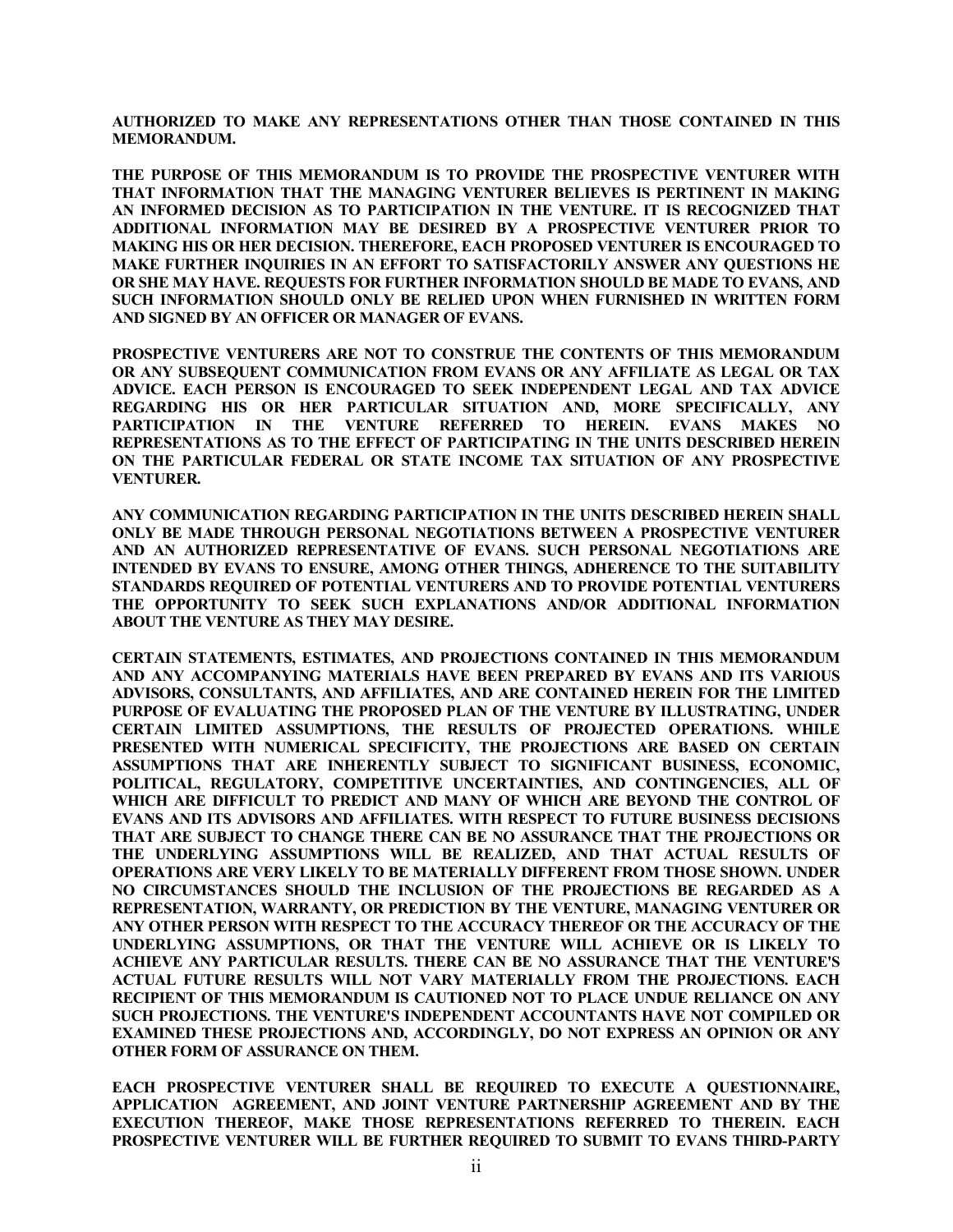**AUTHORIZED TO MAKE ANY REPRESENTATIONS OTHER THAN THOSE CONTAINED IN THIS MEMORANDUM.**

**THE PURPOSE OF THIS MEMORANDUM IS TO PROVIDE THE PROSPECTIVE VENTURER WITH THAT INFORMATION THAT THE MANAGING VENTURER BELIEVES IS PERTINENT IN MAKING AN INFORMED DECISION AS TO PARTICIPATION IN THE VENTURE. IT IS RECOGNIZED THAT ADDITIONAL INFORMATION MAY BE DESIRED BY A PROSPECTIVE VENTURER PRIOR TO MAKING HIS OR HER DECISION. THEREFORE, EACH PROPOSED VENTURER IS ENCOURAGED TO MAKE FURTHER INQUIRIES IN AN EFFORT TO SATISFACTORILY ANSWER ANY QUESTIONS HE OR SHE MAY HAVE. REQUESTS FOR FURTHER INFORMATION SHOULD BE MADE TO EVANS, AND SUCH INFORMATION SHOULD ONLY BE RELIED UPON WHEN FURNISHED IN WRITTEN FORM AND SIGNED BY AN OFFICER OR MANAGER OF EVANS.**

**PROSPECTIVE VENTURERS ARE NOT TO CONSTRUE THE CONTENTS OF THIS MEMORANDUM OR ANY SUBSEQUENT COMMUNICATION FROM EVANS OR ANY AFFILIATE AS LEGAL OR TAX ADVICE. EACH PERSON IS ENCOURAGED TO SEEK INDEPENDENT LEGAL AND TAX ADVICE REGARDING HIS OR HER PARTICULAR SITUATION AND, MORE SPECIFICALLY, ANY PARTICIPATION IN THE VENTURE REFERRED TO HEREIN. EVANS MAKES NO REPRESENTATIONS AS TO THE EFFECT OF PARTICIPATING IN THE UNITS DESCRIBED HEREIN ON THE PARTICULAR FEDERAL OR STATE INCOME TAX SITUATION OF ANY PROSPECTIVE VENTURER.**

**ANY COMMUNICATION REGARDING PARTICIPATION IN THE UNITS DESCRIBED HEREIN SHALL ONLY BE MADE THROUGH PERSONAL NEGOTIATIONS BETWEEN A PROSPECTIVE VENTURER AND AN AUTHORIZED REPRESENTATIVE OF EVANS. SUCH PERSONAL NEGOTIATIONS ARE INTENDED BY EVANS TO ENSURE, AMONG OTHER THINGS, ADHERENCE TO THE SUITABILITY STANDARDS REQUIRED OF POTENTIAL VENTURERS AND TO PROVIDE POTENTIAL VENTURERS THE OPPORTUNITY TO SEEK SUCH EXPLANATIONS AND/OR ADDITIONAL INFORMATION ABOUT THE VENTURE AS THEY MAY DESIRE.**

**CERTAIN STATEMENTS, ESTIMATES, AND PROJECTIONS CONTAINED IN THIS MEMORANDUM AND ANY ACCOMPANYING MATERIALS HAVE BEEN PREPARED BY EVANS AND ITS VARIOUS ADVISORS, CONSULTANTS, AND AFFILIATES, AND ARE CONTAINED HEREIN FOR THE LIMITED PURPOSE OF EVALUATING THE PROPOSED PLAN OF THE VENTURE BY ILLUSTRATING, UNDER CERTAIN LIMITED ASSUMPTIONS, THE RESULTS OF PROJECTED OPERATIONS. WHILE PRESENTED WITH NUMERICAL SPECIFICITY, THE PROJECTIONS ARE BASED ON CERTAIN ASSUMPTIONS THAT ARE INHERENTLY SUBJECT TO SIGNIFICANT BUSINESS, ECONOMIC, POLITICAL, REGULATORY, COMPETITIVE UNCERTAINTIES, AND CONTINGENCIES, ALL OF WHICH ARE DIFFICULT TO PREDICT AND MANY OF WHICH ARE BEYOND THE CONTROL OF EVANS AND ITS ADVISORS AND AFFILIATES. WITH RESPECT TO FUTURE BUSINESS DECISIONS THAT ARE SUBJECT TO CHANGE THERE CAN BE NO ASSURANCE THAT THE PROJECTIONS OR THE UNDERLYING ASSUMPTIONS WILL BE REALIZED, AND THAT ACTUAL RESULTS OF OPERATIONS ARE VERY LIKELY TO BE MATERIALLY DIFFERENT FROM THOSE SHOWN. UNDER NO CIRCUMSTANCES SHOULD THE INCLUSION OF THE PROJECTIONS BE REGARDED AS A REPRESENTATION, WARRANTY, OR PREDICTION BY THE VENTURE, MANAGING VENTURER OR ANY OTHER PERSON WITH RESPECT TO THE ACCURACY THEREOF OR THE ACCURACY OF THE UNDERLYING ASSUMPTIONS, OR THAT THE VENTURE WILL ACHIEVE OR IS LIKELY TO ACHIEVE ANY PARTICULAR RESULTS. THERE CAN BE NO ASSURANCE THAT THE VENTURE'S ACTUAL FUTURE RESULTS WILL NOT VARY MATERIALLY FROM THE PROJECTIONS. EACH RECIPIENT OF THIS MEMORANDUM IS CAUTIONED NOT TO PLACE UNDUE RELIANCE ON ANY SUCH PROJECTIONS. THE VENTURE'S INDEPENDENT ACCOUNTANTS HAVE NOT COMPILED OR EXAMINED THESE PROJECTIONS AND, ACCORDINGLY, DO NOT EXPRESS AN OPINION OR ANY OTHER FORM OF ASSURANCE ON THEM.**

**EACH PROSPECTIVE VENTURER SHALL BE REQUIRED TO EXECUTE A QUESTIONNAIRE, APPLICATION AGREEMENT, AND JOINT VENTURE PARTNERSHIP AGREEMENT AND BY THE EXECUTION THEREOF, MAKE THOSE REPRESENTATIONS REFERRED TO THEREIN. EACH PROSPECTIVE VENTURER WILL BE FURTHER REQUIRED TO SUBMIT TO EVANS THIRD-PARTY**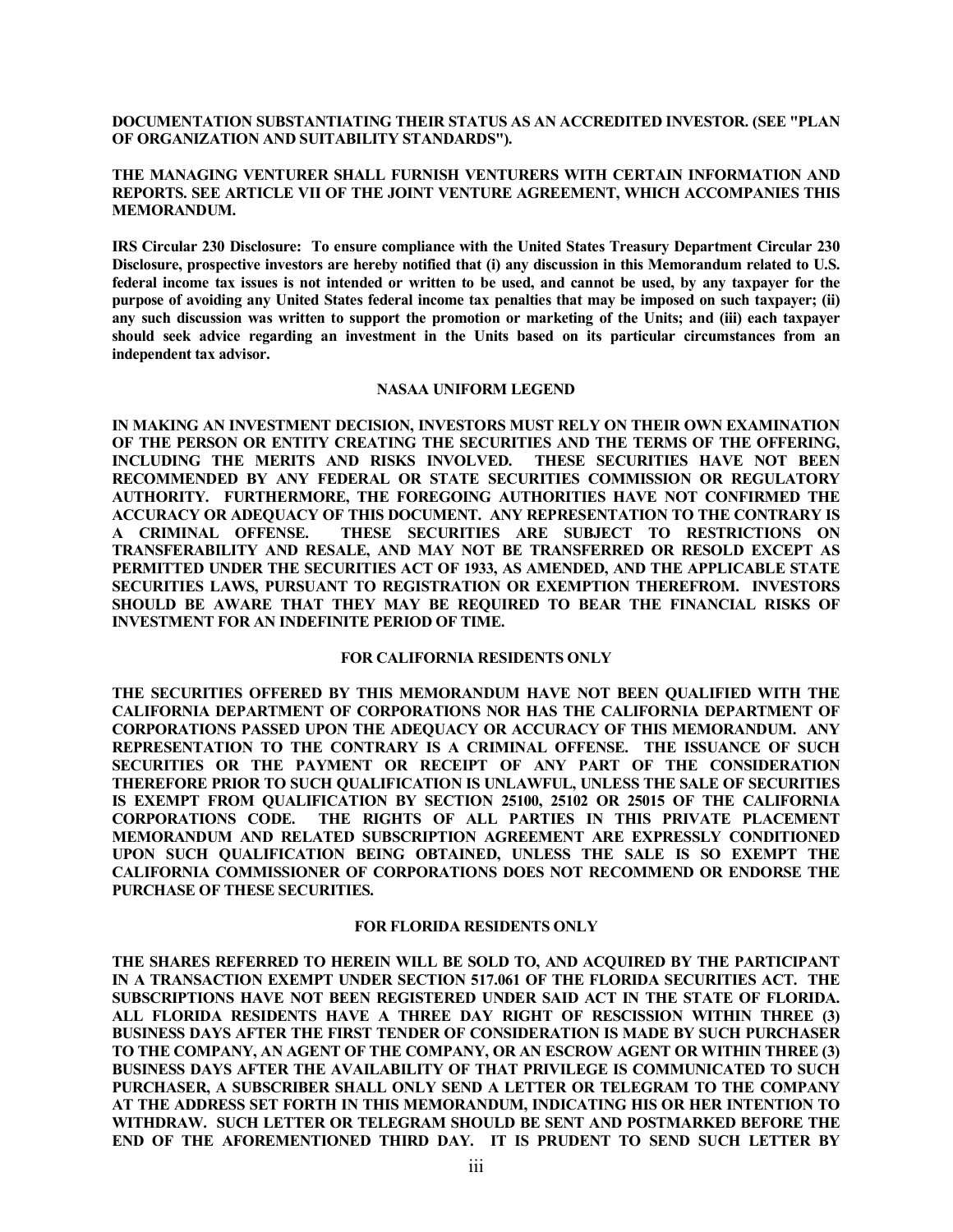**DOCUMENTATION SUBSTANTIATING THEIR STATUS AS AN ACCREDITED INVESTOR. (SEE "PLAN OF ORGANIZATION AND SUITABILITY STANDARDS").**

**THE MANAGING VENTURER SHALL FURNISH VENTURERS WITH CERTAIN INFORMATION AND REPORTS. SEE ARTICLE VII OF THE JOINT VENTURE AGREEMENT, WHICH ACCOMPANIES THIS MEMORANDUM.**

**IRS Circular 230 Disclosure: To ensure compliance with the United States Treasury Department Circular 230 Disclosure, prospective investors are hereby notified that (i) any discussion in this Memorandum related to U.S. federal income tax issues is not intended or written to be used, and cannot be used, by any taxpayer for the purpose of avoiding any United States federal income tax penalties that may be imposed on such taxpayer; (ii) any such discussion was written to support the promotion or marketing of the Units; and (iii) each taxpayer should seek advice regarding an investment in the Units based on its particular circumstances from an independent tax advisor.**

## NASAA UNIFORM LEGEND

**IN MAKING AN INVESTMENT DECISION, INVESTORS MUST RELY ON THEIR OWN EXAMINATION OF THE PERSON OR ENTITY CREATING THE SECURITIES AND THE TERMS OF THE OFFERING, INCLUDING THE MERITS AND RISKS INVOLVED. THESE SECURITIES HAVE NOT BEEN RECOMMENDED BY ANY FEDERAL OR STATE SECURITIES COMMISSION OR REGULATORY AUTHORITY. FURTHERMORE, THE FOREGOING AUTHORITIES HAVE NOT CONFIRMED THE ACCURACY OR ADEQUACY OF THIS DOCUMENT. ANY REPRESENTATION TO THE CONTRARY IS A CRIMINAL OFFENSE. THESE SECURITIES ARE SUBJECT TO RESTRICTIONS ON TRANSFERABILITY AND RESALE, AND MAY NOT BE TRANSFERRED OR RESOLD EXCEPT AS PERMITTED UNDER THE SECURITIES ACT OF 1933, AS AMENDED, AND THE APPLICABLE STATE SECURITIES LAWS, PURSUANT TO REGISTRATION OR EXEMPTION THEREFROM. INVESTORS SHOULD BE AWARE THAT THEY MAY BE REQUIRED TO BEAR THE FINANCIAL RISKS OF INVESTMENT FOR AN INDEFINITE PERIOD OF TIME.**

## FOR CALIFORNIA RESIDENTS ONLY

**THE SECURITIES OFFERED BY THIS MEMORANDUM HAVE NOT BEEN QUALIFIED WITH THE CALIFORNIA DEPARTMENT OF CORPORATIONS NOR HAS THE CALIFORNIA DEPARTMENT OF CORPORATIONS PASSED UPON THE ADEQUACY OR ACCURACY OF THIS MEMORANDUM. ANY REPRESENTATION TO THE CONTRARY IS A CRIMINAL OFFENSE. THE ISSUANCE OF SUCH SECURITIES OR THE PAYMENT OR RECEIPT OF ANY PART OF THE CONSIDERATION THEREFORE PRIOR TO SUCH QUALIFICATION IS UNLAWFUL, UNLESS THE SALE OF SECURITIES IS EXEMPT FROM QUALIFICATION BY SECTION 25100, 25102 OR 25015 OF THE CALIFORNIA CORPORATIONS CODE. THE RIGHTS OF ALL PARTIES IN THIS PRIVATE PLACEMENT MEMORANDUM AND RELATED SUBSCRIPTION AGREEMENT ARE EXPRESSLY CONDITIONED UPON SUCH QUALIFICATION BEING OBTAINED, UNLESS THE SALE IS SO EXEMPT THE CALIFORNIA COMMISSIONER OF CORPORATIONS DOES NOT RECOMMEND OR ENDORSE THE PURCHASE OF THESE SECURITIES.**

## FOR FLORIDA RESIDENTS ONLY

**THE SHARES REFERRED TO HEREIN WILL BE SOLD TO, AND ACQUIRED BY THE PARTICIPANT IN A TRANSACTION EXEMPT UNDER SECTION 517.061 OF THE FLORIDA SECURITIES ACT. THE SUBSCRIPTIONS HAVE NOT BEEN REGISTERED UNDER SAID ACT IN THE STATE OF FLORIDA. ALL FLORIDA RESIDENTS HAVE A THREE DAY RIGHT OF RESCISSION WITHIN THREE (3) BUSINESS DAYS AFTER THE FIRST TENDER OF CONSIDERATION IS MADE BY SUCH PURCHASER TO THE COMPANY, AN AGENT OF THE COMPANY, OR AN ESCROW AGENT OR WITHIN THREE (3) BUSINESS DAYS AFTER THE AVAILABILITY OF THAT PRIVILEGE IS COMMUNICATED TO SUCH PURCHASER, A SUBSCRIBER SHALL ONLY SEND A LETTER OR TELEGRAM TO THE COMPANY AT THE ADDRESS SET FORTH IN THIS MEMORANDUM, INDICATING HIS OR HER INTENTION TO WITHDRAW. SUCH LETTER OR TELEGRAM SHOULD BE SENT AND POSTMARKED BEFORE THE END OF THE AFOREMENTIONED THIRD DAY. IT IS PRUDENT TO SEND SUCH LETTER BY**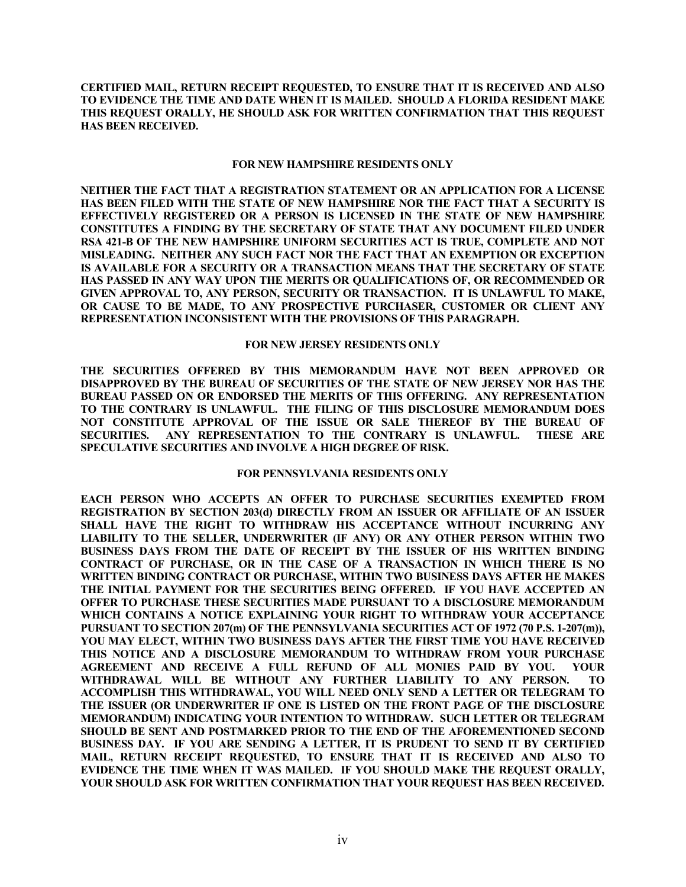**CERTIFIED MAIL, RETURN RECEIPT REQUESTED, TO ENSURE THAT IT IS RECEIVED AND ALSO TO EVIDENCE THE TIME AND DATE WHEN IT IS MAILED. SHOULD A FLORIDA RESIDENT MAKE THIS REQUEST ORALLY, HE SHOULD ASK FOR WRITTEN CONFIRMATION THAT THIS REQUEST HAS BEEN RECEIVED.**

**FOR NEW HAMPSHIRE RESIDENTS ONLY**

**NEITHER THE FACT THAT A REGISTRATION STATEMENT OR AN APPLICATION FOR A LICENSE HAS BEEN FILED WITH THE STATE OF NEW HAMPSHIRE NOR THE FACT THAT A SECURITY IS EFFECTIVELY REGISTERED OR A PERSON IS LICENSED IN THE STATE OF NEW HAMPSHIRE CONSTITUTES A FINDING BY THE SECRETARY OF STATE THAT ANY DOCUMENT FILED UNDER RSA 421-B OF THE NEW HAMPSHIRE UNIFORM SECURITIES ACT IS TRUE, COMPLETE AND NOT MISLEADING. NEITHER ANY SUCH FACT NOR THE FACT THAT AN EXEMPTION OR EXCEPTION IS AVAILABLE FOR A SECURITY OR A TRANSACTION MEANS THAT THE SECRETARY OF STATE HAS PASSED IN ANY WAY UPON THE MERITS OR QUALIFICATIONS OF, OR RECOMMENDED OR GIVEN APPROVAL TO, ANY PERSON, SECURITY OR TRANSACTION. IT IS UNLAWFUL TO MAKE, OR CAUSE TO BE MADE, TO ANY PROSPECTIVE PURCHASER, CUSTOMER OR CLIENT ANY REPRESENTATION INCONSISTENT WITH THE PROVISIONS OF THIS PARAGRAPH.**

**FOR NEW JERSEY RESIDENTS ONLY**

**THE SECURITIES OFFERED BY THIS MEMORANDUM HAVE NOT BEEN APPROVED OR DISAPPROVED BY THE BUREAU OF SECURITIES OF THE STATE OF NEW JERSEY NOR HAS THE BUREAU PASSED ON OR ENDORSED THE MERITS OF THIS OFFERING. ANY REPRESENTATION TO THE CONTRARY IS UNLAWFUL. THE FILING OF THIS DISCLOSURE MEMORANDUM DOES NOT CONSTITUTE APPROVAL OF THE ISSUE OR SALE THEREOF BY THE BUREAU OF SECURITIES. ANY REPRESENTATION TO THE CONTRARY IS UNLAWFUL. THESE ARE SPECULATIVE SECURITIES AND INVOLVE A HIGH DEGREE OF RISK.**

**FOR PENNSYLVANIA RESIDENTS ONLY**

**EACH PERSON WHO ACCEPTS AN OFFER TO PURCHASE SECURITIES EXEMPTED FROM REGISTRATION BY SECTION 203(d) DIRECTLY FROM AN ISSUER OR AFFILIATE OF AN ISSUER SHALL HAVE THE RIGHT TO WITHDRAW HIS ACCEPTANCE WITHOUT INCURRING ANY LIABILITY TO THE SELLER, UNDERWRITER (IF ANY) OR ANY OTHER PERSON WITHIN TWO BUSINESS DAYS FROM THE DATE OF RECEIPT BY THE ISSUER OF HIS WRITTEN BINDING CONTRACT OF PURCHASE, OR IN THE CASE OF A TRANSACTION IN WHICH THERE IS NO WRITTEN BINDING CONTRACT OR PURCHASE, WITHIN TWO BUSINESS DAYS AFTER HE MAKES THE INITIAL PAYMENT FOR THE SECURITIES BEING OFFERED. IF YOU HAVE ACCEPTED AN OFFER TO PURCHASE THESE SECURITIES MADE PURSUANT TO A DISCLOSURE MEMORANDUM WHICH CONTAINS A NOTICE EXPLAINING YOUR RIGHT TO WITHDRAW YOUR ACCEPTANCE PURSUANT TO SECTION 207(m) OF THE PENNSYLVANIA SECURITIES ACT OF 1972 (70 P.S. 1-207(m)), YOU MAY ELECT, WITHIN TWO BUSINESS DAYS AFTER THE FIRST TIME YOU HAVE RECEIVED THIS NOTICE AND A DISCLOSURE MEMORANDUM TO WITHDRAW FROM YOUR PURCHASE AGREEMENT AND RECEIVE A FULL REFUND OF ALL MONIES PAID BY YOU. YOUR WITHDRAWAL WILL BE WITHOUT ANY FURTHER LIABILITY TO ANY PERSON. TO ACCOMPLISH THIS WITHDRAWAL, YOU WILL NEED ONLY SEND A LETTER OR TELEGRAM TO THE ISSUER (OR UNDERWRITER IF ONE IS LISTED ON THE FRONT PAGE OF THE DISCLOSURE MEMORANDUM) INDICATING YOUR INTENTION TO WITHDRAW. SUCH LETTER OR TELEGRAM SHOULD BE SENT AND POSTMARKED PRIOR TO THE END OF THE AFOREMENTIONED SECOND BUSINESS DAY. IF YOU ARE SENDING A LETTER, IT IS PRUDENT TO SEND IT BY CERTIFIED MAIL, RETURN RECEIPT REQUESTED, TO ENSURE THAT IT IS RECEIVED AND ALSO TO EVIDENCE THE TIME WHEN IT WAS MAILED. IF YOU SHOULD MAKE THE REQUEST ORALLY, YOUR SHOULD ASK FOR WRITTEN CONFIRMATION THAT YOUR REQUEST HAS BEEN RECEIVED.**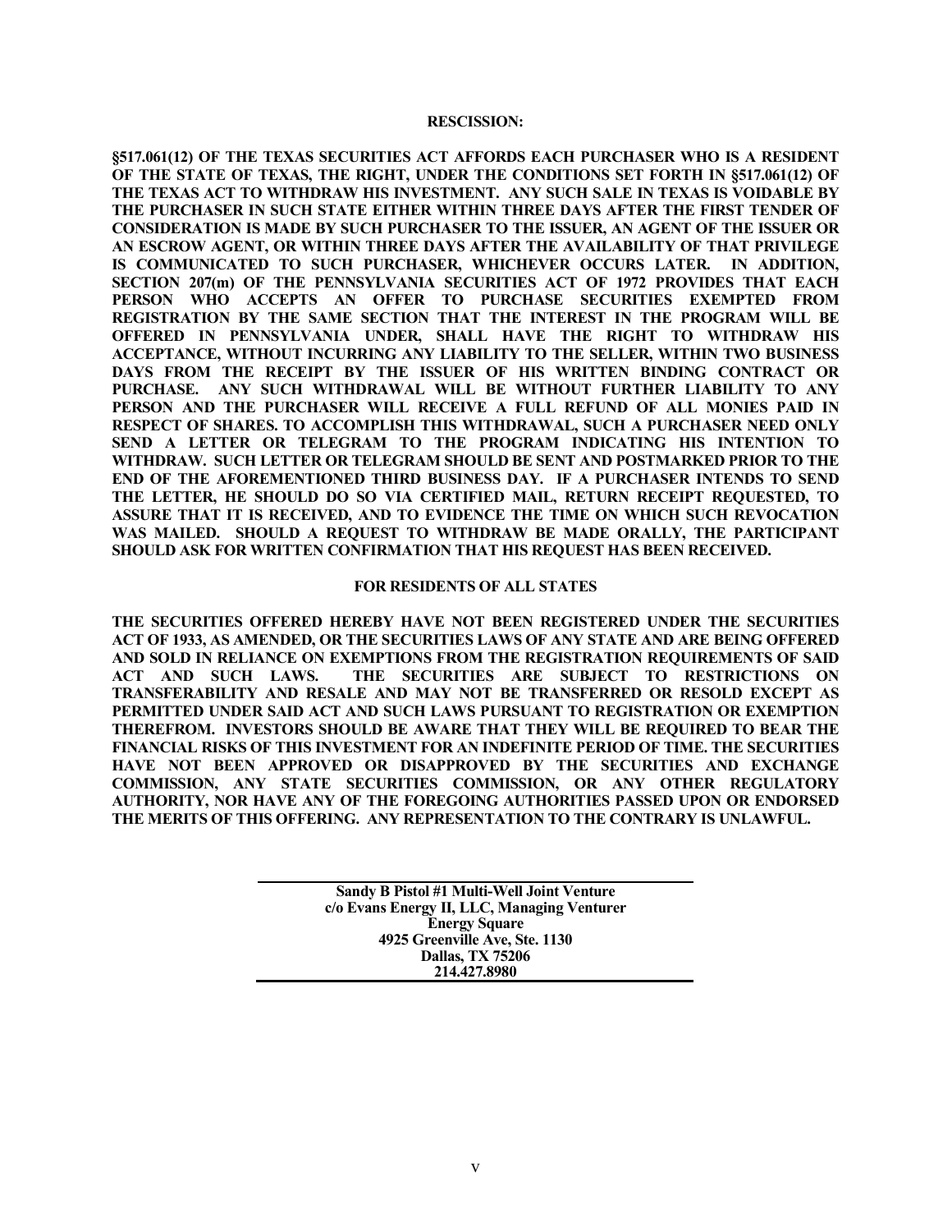**RESCISSION:**

**§517.061(12) OF THE TEXAS SECURITIES ACT AFFORDS EACH PURCHASER WHO IS A RESIDENT OF THE STATE OF TEXAS, THE RIGHT, UNDER THE CONDITIONS SET FORTH IN §517.061(12) OF THE TEXAS ACT TO WITHDRAW HIS INVESTMENT. ANY SUCH SALE IN TEXAS IS VOIDABLE BY THE PURCHASER IN SUCH STATE EITHER WITHIN THREE DAYS AFTER THE FIRST TENDER OF CONSIDERATION IS MADE BY SUCH PURCHASER TO THE ISSUER, AN AGENT OF THE ISSUER OR AN ESCROW AGENT, OR WITHIN THREE DAYS AFTER THE AVAILABILITY OF THAT PRIVILEGE IS COMMUNICATED TO SUCH PURCHASER, WHICHEVER OCCURS LATER. IN ADDITION, SECTION 207(m) OF THE PENNSYLVANIA SECURITIES ACT OF 1972 PROVIDES THAT EACH PERSON WHO ACCEPTS AN OFFER TO PURCHASE SECURITIES EXEMPTED FROM REGISTRATION BY THE SAME SECTION THAT THE INTEREST IN THE PROGRAM WILL BE OFFERED IN PENNSYLVANIA UNDER, SHALL HAVE THE RIGHT TO WITHDRAW HIS ACCEPTANCE, WITHOUT INCURRING ANY LIABILITY TO THE SELLER, WITHIN TWO BUSINESS DAYS FROM THE RECEIPT BY THE ISSUER OF HIS WRITTEN BINDING CONTRACT OR PURCHASE. ANY SUCH WITHDRAWAL WILL BE WITHOUT FURTHER LIABILITY TO ANY PERSON AND THE PURCHASER WILL RECEIVE A FULL REFUND OF ALL MONIES PAID IN RESPECT OF SHARES. TO ACCOMPLISH THIS WITHDRAWAL, SUCH A PURCHASER NEED ONLY SEND A LETTER OR TELEGRAM TO THE PROGRAM INDICATING HIS INTENTION TO WITHDRAW. SUCH LETTER OR TELEGRAM SHOULD BE SENT AND POSTMARKED PRIOR TO THE END OF THE AFOREMENTIONED THIRD BUSINESS DAY. IF A PURCHASER INTENDS TO SEND THE LETTER, HE SHOULD DO SO VIA CERTIFIED MAIL, RETURN RECEIPT REQUESTED, TO ASSURE THAT IT IS RECEIVED, AND TO EVIDENCE THE TIME ON WHICH SUCH REVOCATION WAS MAILED. SHOULD A REQUEST TO WITHDRAW BE MADE ORALLY, THE PARTICIPANT SHOULD ASK FOR WRITTEN CONFIRMATION THAT HIS REQUEST HAS BEEN RECEIVED.**

**FOR RESIDENTS OF ALL STATES**

**THE SECURITIES OFFERED HEREBY HAVE NOT BEEN REGISTERED UNDER THE SECURITIES ACT OF 1933, AS AMENDED, OR THE SECURITIES LAWS OF ANY STATE AND ARE BEING OFFERED AND SOLD IN RELIANCE ON EXEMPTIONS FROM THE REGISTRATION REQUIREMENTS OF SAID ACT AND SUCH LAWS. THE SECURITIES ARE SUBJECT TO RESTRICTIONS ON TRANSFERABILITY AND RESALE AND MAY NOT BE TRANSFERRED OR RESOLD EXCEPT AS PERMITTED UNDER SAID ACT AND SUCH LAWS PURSUANT TO REGISTRATION OR EXEMPTION THEREFROM. INVESTORS SHOULD BE AWARE THAT THEY WILL BE REQUIRED TO BEAR THE FINANCIAL RISKS OF THIS INVESTMENT FOR AN INDEFINITE PERIOD OF TIME. THE SECURITIES HAVE NOT BEEN APPROVED OR DISAPPROVED BY THE SECURITIES AND EXCHANGE COMMISSION, ANY STATE SECURITIES COMMISSION, OR ANY OTHER REGULATORY AUTHORITY, NOR HAVE ANY OF THE FOREGOING AUTHORITIES PASSED UPON OR ENDORSED THE MERITS OF THIS OFFERING. ANY REPRESENTATION TO THE CONTRARY IS UNLAWFUL.**

**Sandy B Pistol #1 Multi-Well Joint Venture**
**c/o Evans Energy II, LLC, Managing Venturer**
**Energy Square**
**4925 Greenville Ave, Ste. 1130**
**Dallas, TX 75206**
**214.427.8980**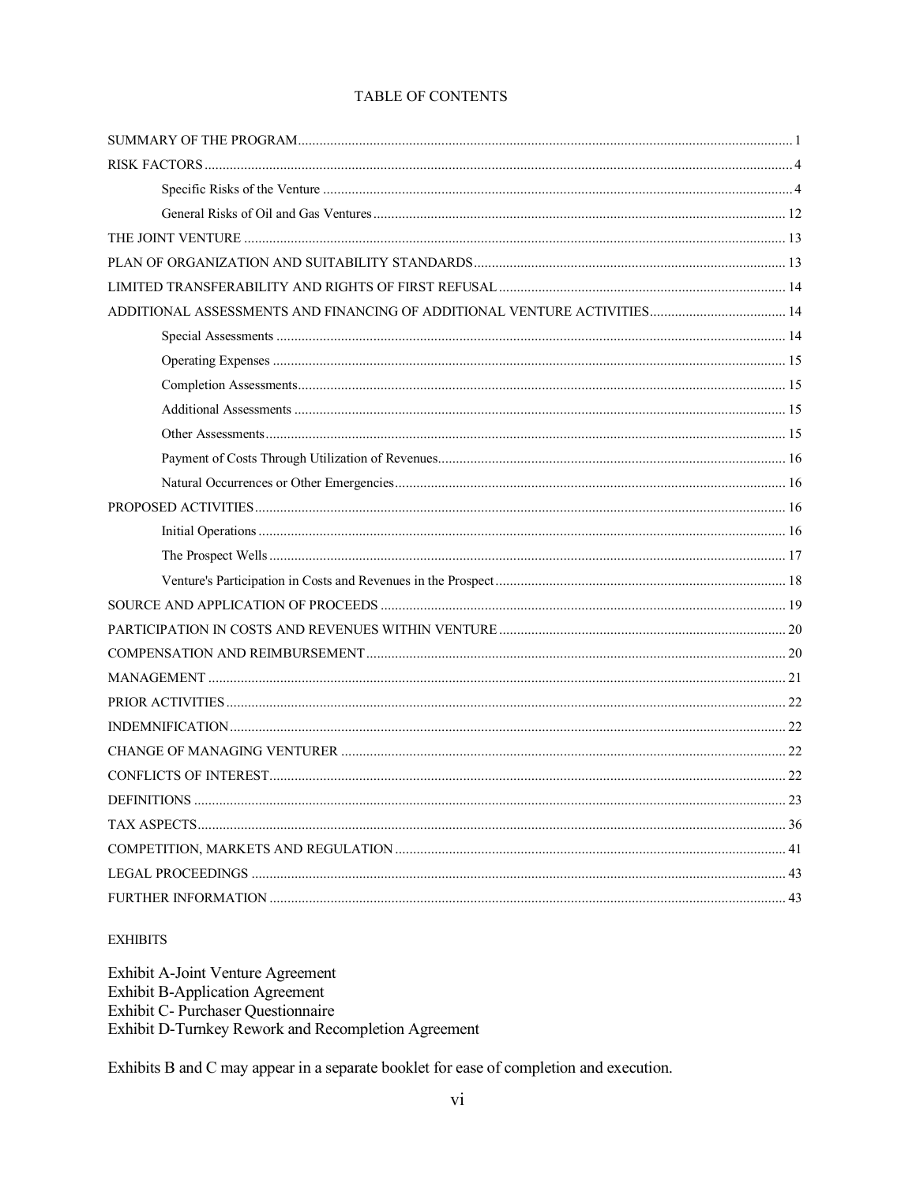# TABLE OF CONTENTS

| | |
|---|---|
| SUMMARY OF THE PROGRAM | 1 |
| RISK FACTORS | 4 |
| Specific Risks of the Venture | 4 |
| General Risks of Oil and Gas Ventures | 12 |
| THE JOINT VENTURE | 13 |
| PLAN OF ORGANIZATION AND SUITABILITY STANDARDS | 13 |
| LIMITED TRANSFERABILITY AND RIGHTS OF FIRST REFUSAL | 14 |
| ADDITIONAL ASSESSMENTS AND FINANCING OF ADDITIONAL VENTURE ACTIVITIES | 14 |
| Special Assessments | 14 |
| Operating Expenses | 15 |
| Completion Assessments | 15 |
| Additional Assessments | 15 |
| Other Assessments | 15 |
| Payment of Costs Through Utilization of Revenues | 16 |
| Natural Occurrences or Other Emergencies | 16 |
| PROPOSED ACTIVITIES | 16 |
| Initial Operations | 16 |
| The Prospect Wells | 17 |
| Venture's Participation in Costs and Revenues in the Prospect | 18 |
| SOURCE AND APPLICATION OF PROCEEDS | 19 |
| PARTICIPATION IN COSTS AND REVENUES WITHIN VENTURE | 20 |
| COMPENSATION AND REIMBURSEMENT | 20 |
| MANAGEMENT | 21 |
| PRIOR ACTIVITIES | 22 |
| INDEMNIFICATION | 22 |
| CHANGE OF MANAGING VENTURER | 22 |
| CONFLICTS OF INTEREST | 22 |
| DEFINITIONS | 23 |
| TAX ASPECTS | 36 |
| COMPETITION, MARKETS AND REGULATION | 41 |
| LEGAL PROCEEDINGS | 43 |
| FURTHER INFORMATION | 43 |

EXHIBITS

Exhibit A-Joint Venture Agreement
Exhibit B-Application Agreement
Exhibit C- Purchaser Questionnaire
Exhibit D-Turnkey Rework and Recompletion Agreement

Exhibits B and C may appear in a separate booklet for ease of completion and execution.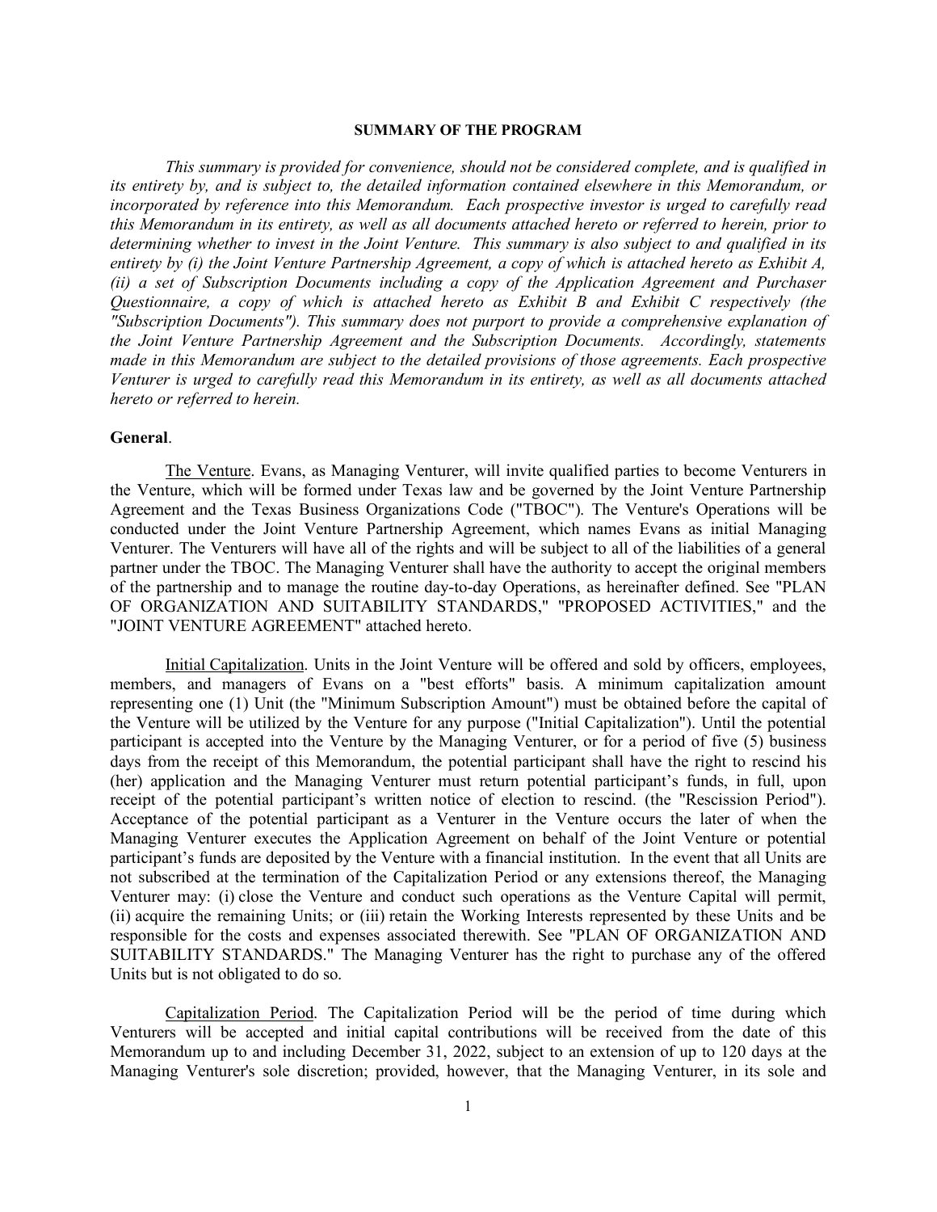## SUMMARY OF THE PROGRAM

*This summary is provided for convenience, should not be considered complete, and is qualified in its entirety by, and is subject to, the detailed information contained elsewhere in this Memorandum, or incorporated by reference into this Memorandum. Each prospective investor is urged to carefully read this Memorandum in its entirety, as well as all documents attached hereto or referred to herein, prior to determining whether to invest in the Joint Venture. This summary is also subject to and qualified in its entirety by (i) the Joint Venture Partnership Agreement, a copy of which is attached hereto as Exhibit A, (ii) a set of Subscription Documents including a copy of the Application Agreement and Purchaser Questionnaire, a copy of which is attached hereto as Exhibit B and Exhibit C respectively (the "Subscription Documents"). This summary does not purport to provide a comprehensive explanation of the Joint Venture Partnership Agreement and the Subscription Documents. Accordingly, statements made in this Memorandum are subject to the detailed provisions of those agreements. Each prospective Venturer is urged to carefully read this Memorandum in its entirety, as well as all documents attached hereto or referred to herein.*

**General**.

The Venture. Evans, as Managing Venturer, will invite qualified parties to become Venturers in the Venture, which will be formed under Texas law and be governed by the Joint Venture Partnership Agreement and the Texas Business Organizations Code ("TBOC"). The Venture's Operations will be conducted under the Joint Venture Partnership Agreement, which names Evans as initial Managing Venturer. The Venturers will have all of the rights and will be subject to all of the liabilities of a general partner under the TBOC. The Managing Venturer shall have the authority to accept the original members of the partnership and to manage the routine day-to-day Operations, as hereinafter defined. See "PLAN OF ORGANIZATION AND SUITABILITY STANDARDS," "PROPOSED ACTIVITIES," and the "JOINT VENTURE AGREEMENT" attached hereto.

Initial Capitalization. Units in the Joint Venture will be offered and sold by officers, employees, members, and managers of Evans on a "best efforts" basis. A minimum capitalization amount representing one (1) Unit (the "Minimum Subscription Amount") must be obtained before the capital of the Venture will be utilized by the Venture for any purpose ("Initial Capitalization"). Until the potential participant is accepted into the Venture by the Managing Venturer, or for a period of five (5) business days from the receipt of this Memorandum, the potential participant shall have the right to rescind his (her) application and the Managing Venturer must return potential participant's funds, in full, upon receipt of the potential participant's written notice of election to rescind. (the "Rescission Period"). Acceptance of the potential participant as a Venturer in the Venture occurs the later of when the Managing Venturer executes the Application Agreement on behalf of the Joint Venture or potential participant's funds are deposited by the Venture with a financial institution. In the event that all Units are not subscribed at the termination of the Capitalization Period or any extensions thereof, the Managing Venturer may: (i) close the Venture and conduct such operations as the Venture Capital will permit, (ii) acquire the remaining Units; or (iii) retain the Working Interests represented by these Units and be responsible for the costs and expenses associated therewith. See "PLAN OF ORGANIZATION AND SUITABILITY STANDARDS." The Managing Venturer has the right to purchase any of the offered Units but is not obligated to do so.

Capitalization Period. The Capitalization Period will be the period of time during which Venturers will be accepted and initial capital contributions will be received from the date of this Memorandum up to and including December 31, 2022, subject to an extension of up to 120 days at the Managing Venturer's sole discretion; provided, however, that the Managing Venturer, in its sole and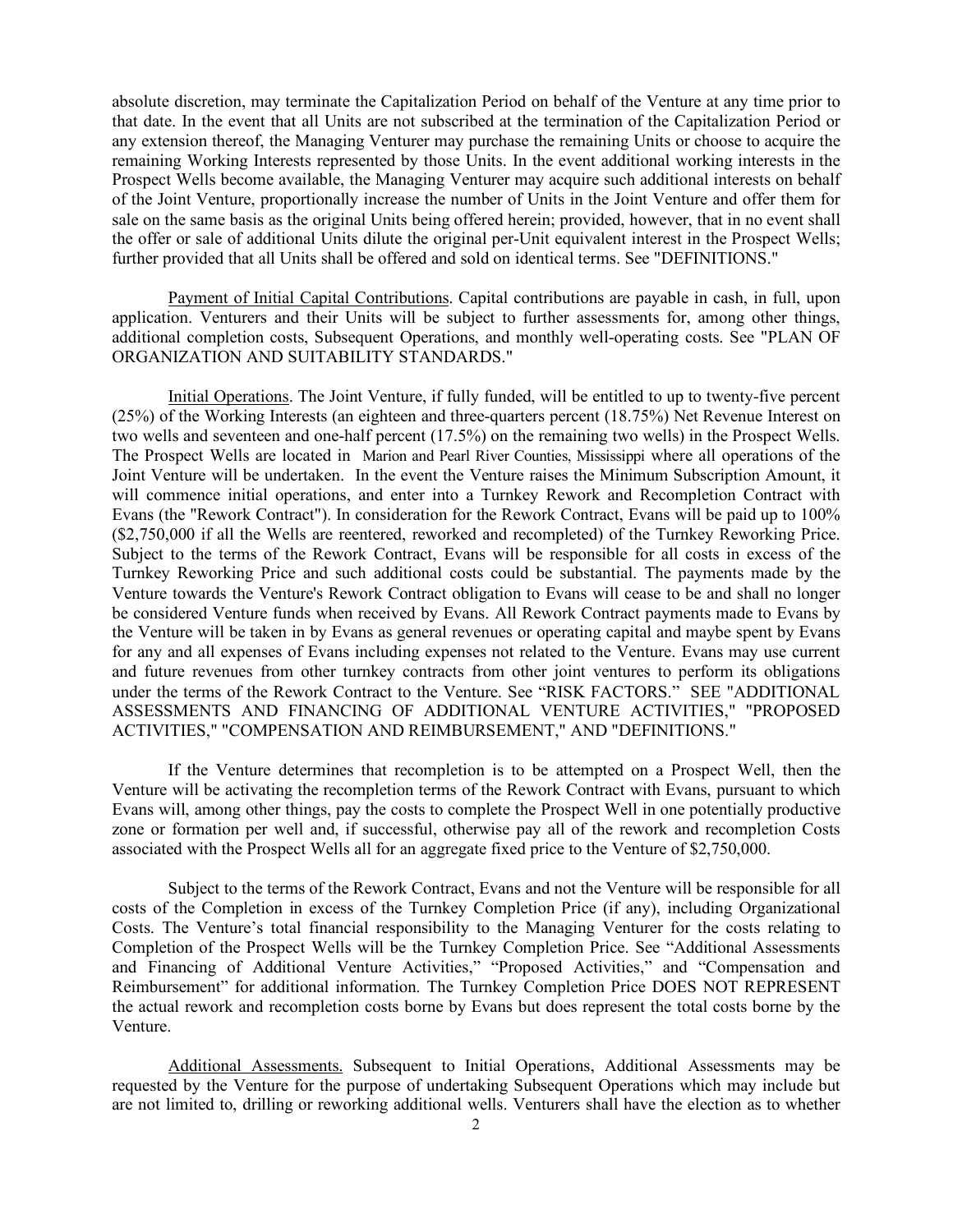absolute discretion, may terminate the Capitalization Period on behalf of the Venture at any time prior to that date. In the event that all Units are not subscribed at the termination of the Capitalization Period or any extension thereof, the Managing Venturer may purchase the remaining Units or choose to acquire the remaining Working Interests represented by those Units. In the event additional working interests in the Prospect Wells become available, the Managing Venturer may acquire such additional interests on behalf of the Joint Venture, proportionally increase the number of Units in the Joint Venture and offer them for sale on the same basis as the original Units being offered herein; provided, however, that in no event shall the offer or sale of additional Units dilute the original per-Unit equivalent interest in the Prospect Wells; further provided that all Units shall be offered and sold on identical terms. See "DEFINITIONS."

Payment of Initial Capital Contributions. Capital contributions are payable in cash, in full, upon application. Venturers and their Units will be subject to further assessments for, among other things, additional completion costs, Subsequent Operations, and monthly well-operating costs. See "PLAN OF ORGANIZATION AND SUITABILITY STANDARDS."

Initial Operations. The Joint Venture, if fully funded, will be entitled to up to twenty-five percent (25%) of the Working Interests (an eighteen and three-quarters percent (18.75%) Net Revenue Interest on two wells and seventeen and one-half percent (17.5%) on the remaining two wells) in the Prospect Wells. The Prospect Wells are located in Marion and Pearl River Counties, Mississippi where all operations of the Joint Venture will be undertaken. In the event the Venture raises the Minimum Subscription Amount, it will commence initial operations, and enter into a Turnkey Rework and Recompletion Contract with Evans (the "Rework Contract"). In consideration for the Rework Contract, Evans will be paid up to 100% ($2,750,000 if all the Wells are reentered, reworked and recompleted) of the Turnkey Reworking Price. Subject to the terms of the Rework Contract, Evans will be responsible for all costs in excess of the Turnkey Reworking Price and such additional costs could be substantial. The payments made by the Venture towards the Venture's Rework Contract obligation to Evans will cease to be and shall no longer be considered Venture funds when received by Evans. All Rework Contract payments made to Evans by the Venture will be taken in by Evans as general revenues or operating capital and maybe spent by Evans for any and all expenses of Evans including expenses not related to the Venture. Evans may use current and future revenues from other turnkey contracts from other joint ventures to perform its obligations under the terms of the Rework Contract to the Venture. See "RISK FACTORS." SEE "ADDITIONAL ASSESSMENTS AND FINANCING OF ADDITIONAL VENTURE ACTIVITIES," "PROPOSED ACTIVITIES," "COMPENSATION AND REIMBURSEMENT," AND "DEFINITIONS."

If the Venture determines that recompletion is to be attempted on a Prospect Well, then the Venture will be activating the recompletion terms of the Rework Contract with Evans, pursuant to which Evans will, among other things, pay the costs to complete the Prospect Well in one potentially productive zone or formation per well and, if successful, otherwise pay all of the rework and recompletion Costs associated with the Prospect Wells all for an aggregate fixed price to the Venture of $2,750,000.

Subject to the terms of the Rework Contract, Evans and not the Venture will be responsible for all costs of the Completion in excess of the Turnkey Completion Price (if any), including Organizational Costs. The Venture's total financial responsibility to the Managing Venturer for the costs relating to Completion of the Prospect Wells will be the Turnkey Completion Price. See "Additional Assessments and Financing of Additional Venture Activities," "Proposed Activities," and "Compensation and Reimbursement" for additional information. The Turnkey Completion Price DOES NOT REPRESENT the actual rework and recompletion costs borne by Evans but does represent the total costs borne by the Venture.

Additional Assessments. Subsequent to Initial Operations, Additional Assessments may be requested by the Venture for the purpose of undertaking Subsequent Operations which may include but are not limited to, drilling or reworking additional wells. Venturers shall have the election as to whether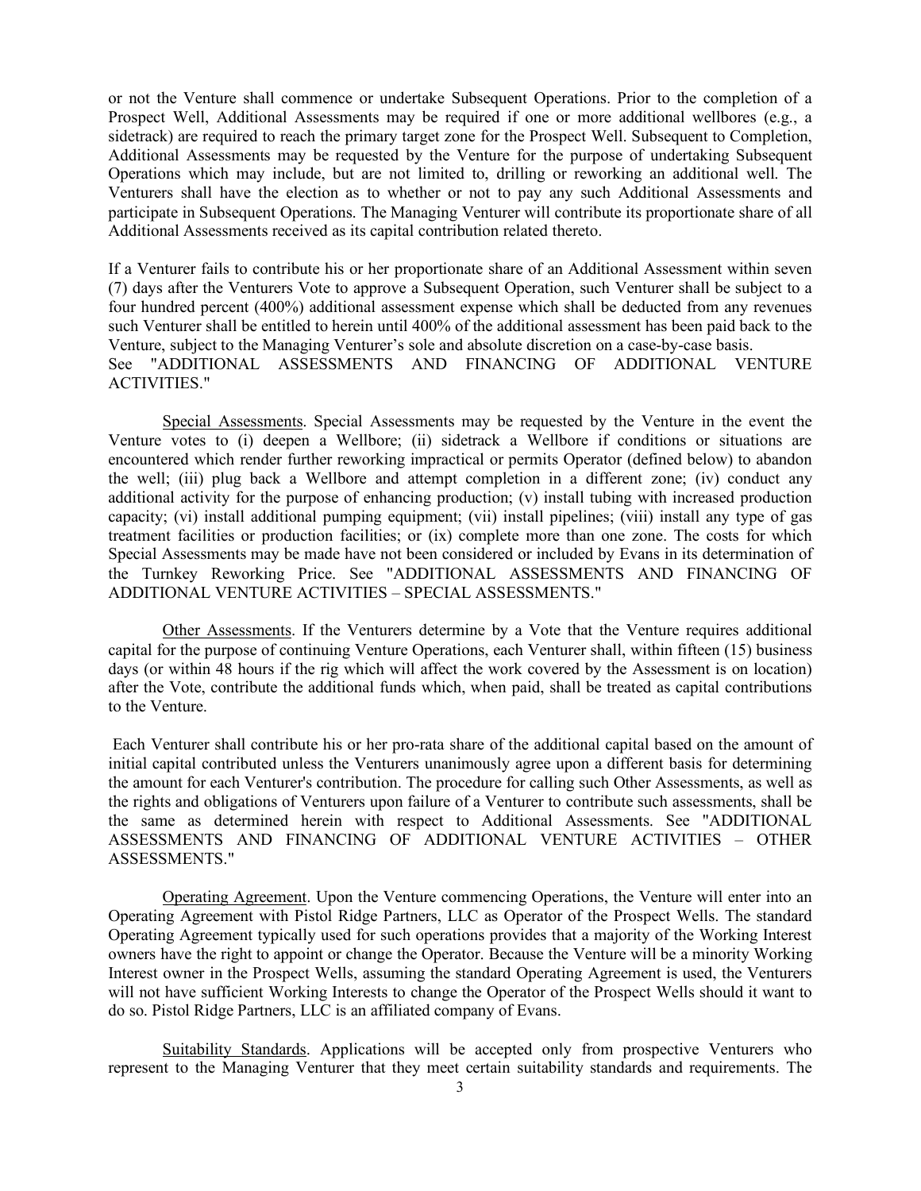or not the Venture shall commence or undertake Subsequent Operations. Prior to the completion of a Prospect Well, Additional Assessments may be required if one or more additional wellbores (e.g., a sidetrack) are required to reach the primary target zone for the Prospect Well. Subsequent to Completion, Additional Assessments may be requested by the Venture for the purpose of undertaking Subsequent Operations which may include, but are not limited to, drilling or reworking an additional well. The Venturers shall have the election as to whether or not to pay any such Additional Assessments and participate in Subsequent Operations. The Managing Venturer will contribute its proportionate share of all Additional Assessments received as its capital contribution related thereto.

If a Venturer fails to contribute his or her proportionate share of an Additional Assessment within seven (7) days after the Venturers Vote to approve a Subsequent Operation, such Venturer shall be subject to a four hundred percent (400%) additional assessment expense which shall be deducted from any revenues such Venturer shall be entitled to herein until 400% of the additional assessment has been paid back to the Venture, subject to the Managing Venturer's sole and absolute discretion on a case-by-case basis. See "ADDITIONAL ASSESSMENTS AND FINANCING OF ADDITIONAL VENTURE ACTIVITIES."

Special Assessments. Special Assessments may be requested by the Venture in the event the Venture votes to (i) deepen a Wellbore; (ii) sidetrack a Wellbore if conditions or situations are encountered which render further reworking impractical or permits Operator (defined below) to abandon the well; (iii) plug back a Wellbore and attempt completion in a different zone; (iv) conduct any additional activity for the purpose of enhancing production; (v) install tubing with increased production capacity; (vi) install additional pumping equipment; (vii) install pipelines; (viii) install any type of gas treatment facilities or production facilities; or (ix) complete more than one zone. The costs for which Special Assessments may be made have not been considered or included by Evans in its determination of the Turnkey Reworking Price. See "ADDITIONAL ASSESSMENTS AND FINANCING OF ADDITIONAL VENTURE ACTIVITIES – SPECIAL ASSESSMENTS."

Other Assessments. If the Venturers determine by a Vote that the Venture requires additional capital for the purpose of continuing Venture Operations, each Venturer shall, within fifteen (15) business days (or within 48 hours if the rig which will affect the work covered by the Assessment is on location) after the Vote, contribute the additional funds which, when paid, shall be treated as capital contributions to the Venture.

Each Venturer shall contribute his or her pro-rata share of the additional capital based on the amount of initial capital contributed unless the Venturers unanimously agree upon a different basis for determining the amount for each Venturer's contribution. The procedure for calling such Other Assessments, as well as the rights and obligations of Venturers upon failure of a Venturer to contribute such assessments, shall be the same as determined herein with respect to Additional Assessments. See "ADDITIONAL ASSESSMENTS AND FINANCING OF ADDITIONAL VENTURE ACTIVITIES – OTHER ASSESSMENTS."

Operating Agreement. Upon the Venture commencing Operations, the Venture will enter into an Operating Agreement with Pistol Ridge Partners, LLC as Operator of the Prospect Wells. The standard Operating Agreement typically used for such operations provides that a majority of the Working Interest owners have the right to appoint or change the Operator. Because the Venture will be a minority Working Interest owner in the Prospect Wells, assuming the standard Operating Agreement is used, the Venturers will not have sufficient Working Interests to change the Operator of the Prospect Wells should it want to do so. Pistol Ridge Partners, LLC is an affiliated company of Evans.

Suitability Standards. Applications will be accepted only from prospective Venturers who represent to the Managing Venturer that they meet certain suitability standards and requirements. The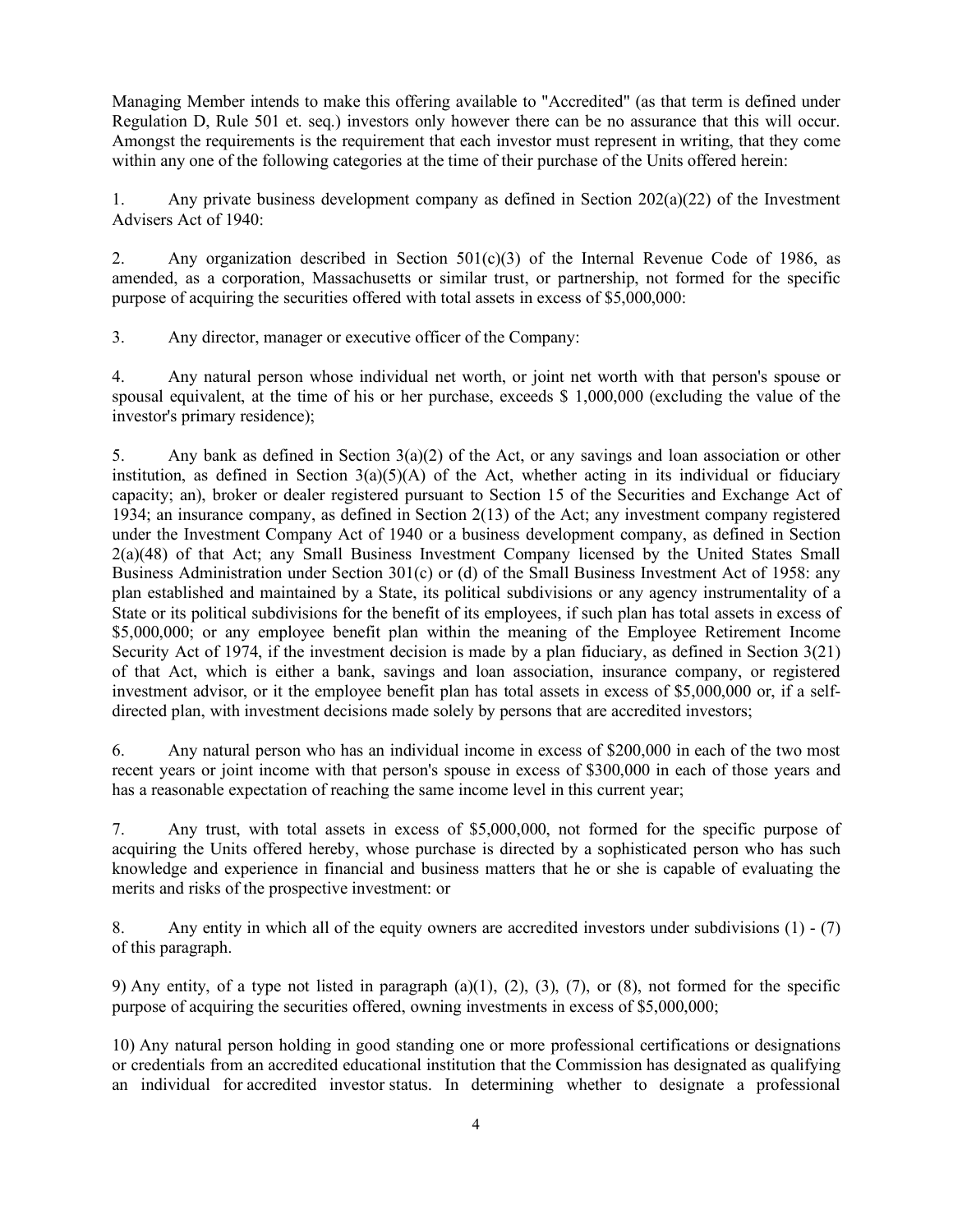Managing Member intends to make this offering available to "Accredited" (as that term is defined under Regulation D, Rule 501 et. seq.) investors only however there can be no assurance that this will occur. Amongst the requirements is the requirement that each investor must represent in writing, that they come within any one of the following categories at the time of their purchase of the Units offered herein:

1. Any private business development company as defined in Section 202(a)(22) of the Investment Advisers Act of 1940:

2. Any organization described in Section 501(c)(3) of the Internal Revenue Code of 1986, as amended, as a corporation, Massachusetts or similar trust, or partnership, not formed for the specific purpose of acquiring the securities offered with total assets in excess of $5,000,000:

3. Any director, manager or executive officer of the Company:

4. Any natural person whose individual net worth, or joint net worth with that person's spouse or spousal equivalent, at the time of his or her purchase, exceeds $ 1,000,000 (excluding the value of the investor's primary residence);

5. Any bank as defined in Section 3(a)(2) of the Act, or any savings and loan association or other institution, as defined in Section 3(a)(5)(A) of the Act, whether acting in its individual or fiduciary capacity; an), broker or dealer registered pursuant to Section 15 of the Securities and Exchange Act of 1934; an insurance company, as defined in Section 2(13) of the Act; any investment company registered under the Investment Company Act of 1940 or a business development company, as defined in Section 2(a)(48) of that Act; any Small Business Investment Company licensed by the United States Small Business Administration under Section 301(c) or (d) of the Small Business Investment Act of 1958: any plan established and maintained by a State, its political subdivisions or any agency instrumentality of a State or its political subdivisions for the benefit of its employees, if such plan has total assets in excess of $5,000,000; or any employee benefit plan within the meaning of the Employee Retirement Income Security Act of 1974, if the investment decision is made by a plan fiduciary, as defined in Section 3(21) of that Act, which is either a bank, savings and loan association, insurance company, or registered investment advisor, or it the employee benefit plan has total assets in excess of $5,000,000 or, if a self-directed plan, with investment decisions made solely by persons that are accredited investors;

6. Any natural person who has an individual income in excess of $200,000 in each of the two most recent years or joint income with that person's spouse in excess of $300,000 in each of those years and has a reasonable expectation of reaching the same income level in this current year;

7. Any trust, with total assets in excess of $5,000,000, not formed for the specific purpose of acquiring the Units offered hereby, whose purchase is directed by a sophisticated person who has such knowledge and experience in financial and business matters that he or she is capable of evaluating the merits and risks of the prospective investment: or

8. Any entity in which all of the equity owners are accredited investors under subdivisions (1) - (7) of this paragraph.

9) Any entity, of a type not listed in paragraph (a)(1), (2), (3), (7), or (8), not formed for the specific purpose of acquiring the securities offered, owning investments in excess of $5,000,000;

10) Any natural person holding in good standing one or more professional certifications or designations or credentials from an accredited educational institution that the Commission has designated as qualifying an individual for accredited investor status. In determining whether to designate a professional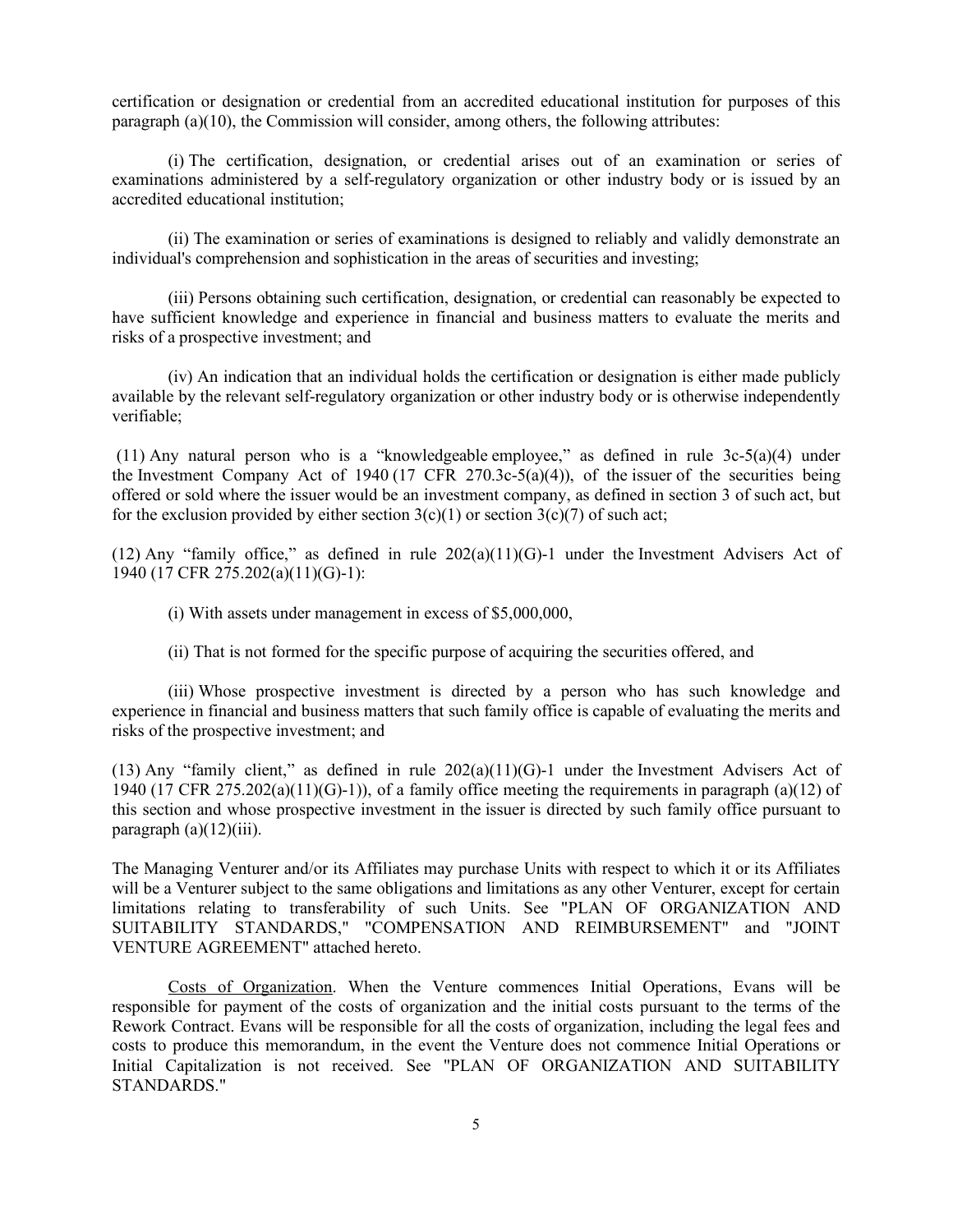certification or designation or credential from an accredited educational institution for purposes of this paragraph (a)(10), the Commission will consider, among others, the following attributes:

(i) The certification, designation, or credential arises out of an examination or series of examinations administered by a self-regulatory organization or other industry body or is issued by an accredited educational institution;

(ii) The examination or series of examinations is designed to reliably and validly demonstrate an individual's comprehension and sophistication in the areas of securities and investing;

(iii) Persons obtaining such certification, designation, or credential can reasonably be expected to have sufficient knowledge and experience in financial and business matters to evaluate the merits and risks of a prospective investment; and

(iv) An indication that an individual holds the certification or designation is either made publicly available by the relevant self-regulatory organization or other industry body or is otherwise independently verifiable;

(11) Any natural person who is a "knowledgeable employee," as defined in rule 3c-5(a)(4) under the Investment Company Act of 1940 (17 CFR 270.3c-5(a)(4)), of the issuer of the securities being offered or sold where the issuer would be an investment company, as defined in section 3 of such act, but for the exclusion provided by either section 3(c)(1) or section 3(c)(7) of such act;

(12) Any "family office," as defined in rule 202(a)(11)(G)-1 under the Investment Advisers Act of 1940 (17 CFR 275.202(a)(11)(G)-1):

(i) With assets under management in excess of $5,000,000,

(ii) That is not formed for the specific purpose of acquiring the securities offered, and

(iii) Whose prospective investment is directed by a person who has such knowledge and experience in financial and business matters that such family office is capable of evaluating the merits and risks of the prospective investment; and

(13) Any "family client," as defined in rule 202(a)(11)(G)-1 under the Investment Advisers Act of 1940 (17 CFR 275.202(a)(11)(G)-1)), of a family office meeting the requirements in paragraph (a)(12) of this section and whose prospective investment in the issuer is directed by such family office pursuant to paragraph (a)(12)(iii).

The Managing Venturer and/or its Affiliates may purchase Units with respect to which it or its Affiliates will be a Venturer subject to the same obligations and limitations as any other Venturer, except for certain limitations relating to transferability of such Units. See "PLAN OF ORGANIZATION AND SUITABILITY STANDARDS," "COMPENSATION AND REIMBURSEMENT" and "JOINT VENTURE AGREEMENT" attached hereto.

Costs of Organization. When the Venture commences Initial Operations, Evans will be responsible for payment of the costs of organization and the initial costs pursuant to the terms of the Rework Contract. Evans will be responsible for all the costs of organization, including the legal fees and costs to produce this memorandum, in the event the Venture does not commence Initial Operations or Initial Capitalization is not received. See "PLAN OF ORGANIZATION AND SUITABILITY STANDARDS."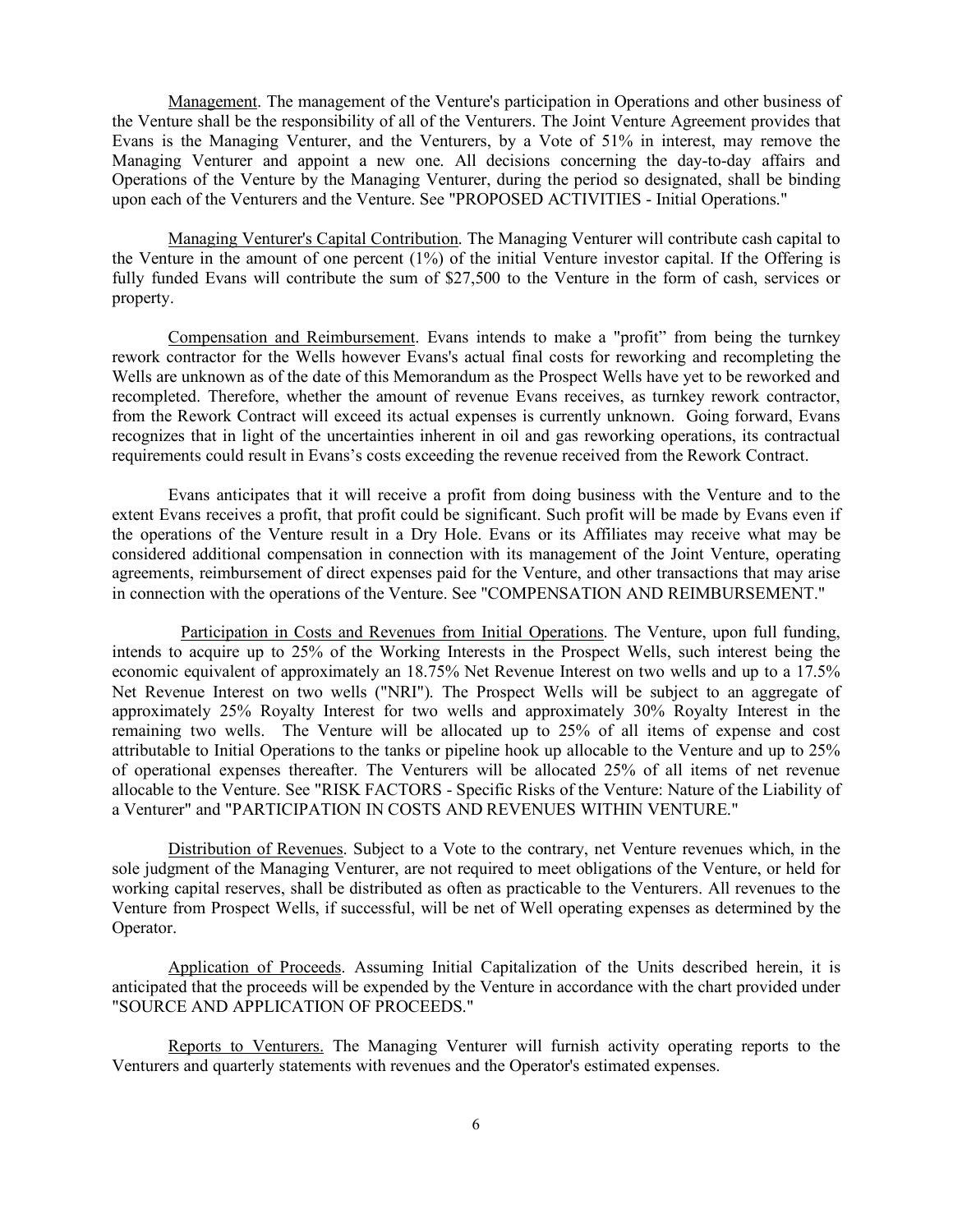Management. The management of the Venture's participation in Operations and other business of the Venture shall be the responsibility of all of the Venturers. The Joint Venture Agreement provides that Evans is the Managing Venturer, and the Venturers, by a Vote of 51% in interest, may remove the Managing Venturer and appoint a new one. All decisions concerning the day-to-day affairs and Operations of the Venture by the Managing Venturer, during the period so designated, shall be binding upon each of the Venturers and the Venture. See "PROPOSED ACTIVITIES - Initial Operations."

Managing Venturer's Capital Contribution. The Managing Venturer will contribute cash capital to the Venture in the amount of one percent (1%) of the initial Venture investor capital. If the Offering is fully funded Evans will contribute the sum of $27,500 to the Venture in the form of cash, services or property.

Compensation and Reimbursement. Evans intends to make a "profit" from being the turnkey rework contractor for the Wells however Evans's actual final costs for reworking and recompleting the Wells are unknown as of the date of this Memorandum as the Prospect Wells have yet to be reworked and recompleted. Therefore, whether the amount of revenue Evans receives, as turnkey rework contractor, from the Rework Contract will exceed its actual expenses is currently unknown. Going forward, Evans recognizes that in light of the uncertainties inherent in oil and gas reworking operations, its contractual requirements could result in Evans's costs exceeding the revenue received from the Rework Contract.

Evans anticipates that it will receive a profit from doing business with the Venture and to the extent Evans receives a profit, that profit could be significant. Such profit will be made by Evans even if the operations of the Venture result in a Dry Hole. Evans or its Affiliates may receive what may be considered additional compensation in connection with its management of the Joint Venture, operating agreements, reimbursement of direct expenses paid for the Venture, and other transactions that may arise in connection with the operations of the Venture. See "COMPENSATION AND REIMBURSEMENT."

Participation in Costs and Revenues from Initial Operations. The Venture, upon full funding, intends to acquire up to 25% of the Working Interests in the Prospect Wells, such interest being the economic equivalent of approximately an 18.75% Net Revenue Interest on two wells and up to a 17.5% Net Revenue Interest on two wells ("NRI"). The Prospect Wells will be subject to an aggregate of approximately 25% Royalty Interest for two wells and approximately 30% Royalty Interest in the remaining two wells. The Venture will be allocated up to 25% of all items of expense and cost attributable to Initial Operations to the tanks or pipeline hook up allocable to the Venture and up to 25% of operational expenses thereafter. The Venturers will be allocated 25% of all items of net revenue allocable to the Venture. See "RISK FACTORS - Specific Risks of the Venture: Nature of the Liability of a Venturer" and "PARTICIPATION IN COSTS AND REVENUES WITHIN VENTURE."

Distribution of Revenues. Subject to a Vote to the contrary, net Venture revenues which, in the sole judgment of the Managing Venturer, are not required to meet obligations of the Venture, or held for working capital reserves, shall be distributed as often as practicable to the Venturers. All revenues to the Venture from Prospect Wells, if successful, will be net of Well operating expenses as determined by the Operator.

Application of Proceeds. Assuming Initial Capitalization of the Units described herein, it is anticipated that the proceeds will be expended by the Venture in accordance with the chart provided under "SOURCE AND APPLICATION OF PROCEEDS."

Reports to Venturers. The Managing Venturer will furnish activity operating reports to the Venturers and quarterly statements with revenues and the Operator's estimated expenses.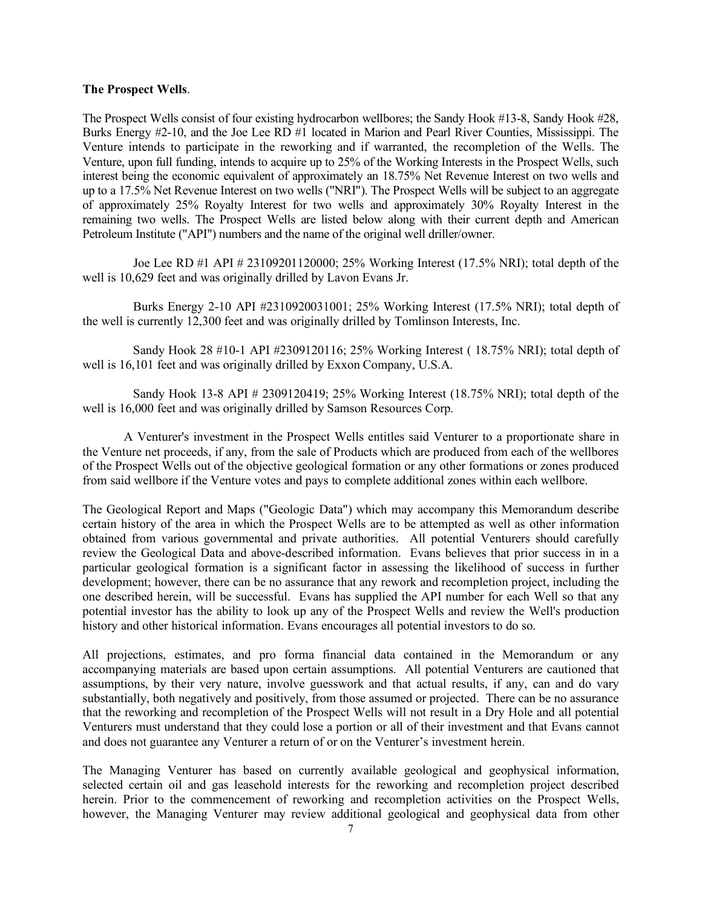**The Prospect Wells**.

The Prospect Wells consist of four existing hydrocarbon wellbores; the Sandy Hook #13-8, Sandy Hook #28, Burks Energy #2-10, and the Joe Lee RD #1 located in Marion and Pearl River Counties, Mississippi. The Venture intends to participate in the reworking and if warranted, the recompletion of the Wells. The Venture, upon full funding, intends to acquire up to 25% of the Working Interests in the Prospect Wells, such interest being the economic equivalent of approximately an 18.75% Net Revenue Interest on two wells and up to a 17.5% Net Revenue Interest on two wells ("NRI"). The Prospect Wells will be subject to an aggregate of approximately 25% Royalty Interest for two wells and approximately 30% Royalty Interest in the remaining two wells. The Prospect Wells are listed below along with their current depth and American Petroleum Institute ("API") numbers and the name of the original well driller/owner.

Joe Lee RD #1 API # 23109201120000; 25% Working Interest (17.5% NRI); total depth of the well is 10,629 feet and was originally drilled by Lavon Evans Jr.

Burks Energy 2-10 API #2310920031001; 25% Working Interest (17.5% NRI); total depth of the well is currently 12,300 feet and was originally drilled by Tomlinson Interests, Inc.

Sandy Hook 28 #10-1 API #2309120116; 25% Working Interest ( 18.75% NRI); total depth of well is 16,101 feet and was originally drilled by Exxon Company, U.S.A.

Sandy Hook 13-8 API # 2309120419; 25% Working Interest (18.75% NRI); total depth of the well is 16,000 feet and was originally drilled by Samson Resources Corp.

A Venturer's investment in the Prospect Wells entitles said Venturer to a proportionate share in the Venture net proceeds, if any, from the sale of Products which are produced from each of the wellbores of the Prospect Wells out of the objective geological formation or any other formations or zones produced from said wellbore if the Venture votes and pays to complete additional zones within each wellbore.

The Geological Report and Maps ("Geologic Data") which may accompany this Memorandum describe certain history of the area in which the Prospect Wells are to be attempted as well as other information obtained from various governmental and private authorities. All potential Venturers should carefully review the Geological Data and above-described information. Evans believes that prior success in in a particular geological formation is a significant factor in assessing the likelihood of success in further development; however, there can be no assurance that any rework and recompletion project, including the one described herein, will be successful. Evans has supplied the API number for each Well so that any potential investor has the ability to look up any of the Prospect Wells and review the Well's production history and other historical information. Evans encourages all potential investors to do so.

All projections, estimates, and pro forma financial data contained in the Memorandum or any accompanying materials are based upon certain assumptions. All potential Venturers are cautioned that assumptions, by their very nature, involve guesswork and that actual results, if any, can and do vary substantially, both negatively and positively, from those assumed or projected. There can be no assurance that the reworking and recompletion of the Prospect Wells will not result in a Dry Hole and all potential Venturers must understand that they could lose a portion or all of their investment and that Evans cannot and does not guarantee any Venturer a return of or on the Venturer's investment herein.

The Managing Venturer has based on currently available geological and geophysical information, selected certain oil and gas leasehold interests for the reworking and recompletion project described herein. Prior to the commencement of reworking and recompletion activities on the Prospect Wells, however, the Managing Venturer may review additional geological and geophysical data from other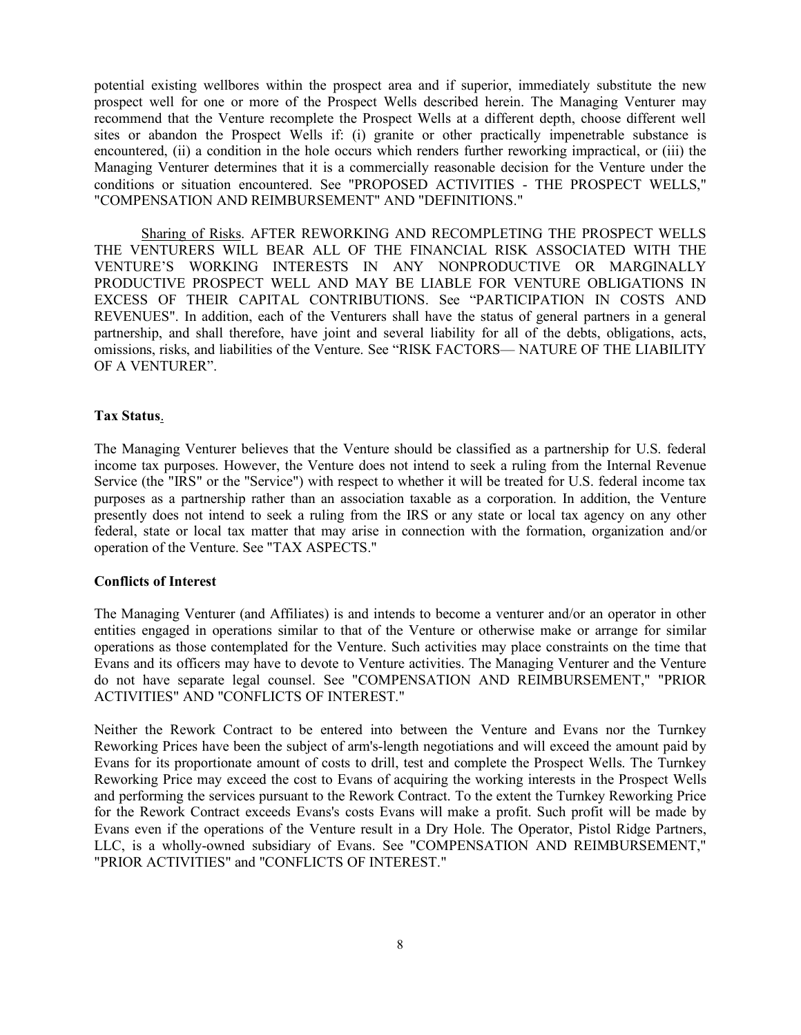potential existing wellbores within the prospect area and if superior, immediately substitute the new prospect well for one or more of the Prospect Wells described herein. The Managing Venturer may recommend that the Venture recomplete the Prospect Wells at a different depth, choose different well sites or abandon the Prospect Wells if: (i) granite or other practically impenetrable substance is encountered, (ii) a condition in the hole occurs which renders further reworking impractical, or (iii) the Managing Venturer determines that it is a commercially reasonable decision for the Venture under the conditions or situation encountered. See "PROPOSED ACTIVITIES - THE PROSPECT WELLS," "COMPENSATION AND REIMBURSEMENT" AND "DEFINITIONS."

Sharing of Risks. AFTER REWORKING AND RECOMPLETING THE PROSPECT WELLS THE VENTURERS WILL BEAR ALL OF THE FINANCIAL RISK ASSOCIATED WITH THE VENTURE'S WORKING INTERESTS IN ANY NONPRODUCTIVE OR MARGINALLY PRODUCTIVE PROSPECT WELL AND MAY BE LIABLE FOR VENTURE OBLIGATIONS IN EXCESS OF THEIR CAPITAL CONTRIBUTIONS. See "PARTICIPATION IN COSTS AND REVENUES". In addition, each of the Venturers shall have the status of general partners in a general partnership, and shall therefore, have joint and several liability for all of the debts, obligations, acts, omissions, risks, and liabilities of the Venture. See "RISK FACTORS— NATURE OF THE LIABILITY OF A VENTURER".

**Tax Status.**

The Managing Venturer believes that the Venture should be classified as a partnership for U.S. federal income tax purposes. However, the Venture does not intend to seek a ruling from the Internal Revenue Service (the "IRS" or the "Service") with respect to whether it will be treated for U.S. federal income tax purposes as a partnership rather than an association taxable as a corporation. In addition, the Venture presently does not intend to seek a ruling from the IRS or any state or local tax agency on any other federal, state or local tax matter that may arise in connection with the formation, organization and/or operation of the Venture. See "TAX ASPECTS."

**Conflicts of Interest**

The Managing Venturer (and Affiliates) is and intends to become a venturer and/or an operator in other entities engaged in operations similar to that of the Venture or otherwise make or arrange for similar operations as those contemplated for the Venture. Such activities may place constraints on the time that Evans and its officers may have to devote to Venture activities. The Managing Venturer and the Venture do not have separate legal counsel. See "COMPENSATION AND REIMBURSEMENT," "PRIOR ACTIVITIES" AND "CONFLICTS OF INTEREST."

Neither the Rework Contract to be entered into between the Venture and Evans nor the Turnkey Reworking Prices have been the subject of arm's-length negotiations and will exceed the amount paid by Evans for its proportionate amount of costs to drill, test and complete the Prospect Wells. The Turnkey Reworking Price may exceed the cost to Evans of acquiring the working interests in the Prospect Wells and performing the services pursuant to the Rework Contract. To the extent the Turnkey Reworking Price for the Rework Contract exceeds Evans's costs Evans will make a profit. Such profit will be made by Evans even if the operations of the Venture result in a Dry Hole. The Operator, Pistol Ridge Partners, LLC, is a wholly-owned subsidiary of Evans. See "COMPENSATION AND REIMBURSEMENT," "PRIOR ACTIVITIES" and "CONFLICTS OF INTEREST."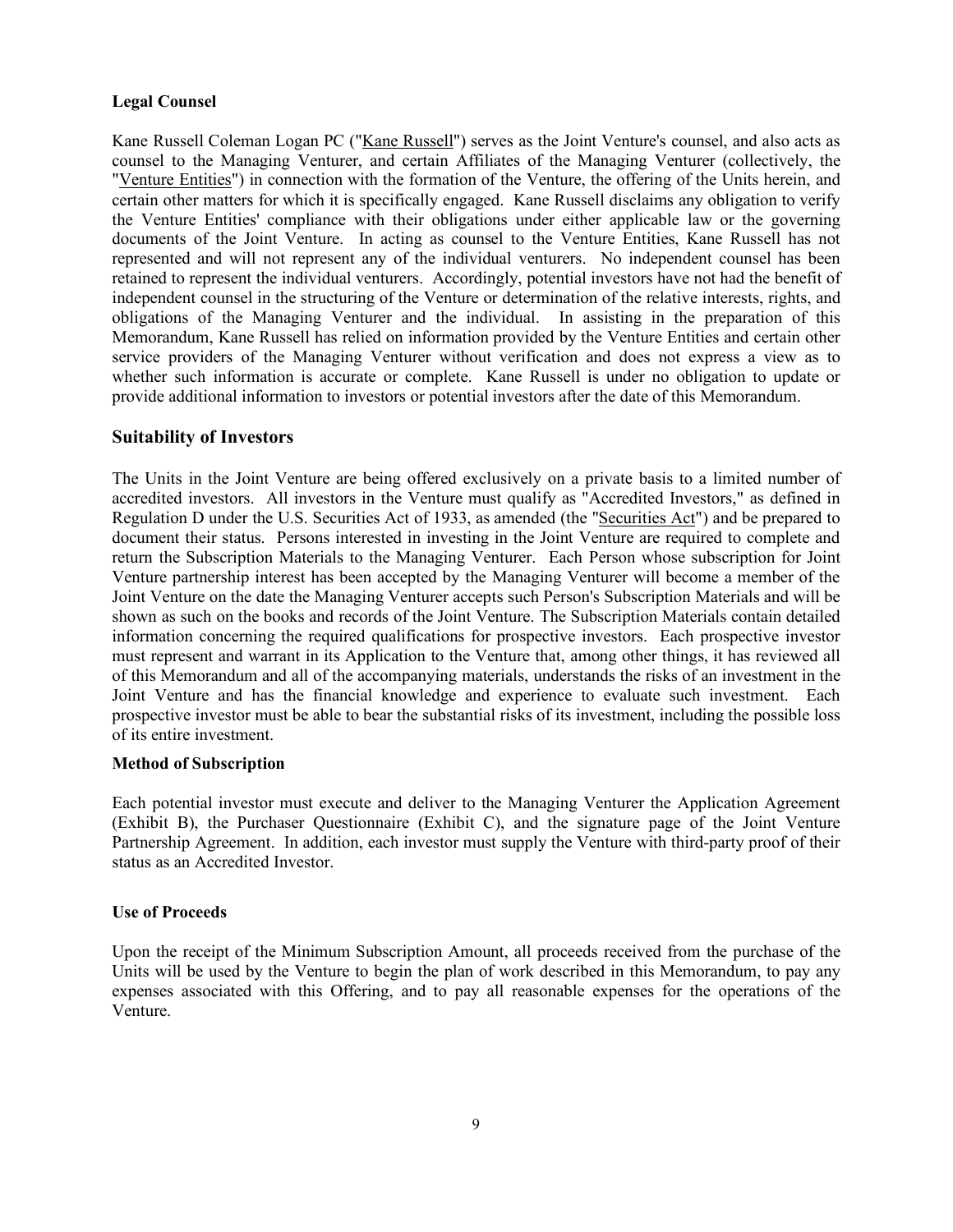### Legal Counsel

Kane Russell Coleman Logan PC ("Kane Russell") serves as the Joint Venture's counsel, and also acts as counsel to the Managing Venturer, and certain Affiliates of the Managing Venturer (collectively, the "Venture Entities") in connection with the formation of the Venture, the offering of the Units herein, and certain other matters for which it is specifically engaged. Kane Russell disclaims any obligation to verify the Venture Entities' compliance with their obligations under either applicable law or the governing documents of the Joint Venture. In acting as counsel to the Venture Entities, Kane Russell has not represented and will not represent any of the individual venturers. No independent counsel has been retained to represent the individual venturers. Accordingly, potential investors have not had the benefit of independent counsel in the structuring of the Venture or determination of the relative interests, rights, and obligations of the Managing Venturer and the individual. In assisting in the preparation of this Memorandum, Kane Russell has relied on information provided by the Venture Entities and certain other service providers of the Managing Venturer without verification and does not express a view as to whether such information is accurate or complete. Kane Russell is under no obligation to update or provide additional information to investors or potential investors after the date of this Memorandum.

## Suitability of Investors

The Units in the Joint Venture are being offered exclusively on a private basis to a limited number of accredited investors. All investors in the Venture must qualify as "Accredited Investors," as defined in Regulation D under the U.S. Securities Act of 1933, as amended (the "Securities Act") and be prepared to document their status. Persons interested in investing in the Joint Venture are required to complete and return the Subscription Materials to the Managing Venturer. Each Person whose subscription for Joint Venture partnership interest has been accepted by the Managing Venturer will become a member of the Joint Venture on the date the Managing Venturer accepts such Person's Subscription Materials and will be shown as such on the books and records of the Joint Venture. The Subscription Materials contain detailed information concerning the required qualifications for prospective investors. Each prospective investor must represent and warrant in its Application to the Venture that, among other things, it has reviewed all of this Memorandum and all of the accompanying materials, understands the risks of an investment in the Joint Venture and has the financial knowledge and experience to evaluate such investment. Each prospective investor must be able to bear the substantial risks of its investment, including the possible loss of its entire investment.

### Method of Subscription

Each potential investor must execute and deliver to the Managing Venturer the Application Agreement (Exhibit B), the Purchaser Questionnaire (Exhibit C), and the signature page of the Joint Venture Partnership Agreement. In addition, each investor must supply the Venture with third-party proof of their status as an Accredited Investor.

### Use of Proceeds

Upon the receipt of the Minimum Subscription Amount, all proceeds received from the purchase of the Units will be used by the Venture to begin the plan of work described in this Memorandum, to pay any expenses associated with this Offering, and to pay all reasonable expenses for the operations of the Venture.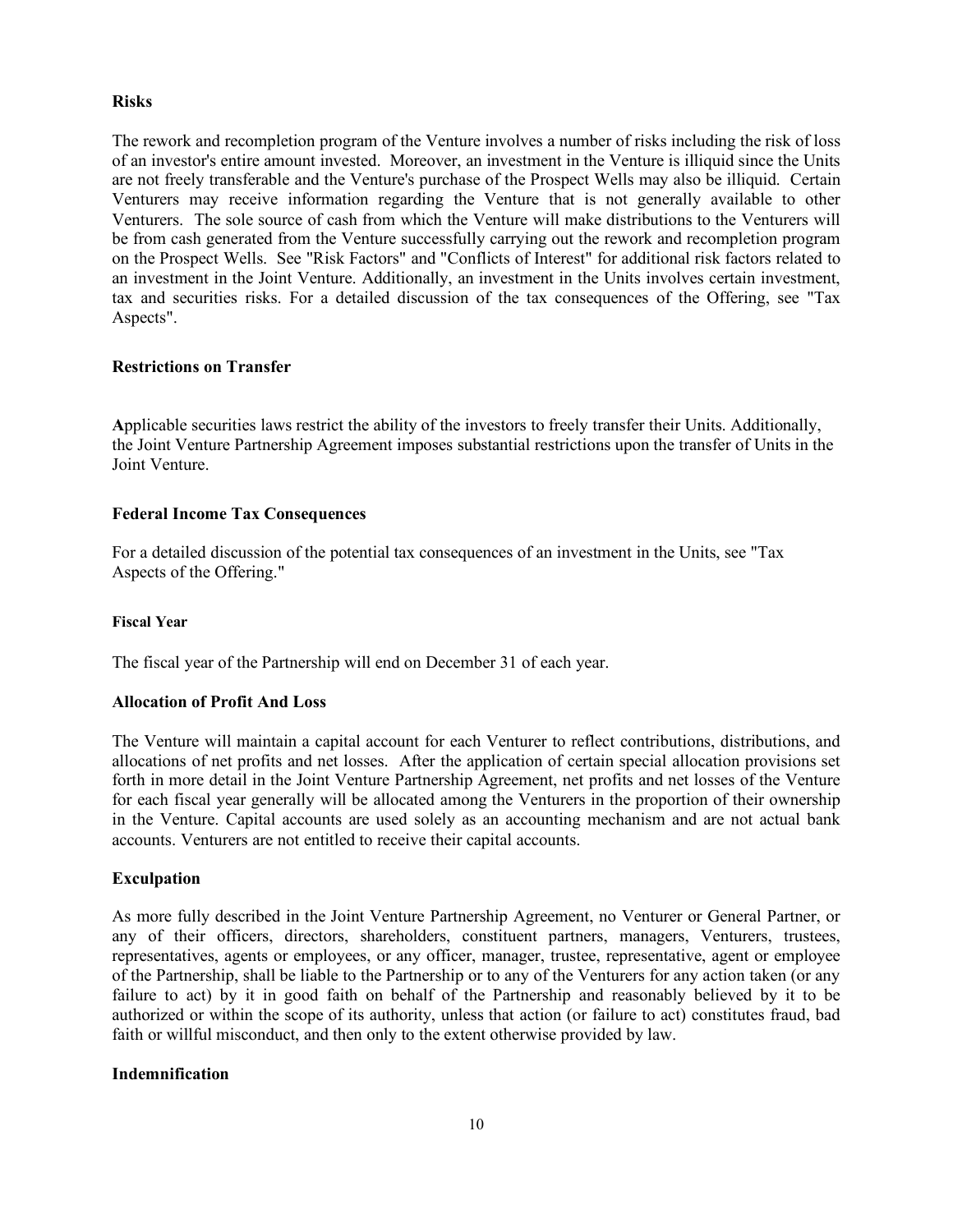**Risks**

The rework and recompletion program of the Venture involves a number of risks including the risk of loss of an investor's entire amount invested. Moreover, an investment in the Venture is illiquid since the Units are not freely transferable and the Venture's purchase of the Prospect Wells may also be illiquid. Certain Venturers may receive information regarding the Venture that is not generally available to other Venturers. The sole source of cash from which the Venture will make distributions to the Venturers will be from cash generated from the Venture successfully carrying out the rework and recompletion program on the Prospect Wells. See "Risk Factors" and "Conflicts of Interest" for additional risk factors related to an investment in the Joint Venture. Additionally, an investment in the Units involves certain investment, tax and securities risks. For a detailed discussion of the tax consequences of the Offering, see "Tax Aspects".

**Restrictions on Transfer**

**A**pplicable securities laws restrict the ability of the investors to freely transfer their Units. Additionally, the Joint Venture Partnership Agreement imposes substantial restrictions upon the transfer of Units in the Joint Venture.

**Federal Income Tax Consequences**

For a detailed discussion of the potential tax consequences of an investment in the Units, see "Tax Aspects of the Offering."

**Fiscal Year**

The fiscal year of the Partnership will end on December 31 of each year.

**Allocation of Profit And Loss**

The Venture will maintain a capital account for each Venturer to reflect contributions, distributions, and allocations of net profits and net losses. After the application of certain special allocation provisions set forth in more detail in the Joint Venture Partnership Agreement, net profits and net losses of the Venture for each fiscal year generally will be allocated among the Venturers in the proportion of their ownership in the Venture. Capital accounts are used solely as an accounting mechanism and are not actual bank accounts. Venturers are not entitled to receive their capital accounts.

**Exculpation**

As more fully described in the Joint Venture Partnership Agreement, no Venturer or General Partner, or any of their officers, directors, shareholders, constituent partners, managers, Venturers, trustees, representatives, agents or employees, or any officer, manager, trustee, representative, agent or employee of the Partnership, shall be liable to the Partnership or to any of the Venturers for any action taken (or any failure to act) by it in good faith on behalf of the Partnership and reasonably believed by it to be authorized or within the scope of its authority, unless that action (or failure to act) constitutes fraud, bad faith or willful misconduct, and then only to the extent otherwise provided by law.

**Indemnification**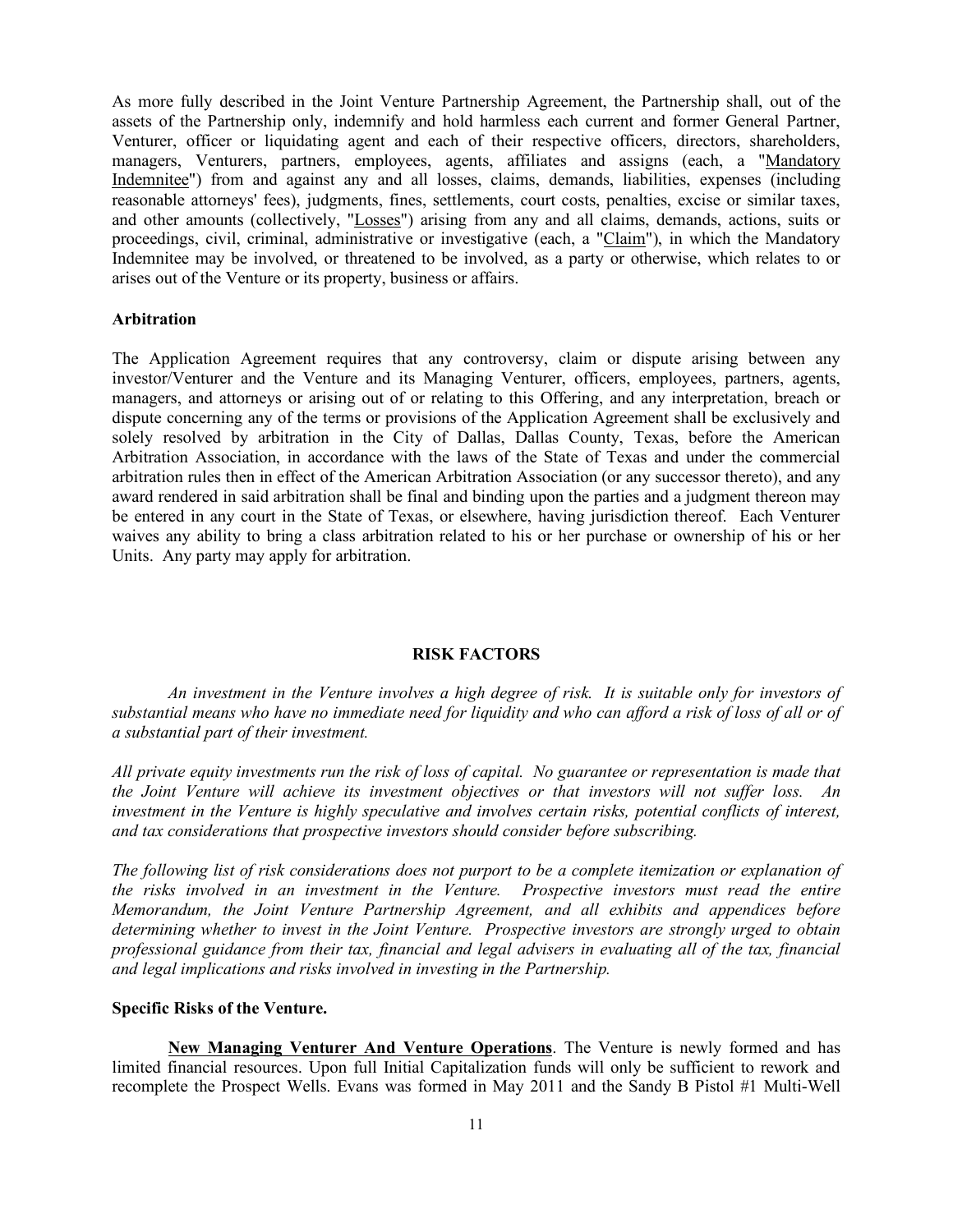As more fully described in the Joint Venture Partnership Agreement, the Partnership shall, out of the assets of the Partnership only, indemnify and hold harmless each current and former General Partner, Venturer, officer or liquidating agent and each of their respective officers, directors, shareholders, managers, Venturers, partners, employees, agents, affiliates and assigns (each, a "Mandatory Indemnitee") from and against any and all losses, claims, demands, liabilities, expenses (including reasonable attorneys' fees), judgments, fines, settlements, court costs, penalties, excise or similar taxes, and other amounts (collectively, "Losses") arising from any and all claims, demands, actions, suits or proceedings, civil, criminal, administrative or investigative (each, a "Claim"), in which the Mandatory Indemnitee may be involved, or threatened to be involved, as a party or otherwise, which relates to or arises out of the Venture or its property, business or affairs.

**Arbitration**

The Application Agreement requires that any controversy, claim or dispute arising between any investor/Venturer and the Venture and its Managing Venturer, officers, employees, partners, agents, managers, and attorneys or arising out of or relating to this Offering, and any interpretation, breach or dispute concerning any of the terms or provisions of the Application Agreement shall be exclusively and solely resolved by arbitration in the City of Dallas, Dallas County, Texas, before the American Arbitration Association, in accordance with the laws of the State of Texas and under the commercial arbitration rules then in effect of the American Arbitration Association (or any successor thereto), and any award rendered in said arbitration shall be final and binding upon the parties and a judgment thereon may be entered in any court in the State of Texas, or elsewhere, having jurisdiction thereof. Each Venturer waives any ability to bring a class arbitration related to his or her purchase or ownership of his or her Units. Any party may apply for arbitration.

## RISK FACTORS

*An investment in the Venture involves a high degree of risk. It is suitable only for investors of substantial means who have no immediate need for liquidity and who can afford a risk of loss of all or of a substantial part of their investment.*

*All private equity investments run the risk of loss of capital. No guarantee or representation is made that the Joint Venture will achieve its investment objectives or that investors will not suffer loss. An investment in the Venture is highly speculative and involves certain risks, potential conflicts of interest, and tax considerations that prospective investors should consider before subscribing.*

*The following list of risk considerations does not purport to be a complete itemization or explanation of the risks involved in an investment in the Venture. Prospective investors must read the entire Memorandum, the Joint Venture Partnership Agreement, and all exhibits and appendices before determining whether to invest in the Joint Venture. Prospective investors are strongly urged to obtain professional guidance from their tax, financial and legal advisers in evaluating all of the tax, financial and legal implications and risks involved in investing in the Partnership.*

**Specific Risks of the Venture.**

**New Managing Venturer And Venture Operations**. The Venture is newly formed and has limited financial resources. Upon full Initial Capitalization funds will only be sufficient to rework and recomplete the Prospect Wells. Evans was formed in May 2011 and the Sandy B Pistol #1 Multi-Well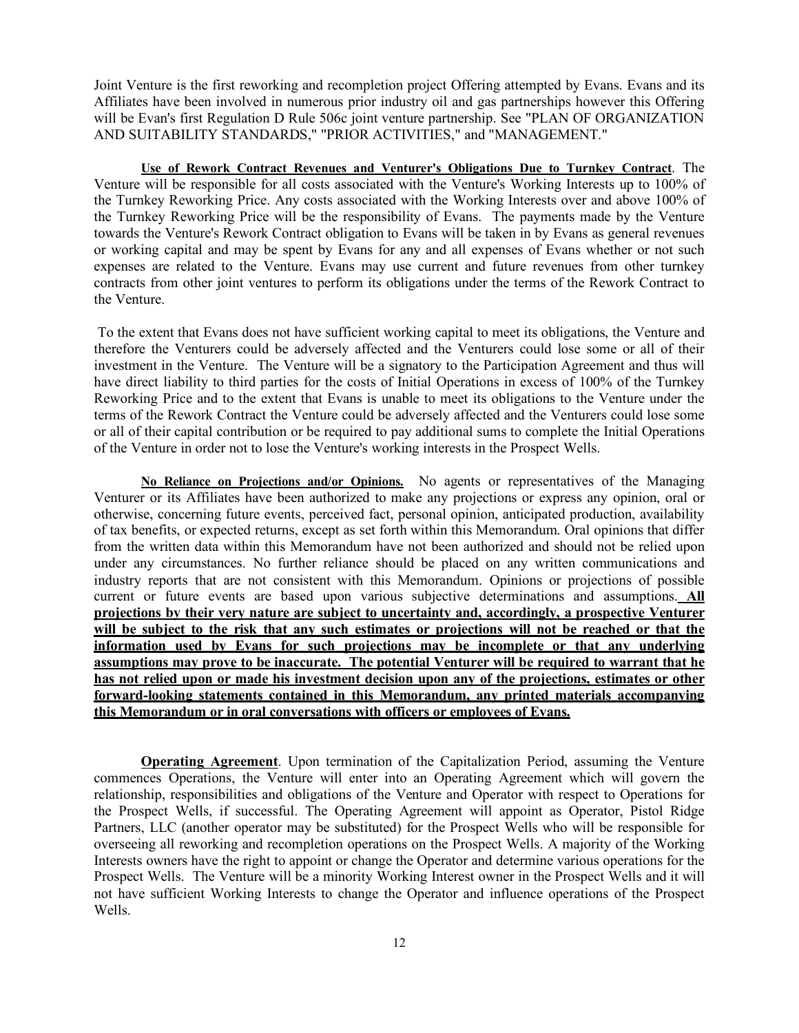Joint Venture is the first reworking and recompletion project Offering attempted by Evans. Evans and its Affiliates have been involved in numerous prior industry oil and gas partnerships however this Offering will be Evan's first Regulation D Rule 506c joint venture partnership. See "PLAN OF ORGANIZATION AND SUITABILITY STANDARDS," "PRIOR ACTIVITIES," and "MANAGEMENT."

**Use of Rework Contract Revenues and Venturer's Obligations Due to Turnkey Contract**. The Venture will be responsible for all costs associated with the Venture's Working Interests up to 100% of the Turnkey Reworking Price. Any costs associated with the Working Interests over and above 100% of the Turnkey Reworking Price will be the responsibility of Evans. The payments made by the Venture towards the Venture's Rework Contract obligation to Evans will be taken in by Evans as general revenues or working capital and may be spent by Evans for any and all expenses of Evans whether or not such expenses are related to the Venture. Evans may use current and future revenues from other turnkey contracts from other joint ventures to perform its obligations under the terms of the Rework Contract to the Venture.

To the extent that Evans does not have sufficient working capital to meet its obligations, the Venture and therefore the Venturers could be adversely affected and the Venturers could lose some or all of their investment in the Venture. The Venture will be a signatory to the Participation Agreement and thus will have direct liability to third parties for the costs of Initial Operations in excess of 100% of the Turnkey Reworking Price and to the extent that Evans is unable to meet its obligations to the Venture under the terms of the Rework Contract the Venture could be adversely affected and the Venturers could lose some or all of their capital contribution or be required to pay additional sums to complete the Initial Operations of the Venture in order not to lose the Venture's working interests in the Prospect Wells.

**No Reliance on Projections and/or Opinions.** No agents or representatives of the Managing Venturer or its Affiliates have been authorized to make any projections or express any opinion, oral or otherwise, concerning future events, perceived fact, personal opinion, anticipated production, availability of tax benefits, or expected returns, except as set forth within this Memorandum. Oral opinions that differ from the written data within this Memorandum have not been authorized and should not be relied upon under any circumstances. No further reliance should be placed on any written communications and industry reports that are not consistent with this Memorandum. Opinions or projections of possible current or future events are based upon various subjective determinations and assumptions. **All projections by their very nature are subject to uncertainty and, accordingly, a prospective Venturer will be subject to the risk that any such estimates or projections will not be reached or that the information used by Evans for such projections may be incomplete or that any underlying assumptions may prove to be inaccurate. The potential Venturer will be required to warrant that he has not relied upon or made his investment decision upon any of the projections, estimates or other forward-looking statements contained in this Memorandum, any printed materials accompanying this Memorandum or in oral conversations with officers or employees of Evans.**

**Operating Agreement**. Upon termination of the Capitalization Period, assuming the Venture commences Operations, the Venture will enter into an Operating Agreement which will govern the relationship, responsibilities and obligations of the Venture and Operator with respect to Operations for the Prospect Wells, if successful. The Operating Agreement will appoint as Operator, Pistol Ridge Partners, LLC (another operator may be substituted) for the Prospect Wells who will be responsible for overseeing all reworking and recompletion operations on the Prospect Wells. A majority of the Working Interests owners have the right to appoint or change the Operator and determine various operations for the Prospect Wells. The Venture will be a minority Working Interest owner in the Prospect Wells and it will not have sufficient Working Interests to change the Operator and influence operations of the Prospect Wells.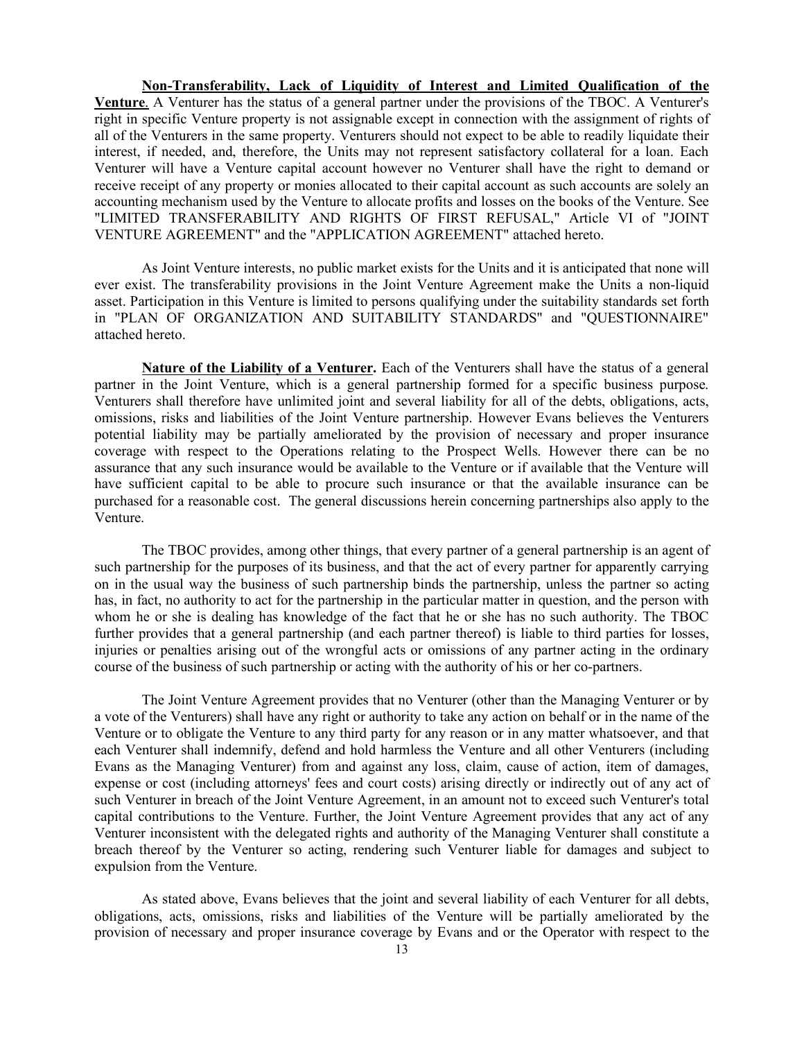**Non-Transferability, Lack of Liquidity of Interest and Limited Qualification of the Venture**. A Venturer has the status of a general partner under the provisions of the TBOC. A Venturer's right in specific Venture property is not assignable except in connection with the assignment of rights of all of the Venturers in the same property. Venturers should not expect to be able to readily liquidate their interest, if needed, and, therefore, the Units may not represent satisfactory collateral for a loan. Each Venturer will have a Venture capital account however no Venturer shall have the right to demand or receive receipt of any property or monies allocated to their capital account as such accounts are solely an accounting mechanism used by the Venture to allocate profits and losses on the books of the Venture. See "LIMITED TRANSFERABILITY AND RIGHTS OF FIRST REFUSAL," Article VI of "JOINT VENTURE AGREEMENT" and the "APPLICATION AGREEMENT" attached hereto.

As Joint Venture interests, no public market exists for the Units and it is anticipated that none will ever exist. The transferability provisions in the Joint Venture Agreement make the Units a non-liquid asset. Participation in this Venture is limited to persons qualifying under the suitability standards set forth in "PLAN OF ORGANIZATION AND SUITABILITY STANDARDS" and "QUESTIONNAIRE" attached hereto.

**Nature of the Liability of a Venturer.** Each of the Venturers shall have the status of a general partner in the Joint Venture, which is a general partnership formed for a specific business purpose. Venturers shall therefore have unlimited joint and several liability for all of the debts, obligations, acts, omissions, risks and liabilities of the Joint Venture partnership. However Evans believes the Venturers potential liability may be partially ameliorated by the provision of necessary and proper insurance coverage with respect to the Operations relating to the Prospect Wells. However there can be no assurance that any such insurance would be available to the Venture or if available that the Venture will have sufficient capital to be able to procure such insurance or that the available insurance can be purchased for a reasonable cost. The general discussions herein concerning partnerships also apply to the Venture.

The TBOC provides, among other things, that every partner of a general partnership is an agent of such partnership for the purposes of its business, and that the act of every partner for apparently carrying on in the usual way the business of such partnership binds the partnership, unless the partner so acting has, in fact, no authority to act for the partnership in the particular matter in question, and the person with whom he or she is dealing has knowledge of the fact that he or she has no such authority. The TBOC further provides that a general partnership (and each partner thereof) is liable to third parties for losses, injuries or penalties arising out of the wrongful acts or omissions of any partner acting in the ordinary course of the business of such partnership or acting with the authority of his or her co-partners.

The Joint Venture Agreement provides that no Venturer (other than the Managing Venturer or by a vote of the Venturers) shall have any right or authority to take any action on behalf or in the name of the Venture or to obligate the Venture to any third party for any reason or in any matter whatsoever, and that each Venturer shall indemnify, defend and hold harmless the Venture and all other Venturers (including Evans as the Managing Venturer) from and against any loss, claim, cause of action, item of damages, expense or cost (including attorneys' fees and court costs) arising directly or indirectly out of any act of such Venturer in breach of the Joint Venture Agreement, in an amount not to exceed such Venturer's total capital contributions to the Venture. Further, the Joint Venture Agreement provides that any act of any Venturer inconsistent with the delegated rights and authority of the Managing Venturer shall constitute a breach thereof by the Venturer so acting, rendering such Venturer liable for damages and subject to expulsion from the Venture.

As stated above, Evans believes that the joint and several liability of each Venturer for all debts, obligations, acts, omissions, risks and liabilities of the Venture will be partially ameliorated by the provision of necessary and proper insurance coverage by Evans and or the Operator with respect to the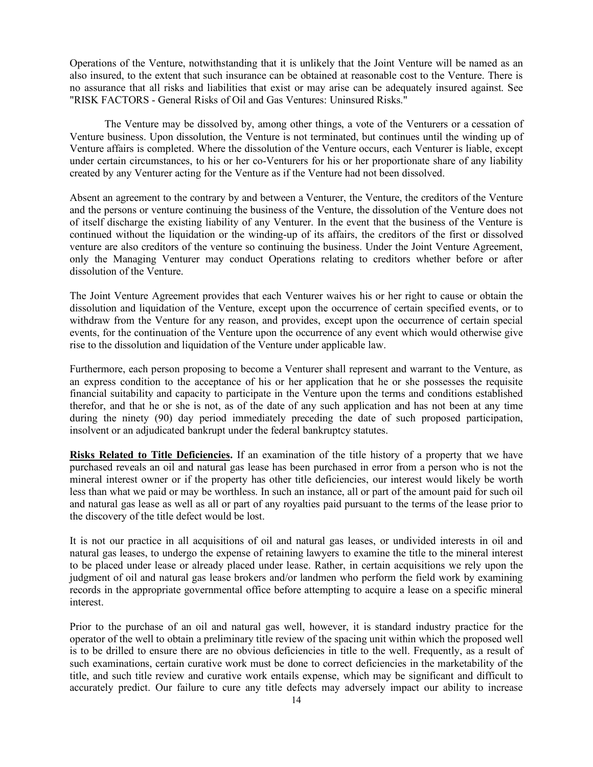Operations of the Venture, notwithstanding that it is unlikely that the Joint Venture will be named as an also insured, to the extent that such insurance can be obtained at reasonable cost to the Venture. There is no assurance that all risks and liabilities that exist or may arise can be adequately insured against. See "RISK FACTORS - General Risks of Oil and Gas Ventures: Uninsured Risks."

The Venture may be dissolved by, among other things, a vote of the Venturers or a cessation of Venture business. Upon dissolution, the Venture is not terminated, but continues until the winding up of Venture affairs is completed. Where the dissolution of the Venture occurs, each Venturer is liable, except under certain circumstances, to his or her co-Venturers for his or her proportionate share of any liability created by any Venturer acting for the Venture as if the Venture had not been dissolved.

Absent an agreement to the contrary by and between a Venturer, the Venture, the creditors of the Venture and the persons or venture continuing the business of the Venture, the dissolution of the Venture does not of itself discharge the existing liability of any Venturer. In the event that the business of the Venture is continued without the liquidation or the winding-up of its affairs, the creditors of the first or dissolved venture are also creditors of the venture so continuing the business. Under the Joint Venture Agreement, only the Managing Venturer may conduct Operations relating to creditors whether before or after dissolution of the Venture.

The Joint Venture Agreement provides that each Venturer waives his or her right to cause or obtain the dissolution and liquidation of the Venture, except upon the occurrence of certain specified events, or to withdraw from the Venture for any reason, and provides, except upon the occurrence of certain special events, for the continuation of the Venture upon the occurrence of any event which would otherwise give rise to the dissolution and liquidation of the Venture under applicable law.

Furthermore, each person proposing to become a Venturer shall represent and warrant to the Venture, as an express condition to the acceptance of his or her application that he or she possesses the requisite financial suitability and capacity to participate in the Venture upon the terms and conditions established therefor, and that he or she is not, as of the date of any such application and has not been at any time during the ninety (90) day period immediately preceding the date of such proposed participation, insolvent or an adjudicated bankrupt under the federal bankruptcy statutes.

**Risks Related to Title Deficiencies.** If an examination of the title history of a property that we have purchased reveals an oil and natural gas lease has been purchased in error from a person who is not the mineral interest owner or if the property has other title deficiencies, our interest would likely be worth less than what we paid or may be worthless. In such an instance, all or part of the amount paid for such oil and natural gas lease as well as all or part of any royalties paid pursuant to the terms of the lease prior to the discovery of the title defect would be lost.

It is not our practice in all acquisitions of oil and natural gas leases, or undivided interests in oil and natural gas leases, to undergo the expense of retaining lawyers to examine the title to the mineral interest to be placed under lease or already placed under lease. Rather, in certain acquisitions we rely upon the judgment of oil and natural gas lease brokers and/or landmen who perform the field work by examining records in the appropriate governmental office before attempting to acquire a lease on a specific mineral interest.

Prior to the purchase of an oil and natural gas well, however, it is standard industry practice for the operator of the well to obtain a preliminary title review of the spacing unit within which the proposed well is to be drilled to ensure there are no obvious deficiencies in title to the well. Frequently, as a result of such examinations, certain curative work must be done to correct deficiencies in the marketability of the title, and such title review and curative work entails expense, which may be significant and difficult to accurately predict. Our failure to cure any title defects may adversely impact our ability to increase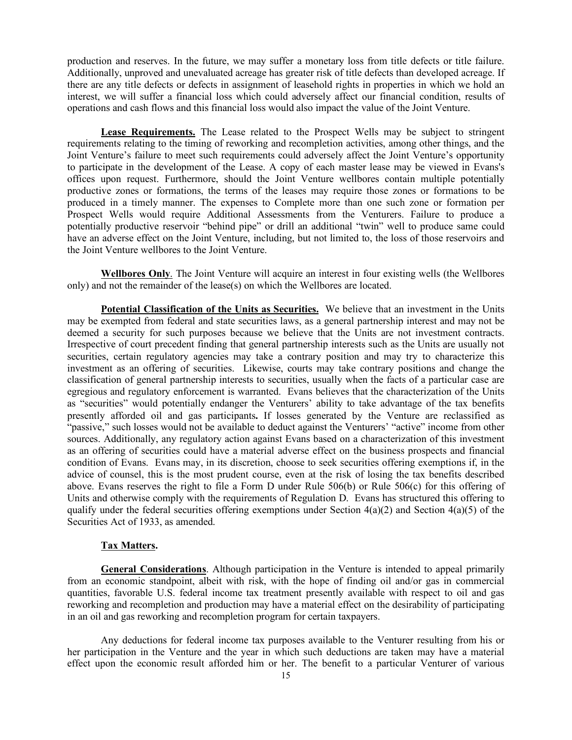production and reserves. In the future, we may suffer a monetary loss from title defects or title failure. Additionally, unproved and unevaluated acreage has greater risk of title defects than developed acreage. If there are any title defects or defects in assignment of leasehold rights in properties in which we hold an interest, we will suffer a financial loss which could adversely affect our financial condition, results of operations and cash flows and this financial loss would also impact the value of the Joint Venture.

**Lease Requirements.** The Lease related to the Prospect Wells may be subject to stringent requirements relating to the timing of reworking and recompletion activities, among other things, and the Joint Venture's failure to meet such requirements could adversely affect the Joint Venture's opportunity to participate in the development of the Lease. A copy of each master lease may be viewed in Evans's offices upon request. Furthermore, should the Joint Venture wellbores contain multiple potentially productive zones or formations, the terms of the leases may require those zones or formations to be produced in a timely manner. The expenses to Complete more than one such zone or formation per Prospect Wells would require Additional Assessments from the Venturers. Failure to produce a potentially productive reservoir "behind pipe" or drill an additional "twin" well to produce same could have an adverse effect on the Joint Venture, including, but not limited to, the loss of those reservoirs and the Joint Venture wellbores to the Joint Venture.

**Wellbores Only**. The Joint Venture will acquire an interest in four existing wells (the Wellbores only) and not the remainder of the lease(s) on which the Wellbores are located.

**Potential Classification of the Units as Securities.** We believe that an investment in the Units may be exempted from federal and state securities laws, as a general partnership interest and may not be deemed a security for such purposes because we believe that the Units are not investment contracts. Irrespective of court precedent finding that general partnership interests such as the Units are usually not securities, certain regulatory agencies may take a contrary position and may try to characterize this investment as an offering of securities. Likewise, courts may take contrary positions and change the classification of general partnership interests to securities, usually when the facts of a particular case are egregious and regulatory enforcement is warranted. Evans believes that the characterization of the Units as "securities" would potentially endanger the Venturers' ability to take advantage of the tax benefits presently afforded oil and gas participants**.** If losses generated by the Venture are reclassified as "passive," such losses would not be available to deduct against the Venturers' "active" income from other sources. Additionally, any regulatory action against Evans based on a characterization of this investment as an offering of securities could have a material adverse effect on the business prospects and financial condition of Evans. Evans may, in its discretion, choose to seek securities offering exemptions if, in the advice of counsel, this is the most prudent course, even at the risk of losing the tax benefits described above. Evans reserves the right to file a Form D under Rule 506(b) or Rule 506(c) for this offering of Units and otherwise comply with the requirements of Regulation D. Evans has structured this offering to qualify under the federal securities offering exemptions under Section 4(a)(2) and Section 4(a)(5) of the Securities Act of 1933, as amended.

**Tax Matters.**

**General Considerations**. Although participation in the Venture is intended to appeal primarily from an economic standpoint, albeit with risk, with the hope of finding oil and/or gas in commercial quantities, favorable U.S. federal income tax treatment presently available with respect to oil and gas reworking and recompletion and production may have a material effect on the desirability of participating in an oil and gas reworking and recompletion program for certain taxpayers.

Any deductions for federal income tax purposes available to the Venturer resulting from his or her participation in the Venture and the year in which such deductions are taken may have a material effect upon the economic result afforded him or her. The benefit to a particular Venturer of various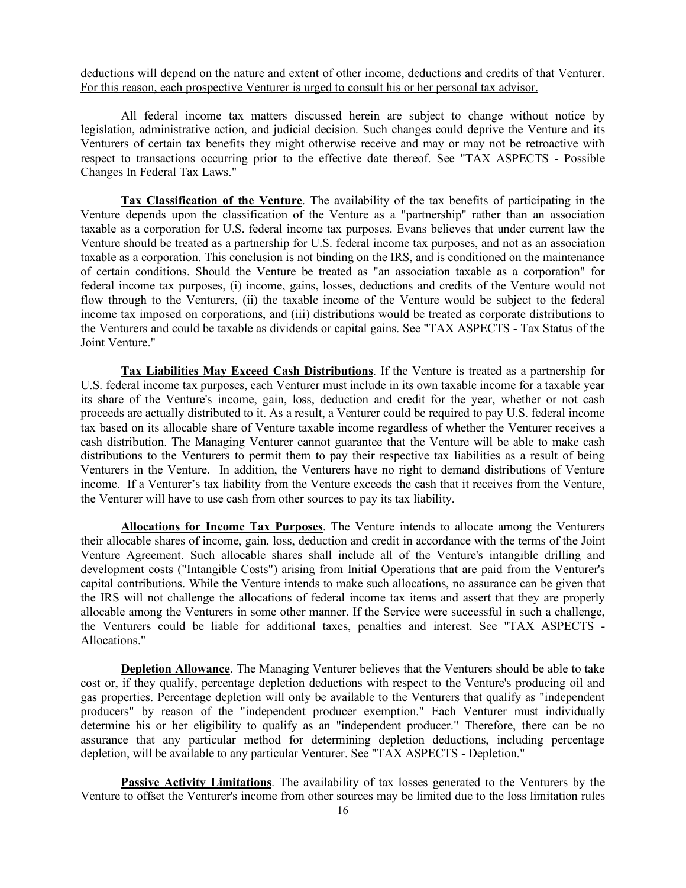deductions will depend on the nature and extent of other income, deductions and credits of that Venturer. For this reason, each prospective Venturer is urged to consult his or her personal tax advisor.

All federal income tax matters discussed herein are subject to change without notice by legislation, administrative action, and judicial decision. Such changes could deprive the Venture and its Venturers of certain tax benefits they might otherwise receive and may or may not be retroactive with respect to transactions occurring prior to the effective date thereof. See "TAX ASPECTS - Possible Changes In Federal Tax Laws."

**Tax Classification of the Venture**. The availability of the tax benefits of participating in the Venture depends upon the classification of the Venture as a "partnership" rather than an association taxable as a corporation for U.S. federal income tax purposes. Evans believes that under current law the Venture should be treated as a partnership for U.S. federal income tax purposes, and not as an association taxable as a corporation. This conclusion is not binding on the IRS, and is conditioned on the maintenance of certain conditions. Should the Venture be treated as "an association taxable as a corporation" for federal income tax purposes, (i) income, gains, losses, deductions and credits of the Venture would not flow through to the Venturers, (ii) the taxable income of the Venture would be subject to the federal income tax imposed on corporations, and (iii) distributions would be treated as corporate distributions to the Venturers and could be taxable as dividends or capital gains. See "TAX ASPECTS - Tax Status of the Joint Venture."

**Tax Liabilities May Exceed Cash Distributions**. If the Venture is treated as a partnership for U.S. federal income tax purposes, each Venturer must include in its own taxable income for a taxable year its share of the Venture's income, gain, loss, deduction and credit for the year, whether or not cash proceeds are actually distributed to it. As a result, a Venturer could be required to pay U.S. federal income tax based on its allocable share of Venture taxable income regardless of whether the Venturer receives a cash distribution. The Managing Venturer cannot guarantee that the Venture will be able to make cash distributions to the Venturers to permit them to pay their respective tax liabilities as a result of being Venturers in the Venture. In addition, the Venturers have no right to demand distributions of Venture income. If a Venturer's tax liability from the Venture exceeds the cash that it receives from the Venture, the Venturer will have to use cash from other sources to pay its tax liability.

**Allocations for Income Tax Purposes**. The Venture intends to allocate among the Venturers their allocable shares of income, gain, loss, deduction and credit in accordance with the terms of the Joint Venture Agreement. Such allocable shares shall include all of the Venture's intangible drilling and development costs ("Intangible Costs") arising from Initial Operations that are paid from the Venturer's capital contributions. While the Venture intends to make such allocations, no assurance can be given that the IRS will not challenge the allocations of federal income tax items and assert that they are properly allocable among the Venturers in some other manner. If the Service were successful in such a challenge, the Venturers could be liable for additional taxes, penalties and interest. See "TAX ASPECTS - Allocations."

**Depletion Allowance**. The Managing Venturer believes that the Venturers should be able to take cost or, if they qualify, percentage depletion deductions with respect to the Venture's producing oil and gas properties. Percentage depletion will only be available to the Venturers that qualify as "independent producers" by reason of the "independent producer exemption." Each Venturer must individually determine his or her eligibility to qualify as an "independent producer." Therefore, there can be no assurance that any particular method for determining depletion deductions, including percentage depletion, will be available to any particular Venturer. See "TAX ASPECTS - Depletion."

**Passive Activity Limitations**. The availability of tax losses generated to the Venturers by the Venture to offset the Venturer's income from other sources may be limited due to the loss limitation rules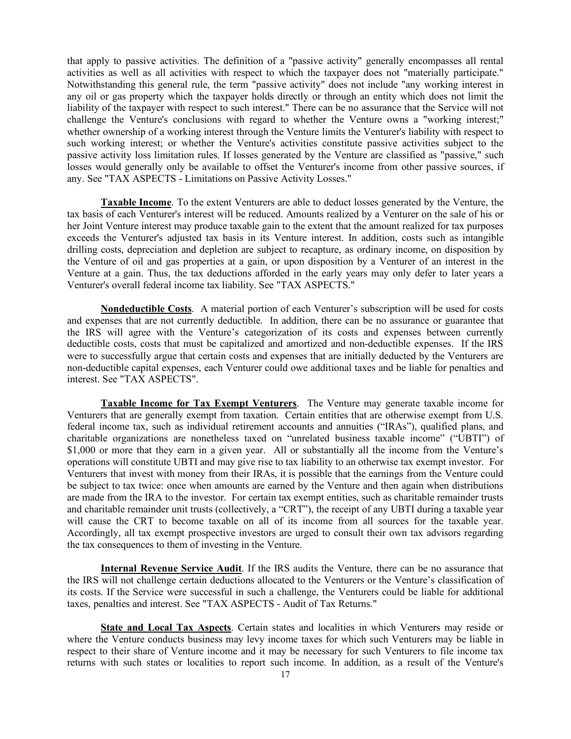that apply to passive activities. The definition of a "passive activity" generally encompasses all rental activities as well as all activities with respect to which the taxpayer does not "materially participate." Notwithstanding this general rule, the term "passive activity" does not include "any working interest in any oil or gas property which the taxpayer holds directly or through an entity which does not limit the liability of the taxpayer with respect to such interest." There can be no assurance that the Service will not challenge the Venture's conclusions with regard to whether the Venture owns a "working interest;" whether ownership of a working interest through the Venture limits the Venturer's liability with respect to such working interest; or whether the Venture's activities constitute passive activities subject to the passive activity loss limitation rules. If losses generated by the Venture are classified as "passive," such losses would generally only be available to offset the Venturer's income from other passive sources, if any. See "TAX ASPECTS - Limitations on Passive Activity Losses."

**Taxable Income**. To the extent Venturers are able to deduct losses generated by the Venture, the tax basis of each Venturer's interest will be reduced. Amounts realized by a Venturer on the sale of his or her Joint Venture interest may produce taxable gain to the extent that the amount realized for tax purposes exceeds the Venturer's adjusted tax basis in its Venture interest. In addition, costs such as intangible drilling costs, depreciation and depletion are subject to recapture, as ordinary income, on disposition by the Venture of oil and gas properties at a gain, or upon disposition by a Venturer of an interest in the Venture at a gain. Thus, the tax deductions afforded in the early years may only defer to later years a Venturer's overall federal income tax liability. See "TAX ASPECTS."

**Nondeductible Costs**. A material portion of each Venturer's subscription will be used for costs and expenses that are not currently deductible. In addition, there can be no assurance or guarantee that the IRS will agree with the Venture's categorization of its costs and expenses between currently deductible costs, costs that must be capitalized and amortized and non-deductible expenses. If the IRS were to successfully argue that certain costs and expenses that are initially deducted by the Venturers are non-deductible capital expenses, each Venturer could owe additional taxes and be liable for penalties and interest. See "TAX ASPECTS".

**Taxable Income for Tax Exempt Venturers**. The Venture may generate taxable income for Venturers that are generally exempt from taxation. Certain entities that are otherwise exempt from U.S. federal income tax, such as individual retirement accounts and annuities ("IRAs"), qualified plans, and charitable organizations are nonetheless taxed on "unrelated business taxable income" ("UBTI") of $1,000 or more that they earn in a given year. All or substantially all the income from the Venture's operations will constitute UBTI and may give rise to tax liability to an otherwise tax exempt investor. For Venturers that invest with money from their IRAs, it is possible that the earnings from the Venture could be subject to tax twice: once when amounts are earned by the Venture and then again when distributions are made from the IRA to the investor. For certain tax exempt entities, such as charitable remainder trusts and charitable remainder unit trusts (collectively, a "CRT"), the receipt of any UBTI during a taxable year will cause the CRT to become taxable on all of its income from all sources for the taxable year. Accordingly, all tax exempt prospective investors are urged to consult their own tax advisors regarding the tax consequences to them of investing in the Venture.

**Internal Revenue Service Audit**. If the IRS audits the Venture, there can be no assurance that the IRS will not challenge certain deductions allocated to the Venturers or the Venture's classification of its costs. If the Service were successful in such a challenge, the Venturers could be liable for additional taxes, penalties and interest. See "TAX ASPECTS - Audit of Tax Returns."

**State and Local Tax Aspects**. Certain states and localities in which Venturers may reside or where the Venture conducts business may levy income taxes for which such Venturers may be liable in respect to their share of Venture income and it may be necessary for such Venturers to file income tax returns with such states or localities to report such income. In addition, as a result of the Venture's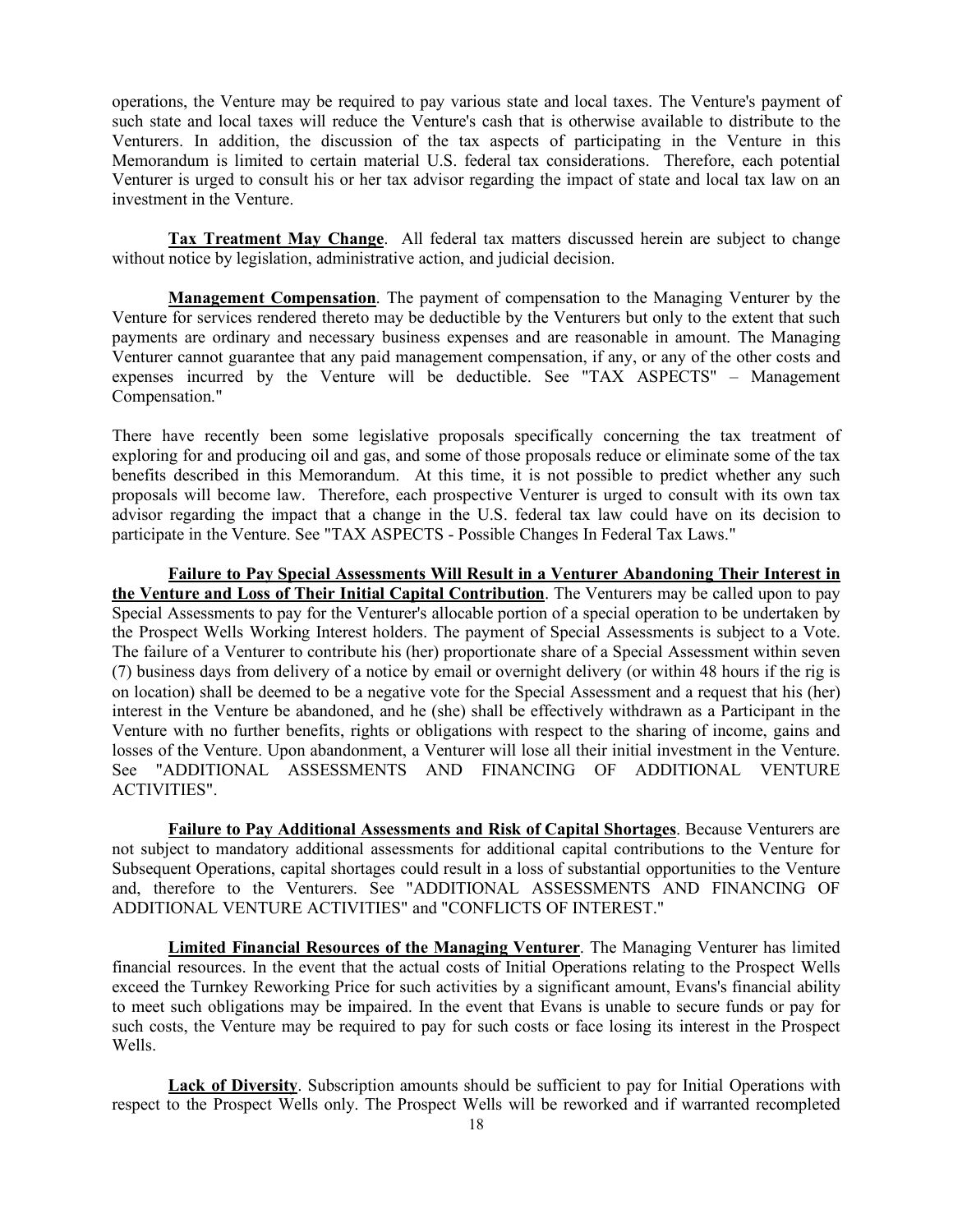operations, the Venture may be required to pay various state and local taxes. The Venture's payment of such state and local taxes will reduce the Venture's cash that is otherwise available to distribute to the Venturers. In addition, the discussion of the tax aspects of participating in the Venture in this Memorandum is limited to certain material U.S. federal tax considerations. Therefore, each potential Venturer is urged to consult his or her tax advisor regarding the impact of state and local tax law on an investment in the Venture.

**Tax Treatment May Change**. All federal tax matters discussed herein are subject to change without notice by legislation, administrative action, and judicial decision.

**Management Compensation**. The payment of compensation to the Managing Venturer by the Venture for services rendered thereto may be deductible by the Venturers but only to the extent that such payments are ordinary and necessary business expenses and are reasonable in amount. The Managing Venturer cannot guarantee that any paid management compensation, if any, or any of the other costs and expenses incurred by the Venture will be deductible. See "TAX ASPECTS" – Management Compensation."

There have recently been some legislative proposals specifically concerning the tax treatment of exploring for and producing oil and gas, and some of those proposals reduce or eliminate some of the tax benefits described in this Memorandum. At this time, it is not possible to predict whether any such proposals will become law. Therefore, each prospective Venturer is urged to consult with its own tax advisor regarding the impact that a change in the U.S. federal tax law could have on its decision to participate in the Venture. See "TAX ASPECTS - Possible Changes In Federal Tax Laws."

**Failure to Pay Special Assessments Will Result in a Venturer Abandoning Their Interest in the Venture and Loss of Their Initial Capital Contribution**. The Venturers may be called upon to pay Special Assessments to pay for the Venturer's allocable portion of a special operation to be undertaken by the Prospect Wells Working Interest holders. The payment of Special Assessments is subject to a Vote. The failure of a Venturer to contribute his (her) proportionate share of a Special Assessment within seven (7) business days from delivery of a notice by email or overnight delivery (or within 48 hours if the rig is on location) shall be deemed to be a negative vote for the Special Assessment and a request that his (her) interest in the Venture be abandoned, and he (she) shall be effectively withdrawn as a Participant in the Venture with no further benefits, rights or obligations with respect to the sharing of income, gains and losses of the Venture. Upon abandonment, a Venturer will lose all their initial investment in the Venture. See "ADDITIONAL ASSESSMENTS AND FINANCING OF ADDITIONAL VENTURE ACTIVITIES".

**Failure to Pay Additional Assessments and Risk of Capital Shortages**. Because Venturers are not subject to mandatory additional assessments for additional capital contributions to the Venture for Subsequent Operations, capital shortages could result in a loss of substantial opportunities to the Venture and, therefore to the Venturers. See "ADDITIONAL ASSESSMENTS AND FINANCING OF ADDITIONAL VENTURE ACTIVITIES" and "CONFLICTS OF INTEREST."

**Limited Financial Resources of the Managing Venturer**. The Managing Venturer has limited financial resources. In the event that the actual costs of Initial Operations relating to the Prospect Wells exceed the Turnkey Reworking Price for such activities by a significant amount, Evans's financial ability to meet such obligations may be impaired. In the event that Evans is unable to secure funds or pay for such costs, the Venture may be required to pay for such costs or face losing its interest in the Prospect Wells.

**Lack of Diversity**. Subscription amounts should be sufficient to pay for Initial Operations with respect to the Prospect Wells only. The Prospect Wells will be reworked and if warranted recompleted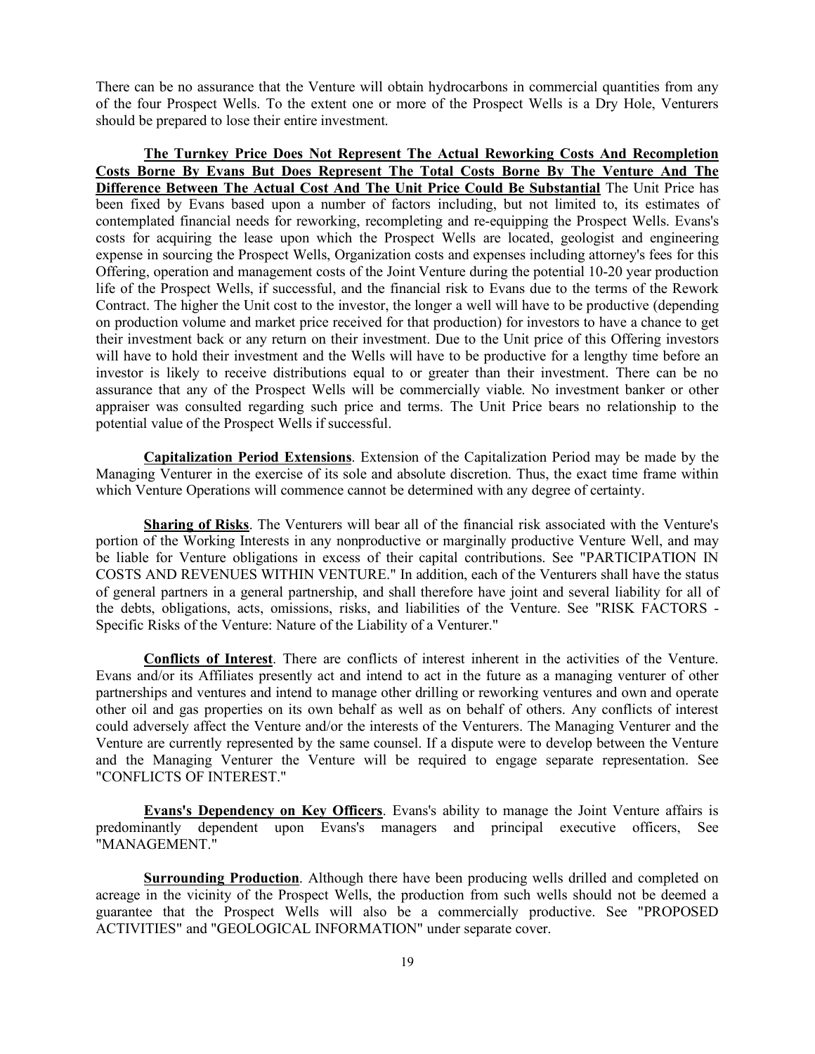There can be no assurance that the Venture will obtain hydrocarbons in commercial quantities from any of the four Prospect Wells. To the extent one or more of the Prospect Wells is a Dry Hole, Venturers should be prepared to lose their entire investment.

**<u>The Turnkey Price Does Not Represent The Actual Reworking Costs And Recompletion Costs Borne By Evans But Does Represent The Total Costs Borne By The Venture And The Difference Between The Actual Cost And The Unit Price Could Be Substantial</u>** The Unit Price has been fixed by Evans based upon a number of factors including, but not limited to, its estimates of contemplated financial needs for reworking, recompleting and re-equipping the Prospect Wells. Evans's costs for acquiring the lease upon which the Prospect Wells are located, geologist and engineering expense in sourcing the Prospect Wells, Organization costs and expenses including attorney's fees for this Offering, operation and management costs of the Joint Venture during the potential 10-20 year production life of the Prospect Wells, if successful, and the financial risk to Evans due to the terms of the Rework Contract. The higher the Unit cost to the investor, the longer a well will have to be productive (depending on production volume and market price received for that production) for investors to have a chance to get their investment back or any return on their investment. Due to the Unit price of this Offering investors will have to hold their investment and the Wells will have to be productive for a lengthy time before an investor is likely to receive distributions equal to or greater than their investment. There can be no assurance that any of the Prospect Wells will be commercially viable. No investment banker or other appraiser was consulted regarding such price and terms. The Unit Price bears no relationship to the potential value of the Prospect Wells if successful.

**<u>Capitalization Period Extensions</u>**. Extension of the Capitalization Period may be made by the Managing Venturer in the exercise of its sole and absolute discretion. Thus, the exact time frame within which Venture Operations will commence cannot be determined with any degree of certainty.

**<u>Sharing of Risks</u>**. The Venturers will bear all of the financial risk associated with the Venture's portion of the Working Interests in any nonproductive or marginally productive Venture Well, and may be liable for Venture obligations in excess of their capital contributions. See "PARTICIPATION IN COSTS AND REVENUES WITHIN VENTURE." In addition, each of the Venturers shall have the status of general partners in a general partnership, and shall therefore have joint and several liability for all of the debts, obligations, acts, omissions, risks, and liabilities of the Venture. See "RISK FACTORS - Specific Risks of the Venture: Nature of the Liability of a Venturer."

**<u>Conflicts of Interest</u>**. There are conflicts of interest inherent in the activities of the Venture. Evans and/or its Affiliates presently act and intend to act in the future as a managing venturer of other partnerships and ventures and intend to manage other drilling or reworking ventures and own and operate other oil and gas properties on its own behalf as well as on behalf of others. Any conflicts of interest could adversely affect the Venture and/or the interests of the Venturers. The Managing Venturer and the Venture are currently represented by the same counsel. If a dispute were to develop between the Venture and the Managing Venturer the Venture will be required to engage separate representation. See "CONFLICTS OF INTEREST."

**<u>Evans's Dependency on Key Officers</u>**. Evans's ability to manage the Joint Venture affairs is predominantly dependent upon Evans's managers and principal executive officers, See "MANAGEMENT."

**<u>Surrounding Production</u>**. Although there have been producing wells drilled and completed on acreage in the vicinity of the Prospect Wells, the production from such wells should not be deemed a guarantee that the Prospect Wells will also be a commercially productive. See "PROPOSED ACTIVITIES" and "GEOLOGICAL INFORMATION" under separate cover.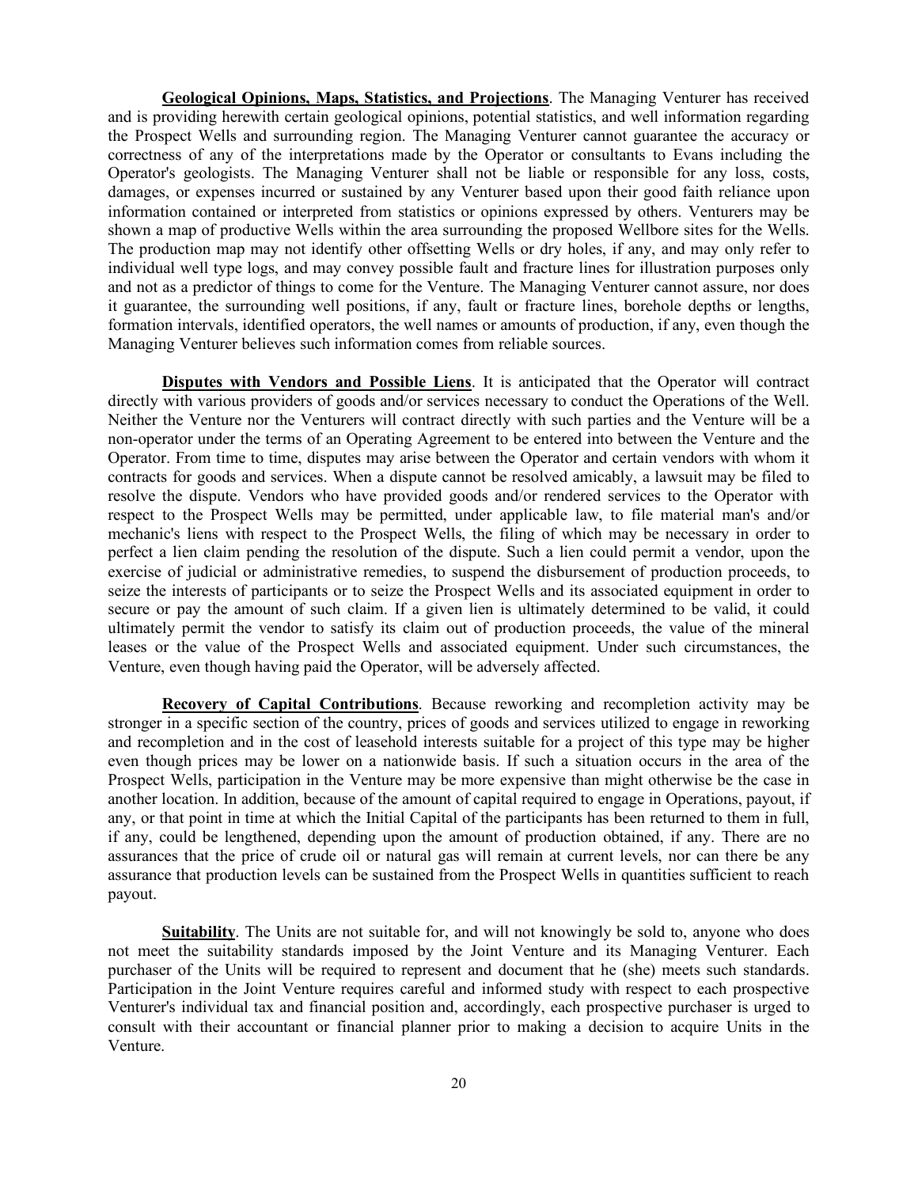**Geological Opinions, Maps, Statistics, and Projections**. The Managing Venturer has received and is providing herewith certain geological opinions, potential statistics, and well information regarding the Prospect Wells and surrounding region. The Managing Venturer cannot guarantee the accuracy or correctness of any of the interpretations made by the Operator or consultants to Evans including the Operator's geologists. The Managing Venturer shall not be liable or responsible for any loss, costs, damages, or expenses incurred or sustained by any Venturer based upon their good faith reliance upon information contained or interpreted from statistics or opinions expressed by others. Venturers may be shown a map of productive Wells within the area surrounding the proposed Wellbore sites for the Wells. The production map may not identify other offsetting Wells or dry holes, if any, and may only refer to individual well type logs, and may convey possible fault and fracture lines for illustration purposes only and not as a predictor of things to come for the Venture. The Managing Venturer cannot assure, nor does it guarantee, the surrounding well positions, if any, fault or fracture lines, borehole depths or lengths, formation intervals, identified operators, the well names or amounts of production, if any, even though the Managing Venturer believes such information comes from reliable sources.

**Disputes with Vendors and Possible Liens**. It is anticipated that the Operator will contract directly with various providers of goods and/or services necessary to conduct the Operations of the Well. Neither the Venture nor the Venturers will contract directly with such parties and the Venture will be a non-operator under the terms of an Operating Agreement to be entered into between the Venture and the Operator. From time to time, disputes may arise between the Operator and certain vendors with whom it contracts for goods and services. When a dispute cannot be resolved amicably, a lawsuit may be filed to resolve the dispute. Vendors who have provided goods and/or rendered services to the Operator with respect to the Prospect Wells may be permitted, under applicable law, to file material man's and/or mechanic's liens with respect to the Prospect Wells, the filing of which may be necessary in order to perfect a lien claim pending the resolution of the dispute. Such a lien could permit a vendor, upon the exercise of judicial or administrative remedies, to suspend the disbursement of production proceeds, to seize the interests of participants or to seize the Prospect Wells and its associated equipment in order to secure or pay the amount of such claim. If a given lien is ultimately determined to be valid, it could ultimately permit the vendor to satisfy its claim out of production proceeds, the value of the mineral leases or the value of the Prospect Wells and associated equipment. Under such circumstances, the Venture, even though having paid the Operator, will be adversely affected.

**Recovery of Capital Contributions**. Because reworking and recompletion activity may be stronger in a specific section of the country, prices of goods and services utilized to engage in reworking and recompletion and in the cost of leasehold interests suitable for a project of this type may be higher even though prices may be lower on a nationwide basis. If such a situation occurs in the area of the Prospect Wells, participation in the Venture may be more expensive than might otherwise be the case in another location. In addition, because of the amount of capital required to engage in Operations, payout, if any, or that point in time at which the Initial Capital of the participants has been returned to them in full, if any, could be lengthened, depending upon the amount of production obtained, if any. There are no assurances that the price of crude oil or natural gas will remain at current levels, nor can there be any assurance that production levels can be sustained from the Prospect Wells in quantities sufficient to reach payout.

**Suitability**. The Units are not suitable for, and will not knowingly be sold to, anyone who does not meet the suitability standards imposed by the Joint Venture and its Managing Venturer. Each purchaser of the Units will be required to represent and document that he (she) meets such standards. Participation in the Joint Venture requires careful and informed study with respect to each prospective Venturer's individual tax and financial position and, accordingly, each prospective purchaser is urged to consult with their accountant or financial planner prior to making a decision to acquire Units in the Venture.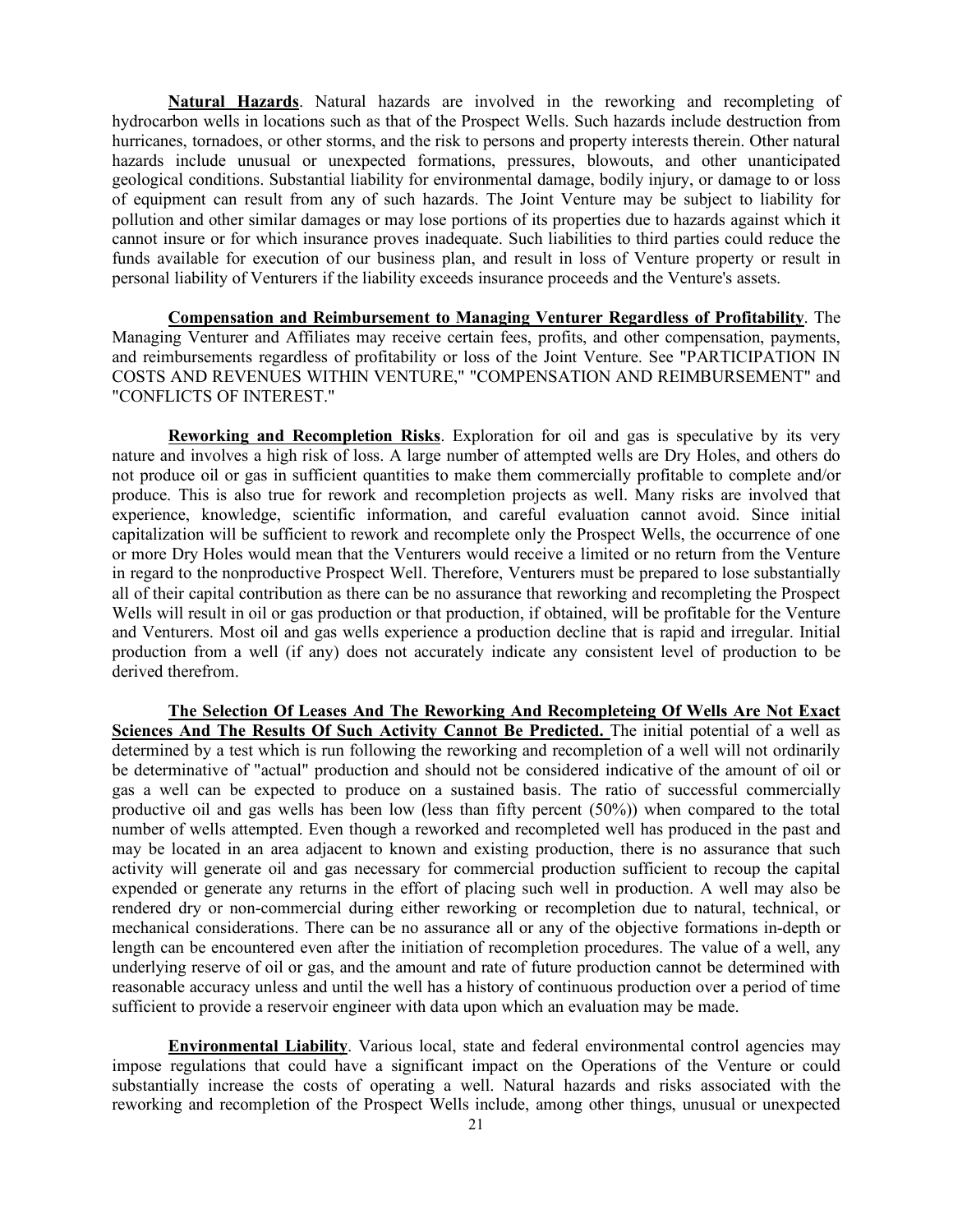**Natural Hazards**. Natural hazards are involved in the reworking and recompleting of hydrocarbon wells in locations such as that of the Prospect Wells. Such hazards include destruction from hurricanes, tornadoes, or other storms, and the risk to persons and property interests therein. Other natural hazards include unusual or unexpected formations, pressures, blowouts, and other unanticipated geological conditions. Substantial liability for environmental damage, bodily injury, or damage to or loss of equipment can result from any of such hazards. The Joint Venture may be subject to liability for pollution and other similar damages or may lose portions of its properties due to hazards against which it cannot insure or for which insurance proves inadequate. Such liabilities to third parties could reduce the funds available for execution of our business plan, and result in loss of Venture property or result in personal liability of Venturers if the liability exceeds insurance proceeds and the Venture's assets.

**Compensation and Reimbursement to Managing Venturer Regardless of Profitability**. The Managing Venturer and Affiliates may receive certain fees, profits, and other compensation, payments, and reimbursements regardless of profitability or loss of the Joint Venture. See "PARTICIPATION IN COSTS AND REVENUES WITHIN VENTURE," "COMPENSATION AND REIMBURSEMENT" and "CONFLICTS OF INTEREST."

**Reworking and Recompletion Risks**. Exploration for oil and gas is speculative by its very nature and involves a high risk of loss. A large number of attempted wells are Dry Holes, and others do not produce oil or gas in sufficient quantities to make them commercially profitable to complete and/or produce. This is also true for rework and recompletion projects as well. Many risks are involved that experience, knowledge, scientific information, and careful evaluation cannot avoid. Since initial capitalization will be sufficient to rework and recomplete only the Prospect Wells, the occurrence of one or more Dry Holes would mean that the Venturers would receive a limited or no return from the Venture in regard to the nonproductive Prospect Well. Therefore, Venturers must be prepared to lose substantially all of their capital contribution as there can be no assurance that reworking and recompleting the Prospect Wells will result in oil or gas production or that production, if obtained, will be profitable for the Venture and Venturers. Most oil and gas wells experience a production decline that is rapid and irregular. Initial production from a well (if any) does not accurately indicate any consistent level of production to be derived therefrom.

**The Selection Of Leases And The Reworking And Recompleteing Of Wells Are Not Exact Sciences And The Results Of Such Activity Cannot Be Predicted.** The initial potential of a well as determined by a test which is run following the reworking and recompletion of a well will not ordinarily be determinative of "actual" production and should not be considered indicative of the amount of oil or gas a well can be expected to produce on a sustained basis. The ratio of successful commercially productive oil and gas wells has been low (less than fifty percent (50%)) when compared to the total number of wells attempted. Even though a reworked and recompleted well has produced in the past and may be located in an area adjacent to known and existing production, there is no assurance that such activity will generate oil and gas necessary for commercial production sufficient to recoup the capital expended or generate any returns in the effort of placing such well in production. A well may also be rendered dry or non-commercial during either reworking or recompletion due to natural, technical, or mechanical considerations. There can be no assurance all or any of the objective formations in-depth or length can be encountered even after the initiation of recompletion procedures. The value of a well, any underlying reserve of oil or gas, and the amount and rate of future production cannot be determined with reasonable accuracy unless and until the well has a history of continuous production over a period of time sufficient to provide a reservoir engineer with data upon which an evaluation may be made.

**Environmental Liability**. Various local, state and federal environmental control agencies may impose regulations that could have a significant impact on the Operations of the Venture or could substantially increase the costs of operating a well. Natural hazards and risks associated with the reworking and recompletion of the Prospect Wells include, among other things, unusual or unexpected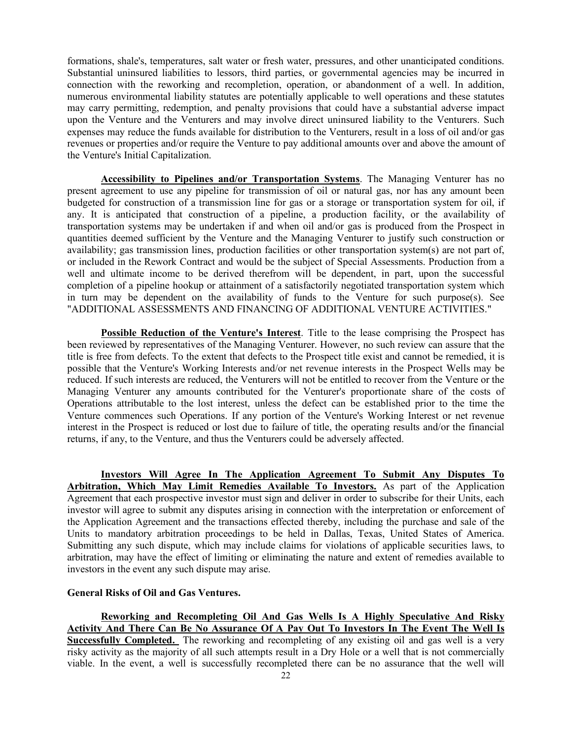formations, shale's, temperatures, salt water or fresh water, pressures, and other unanticipated conditions. Substantial uninsured liabilities to lessors, third parties, or governmental agencies may be incurred in connection with the reworking and recompletion, operation, or abandonment of a well. In addition, numerous environmental liability statutes are potentially applicable to well operations and these statutes may carry permitting, redemption, and penalty provisions that could have a substantial adverse impact upon the Venture and the Venturers and may involve direct uninsured liability to the Venturers. Such expenses may reduce the funds available for distribution to the Venturers, result in a loss of oil and/or gas revenues or properties and/or require the Venture to pay additional amounts over and above the amount of the Venture's Initial Capitalization.

**Accessibility to Pipelines and/or Transportation Systems**. The Managing Venturer has no present agreement to use any pipeline for transmission of oil or natural gas, nor has any amount been budgeted for construction of a transmission line for gas or a storage or transportation system for oil, if any. It is anticipated that construction of a pipeline, a production facility, or the availability of transportation systems may be undertaken if and when oil and/or gas is produced from the Prospect in quantities deemed sufficient by the Venture and the Managing Venturer to justify such construction or availability; gas transmission lines, production facilities or other transportation system(s) are not part of, or included in the Rework Contract and would be the subject of Special Assessments. Production from a well and ultimate income to be derived therefrom will be dependent, in part, upon the successful completion of a pipeline hookup or attainment of a satisfactorily negotiated transportation system which in turn may be dependent on the availability of funds to the Venture for such purpose(s). See "ADDITIONAL ASSESSMENTS AND FINANCING OF ADDITIONAL VENTURE ACTIVITIES."

**Possible Reduction of the Venture's Interest**. Title to the lease comprising the Prospect has been reviewed by representatives of the Managing Venturer. However, no such review can assure that the title is free from defects. To the extent that defects to the Prospect title exist and cannot be remedied, it is possible that the Venture's Working Interests and/or net revenue interests in the Prospect Wells may be reduced. If such interests are reduced, the Venturers will not be entitled to recover from the Venture or the Managing Venturer any amounts contributed for the Venturer's proportionate share of the costs of Operations attributable to the lost interest, unless the defect can be established prior to the time the Venture commences such Operations. If any portion of the Venture's Working Interest or net revenue interest in the Prospect is reduced or lost due to failure of title, the operating results and/or the financial returns, if any, to the Venture, and thus the Venturers could be adversely affected.

**Investors Will Agree In The Application Agreement To Submit Any Disputes To Arbitration, Which May Limit Remedies Available To Investors.** As part of the Application Agreement that each prospective investor must sign and deliver in order to subscribe for their Units, each investor will agree to submit any disputes arising in connection with the interpretation or enforcement of the Application Agreement and the transactions effected thereby, including the purchase and sale of the Units to mandatory arbitration proceedings to be held in Dallas, Texas, United States of America. Submitting any such dispute, which may include claims for violations of applicable securities laws, to arbitration, may have the effect of limiting or eliminating the nature and extent of remedies available to investors in the event any such dispute may arise.

**General Risks of Oil and Gas Ventures.**

**Reworking and Recompleting Oil And Gas Wells Is A Highly Speculative And Risky Activity And There Can Be No Assurance Of A Pay Out To Investors In The Event The Well Is Successfully Completed.** The reworking and recompleting of any existing oil and gas well is a very risky activity as the majority of all such attempts result in a Dry Hole or a well that is not commercially viable. In the event, a well is successfully recompleted there can be no assurance that the well will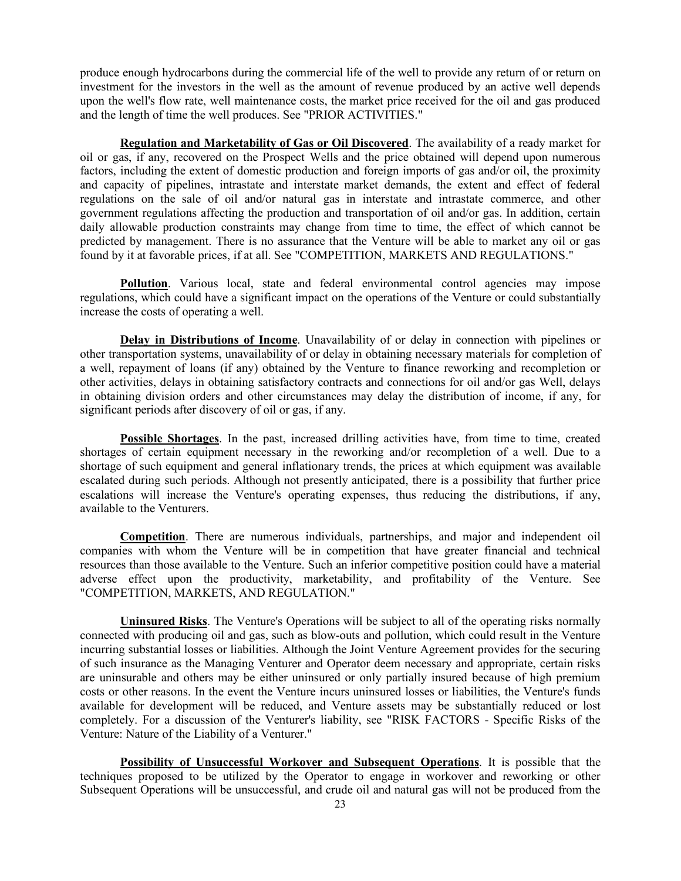produce enough hydrocarbons during the commercial life of the well to provide any return of or return on investment for the investors in the well as the amount of revenue produced by an active well depends upon the well's flow rate, well maintenance costs, the market price received for the oil and gas produced and the length of time the well produces. See "PRIOR ACTIVITIES."

**Regulation and Marketability of Gas or Oil Discovered**. The availability of a ready market for oil or gas, if any, recovered on the Prospect Wells and the price obtained will depend upon numerous factors, including the extent of domestic production and foreign imports of gas and/or oil, the proximity and capacity of pipelines, intrastate and interstate market demands, the extent and effect of federal regulations on the sale of oil and/or natural gas in interstate and intrastate commerce, and other government regulations affecting the production and transportation of oil and/or gas. In addition, certain daily allowable production constraints may change from time to time, the effect of which cannot be predicted by management. There is no assurance that the Venture will be able to market any oil or gas found by it at favorable prices, if at all. See "COMPETITION, MARKETS AND REGULATIONS."

**Pollution**. Various local, state and federal environmental control agencies may impose regulations, which could have a significant impact on the operations of the Venture or could substantially increase the costs of operating a well.

**Delay in Distributions of Income**. Unavailability of or delay in connection with pipelines or other transportation systems, unavailability of or delay in obtaining necessary materials for completion of a well, repayment of loans (if any) obtained by the Venture to finance reworking and recompletion or other activities, delays in obtaining satisfactory contracts and connections for oil and/or gas Well, delays in obtaining division orders and other circumstances may delay the distribution of income, if any, for significant periods after discovery of oil or gas, if any.

**Possible Shortages**. In the past, increased drilling activities have, from time to time, created shortages of certain equipment necessary in the reworking and/or recompletion of a well. Due to a shortage of such equipment and general inflationary trends, the prices at which equipment was available escalated during such periods. Although not presently anticipated, there is a possibility that further price escalations will increase the Venture's operating expenses, thus reducing the distributions, if any, available to the Venturers.

**Competition**. There are numerous individuals, partnerships, and major and independent oil companies with whom the Venture will be in competition that have greater financial and technical resources than those available to the Venture. Such an inferior competitive position could have a material adverse effect upon the productivity, marketability, and profitability of the Venture. See "COMPETITION, MARKETS, AND REGULATION."

**Uninsured Risks**. The Venture's Operations will be subject to all of the operating risks normally connected with producing oil and gas, such as blow-outs and pollution, which could result in the Venture incurring substantial losses or liabilities. Although the Joint Venture Agreement provides for the securing of such insurance as the Managing Venturer and Operator deem necessary and appropriate, certain risks are uninsurable and others may be either uninsured or only partially insured because of high premium costs or other reasons. In the event the Venture incurs uninsured losses or liabilities, the Venture's funds available for development will be reduced, and Venture assets may be substantially reduced or lost completely. For a discussion of the Venturer's liability, see "RISK FACTORS - Specific Risks of the Venture: Nature of the Liability of a Venturer."

**Possibility of Unsuccessful Workover and Subsequent Operations**. It is possible that the techniques proposed to be utilized by the Operator to engage in workover and reworking or other Subsequent Operations will be unsuccessful, and crude oil and natural gas will not be produced from the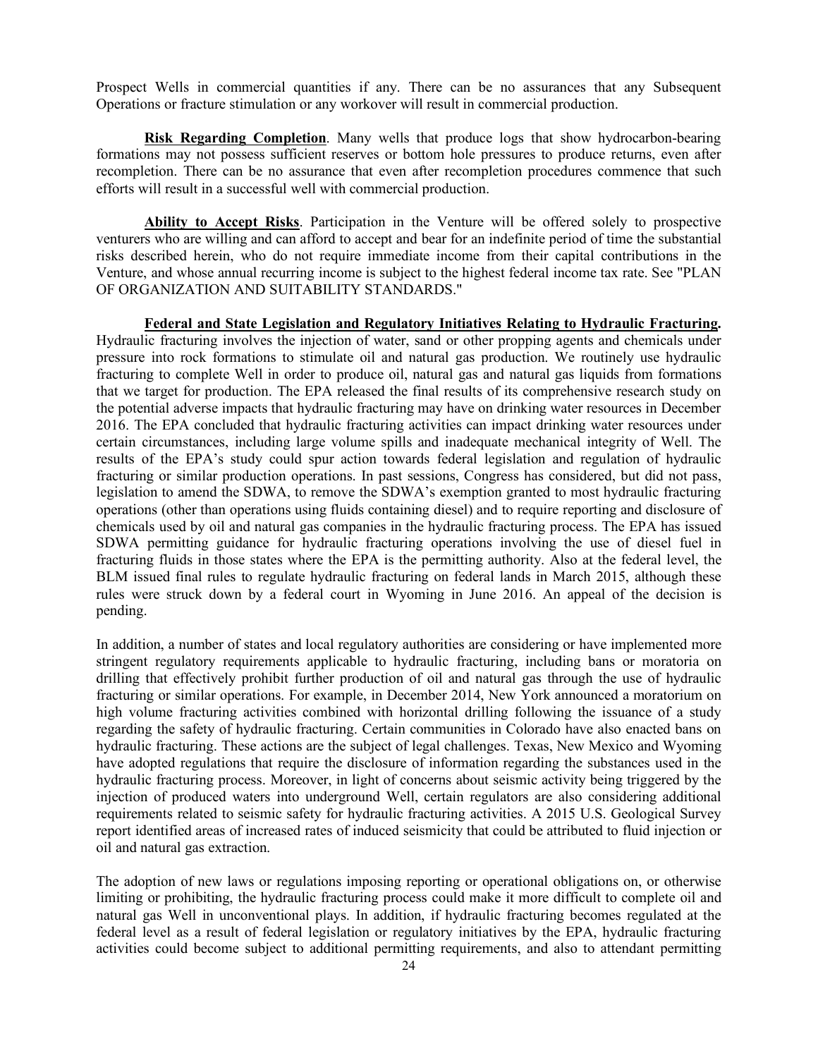Prospect Wells in commercial quantities if any. There can be no assurances that any Subsequent Operations or fracture stimulation or any workover will result in commercial production.

**Risk Regarding Completion**. Many wells that produce logs that show hydrocarbon-bearing formations may not possess sufficient reserves or bottom hole pressures to produce returns, even after recompletion. There can be no assurance that even after recompletion procedures commence that such efforts will result in a successful well with commercial production.

**Ability to Accept Risks**. Participation in the Venture will be offered solely to prospective venturers who are willing and can afford to accept and bear for an indefinite period of time the substantial risks described herein, who do not require immediate income from their capital contributions in the Venture, and whose annual recurring income is subject to the highest federal income tax rate. See "PLAN OF ORGANIZATION AND SUITABILITY STANDARDS."

**Federal and State Legislation and Regulatory Initiatives Relating to Hydraulic Fracturing.** Hydraulic fracturing involves the injection of water, sand or other propping agents and chemicals under pressure into rock formations to stimulate oil and natural gas production. We routinely use hydraulic fracturing to complete Well in order to produce oil, natural gas and natural gas liquids from formations that we target for production. The EPA released the final results of its comprehensive research study on the potential adverse impacts that hydraulic fracturing may have on drinking water resources in December 2016. The EPA concluded that hydraulic fracturing activities can impact drinking water resources under certain circumstances, including large volume spills and inadequate mechanical integrity of Well. The results of the EPA's study could spur action towards federal legislation and regulation of hydraulic fracturing or similar production operations. In past sessions, Congress has considered, but did not pass, legislation to amend the SDWA, to remove the SDWA's exemption granted to most hydraulic fracturing operations (other than operations using fluids containing diesel) and to require reporting and disclosure of chemicals used by oil and natural gas companies in the hydraulic fracturing process. The EPA has issued SDWA permitting guidance for hydraulic fracturing operations involving the use of diesel fuel in fracturing fluids in those states where the EPA is the permitting authority. Also at the federal level, the BLM issued final rules to regulate hydraulic fracturing on federal lands in March 2015, although these rules were struck down by a federal court in Wyoming in June 2016. An appeal of the decision is pending.

In addition, a number of states and local regulatory authorities are considering or have implemented more stringent regulatory requirements applicable to hydraulic fracturing, including bans or moratoria on drilling that effectively prohibit further production of oil and natural gas through the use of hydraulic fracturing or similar operations. For example, in December 2014, New York announced a moratorium on high volume fracturing activities combined with horizontal drilling following the issuance of a study regarding the safety of hydraulic fracturing. Certain communities in Colorado have also enacted bans on hydraulic fracturing. These actions are the subject of legal challenges. Texas, New Mexico and Wyoming have adopted regulations that require the disclosure of information regarding the substances used in the hydraulic fracturing process. Moreover, in light of concerns about seismic activity being triggered by the injection of produced waters into underground Well, certain regulators are also considering additional requirements related to seismic safety for hydraulic fracturing activities. A 2015 U.S. Geological Survey report identified areas of increased rates of induced seismicity that could be attributed to fluid injection or oil and natural gas extraction.

The adoption of new laws or regulations imposing reporting or operational obligations on, or otherwise limiting or prohibiting, the hydraulic fracturing process could make it more difficult to complete oil and natural gas Well in unconventional plays. In addition, if hydraulic fracturing becomes regulated at the federal level as a result of federal legislation or regulatory initiatives by the EPA, hydraulic fracturing activities could become subject to additional permitting requirements, and also to attendant permitting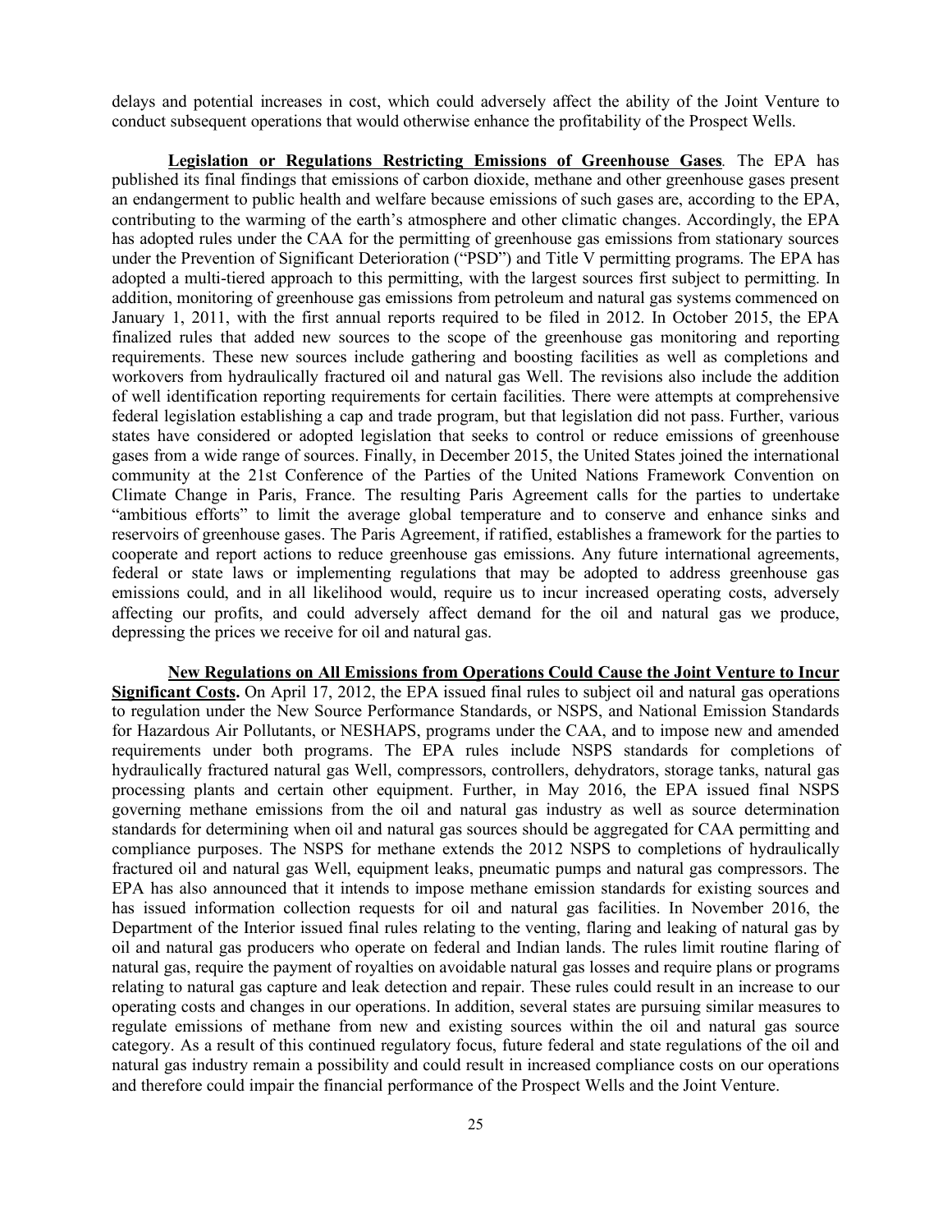delays and potential increases in cost, which could adversely affect the ability of the Joint Venture to conduct subsequent operations that would otherwise enhance the profitability of the Prospect Wells.

**Legislation or Regulations Restricting Emissions of Greenhouse Gases**. The EPA has published its final findings that emissions of carbon dioxide, methane and other greenhouse gases present an endangerment to public health and welfare because emissions of such gases are, according to the EPA, contributing to the warming of the earth's atmosphere and other climatic changes. Accordingly, the EPA has adopted rules under the CAA for the permitting of greenhouse gas emissions from stationary sources under the Prevention of Significant Deterioration ("PSD") and Title V permitting programs. The EPA has adopted a multi-tiered approach to this permitting, with the largest sources first subject to permitting. In addition, monitoring of greenhouse gas emissions from petroleum and natural gas systems commenced on January 1, 2011, with the first annual reports required to be filed in 2012. In October 2015, the EPA finalized rules that added new sources to the scope of the greenhouse gas monitoring and reporting requirements. These new sources include gathering and boosting facilities as well as completions and workovers from hydraulically fractured oil and natural gas Well. The revisions also include the addition of well identification reporting requirements for certain facilities. There were attempts at comprehensive federal legislation establishing a cap and trade program, but that legislation did not pass. Further, various states have considered or adopted legislation that seeks to control or reduce emissions of greenhouse gases from a wide range of sources. Finally, in December 2015, the United States joined the international community at the 21st Conference of the Parties of the United Nations Framework Convention on Climate Change in Paris, France. The resulting Paris Agreement calls for the parties to undertake "ambitious efforts" to limit the average global temperature and to conserve and enhance sinks and reservoirs of greenhouse gases. The Paris Agreement, if ratified, establishes a framework for the parties to cooperate and report actions to reduce greenhouse gas emissions. Any future international agreements, federal or state laws or implementing regulations that may be adopted to address greenhouse gas emissions could, and in all likelihood would, require us to incur increased operating costs, adversely affecting our profits, and could adversely affect demand for the oil and natural gas we produce, depressing the prices we receive for oil and natural gas.

**New Regulations on All Emissions from Operations Could Cause the Joint Venture to Incur Significant Costs.** On April 17, 2012, the EPA issued final rules to subject oil and natural gas operations to regulation under the New Source Performance Standards, or NSPS, and National Emission Standards for Hazardous Air Pollutants, or NESHAPS, programs under the CAA, and to impose new and amended requirements under both programs. The EPA rules include NSPS standards for completions of hydraulically fractured natural gas Well, compressors, controllers, dehydrators, storage tanks, natural gas processing plants and certain other equipment. Further, in May 2016, the EPA issued final NSPS governing methane emissions from the oil and natural gas industry as well as source determination standards for determining when oil and natural gas sources should be aggregated for CAA permitting and compliance purposes. The NSPS for methane extends the 2012 NSPS to completions of hydraulically fractured oil and natural gas Well, equipment leaks, pneumatic pumps and natural gas compressors. The EPA has also announced that it intends to impose methane emission standards for existing sources and has issued information collection requests for oil and natural gas facilities. In November 2016, the Department of the Interior issued final rules relating to the venting, flaring and leaking of natural gas by oil and natural gas producers who operate on federal and Indian lands. The rules limit routine flaring of natural gas, require the payment of royalties on avoidable natural gas losses and require plans or programs relating to natural gas capture and leak detection and repair. These rules could result in an increase to our operating costs and changes in our operations. In addition, several states are pursuing similar measures to regulate emissions of methane from new and existing sources within the oil and natural gas source category. As a result of this continued regulatory focus, future federal and state regulations of the oil and natural gas industry remain a possibility and could result in increased compliance costs on our operations and therefore could impair the financial performance of the Prospect Wells and the Joint Venture.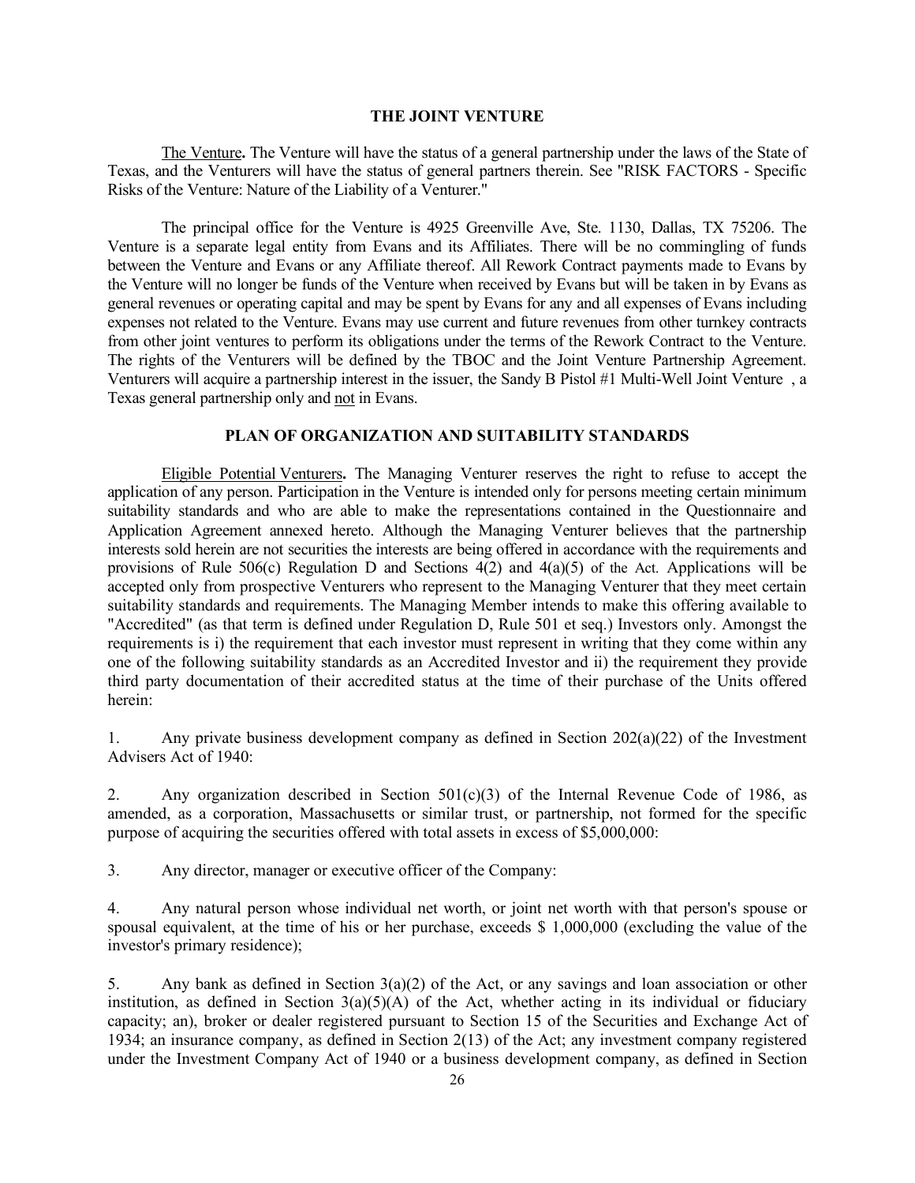## THE JOINT VENTURE

The Venture**.** The Venture will have the status of a general partnership under the laws of the State of Texas, and the Venturers will have the status of general partners therein. See "RISK FACTORS - Specific Risks of the Venture: Nature of the Liability of a Venturer."

The principal office for the Venture is 4925 Greenville Ave, Ste. 1130, Dallas, TX 75206. The Venture is a separate legal entity from Evans and its Affiliates. There will be no commingling of funds between the Venture and Evans or any Affiliate thereof. All Rework Contract payments made to Evans by the Venture will no longer be funds of the Venture when received by Evans but will be taken in by Evans as general revenues or operating capital and may be spent by Evans for any and all expenses of Evans including expenses not related to the Venture. Evans may use current and future revenues from other turnkey contracts from other joint ventures to perform its obligations under the terms of the Rework Contract to the Venture. The rights of the Venturers will be defined by the TBOC and the Joint Venture Partnership Agreement. Venturers will acquire a partnership interest in the issuer, the Sandy B Pistol #1 Multi-Well Joint Venture , a Texas general partnership only and not in Evans.

## PLAN OF ORGANIZATION AND SUITABILITY STANDARDS

Eligible Potential Venturers**.** The Managing Venturer reserves the right to refuse to accept the application of any person. Participation in the Venture is intended only for persons meeting certain minimum suitability standards and who are able to make the representations contained in the Questionnaire and Application Agreement annexed hereto. Although the Managing Venturer believes that the partnership interests sold herein are not securities the interests are being offered in accordance with the requirements and provisions of Rule 506(c) Regulation D and Sections 4(2) and 4(a)(5) of the Act. Applications will be accepted only from prospective Venturers who represent to the Managing Venturer that they meet certain suitability standards and requirements. The Managing Member intends to make this offering available to "Accredited" (as that term is defined under Regulation D, Rule 501 et seq.) Investors only. Amongst the requirements is i) the requirement that each investor must represent in writing that they come within any one of the following suitability standards as an Accredited Investor and ii) the requirement they provide third party documentation of their accredited status at the time of their purchase of the Units offered herein:

1. Any private business development company as defined in Section 202(a)(22) of the Investment Advisers Act of 1940:

2. Any organization described in Section 501(c)(3) of the Internal Revenue Code of 1986, as amended, as a corporation, Massachusetts or similar trust, or partnership, not formed for the specific purpose of acquiring the securities offered with total assets in excess of $5,000,000:

3. Any director, manager or executive officer of the Company:

4. Any natural person whose individual net worth, or joint net worth with that person's spouse or spousal equivalent, at the time of his or her purchase, exceeds $ 1,000,000 (excluding the value of the investor's primary residence);

5. Any bank as defined in Section 3(a)(2) of the Act, or any savings and loan association or other institution, as defined in Section 3(a)(5)(A) of the Act, whether acting in its individual or fiduciary capacity; an), broker or dealer registered pursuant to Section 15 of the Securities and Exchange Act of 1934; an insurance company, as defined in Section 2(13) of the Act; any investment company registered under the Investment Company Act of 1940 or a business development company, as defined in Section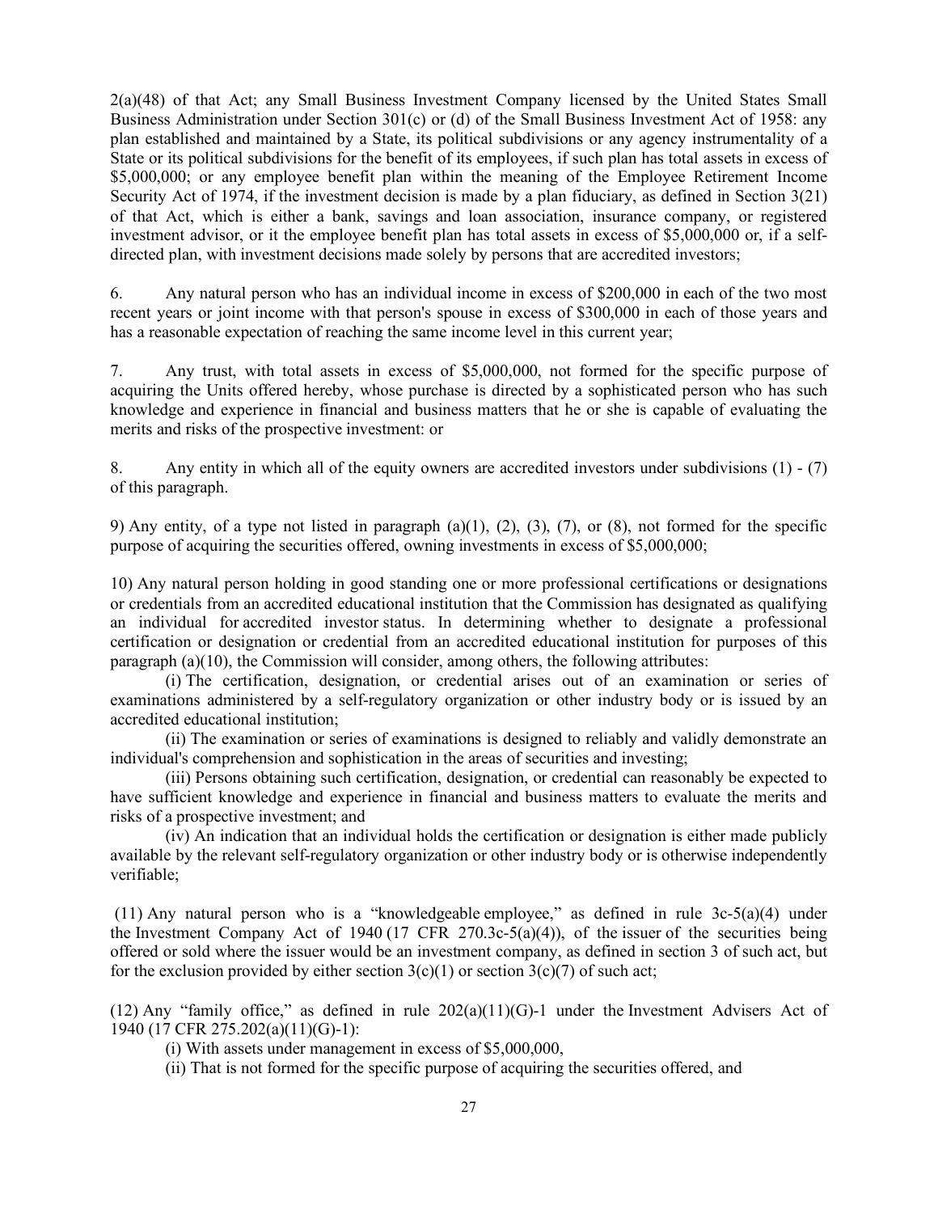2(a)(48) of that Act; any Small Business Investment Company licensed by the United States Small Business Administration under Section 301(c) or (d) of the Small Business Investment Act of 1958: any plan established and maintained by a State, its political subdivisions or any agency instrumentality of a State or its political subdivisions for the benefit of its employees, if such plan has total assets in excess of $5,000,000; or any employee benefit plan within the meaning of the Employee Retirement Income Security Act of 1974, if the investment decision is made by a plan fiduciary, as defined in Section 3(21) of that Act, which is either a bank, savings and loan association, insurance company, or registered investment advisor, or it the employee benefit plan has total assets in excess of $5,000,000 or, if a self-directed plan, with investment decisions made solely by persons that are accredited investors;

6. Any natural person who has an individual income in excess of $200,000 in each of the two most recent years or joint income with that person's spouse in excess of $300,000 in each of those years and has a reasonable expectation of reaching the same income level in this current year;

7. Any trust, with total assets in excess of $5,000,000, not formed for the specific purpose of acquiring the Units offered hereby, whose purchase is directed by a sophisticated person who has such knowledge and experience in financial and business matters that he or she is capable of evaluating the merits and risks of the prospective investment: or

8. Any entity in which all of the equity owners are accredited investors under subdivisions (1) - (7) of this paragraph.

9) Any entity, of a type not listed in paragraph (a)(1), (2), (3), (7), or (8), not formed for the specific purpose of acquiring the securities offered, owning investments in excess of $5,000,000;

10) Any natural person holding in good standing one or more professional certifications or designations or credentials from an accredited educational institution that the Commission has designated as qualifying an individual for accredited investor status. In determining whether to designate a professional certification or designation or credential from an accredited educational institution for purposes of this paragraph (a)(10), the Commission will consider, among others, the following attributes:

(i) The certification, designation, or credential arises out of an examination or series of examinations administered by a self-regulatory organization or other industry body or is issued by an accredited educational institution;

(ii) The examination or series of examinations is designed to reliably and validly demonstrate an individual's comprehension and sophistication in the areas of securities and investing;

(iii) Persons obtaining such certification, designation, or credential can reasonably be expected to have sufficient knowledge and experience in financial and business matters to evaluate the merits and risks of a prospective investment; and

(iv) An indication that an individual holds the certification or designation is either made publicly available by the relevant self-regulatory organization or other industry body or is otherwise independently verifiable;

(11) Any natural person who is a "knowledgeable employee," as defined in rule 3c-5(a)(4) under the Investment Company Act of 1940 (17 CFR 270.3c-5(a)(4)), of the issuer of the securities being offered or sold where the issuer would be an investment company, as defined in section 3 of such act, but for the exclusion provided by either section 3(c)(1) or section 3(c)(7) of such act;

(12) Any "family office," as defined in rule 202(a)(11)(G)-1 under the Investment Advisers Act of 1940 (17 CFR 275.202(a)(11)(G)-1):

(i) With assets under management in excess of $5,000,000,

(ii) That is not formed for the specific purpose of acquiring the securities offered, and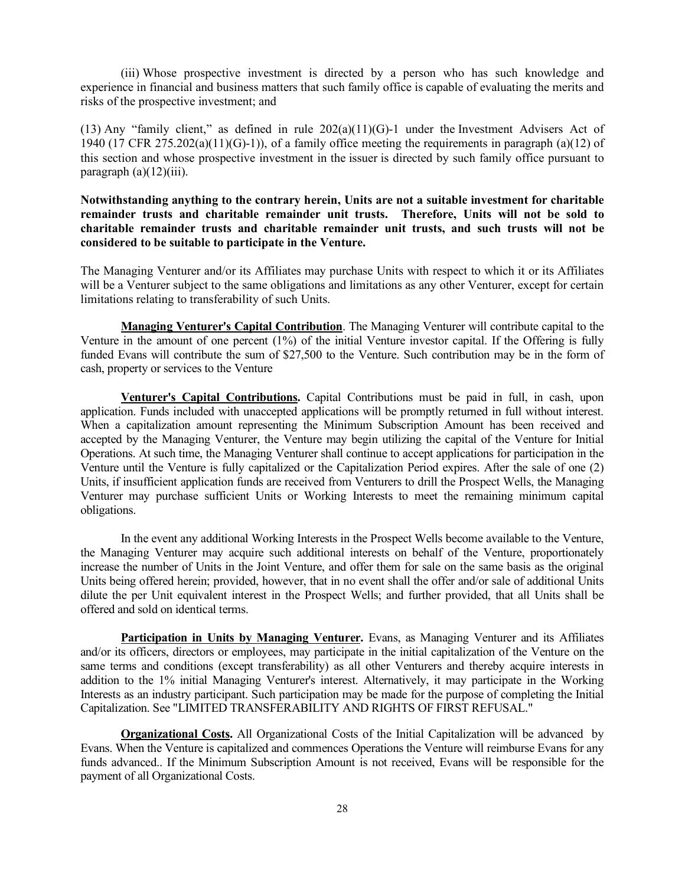(iii) Whose prospective investment is directed by a person who has such knowledge and experience in financial and business matters that such family office is capable of evaluating the merits and risks of the prospective investment; and

(13) Any "family client," as defined in rule 202(a)(11)(G)-1 under the Investment Advisers Act of 1940 (17 CFR 275.202(a)(11)(G)-1)), of a family office meeting the requirements in paragraph (a)(12) of this section and whose prospective investment in the issuer is directed by such family office pursuant to paragraph (a)(12)(iii).

**Notwithstanding anything to the contrary herein, Units are not a suitable investment for charitable remainder trusts and charitable remainder unit trusts. Therefore, Units will not be sold to charitable remainder trusts and charitable remainder unit trusts, and such trusts will not be considered to be suitable to participate in the Venture.**

The Managing Venturer and/or its Affiliates may purchase Units with respect to which it or its Affiliates will be a Venturer subject to the same obligations and limitations as any other Venturer, except for certain limitations relating to transferability of such Units.

**Managing Venturer's Capital Contribution**. The Managing Venturer will contribute capital to the Venture in the amount of one percent (1%) of the initial Venture investor capital. If the Offering is fully funded Evans will contribute the sum of $27,500 to the Venture. Such contribution may be in the form of cash, property or services to the Venture

**Venturer's Capital Contributions.** Capital Contributions must be paid in full, in cash, upon application. Funds included with unaccepted applications will be promptly returned in full without interest. When a capitalization amount representing the Minimum Subscription Amount has been received and accepted by the Managing Venturer, the Venture may begin utilizing the capital of the Venture for Initial Operations. At such time, the Managing Venturer shall continue to accept applications for participation in the Venture until the Venture is fully capitalized or the Capitalization Period expires. After the sale of one (2) Units, if insufficient application funds are received from Venturers to drill the Prospect Wells, the Managing Venturer may purchase sufficient Units or Working Interests to meet the remaining minimum capital obligations.

In the event any additional Working Interests in the Prospect Wells become available to the Venture, the Managing Venturer may acquire such additional interests on behalf of the Venture, proportionately increase the number of Units in the Joint Venture, and offer them for sale on the same basis as the original Units being offered herein; provided, however, that in no event shall the offer and/or sale of additional Units dilute the per Unit equivalent interest in the Prospect Wells; and further provided, that all Units shall be offered and sold on identical terms.

**Participation in Units by Managing Venturer.** Evans, as Managing Venturer and its Affiliates and/or its officers, directors or employees, may participate in the initial capitalization of the Venture on the same terms and conditions (except transferability) as all other Venturers and thereby acquire interests in addition to the 1% initial Managing Venturer's interest. Alternatively, it may participate in the Working Interests as an industry participant. Such participation may be made for the purpose of completing the Initial Capitalization. See "LIMITED TRANSFERABILITY AND RIGHTS OF FIRST REFUSAL."

**Organizational Costs.** All Organizational Costs of the Initial Capitalization will be advanced by Evans. When the Venture is capitalized and commences Operations the Venture will reimburse Evans for any funds advanced.. If the Minimum Subscription Amount is not received, Evans will be responsible for the payment of all Organizational Costs.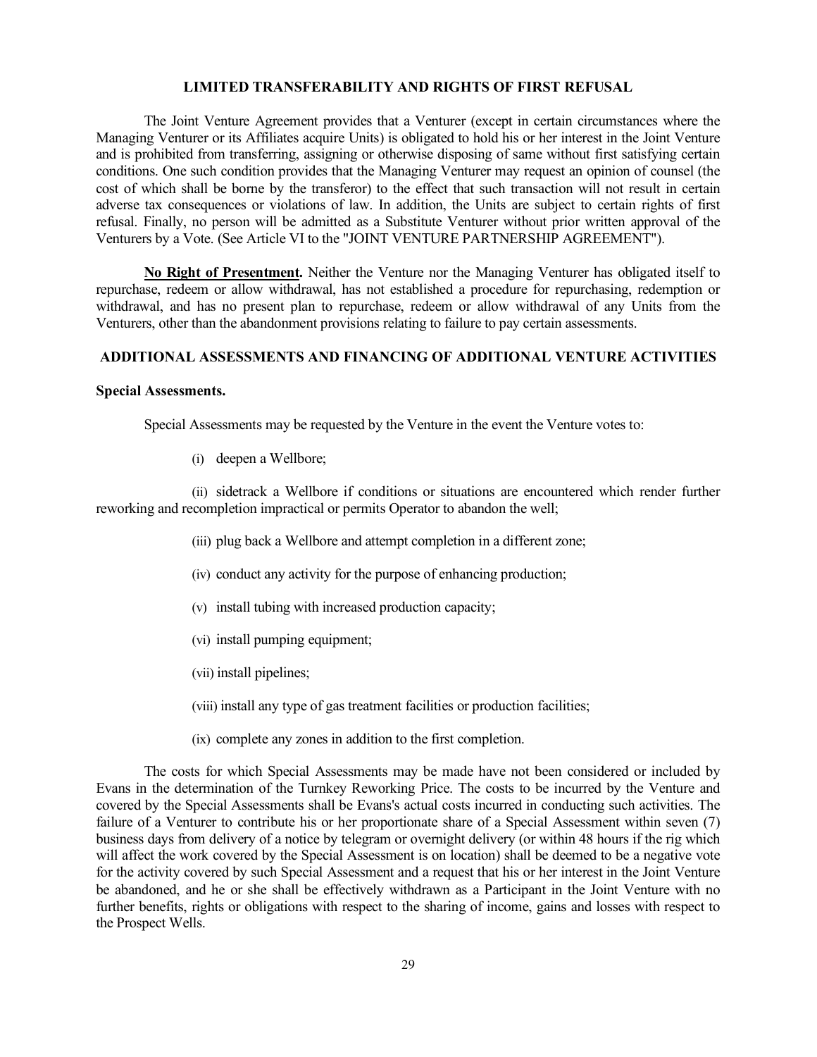## LIMITED TRANSFERABILITY AND RIGHTS OF FIRST REFUSAL

The Joint Venture Agreement provides that a Venturer (except in certain circumstances where the Managing Venturer or its Affiliates acquire Units) is obligated to hold his or her interest in the Joint Venture and is prohibited from transferring, assigning or otherwise disposing of same without first satisfying certain conditions. One such condition provides that the Managing Venturer may request an opinion of counsel (the cost of which shall be borne by the transferor) to the effect that such transaction will not result in certain adverse tax consequences or violations of law. In addition, the Units are subject to certain rights of first refusal. Finally, no person will be admitted as a Substitute Venturer without prior written approval of the Venturers by a Vote. (See Article VI to the "JOINT VENTURE PARTNERSHIP AGREEMENT").

**No Right of Presentment.** Neither the Venture nor the Managing Venturer has obligated itself to repurchase, redeem or allow withdrawal, has not established a procedure for repurchasing, redemption or withdrawal, and has no present plan to repurchase, redeem or allow withdrawal of any Units from the Venturers, other than the abandonment provisions relating to failure to pay certain assessments.

## ADDITIONAL ASSESSMENTS AND FINANCING OF ADDITIONAL VENTURE ACTIVITIES

**Special Assessments.**

Special Assessments may be requested by the Venture in the event the Venture votes to:

(i) deepen a Wellbore;

(ii) sidetrack a Wellbore if conditions or situations are encountered which render further reworking and recompletion impractical or permits Operator to abandon the well;

(iii) plug back a Wellbore and attempt completion in a different zone;

(iv) conduct any activity for the purpose of enhancing production;

(v) install tubing with increased production capacity;

(vi) install pumping equipment;

(vii) install pipelines;

(viii) install any type of gas treatment facilities or production facilities;

(ix) complete any zones in addition to the first completion.

The costs for which Special Assessments may be made have not been considered or included by Evans in the determination of the Turnkey Reworking Price. The costs to be incurred by the Venture and covered by the Special Assessments shall be Evans's actual costs incurred in conducting such activities. The failure of a Venturer to contribute his or her proportionate share of a Special Assessment within seven (7) business days from delivery of a notice by telegram or overnight delivery (or within 48 hours if the rig which will affect the work covered by the Special Assessment is on location) shall be deemed to be a negative vote for the activity covered by such Special Assessment and a request that his or her interest in the Joint Venture be abandoned, and he or she shall be effectively withdrawn as a Participant in the Joint Venture with no further benefits, rights or obligations with respect to the sharing of income, gains and losses with respect to the Prospect Wells.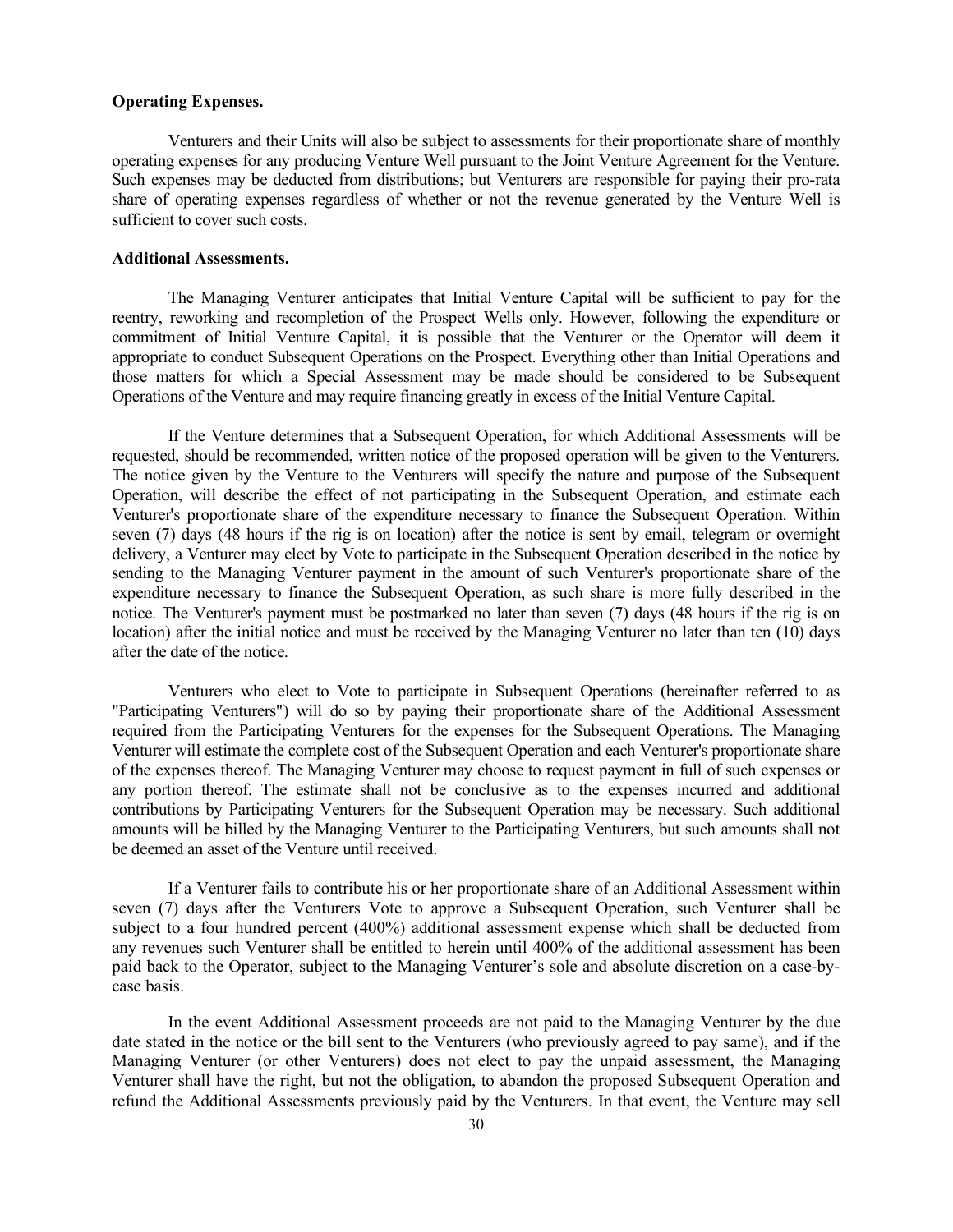**Operating Expenses.**

Venturers and their Units will also be subject to assessments for their proportionate share of monthly operating expenses for any producing Venture Well pursuant to the Joint Venture Agreement for the Venture. Such expenses may be deducted from distributions; but Venturers are responsible for paying their pro-rata share of operating expenses regardless of whether or not the revenue generated by the Venture Well is sufficient to cover such costs.

**Additional Assessments.**

The Managing Venturer anticipates that Initial Venture Capital will be sufficient to pay for the reentry, reworking and recompletion of the Prospect Wells only. However, following the expenditure or commitment of Initial Venture Capital, it is possible that the Venturer or the Operator will deem it appropriate to conduct Subsequent Operations on the Prospect. Everything other than Initial Operations and those matters for which a Special Assessment may be made should be considered to be Subsequent Operations of the Venture and may require financing greatly in excess of the Initial Venture Capital.

If the Venture determines that a Subsequent Operation, for which Additional Assessments will be requested, should be recommended, written notice of the proposed operation will be given to the Venturers. The notice given by the Venture to the Venturers will specify the nature and purpose of the Subsequent Operation, will describe the effect of not participating in the Subsequent Operation, and estimate each Venturer's proportionate share of the expenditure necessary to finance the Subsequent Operation. Within seven (7) days (48 hours if the rig is on location) after the notice is sent by email, telegram or overnight delivery, a Venturer may elect by Vote to participate in the Subsequent Operation described in the notice by sending to the Managing Venturer payment in the amount of such Venturer's proportionate share of the expenditure necessary to finance the Subsequent Operation, as such share is more fully described in the notice. The Venturer's payment must be postmarked no later than seven (7) days (48 hours if the rig is on location) after the initial notice and must be received by the Managing Venturer no later than ten (10) days after the date of the notice.

Venturers who elect to Vote to participate in Subsequent Operations (hereinafter referred to as "Participating Venturers") will do so by paying their proportionate share of the Additional Assessment required from the Participating Venturers for the expenses for the Subsequent Operations. The Managing Venturer will estimate the complete cost of the Subsequent Operation and each Venturer's proportionate share of the expenses thereof. The Managing Venturer may choose to request payment in full of such expenses or any portion thereof. The estimate shall not be conclusive as to the expenses incurred and additional contributions by Participating Venturers for the Subsequent Operation may be necessary. Such additional amounts will be billed by the Managing Venturer to the Participating Venturers, but such amounts shall not be deemed an asset of the Venture until received.

If a Venturer fails to contribute his or her proportionate share of an Additional Assessment within seven (7) days after the Venturers Vote to approve a Subsequent Operation, such Venturer shall be subject to a four hundred percent (400%) additional assessment expense which shall be deducted from any revenues such Venturer shall be entitled to herein until 400% of the additional assessment has been paid back to the Operator, subject to the Managing Venturer's sole and absolute discretion on a case-by-case basis.

In the event Additional Assessment proceeds are not paid to the Managing Venturer by the due date stated in the notice or the bill sent to the Venturers (who previously agreed to pay same), and if the Managing Venturer (or other Venturers) does not elect to pay the unpaid assessment, the Managing Venturer shall have the right, but not the obligation, to abandon the proposed Subsequent Operation and refund the Additional Assessments previously paid by the Venturers. In that event, the Venture may sell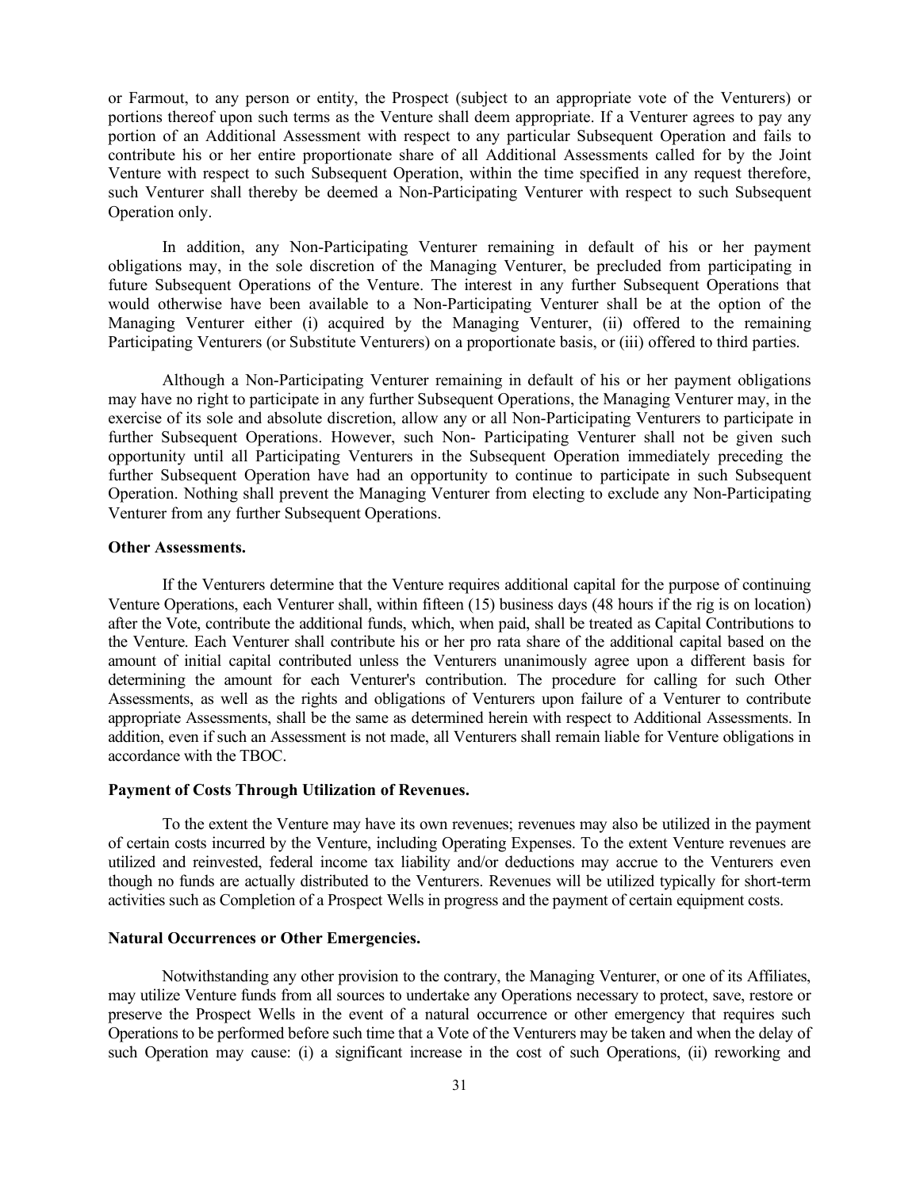or Farmout, to any person or entity, the Prospect (subject to an appropriate vote of the Venturers) or portions thereof upon such terms as the Venture shall deem appropriate. If a Venturer agrees to pay any portion of an Additional Assessment with respect to any particular Subsequent Operation and fails to contribute his or her entire proportionate share of all Additional Assessments called for by the Joint Venture with respect to such Subsequent Operation, within the time specified in any request therefore, such Venturer shall thereby be deemed a Non-Participating Venturer with respect to such Subsequent Operation only.

In addition, any Non-Participating Venturer remaining in default of his or her payment obligations may, in the sole discretion of the Managing Venturer, be precluded from participating in future Subsequent Operations of the Venture. The interest in any further Subsequent Operations that would otherwise have been available to a Non-Participating Venturer shall be at the option of the Managing Venturer either (i) acquired by the Managing Venturer, (ii) offered to the remaining Participating Venturers (or Substitute Venturers) on a proportionate basis, or (iii) offered to third parties.

Although a Non-Participating Venturer remaining in default of his or her payment obligations may have no right to participate in any further Subsequent Operations, the Managing Venturer may, in the exercise of its sole and absolute discretion, allow any or all Non-Participating Venturers to participate in further Subsequent Operations. However, such Non- Participating Venturer shall not be given such opportunity until all Participating Venturers in the Subsequent Operation immediately preceding the further Subsequent Operation have had an opportunity to continue to participate in such Subsequent Operation. Nothing shall prevent the Managing Venturer from electing to exclude any Non-Participating Venturer from any further Subsequent Operations.

**Other Assessments.**

If the Venturers determine that the Venture requires additional capital for the purpose of continuing Venture Operations, each Venturer shall, within fifteen (15) business days (48 hours if the rig is on location) after the Vote, contribute the additional funds, which, when paid, shall be treated as Capital Contributions to the Venture. Each Venturer shall contribute his or her pro rata share of the additional capital based on the amount of initial capital contributed unless the Venturers unanimously agree upon a different basis for determining the amount for each Venturer's contribution. The procedure for calling for such Other Assessments, as well as the rights and obligations of Venturers upon failure of a Venturer to contribute appropriate Assessments, shall be the same as determined herein with respect to Additional Assessments. In addition, even if such an Assessment is not made, all Venturers shall remain liable for Venture obligations in accordance with the TBOC.

**Payment of Costs Through Utilization of Revenues.**

To the extent the Venture may have its own revenues; revenues may also be utilized in the payment of certain costs incurred by the Venture, including Operating Expenses. To the extent Venture revenues are utilized and reinvested, federal income tax liability and/or deductions may accrue to the Venturers even though no funds are actually distributed to the Venturers. Revenues will be utilized typically for short-term activities such as Completion of a Prospect Wells in progress and the payment of certain equipment costs.

**Natural Occurrences or Other Emergencies.**

Notwithstanding any other provision to the contrary, the Managing Venturer, or one of its Affiliates, may utilize Venture funds from all sources to undertake any Operations necessary to protect, save, restore or preserve the Prospect Wells in the event of a natural occurrence or other emergency that requires such Operations to be performed before such time that a Vote of the Venturers may be taken and when the delay of such Operation may cause: (i) a significant increase in the cost of such Operations, (ii) reworking and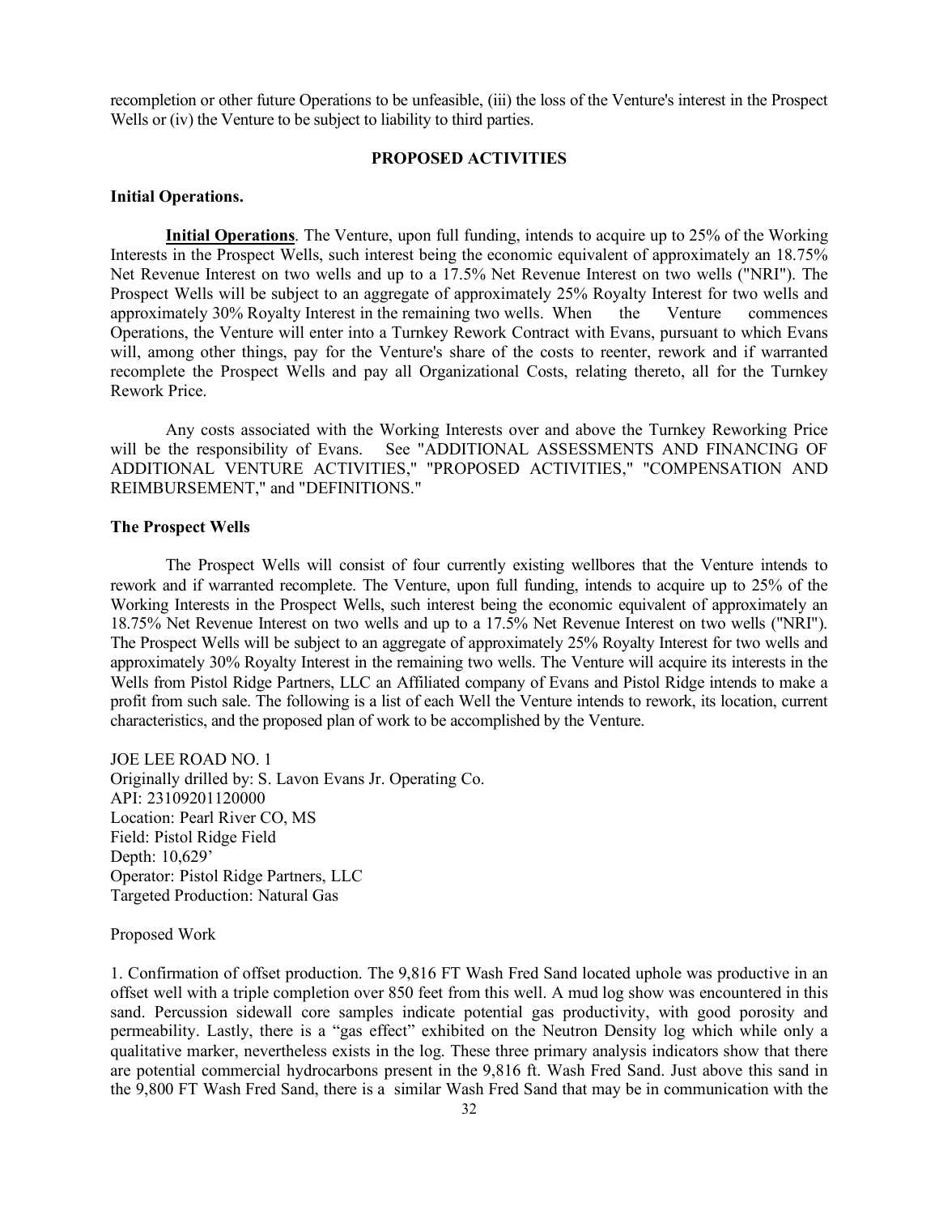recompletion or other future Operations to be unfeasible, (iii) the loss of the Venture's interest in the Prospect Wells or (iv) the Venture to be subject to liability to third parties.

## PROPOSED ACTIVITIES

### Initial Operations.

**Initial Operations**. The Venture, upon full funding, intends to acquire up to 25% of the Working Interests in the Prospect Wells, such interest being the economic equivalent of approximately an 18.75% Net Revenue Interest on two wells and up to a 17.5% Net Revenue Interest on two wells ("NRI"). The Prospect Wells will be subject to an aggregate of approximately 25% Royalty Interest for two wells and approximately 30% Royalty Interest in the remaining two wells. When the Venture commences Operations, the Venture will enter into a Turnkey Rework Contract with Evans, pursuant to which Evans will, among other things, pay for the Venture's share of the costs to reenter, rework and if warranted recomplete the Prospect Wells and pay all Organizational Costs, relating thereto, all for the Turnkey Rework Price.

Any costs associated with the Working Interests over and above the Turnkey Reworking Price will be the responsibility of Evans. See "ADDITIONAL ASSESSMENTS AND FINANCING OF ADDITIONAL VENTURE ACTIVITIES," "PROPOSED ACTIVITIES," "COMPENSATION AND REIMBURSEMENT," and "DEFINITIONS."

### The Prospect Wells

The Prospect Wells will consist of four currently existing wellbores that the Venture intends to rework and if warranted recomplete. The Venture, upon full funding, intends to acquire up to 25% of the Working Interests in the Prospect Wells, such interest being the economic equivalent of approximately an 18.75% Net Revenue Interest on two wells and up to a 17.5% Net Revenue Interest on two wells ("NRI"). The Prospect Wells will be subject to an aggregate of approximately 25% Royalty Interest for two wells and approximately 30% Royalty Interest in the remaining two wells. The Venture will acquire its interests in the Wells from Pistol Ridge Partners, LLC an Affiliated company of Evans and Pistol Ridge intends to make a profit from such sale. The following is a list of each Well the Venture intends to rework, its location, current characteristics, and the proposed plan of work to be accomplished by the Venture.

JOE LEE ROAD NO. 1  
Originally drilled by: S. Lavon Evans Jr. Operating Co.  
API: 23109201120000  
Location: Pearl River CO, MS  
Field: Pistol Ridge Field  
Depth: 10,629'  
Operator: Pistol Ridge Partners, LLC  
Targeted Production: Natural Gas

Proposed Work

1. Confirmation of offset production. The 9,816 FT Wash Fred Sand located uphole was productive in an offset well with a triple completion over 850 feet from this well. A mud log show was encountered in this sand. Percussion sidewall core samples indicate potential gas productivity, with good porosity and permeability. Lastly, there is a "gas effect" exhibited on the Neutron Density log which while only a qualitative marker, nevertheless exists in the log. These three primary analysis indicators show that there are potential commercial hydrocarbons present in the 9,816 ft. Wash Fred Sand. Just above this sand in the 9,800 FT Wash Fred Sand, there is a similar Wash Fred Sand that may be in communication with the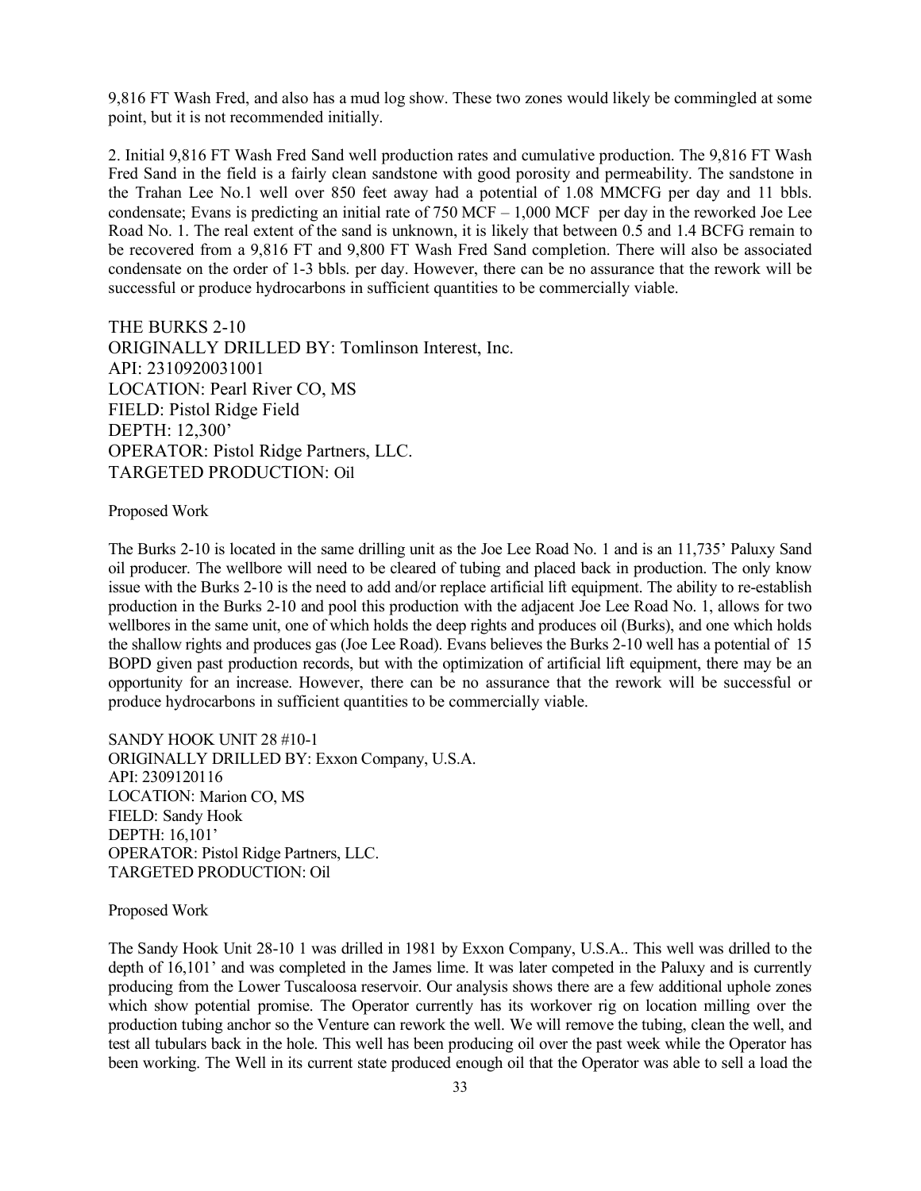9,816 FT Wash Fred, and also has a mud log show. These two zones would likely be commingled at some point, but it is not recommended initially.

2. Initial 9,816 FT Wash Fred Sand well production rates and cumulative production. The 9,816 FT Wash Fred Sand in the field is a fairly clean sandstone with good porosity and permeability. The sandstone in the Trahan Lee No.1 well over 850 feet away had a potential of 1.08 MMCFG per day and 11 bbls. condensate; Evans is predicting an initial rate of 750 MCF – 1,000 MCF per day in the reworked Joe Lee Road No. 1. The real extent of the sand is unknown, it is likely that between 0.5 and 1.4 BCFG remain to be recovered from a 9,816 FT and 9,800 FT Wash Fred Sand completion. There will also be associated condensate on the order of 1-3 bbls. per day. However, there can be no assurance that the rework will be successful or produce hydrocarbons in sufficient quantities to be commercially viable.

THE BURKS 2-10
ORIGINALLY DRILLED BY: Tomlinson Interest, Inc.
API: 2310920031001
LOCATION: Pearl River CO, MS
FIELD: Pistol Ridge Field
DEPTH: 12,300'
OPERATOR: Pistol Ridge Partners, LLC.
TARGETED PRODUCTION: Oil

Proposed Work

The Burks 2-10 is located in the same drilling unit as the Joe Lee Road No. 1 and is an 11,735' Paluxy Sand oil producer. The wellbore will need to be cleared of tubing and placed back in production. The only know issue with the Burks 2-10 is the need to add and/or replace artificial lift equipment. The ability to re-establish production in the Burks 2-10 and pool this production with the adjacent Joe Lee Road No. 1, allows for two wellbores in the same unit, one of which holds the deep rights and produces oil (Burks), and one which holds the shallow rights and produces gas (Joe Lee Road). Evans believes the Burks 2-10 well has a potential of 15 BOPD given past production records, but with the optimization of artificial lift equipment, there may be an opportunity for an increase. However, there can be no assurance that the rework will be successful or produce hydrocarbons in sufficient quantities to be commercially viable.

SANDY HOOK UNIT 28 #10-1
ORIGINALLY DRILLED BY: Exxon Company, U.S.A.
API: 2309120116
LOCATION: Marion CO, MS
FIELD: Sandy Hook
DEPTH: 16,101'
OPERATOR: Pistol Ridge Partners, LLC.
TARGETED PRODUCTION: Oil

Proposed Work

The Sandy Hook Unit 28-10 1 was drilled in 1981 by Exxon Company, U.S.A.. This well was drilled to the depth of 16,101' and was completed in the James lime. It was later competed in the Paluxy and is currently producing from the Lower Tuscaloosa reservoir. Our analysis shows there are a few additional uphole zones which show potential promise. The Operator currently has its workover rig on location milling over the production tubing anchor so the Venture can rework the well. We will remove the tubing, clean the well, and test all tubulars back in the hole. This well has been producing oil over the past week while the Operator has been working. The Well in its current state produced enough oil that the Operator was able to sell a load the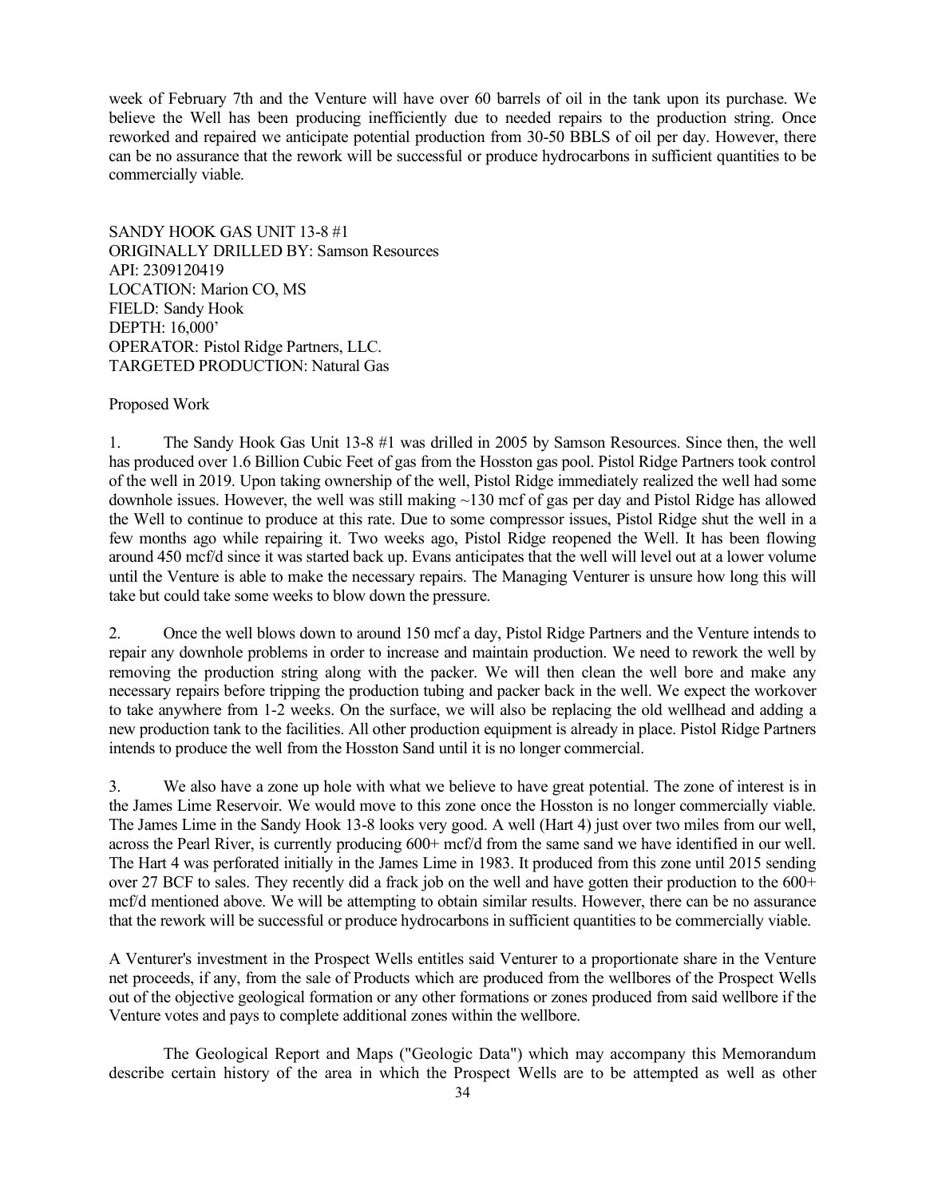week of February 7th and the Venture will have over 60 barrels of oil in the tank upon its purchase. We believe the Well has been producing inefficiently due to needed repairs to the production string. Once reworked and repaired we anticipate potential production from 30-50 BBLS of oil per day. However, there can be no assurance that the rework will be successful or produce hydrocarbons in sufficient quantities to be commercially viable.

SANDY HOOK GAS UNIT 13-8 #1
ORIGINALLY DRILLED BY: Samson Resources
API: 2309120419
LOCATION: Marion CO, MS
FIELD: Sandy Hook
DEPTH: 16,000'
OPERATOR: Pistol Ridge Partners, LLC.
TARGETED PRODUCTION: Natural Gas

Proposed Work

1. The Sandy Hook Gas Unit 13-8 #1 was drilled in 2005 by Samson Resources. Since then, the well has produced over 1.6 Billion Cubic Feet of gas from the Hosston gas pool. Pistol Ridge Partners took control of the well in 2019. Upon taking ownership of the well, Pistol Ridge immediately realized the well had some downhole issues. However, the well was still making ~130 mcf of gas per day and Pistol Ridge has allowed the Well to continue to produce at this rate. Due to some compressor issues, Pistol Ridge shut the well in a few months ago while repairing it. Two weeks ago, Pistol Ridge reopened the Well. It has been flowing around 450 mcf/d since it was started back up. Evans anticipates that the well will level out at a lower volume until the Venture is able to make the necessary repairs. The Managing Venturer is unsure how long this will take but could take some weeks to blow down the pressure.

2. Once the well blows down to around 150 mcf a day, Pistol Ridge Partners and the Venture intends to repair any downhole problems in order to increase and maintain production. We need to rework the well by removing the production string along with the packer. We will then clean the well bore and make any necessary repairs before tripping the production tubing and packer back in the well. We expect the workover to take anywhere from 1-2 weeks. On the surface, we will also be replacing the old wellhead and adding a new production tank to the facilities. All other production equipment is already in place. Pistol Ridge Partners intends to produce the well from the Hosston Sand until it is no longer commercial.

3. We also have a zone up hole with what we believe to have great potential. The zone of interest is in the James Lime Reservoir. We would move to this zone once the Hosston is no longer commercially viable. The James Lime in the Sandy Hook 13-8 looks very good. A well (Hart 4) just over two miles from our well, across the Pearl River, is currently producing 600+ mcf/d from the same sand we have identified in our well. The Hart 4 was perforated initially in the James Lime in 1983. It produced from this zone until 2015 sending over 27 BCF to sales. They recently did a frack job on the well and have gotten their production to the 600+ mcf/d mentioned above. We will be attempting to obtain similar results. However, there can be no assurance that the rework will be successful or produce hydrocarbons in sufficient quantities to be commercially viable.

A Venturer's investment in the Prospect Wells entitles said Venturer to a proportionate share in the Venture net proceeds, if any, from the sale of Products which are produced from the wellbores of the Prospect Wells out of the objective geological formation or any other formations or zones produced from said wellbore if the Venture votes and pays to complete additional zones within the wellbore.

The Geological Report and Maps ("Geologic Data") which may accompany this Memorandum describe certain history of the area in which the Prospect Wells are to be attempted as well as other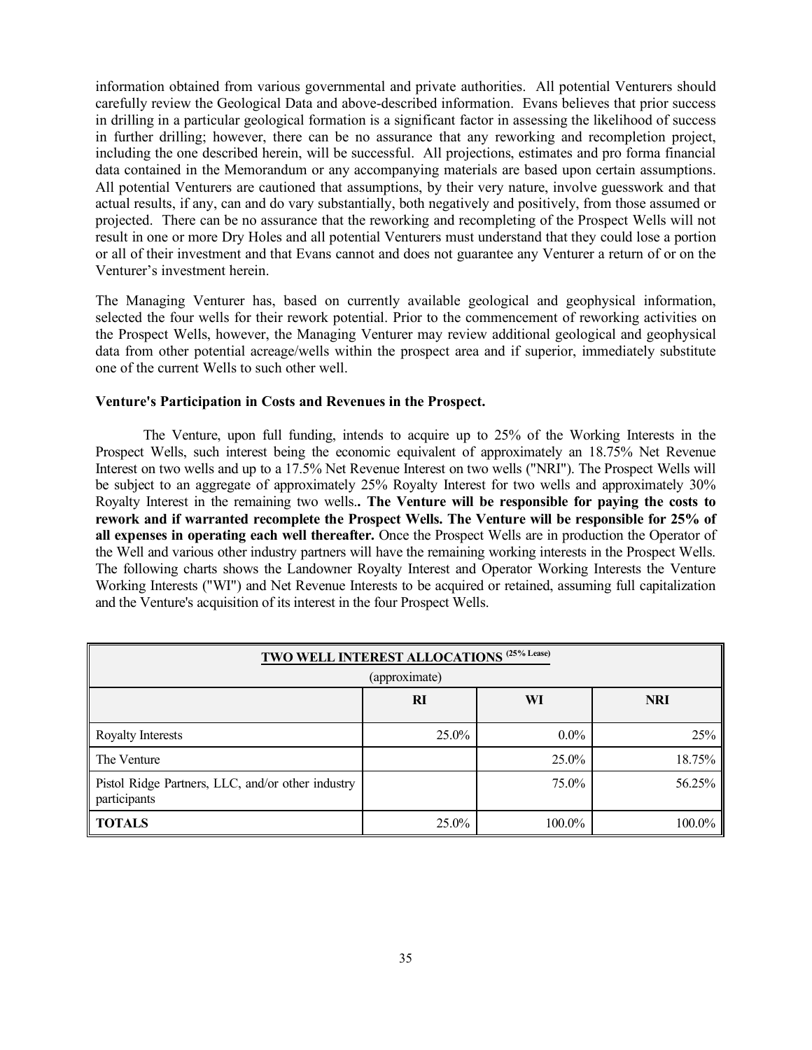information obtained from various governmental and private authorities. All potential Venturers should carefully review the Geological Data and above-described information. Evans believes that prior success in drilling in a particular geological formation is a significant factor in assessing the likelihood of success in further drilling; however, there can be no assurance that any reworking and recompletion project, including the one described herein, will be successful. All projections, estimates and pro forma financial data contained in the Memorandum or any accompanying materials are based upon certain assumptions. All potential Venturers are cautioned that assumptions, by their very nature, involve guesswork and that actual results, if any, can and do vary substantially, both negatively and positively, from those assumed or projected. There can be no assurance that the reworking and recompleting of the Prospect Wells will not result in one or more Dry Holes and all potential Venturers must understand that they could lose a portion or all of their investment and that Evans cannot and does not guarantee any Venturer a return of or on the Venturer's investment herein.

The Managing Venturer has, based on currently available geological and geophysical information, selected the four wells for their rework potential. Prior to the commencement of reworking activities on the Prospect Wells, however, the Managing Venturer may review additional geological and geophysical data from other potential acreage/wells within the prospect area and if superior, immediately substitute one of the current Wells to such other well.

**Venture's Participation in Costs and Revenues in the Prospect.**

The Venture, upon full funding, intends to acquire up to 25% of the Working Interests in the Prospect Wells, such interest being the economic equivalent of approximately an 18.75% Net Revenue Interest on two wells and up to a 17.5% Net Revenue Interest on two wells ("NRI"). The Prospect Wells will be subject to an aggregate of approximately 25% Royalty Interest for two wells and approximately 30% Royalty Interest in the remaining two wells**. The Venture will be responsible for paying the costs to rework and if warranted recomplete the Prospect Wells. The Venture will be responsible for 25% of all expenses in operating each well thereafter.** Once the Prospect Wells are in production the Operator of the Well and various other industry partners will have the remaining working interests in the Prospect Wells. The following charts shows the Landowner Royalty Interest and Operator Working Interests the Venture Working Interests ("WI") and Net Revenue Interests to be acquired or retained, assuming full capitalization and the Venture's acquisition of its interest in the four Prospect Wells.

**TWO WELL INTEREST ALLOCATIONS (25% Lease)**
(approximate)

| | RI | WI | NRI |
|---|---|---|---|
| Royalty Interests | 25.0% | 0.0% | 25% |
| The Venture | | 25.0% | 18.75% |
| Pistol Ridge Partners, LLC, and/or other industry participants | | 75.0% | 56.25% |
| **TOTALS** | 25.0% | 100.0% | 100.0% |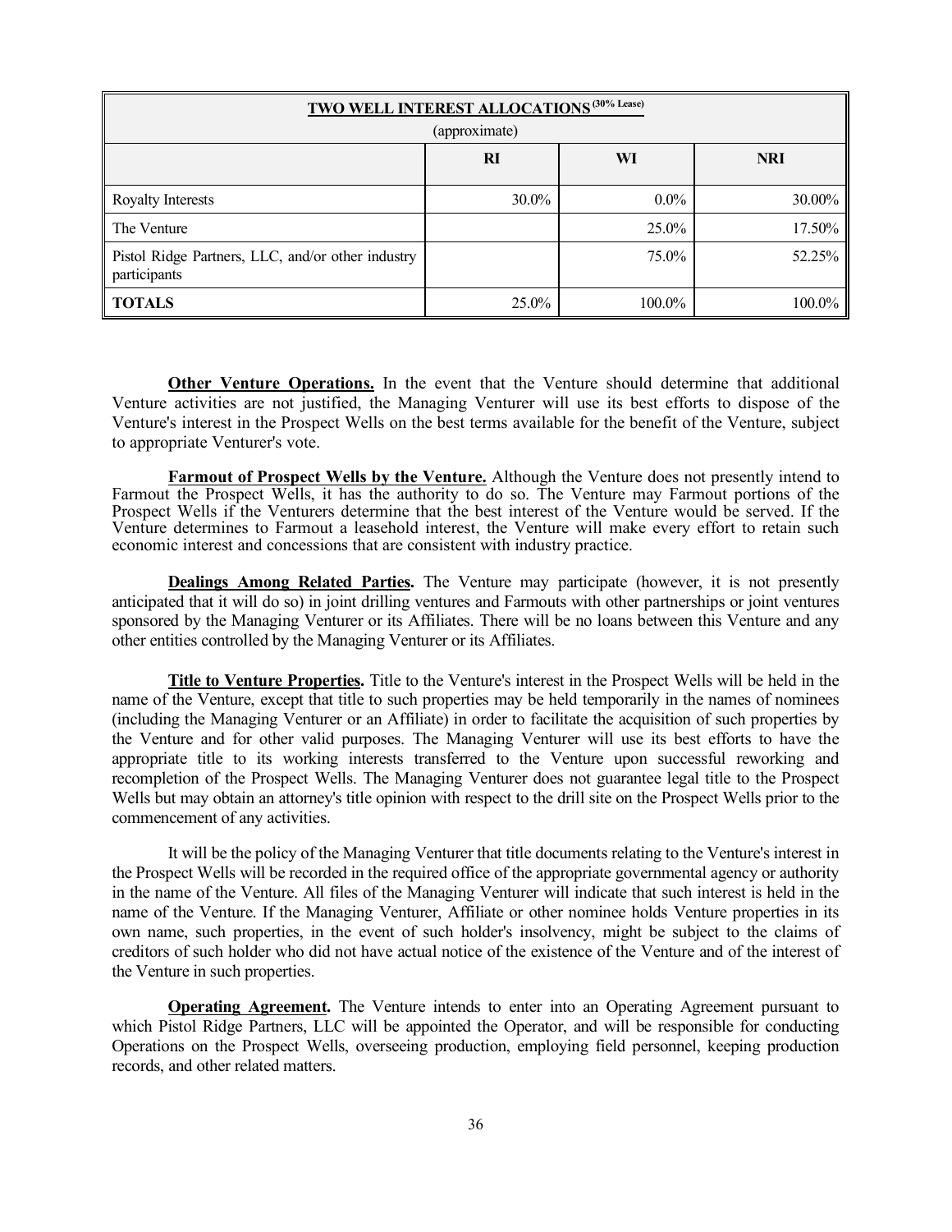| TWO WELL INTEREST ALLOCATIONS (30% Lease) (approximate) | | | |
|---|---|---|---|
| | RI | WI | NRI |
| Royalty Interests | 30.0% | 0.0% | 30.00% |
| The Venture | | 25.0% | 17.50% |
| Pistol Ridge Partners, LLC, and/or other industry participants | | 75.0% | 52.25% |
| **TOTALS** | 25.0% | 100.0% | 100.0% |

**Other Venture Operations.** In the event that the Venture should determine that additional Venture activities are not justified, the Managing Venturer will use its best efforts to dispose of the Venture's interest in the Prospect Wells on the best terms available for the benefit of the Venture, subject to appropriate Venturer's vote.

**Farmout of Prospect Wells by the Venture.** Although the Venture does not presently intend to Farmout the Prospect Wells, it has the authority to do so. The Venture may Farmout portions of the Prospect Wells if the Venturers determine that the best interest of the Venture would be served. If the Venture determines to Farmout a leasehold interest, the Venture will make every effort to retain such economic interest and concessions that are consistent with industry practice.

**Dealings Among Related Parties.** The Venture may participate (however, it is not presently anticipated that it will do so) in joint drilling ventures and Farmouts with other partnerships or joint ventures sponsored by the Managing Venturer or its Affiliates. There will be no loans between this Venture and any other entities controlled by the Managing Venturer or its Affiliates.

**Title to Venture Properties.** Title to the Venture's interest in the Prospect Wells will be held in the name of the Venture, except that title to such properties may be held temporarily in the names of nominees (including the Managing Venturer or an Affiliate) in order to facilitate the acquisition of such properties by the Venture and for other valid purposes. The Managing Venturer will use its best efforts to have the appropriate title to its working interests transferred to the Venture upon successful reworking and recompletion of the Prospect Wells. The Managing Venturer does not guarantee legal title to the Prospect Wells but may obtain an attorney's title opinion with respect to the drill site on the Prospect Wells prior to the commencement of any activities.

It will be the policy of the Managing Venturer that title documents relating to the Venture's interest in the Prospect Wells will be recorded in the required office of the appropriate governmental agency or authority in the name of the Venture. All files of the Managing Venturer will indicate that such interest is held in the name of the Venture. If the Managing Venturer, Affiliate or other nominee holds Venture properties in its own name, such properties, in the event of such holder's insolvency, might be subject to the claims of creditors of such holder who did not have actual notice of the existence of the Venture and of the interest of the Venture in such properties.

**Operating Agreement.** The Venture intends to enter into an Operating Agreement pursuant to which Pistol Ridge Partners, LLC will be appointed the Operator, and will be responsible for conducting Operations on the Prospect Wells, overseeing production, employing field personnel, keeping production records, and other related matters.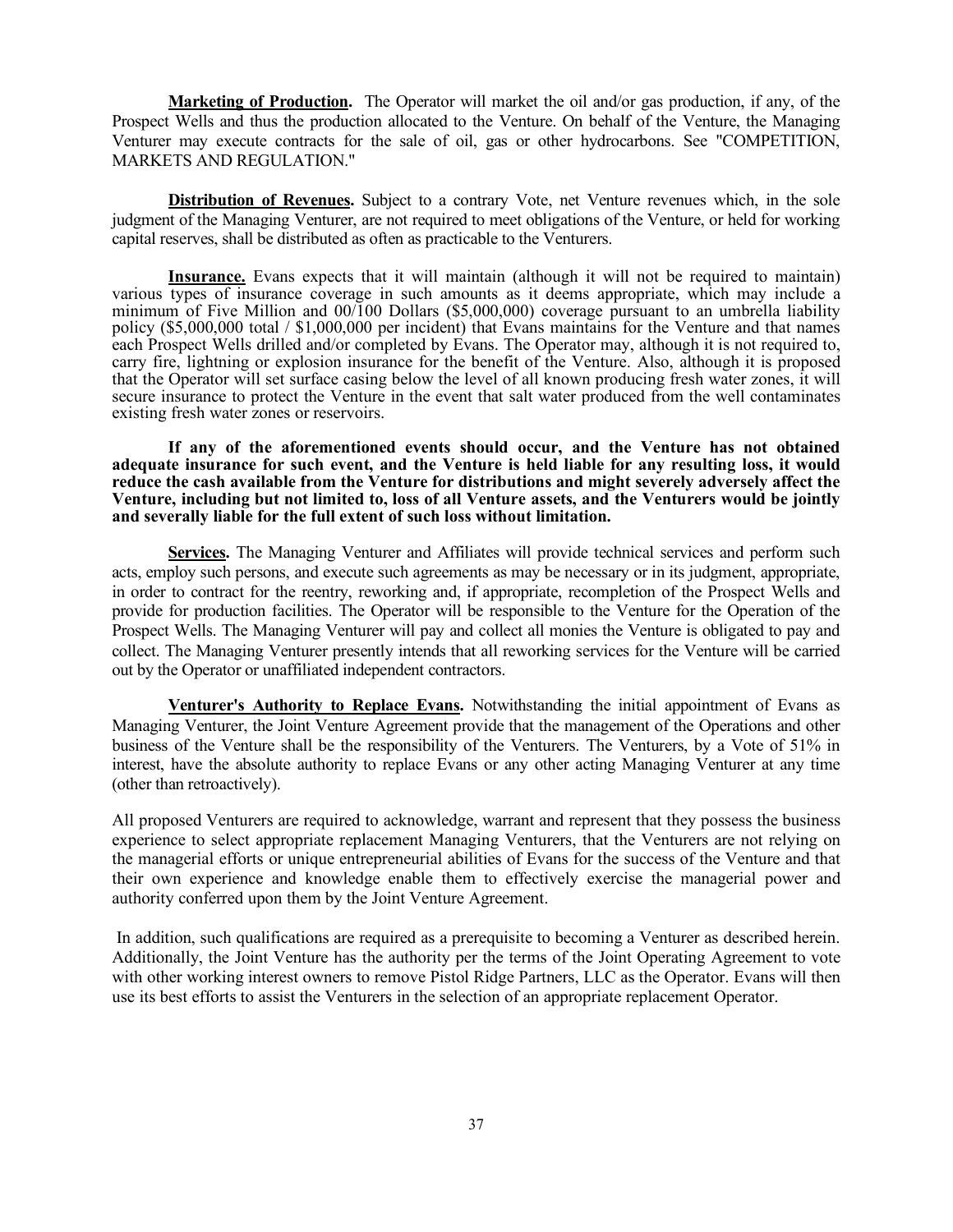**Marketing of Production.** The Operator will market the oil and/or gas production, if any, of the Prospect Wells and thus the production allocated to the Venture. On behalf of the Venture, the Managing Venturer may execute contracts for the sale of oil, gas or other hydrocarbons. See "COMPETITION, MARKETS AND REGULATION."

**Distribution of Revenues.** Subject to a contrary Vote, net Venture revenues which, in the sole judgment of the Managing Venturer, are not required to meet obligations of the Venture, or held for working capital reserves, shall be distributed as often as practicable to the Venturers.

**Insurance.** Evans expects that it will maintain (although it will not be required to maintain) various types of insurance coverage in such amounts as it deems appropriate, which may include a minimum of Five Million and 00/100 Dollars ($5,000,000) coverage pursuant to an umbrella liability policy ($5,000,000 total / $1,000,000 per incident) that Evans maintains for the Venture and that names each Prospect Wells drilled and/or completed by Evans. The Operator may, although it is not required to, carry fire, lightning or explosion insurance for the benefit of the Venture. Also, although it is proposed that the Operator will set surface casing below the level of all known producing fresh water zones, it will secure insurance to protect the Venture in the event that salt water produced from the well contaminates existing fresh water zones or reservoirs.

**If any of the aforementioned events should occur, and the Venture has not obtained adequate insurance for such event, and the Venture is held liable for any resulting loss, it would reduce the cash available from the Venture for distributions and might severely adversely affect the Venture, including but not limited to, loss of all Venture assets, and the Venturers would be jointly and severally liable for the full extent of such loss without limitation.**

**Services.** The Managing Venturer and Affiliates will provide technical services and perform such acts, employ such persons, and execute such agreements as may be necessary or in its judgment, appropriate, in order to contract for the reentry, reworking and, if appropriate, recompletion of the Prospect Wells and provide for production facilities. The Operator will be responsible to the Venture for the Operation of the Prospect Wells. The Managing Venturer will pay and collect all monies the Venture is obligated to pay and collect. The Managing Venturer presently intends that all reworking services for the Venture will be carried out by the Operator or unaffiliated independent contractors.

**Venturer's Authority to Replace Evans.** Notwithstanding the initial appointment of Evans as Managing Venturer, the Joint Venture Agreement provide that the management of the Operations and other business of the Venture shall be the responsibility of the Venturers. The Venturers, by a Vote of 51% in interest, have the absolute authority to replace Evans or any other acting Managing Venturer at any time (other than retroactively).

All proposed Venturers are required to acknowledge, warrant and represent that they possess the business experience to select appropriate replacement Managing Venturers, that the Venturers are not relying on the managerial efforts or unique entrepreneurial abilities of Evans for the success of the Venture and that their own experience and knowledge enable them to effectively exercise the managerial power and authority conferred upon them by the Joint Venture Agreement.

In addition, such qualifications are required as a prerequisite to becoming a Venturer as described herein. Additionally, the Joint Venture has the authority per the terms of the Joint Operating Agreement to vote with other working interest owners to remove Pistol Ridge Partners, LLC as the Operator. Evans will then use its best efforts to assist the Venturers in the selection of an appropriate replacement Operator.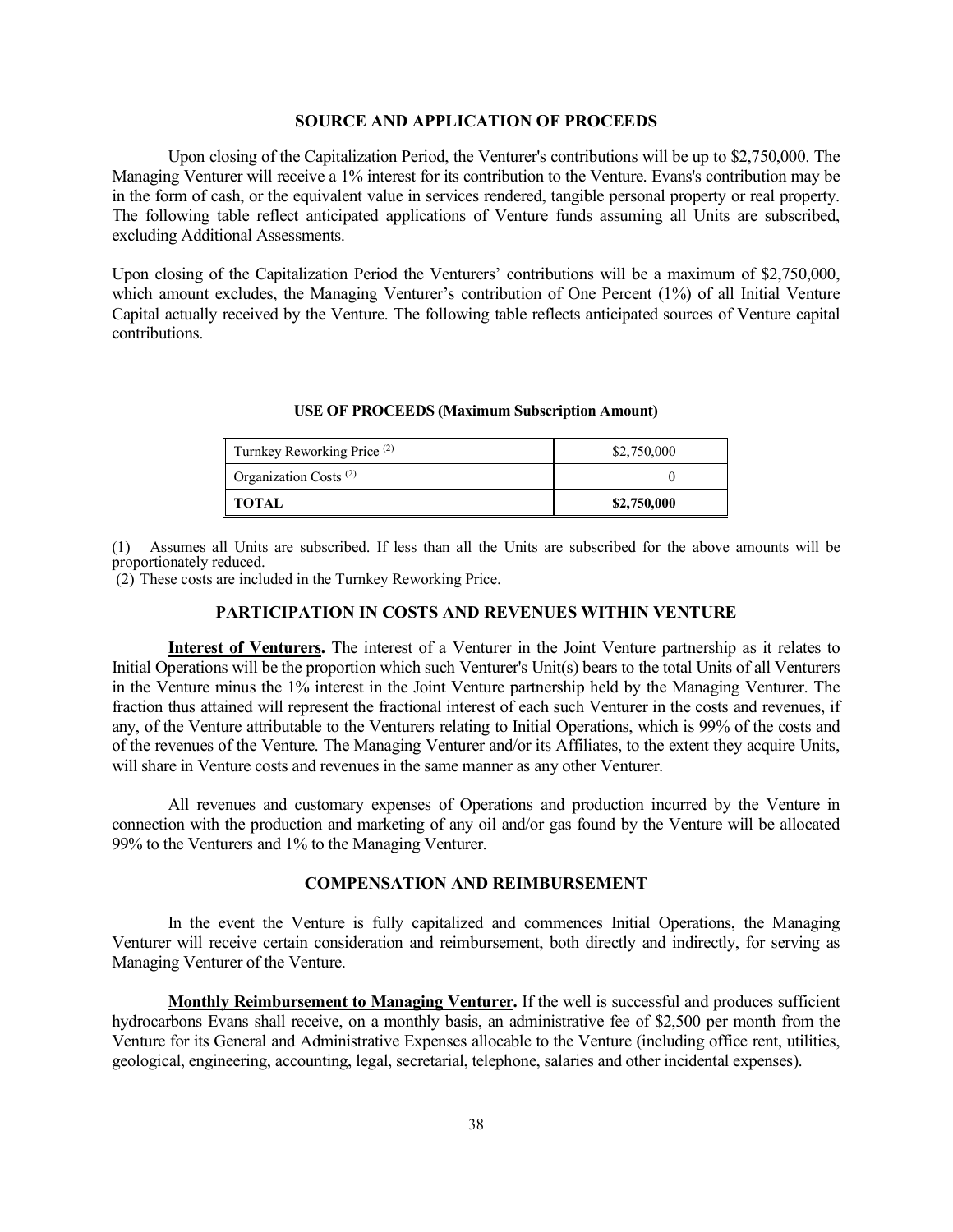## SOURCE AND APPLICATION OF PROCEEDS

Upon closing of the Capitalization Period, the Venturer's contributions will be up to $2,750,000. The Managing Venturer will receive a 1% interest for its contribution to the Venture. Evans's contribution may be in the form of cash, or the equivalent value in services rendered, tangible personal property or real property. The following table reflect anticipated applications of Venture funds assuming all Units are subscribed, excluding Additional Assessments.

Upon closing of the Capitalization Period the Venturers' contributions will be a maximum of $2,750,000, which amount excludes, the Managing Venturer's contribution of One Percent (1%) of all Initial Venture Capital actually received by the Venture. The following table reflects anticipated sources of Venture capital contributions.

**USE OF PROCEEDS (Maximum Subscription Amount)**

| | |
|---|---|
| Turnkey Reworking Price [(2)] | $2,750,000 |
| Organization Costs [(2)] | 0 |
| **TOTAL** | **$2,750,000** |

(1) Assumes all Units are subscribed. If less than all the Units are subscribed for the above amounts will be proportionately reduced.
(2) These costs are included in the Turnkey Reworking Price.

## PARTICIPATION IN COSTS AND REVENUES WITHIN VENTURE

**Interest of Venturers.** The interest of a Venturer in the Joint Venture partnership as it relates to Initial Operations will be the proportion which such Venturer's Unit(s) bears to the total Units of all Venturers in the Venture minus the 1% interest in the Joint Venture partnership held by the Managing Venturer. The fraction thus attained will represent the fractional interest of each such Venturer in the costs and revenues, if any, of the Venture attributable to the Venturers relating to Initial Operations, which is 99% of the costs and of the revenues of the Venture. The Managing Venturer and/or its Affiliates, to the extent they acquire Units, will share in Venture costs and revenues in the same manner as any other Venturer.

All revenues and customary expenses of Operations and production incurred by the Venture in connection with the production and marketing of any oil and/or gas found by the Venture will be allocated 99% to the Venturers and 1% to the Managing Venturer.

## COMPENSATION AND REIMBURSEMENT

In the event the Venture is fully capitalized and commences Initial Operations, the Managing Venturer will receive certain consideration and reimbursement, both directly and indirectly, for serving as Managing Venturer of the Venture.

**Monthly Reimbursement to Managing Venturer.** If the well is successful and produces sufficient hydrocarbons Evans shall receive, on a monthly basis, an administrative fee of $2,500 per month from the Venture for its General and Administrative Expenses allocable to the Venture (including office rent, utilities, geological, engineering, accounting, legal, secretarial, telephone, salaries and other incidental expenses).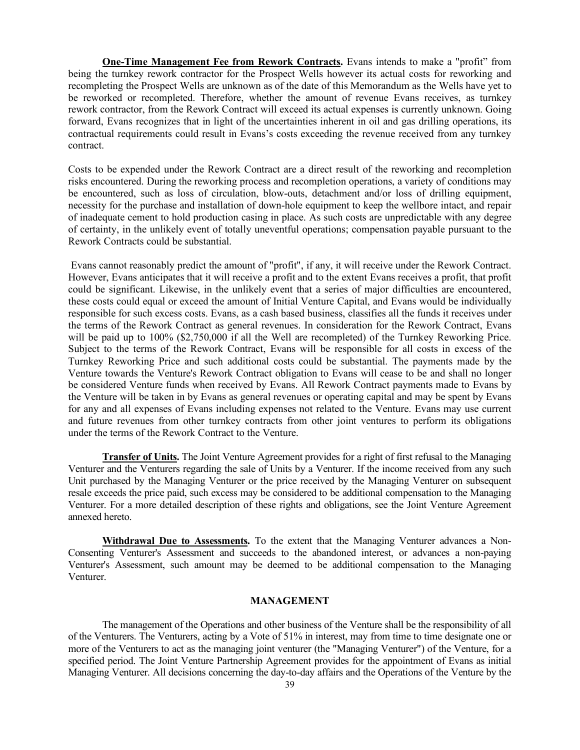**One-Time Management Fee from Rework Contracts.** Evans intends to make a "profit" from being the turnkey rework contractor for the Prospect Wells however its actual costs for reworking and recompleting the Prospect Wells are unknown as of the date of this Memorandum as the Wells have yet to be reworked or recompleted. Therefore, whether the amount of revenue Evans receives, as turnkey rework contractor, from the Rework Contract will exceed its actual expenses is currently unknown. Going forward, Evans recognizes that in light of the uncertainties inherent in oil and gas drilling operations, its contractual requirements could result in Evans's costs exceeding the revenue received from any turnkey contract.

Costs to be expended under the Rework Contract are a direct result of the reworking and recompletion risks encountered. During the reworking process and recompletion operations, a variety of conditions may be encountered, such as loss of circulation, blow-outs, detachment and/or loss of drilling equipment, necessity for the purchase and installation of down-hole equipment to keep the wellbore intact, and repair of inadequate cement to hold production casing in place. As such costs are unpredictable with any degree of certainty, in the unlikely event of totally uneventful operations; compensation payable pursuant to the Rework Contracts could be substantial.

Evans cannot reasonably predict the amount of "profit", if any, it will receive under the Rework Contract. However, Evans anticipates that it will receive a profit and to the extent Evans receives a profit, that profit could be significant. Likewise, in the unlikely event that a series of major difficulties are encountered, these costs could equal or exceed the amount of Initial Venture Capital, and Evans would be individually responsible for such excess costs. Evans, as a cash based business, classifies all the funds it receives under the terms of the Rework Contract as general revenues. In consideration for the Rework Contract, Evans will be paid up to 100% ($2,750,000 if all the Well are recompleted) of the Turnkey Reworking Price. Subject to the terms of the Rework Contract, Evans will be responsible for all costs in excess of the Turnkey Reworking Price and such additional costs could be substantial. The payments made by the Venture towards the Venture's Rework Contract obligation to Evans will cease to be and shall no longer be considered Venture funds when received by Evans. All Rework Contract payments made to Evans by the Venture will be taken in by Evans as general revenues or operating capital and may be spent by Evans for any and all expenses of Evans including expenses not related to the Venture. Evans may use current and future revenues from other turnkey contracts from other joint ventures to perform its obligations under the terms of the Rework Contract to the Venture.

**Transfer of Units.** The Joint Venture Agreement provides for a right of first refusal to the Managing Venturer and the Venturers regarding the sale of Units by a Venturer. If the income received from any such Unit purchased by the Managing Venturer or the price received by the Managing Venturer on subsequent resale exceeds the price paid, such excess may be considered to be additional compensation to the Managing Venturer. For a more detailed description of these rights and obligations, see the Joint Venture Agreement annexed hereto.

**Withdrawal Due to Assessments.** To the extent that the Managing Venturer advances a Non-Consenting Venturer's Assessment and succeeds to the abandoned interest, or advances a non-paying Venturer's Assessment, such amount may be deemed to be additional compensation to the Managing Venturer.

## MANAGEMENT

The management of the Operations and other business of the Venture shall be the responsibility of all of the Venturers. The Venturers, acting by a Vote of 51% in interest, may from time to time designate one or more of the Venturers to act as the managing joint venturer (the "Managing Venturer") of the Venture, for a specified period. The Joint Venture Partnership Agreement provides for the appointment of Evans as initial Managing Venturer. All decisions concerning the day-to-day affairs and the Operations of the Venture by the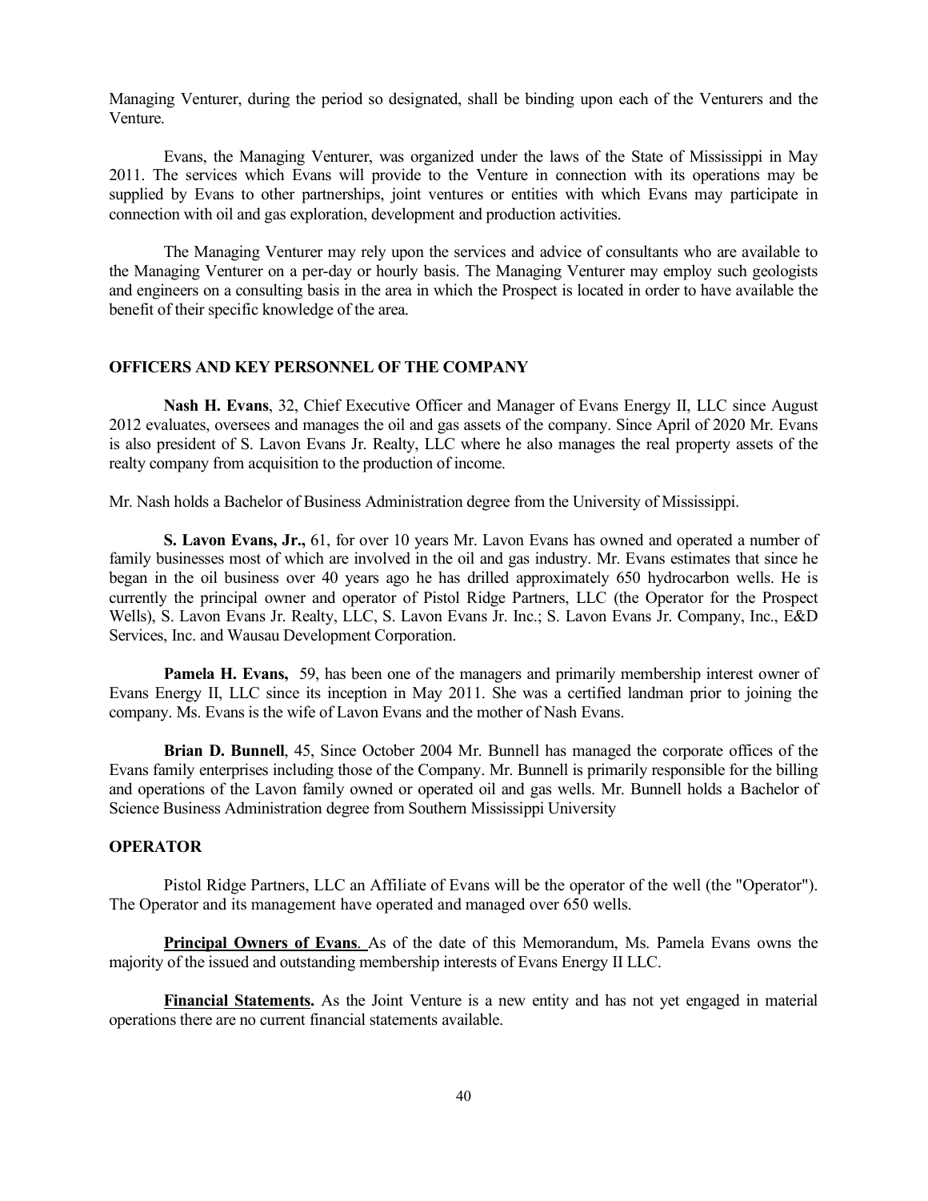Managing Venturer, during the period so designated, shall be binding upon each of the Venturers and the Venture.

Evans, the Managing Venturer, was organized under the laws of the State of Mississippi in May 2011. The services which Evans will provide to the Venture in connection with its operations may be supplied by Evans to other partnerships, joint ventures or entities with which Evans may participate in connection with oil and gas exploration, development and production activities.

The Managing Venturer may rely upon the services and advice of consultants who are available to the Managing Venturer on a per-day or hourly basis. The Managing Venturer may employ such geologists and engineers on a consulting basis in the area in which the Prospect is located in order to have available the benefit of their specific knowledge of the area.

## OFFICERS AND KEY PERSONNEL OF THE COMPANY

**Nash H. Evans**, 32, Chief Executive Officer and Manager of Evans Energy II, LLC since August 2012 evaluates, oversees and manages the oil and gas assets of the company. Since April of 2020 Mr. Evans is also president of S. Lavon Evans Jr. Realty, LLC where he also manages the real property assets of the realty company from acquisition to the production of income.

Mr. Nash holds a Bachelor of Business Administration degree from the University of Mississippi.

**S. Lavon Evans, Jr.,** 61, for over 10 years Mr. Lavon Evans has owned and operated a number of family businesses most of which are involved in the oil and gas industry. Mr. Evans estimates that since he began in the oil business over 40 years ago he has drilled approximately 650 hydrocarbon wells. He is currently the principal owner and operator of Pistol Ridge Partners, LLC (the Operator for the Prospect Wells), S. Lavon Evans Jr. Realty, LLC, S. Lavon Evans Jr. Inc.; S. Lavon Evans Jr. Company, Inc., E&D Services, Inc. and Wausau Development Corporation.

**Pamela H. Evans,** 59, has been one of the managers and primarily membership interest owner of Evans Energy II, LLC since its inception in May 2011. She was a certified landman prior to joining the company. Ms. Evans is the wife of Lavon Evans and the mother of Nash Evans.

**Brian D. Bunnell**, 45, Since October 2004 Mr. Bunnell has managed the corporate offices of the Evans family enterprises including those of the Company. Mr. Bunnell is primarily responsible for the billing and operations of the Lavon family owned or operated oil and gas wells. Mr. Bunnell holds a Bachelor of Science Business Administration degree from Southern Mississippi University

## OPERATOR

Pistol Ridge Partners, LLC an Affiliate of Evans will be the operator of the well (the "Operator"). The Operator and its management have operated and managed over 650 wells.

**Principal Owners of Evans**. As of the date of this Memorandum, Ms. Pamela Evans owns the majority of the issued and outstanding membership interests of Evans Energy II LLC.

**Financial Statements.** As the Joint Venture is a new entity and has not yet engaged in material operations there are no current financial statements available.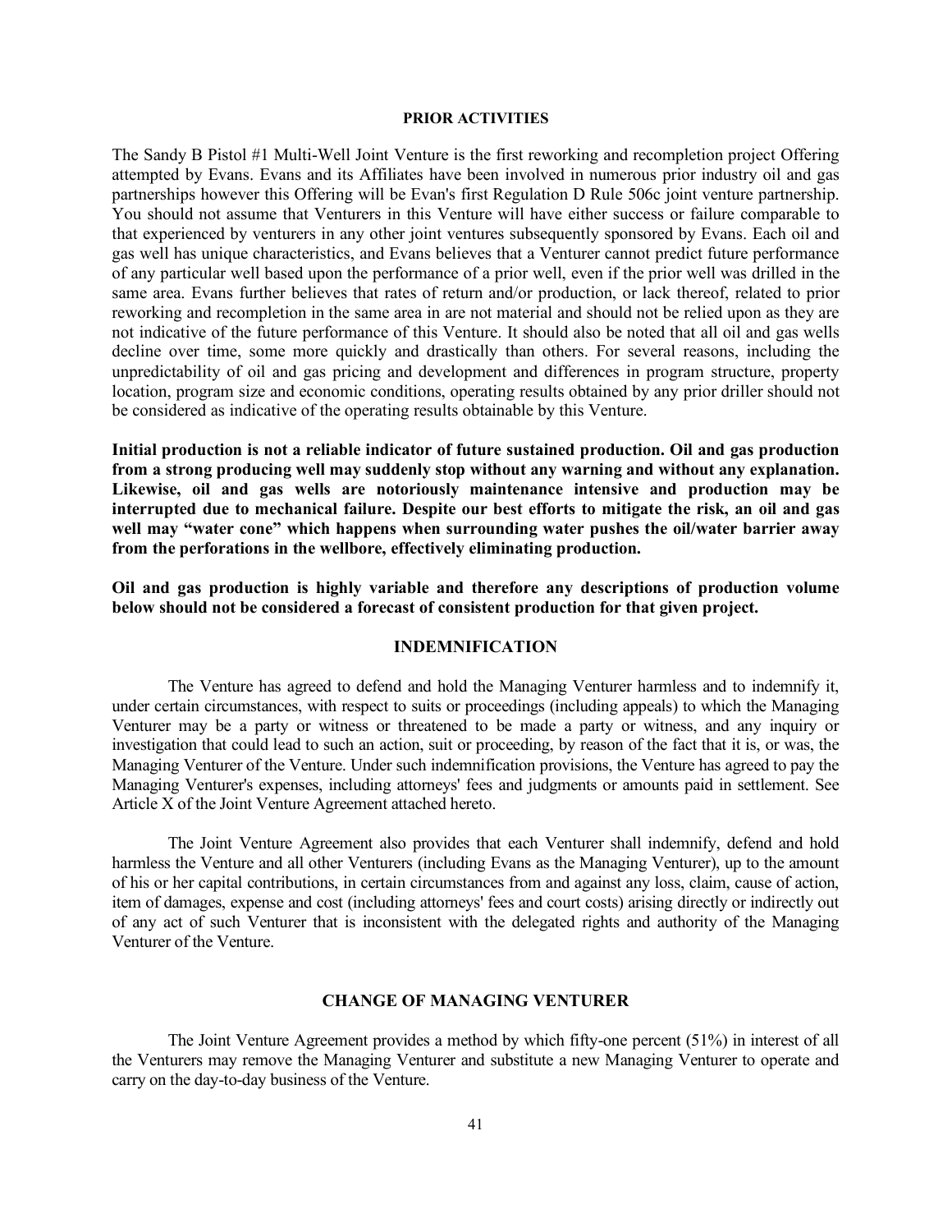## PRIOR ACTIVITIES

The Sandy B Pistol #1 Multi-Well Joint Venture is the first reworking and recompletion project Offering attempted by Evans. Evans and its Affiliates have been involved in numerous prior industry oil and gas partnerships however this Offering will be Evan's first Regulation D Rule 506c joint venture partnership. You should not assume that Venturers in this Venture will have either success or failure comparable to that experienced by venturers in any other joint ventures subsequently sponsored by Evans. Each oil and gas well has unique characteristics, and Evans believes that a Venturer cannot predict future performance of any particular well based upon the performance of a prior well, even if the prior well was drilled in the same area. Evans further believes that rates of return and/or production, or lack thereof, related to prior reworking and recompletion in the same area in are not material and should not be relied upon as they are not indicative of the future performance of this Venture. It should also be noted that all oil and gas wells decline over time, some more quickly and drastically than others. For several reasons, including the unpredictability of oil and gas pricing and development and differences in program structure, property location, program size and economic conditions, operating results obtained by any prior driller should not be considered as indicative of the operating results obtainable by this Venture.

**Initial production is not a reliable indicator of future sustained production. Oil and gas production from a strong producing well may suddenly stop without any warning and without any explanation. Likewise, oil and gas wells are notoriously maintenance intensive and production may be interrupted due to mechanical failure. Despite our best efforts to mitigate the risk, an oil and gas well may "water cone" which happens when surrounding water pushes the oil/water barrier away from the perforations in the wellbore, effectively eliminating production.**

**Oil and gas production is highly variable and therefore any descriptions of production volume below should not be considered a forecast of consistent production for that given project.**

## INDEMNIFICATION

The Venture has agreed to defend and hold the Managing Venturer harmless and to indemnify it, under certain circumstances, with respect to suits or proceedings (including appeals) to which the Managing Venturer may be a party or witness or threatened to be made a party or witness, and any inquiry or investigation that could lead to such an action, suit or proceeding, by reason of the fact that it is, or was, the Managing Venturer of the Venture. Under such indemnification provisions, the Venture has agreed to pay the Managing Venturer's expenses, including attorneys' fees and judgments or amounts paid in settlement. See Article X of the Joint Venture Agreement attached hereto.

The Joint Venture Agreement also provides that each Venturer shall indemnify, defend and hold harmless the Venture and all other Venturers (including Evans as the Managing Venturer), up to the amount of his or her capital contributions, in certain circumstances from and against any loss, claim, cause of action, item of damages, expense and cost (including attorneys' fees and court costs) arising directly or indirectly out of any act of such Venturer that is inconsistent with the delegated rights and authority of the Managing Venturer of the Venture.

## CHANGE OF MANAGING VENTURER

The Joint Venture Agreement provides a method by which fifty-one percent (51%) in interest of all the Venturers may remove the Managing Venturer and substitute a new Managing Venturer to operate and carry on the day-to-day business of the Venture.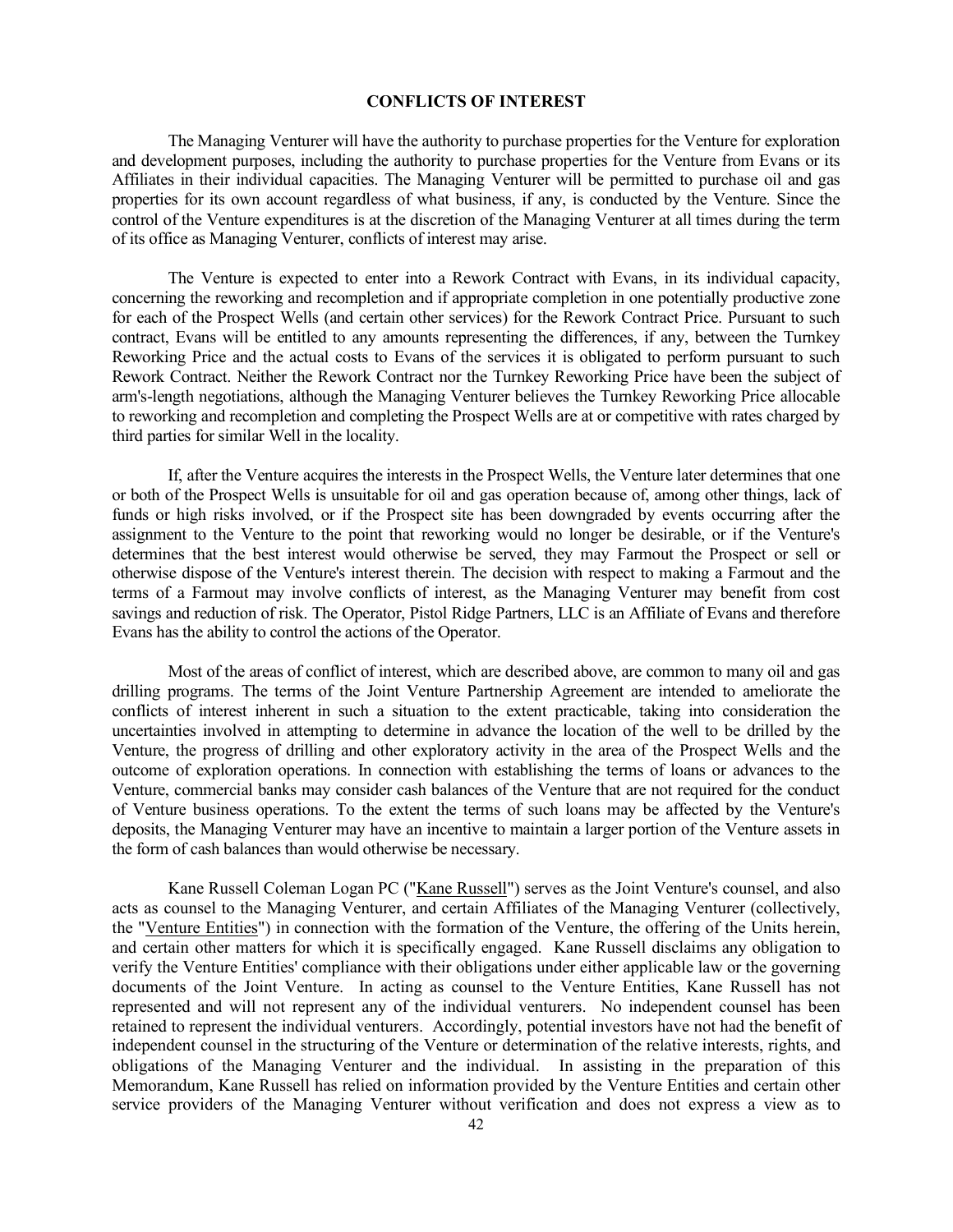## CONFLICTS OF INTEREST

The Managing Venturer will have the authority to purchase properties for the Venture for exploration and development purposes, including the authority to purchase properties for the Venture from Evans or its Affiliates in their individual capacities. The Managing Venturer will be permitted to purchase oil and gas properties for its own account regardless of what business, if any, is conducted by the Venture. Since the control of the Venture expenditures is at the discretion of the Managing Venturer at all times during the term of its office as Managing Venturer, conflicts of interest may arise.

The Venture is expected to enter into a Rework Contract with Evans, in its individual capacity, concerning the reworking and recompletion and if appropriate completion in one potentially productive zone for each of the Prospect Wells (and certain other services) for the Rework Contract Price. Pursuant to such contract, Evans will be entitled to any amounts representing the differences, if any, between the Turnkey Reworking Price and the actual costs to Evans of the services it is obligated to perform pursuant to such Rework Contract. Neither the Rework Contract nor the Turnkey Reworking Price have been the subject of arm's-length negotiations, although the Managing Venturer believes the Turnkey Reworking Price allocable to reworking and recompletion and completing the Prospect Wells are at or competitive with rates charged by third parties for similar Well in the locality.

If, after the Venture acquires the interests in the Prospect Wells, the Venture later determines that one or both of the Prospect Wells is unsuitable for oil and gas operation because of, among other things, lack of funds or high risks involved, or if the Prospect site has been downgraded by events occurring after the assignment to the Venture to the point that reworking would no longer be desirable, or if the Venture's determines that the best interest would otherwise be served, they may Farmout the Prospect or sell or otherwise dispose of the Venture's interest therein. The decision with respect to making a Farmout and the terms of a Farmout may involve conflicts of interest, as the Managing Venturer may benefit from cost savings and reduction of risk. The Operator, Pistol Ridge Partners, LLC is an Affiliate of Evans and therefore Evans has the ability to control the actions of the Operator.

Most of the areas of conflict of interest, which are described above, are common to many oil and gas drilling programs. The terms of the Joint Venture Partnership Agreement are intended to ameliorate the conflicts of interest inherent in such a situation to the extent practicable, taking into consideration the uncertainties involved in attempting to determine in advance the location of the well to be drilled by the Venture, the progress of drilling and other exploratory activity in the area of the Prospect Wells and the outcome of exploration operations. In connection with establishing the terms of loans or advances to the Venture, commercial banks may consider cash balances of the Venture that are not required for the conduct of Venture business operations. To the extent the terms of such loans may be affected by the Venture's deposits, the Managing Venturer may have an incentive to maintain a larger portion of the Venture assets in the form of cash balances than would otherwise be necessary.

Kane Russell Coleman Logan PC ("Kane Russell") serves as the Joint Venture's counsel, and also acts as counsel to the Managing Venturer, and certain Affiliates of the Managing Venturer (collectively, the "Venture Entities") in connection with the formation of the Venture, the offering of the Units herein, and certain other matters for which it is specifically engaged. Kane Russell disclaims any obligation to verify the Venture Entities' compliance with their obligations under either applicable law or the governing documents of the Joint Venture. In acting as counsel to the Venture Entities, Kane Russell has not represented and will not represent any of the individual venturers. No independent counsel has been retained to represent the individual venturers. Accordingly, potential investors have not had the benefit of independent counsel in the structuring of the Venture or determination of the relative interests, rights, and obligations of the Managing Venturer and the individual. In assisting in the preparation of this Memorandum, Kane Russell has relied on information provided by the Venture Entities and certain other service providers of the Managing Venturer without verification and does not express a view as to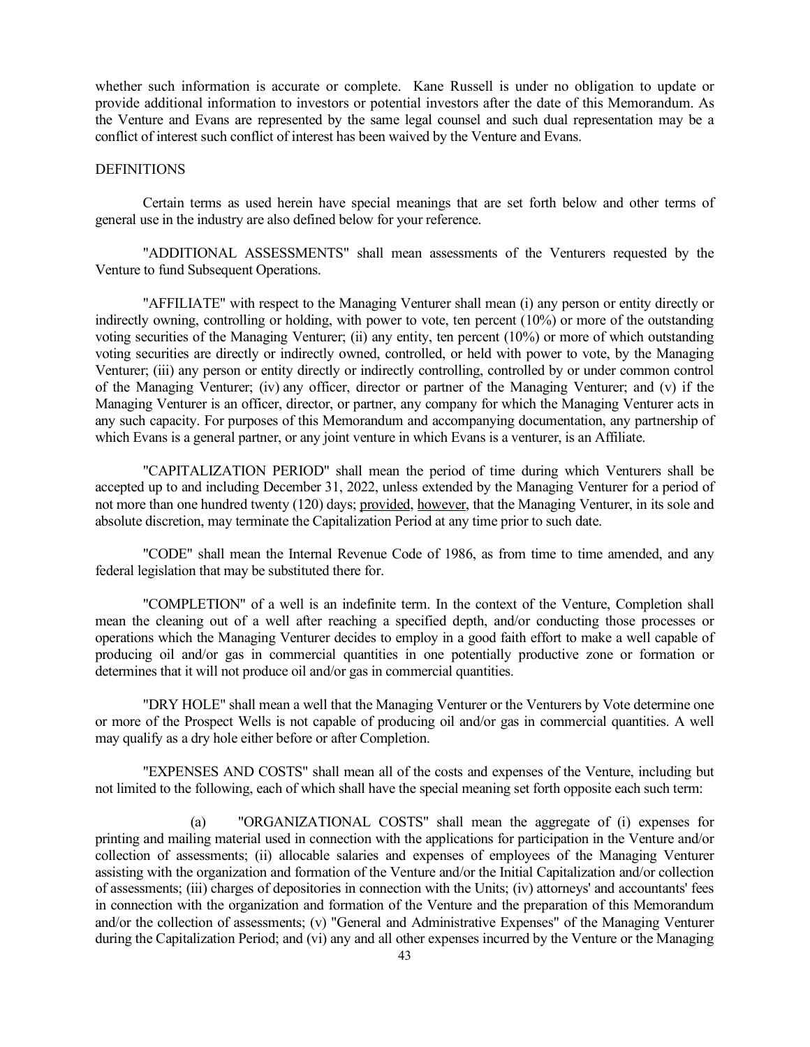whether such information is accurate or complete. Kane Russell is under no obligation to update or provide additional information to investors or potential investors after the date of this Memorandum. As the Venture and Evans are represented by the same legal counsel and such dual representation may be a conflict of interest such conflict of interest has been waived by the Venture and Evans.

DEFINITIONS

Certain terms as used herein have special meanings that are set forth below and other terms of general use in the industry are also defined below for your reference.

"ADDITIONAL ASSESSMENTS" shall mean assessments of the Venturers requested by the Venture to fund Subsequent Operations.

"AFFILIATE" with respect to the Managing Venturer shall mean (i) any person or entity directly or indirectly owning, controlling or holding, with power to vote, ten percent (10%) or more of the outstanding voting securities of the Managing Venturer; (ii) any entity, ten percent (10%) or more of which outstanding voting securities are directly or indirectly owned, controlled, or held with power to vote, by the Managing Venturer; (iii) any person or entity directly or indirectly controlling, controlled by or under common control of the Managing Venturer; (iv) any officer, director or partner of the Managing Venturer; and (v) if the Managing Venturer is an officer, director, or partner, any company for which the Managing Venturer acts in any such capacity. For purposes of this Memorandum and accompanying documentation, any partnership of which Evans is a general partner, or any joint venture in which Evans is a venturer, is an Affiliate.

"CAPITALIZATION PERIOD" shall mean the period of time during which Venturers shall be accepted up to and including December 31, 2022, unless extended by the Managing Venturer for a period of not more than one hundred twenty (120) days; provided, however, that the Managing Venturer, in its sole and absolute discretion, may terminate the Capitalization Period at any time prior to such date.

"CODE" shall mean the Internal Revenue Code of 1986, as from time to time amended, and any federal legislation that may be substituted there for.

"COMPLETION" of a well is an indefinite term. In the context of the Venture, Completion shall mean the cleaning out of a well after reaching a specified depth, and/or conducting those processes or operations which the Managing Venturer decides to employ in a good faith effort to make a well capable of producing oil and/or gas in commercial quantities in one potentially productive zone or formation or determines that it will not produce oil and/or gas in commercial quantities.

"DRY HOLE" shall mean a well that the Managing Venturer or the Venturers by Vote determine one or more of the Prospect Wells is not capable of producing oil and/or gas in commercial quantities. A well may qualify as a dry hole either before or after Completion.

"EXPENSES AND COSTS" shall mean all of the costs and expenses of the Venture, including but not limited to the following, each of which shall have the special meaning set forth opposite each such term:

(a) "ORGANIZATIONAL COSTS" shall mean the aggregate of (i) expenses for printing and mailing material used in connection with the applications for participation in the Venture and/or collection of assessments; (ii) allocable salaries and expenses of employees of the Managing Venturer assisting with the organization and formation of the Venture and/or the Initial Capitalization and/or collection of assessments; (iii) charges of depositories in connection with the Units; (iv) attorneys' and accountants' fees in connection with the organization and formation of the Venture and the preparation of this Memorandum and/or the collection of assessments; (v) "General and Administrative Expenses" of the Managing Venturer during the Capitalization Period; and (vi) any and all other expenses incurred by the Venture or the Managing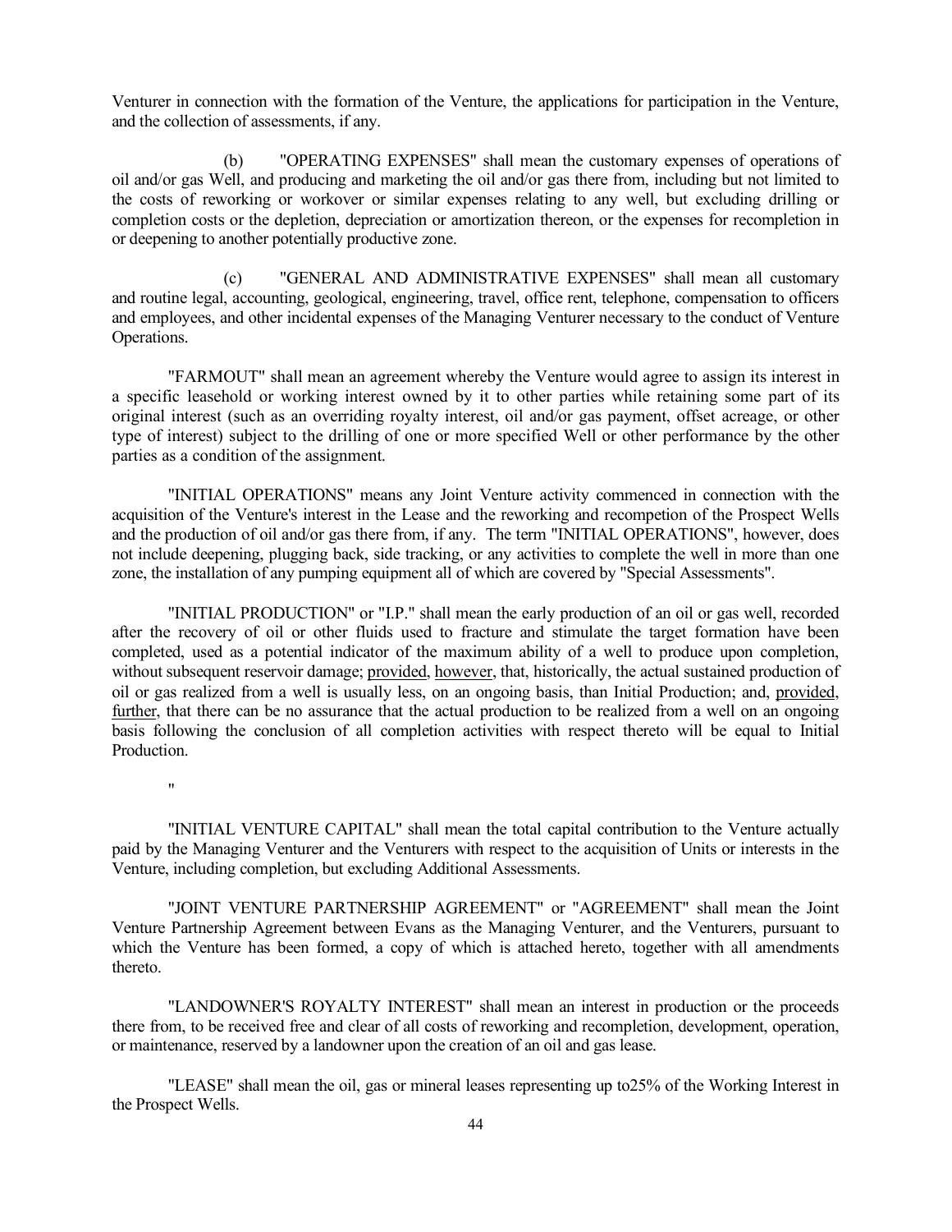Venturer in connection with the formation of the Venture, the applications for participation in the Venture, and the collection of assessments, if any.

(b) "OPERATING EXPENSES" shall mean the customary expenses of operations of oil and/or gas Well, and producing and marketing the oil and/or gas there from, including but not limited to the costs of reworking or workover or similar expenses relating to any well, but excluding drilling or completion costs or the depletion, depreciation or amortization thereon, or the expenses for recompletion in or deepening to another potentially productive zone.

(c) "GENERAL AND ADMINISTRATIVE EXPENSES" shall mean all customary and routine legal, accounting, geological, engineering, travel, office rent, telephone, compensation to officers and employees, and other incidental expenses of the Managing Venturer necessary to the conduct of Venture Operations.

"FARMOUT" shall mean an agreement whereby the Venture would agree to assign its interest in a specific leasehold or working interest owned by it to other parties while retaining some part of its original interest (such as an overriding royalty interest, oil and/or gas payment, offset acreage, or other type of interest) subject to the drilling of one or more specified Well or other performance by the other parties as a condition of the assignment.

"INITIAL OPERATIONS" means any Joint Venture activity commenced in connection with the acquisition of the Venture's interest in the Lease and the reworking and recompetion of the Prospect Wells and the production of oil and/or gas there from, if any. The term "INITIAL OPERATIONS", however, does not include deepening, plugging back, side tracking, or any activities to complete the well in more than one zone, the installation of any pumping equipment all of which are covered by "Special Assessments".

"INITIAL PRODUCTION" or "I.P." shall mean the early production of an oil or gas well, recorded after the recovery of oil or other fluids used to fracture and stimulate the target formation have been completed, used as a potential indicator of the maximum ability of a well to produce upon completion, without subsequent reservoir damage; provided, however, that, historically, the actual sustained production of oil or gas realized from a well is usually less, on an ongoing basis, than Initial Production; and, provided, further, that there can be no assurance that the actual production to be realized from a well on an ongoing basis following the conclusion of all completion activities with respect thereto will be equal to Initial Production.

"

"INITIAL VENTURE CAPITAL" shall mean the total capital contribution to the Venture actually paid by the Managing Venturer and the Venturers with respect to the acquisition of Units or interests in the Venture, including completion, but excluding Additional Assessments.

"JOINT VENTURE PARTNERSHIP AGREEMENT" or "AGREEMENT" shall mean the Joint Venture Partnership Agreement between Evans as the Managing Venturer, and the Venturers, pursuant to which the Venture has been formed, a copy of which is attached hereto, together with all amendments thereto.

"LANDOWNER'S ROYALTY INTEREST" shall mean an interest in production or the proceeds there from, to be received free and clear of all costs of reworking and recompletion, development, operation, or maintenance, reserved by a landowner upon the creation of an oil and gas lease.

"LEASE" shall mean the oil, gas or mineral leases representing up to25% of the Working Interest in the Prospect Wells.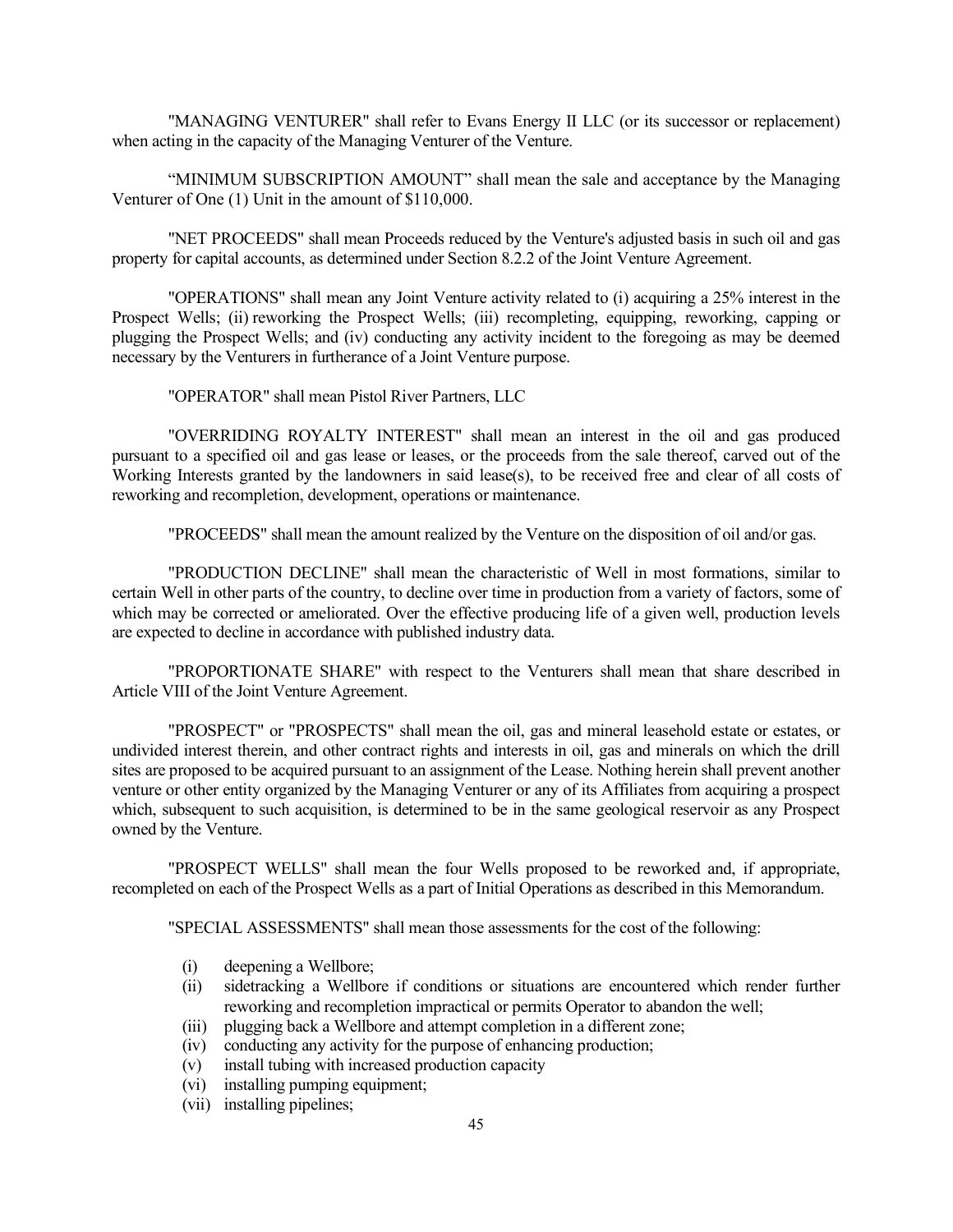"MANAGING VENTURER" shall refer to Evans Energy II LLC (or its successor or replacement) when acting in the capacity of the Managing Venturer of the Venture.

"MINIMUM SUBSCRIPTION AMOUNT" shall mean the sale and acceptance by the Managing Venturer of One (1) Unit in the amount of $110,000.

"NET PROCEEDS" shall mean Proceeds reduced by the Venture's adjusted basis in such oil and gas property for capital accounts, as determined under Section 8.2.2 of the Joint Venture Agreement.

"OPERATIONS" shall mean any Joint Venture activity related to (i) acquiring a 25% interest in the Prospect Wells; (ii) reworking the Prospect Wells; (iii) recompleting, equipping, reworking, capping or plugging the Prospect Wells; and (iv) conducting any activity incident to the foregoing as may be deemed necessary by the Venturers in furtherance of a Joint Venture purpose.

"OPERATOR" shall mean Pistol River Partners, LLC

"OVERRIDING ROYALTY INTEREST" shall mean an interest in the oil and gas produced pursuant to a specified oil and gas lease or leases, or the proceeds from the sale thereof, carved out of the Working Interests granted by the landowners in said lease(s), to be received free and clear of all costs of reworking and recompletion, development, operations or maintenance.

"PROCEEDS" shall mean the amount realized by the Venture on the disposition of oil and/or gas.

"PRODUCTION DECLINE" shall mean the characteristic of Well in most formations, similar to certain Well in other parts of the country, to decline over time in production from a variety of factors, some of which may be corrected or ameliorated. Over the effective producing life of a given well, production levels are expected to decline in accordance with published industry data.

"PROPORTIONATE SHARE" with respect to the Venturers shall mean that share described in Article VIII of the Joint Venture Agreement.

"PROSPECT" or "PROSPECTS" shall mean the oil, gas and mineral leasehold estate or estates, or undivided interest therein, and other contract rights and interests in oil, gas and minerals on which the drill sites are proposed to be acquired pursuant to an assignment of the Lease. Nothing herein shall prevent another venture or other entity organized by the Managing Venturer or any of its Affiliates from acquiring a prospect which, subsequent to such acquisition, is determined to be in the same geological reservoir as any Prospect owned by the Venture.

"PROSPECT WELLS" shall mean the four Wells proposed to be reworked and, if appropriate, recompleted on each of the Prospect Wells as a part of Initial Operations as described in this Memorandum.

"SPECIAL ASSESSMENTS" shall mean those assessments for the cost of the following:

(i) deepening a Wellbore;
(ii) sidetracking a Wellbore if conditions or situations are encountered which render further reworking and recompletion impractical or permits Operator to abandon the well;
(iii) plugging back a Wellbore and attempt completion in a different zone;
(iv) conducting any activity for the purpose of enhancing production;
(v) install tubing with increased production capacity
(vi) installing pumping equipment;
(vii) installing pipelines;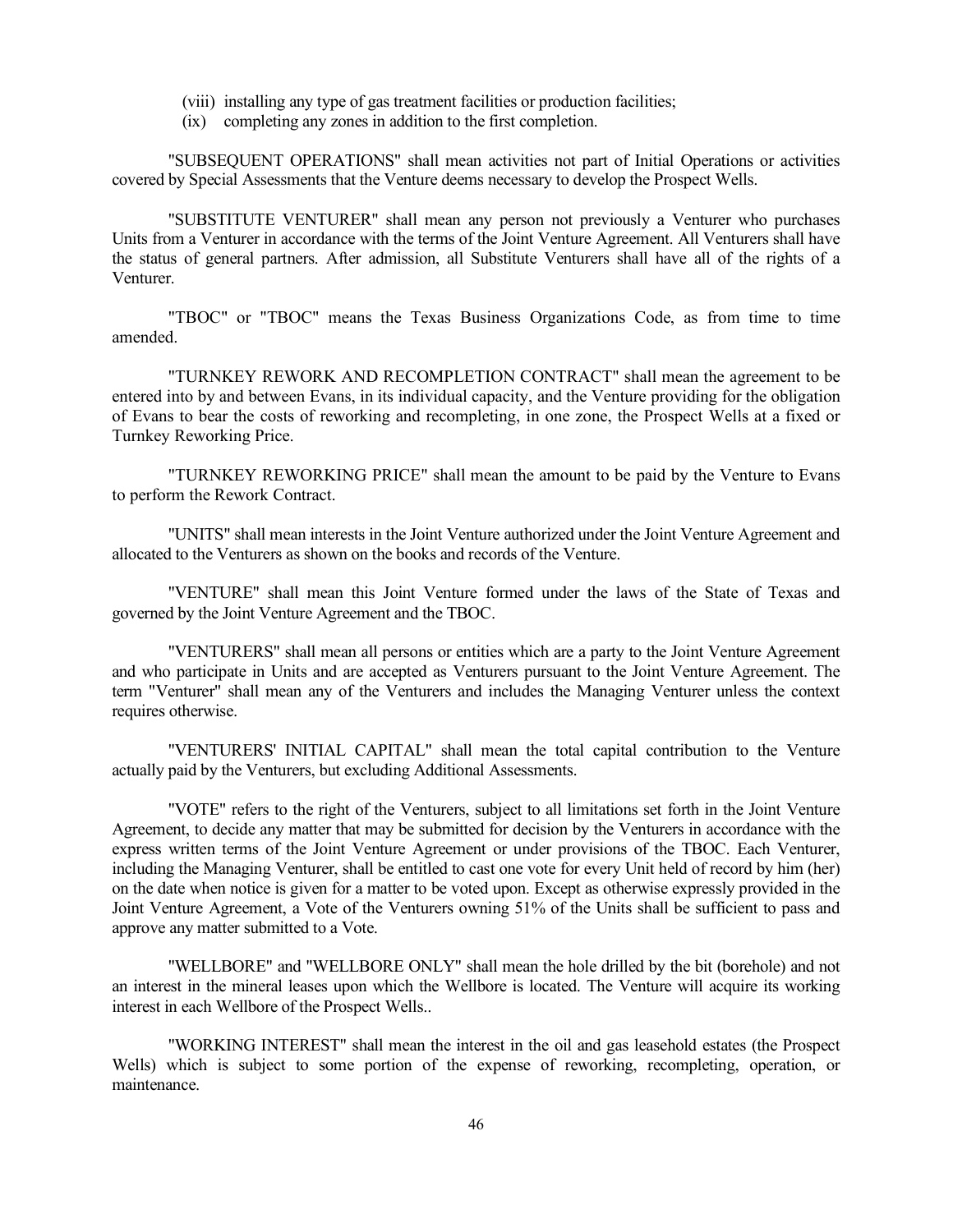(viii) installing any type of gas treatment facilities or production facilities;
(ix) completing any zones in addition to the first completion.

"SUBSEQUENT OPERATIONS" shall mean activities not part of Initial Operations or activities covered by Special Assessments that the Venture deems necessary to develop the Prospect Wells.

"SUBSTITUTE VENTURER" shall mean any person not previously a Venturer who purchases Units from a Venturer in accordance with the terms of the Joint Venture Agreement. All Venturers shall have the status of general partners. After admission, all Substitute Venturers shall have all of the rights of a Venturer.

"TBOC" or "TBOC" means the Texas Business Organizations Code, as from time to time amended.

"TURNKEY REWORK AND RECOMPLETION CONTRACT" shall mean the agreement to be entered into by and between Evans, in its individual capacity, and the Venture providing for the obligation of Evans to bear the costs of reworking and recompleting, in one zone, the Prospect Wells at a fixed or Turnkey Reworking Price.

"TURNKEY REWORKING PRICE" shall mean the amount to be paid by the Venture to Evans to perform the Rework Contract.

"UNITS" shall mean interests in the Joint Venture authorized under the Joint Venture Agreement and allocated to the Venturers as shown on the books and records of the Venture.

"VENTURE" shall mean this Joint Venture formed under the laws of the State of Texas and governed by the Joint Venture Agreement and the TBOC.

"VENTURERS" shall mean all persons or entities which are a party to the Joint Venture Agreement and who participate in Units and are accepted as Venturers pursuant to the Joint Venture Agreement. The term "Venturer" shall mean any of the Venturers and includes the Managing Venturer unless the context requires otherwise.

"VENTURERS' INITIAL CAPITAL" shall mean the total capital contribution to the Venture actually paid by the Venturers, but excluding Additional Assessments.

"VOTE" refers to the right of the Venturers, subject to all limitations set forth in the Joint Venture Agreement, to decide any matter that may be submitted for decision by the Venturers in accordance with the express written terms of the Joint Venture Agreement or under provisions of the TBOC. Each Venturer, including the Managing Venturer, shall be entitled to cast one vote for every Unit held of record by him (her) on the date when notice is given for a matter to be voted upon. Except as otherwise expressly provided in the Joint Venture Agreement, a Vote of the Venturers owning 51% of the Units shall be sufficient to pass and approve any matter submitted to a Vote.

"WELLBORE" and "WELLBORE ONLY" shall mean the hole drilled by the bit (borehole) and not an interest in the mineral leases upon which the Wellbore is located. The Venture will acquire its working interest in each Wellbore of the Prospect Wells..

"WORKING INTEREST" shall mean the interest in the oil and gas leasehold estates (the Prospect Wells) which is subject to some portion of the expense of reworking, recompleting, operation, or maintenance.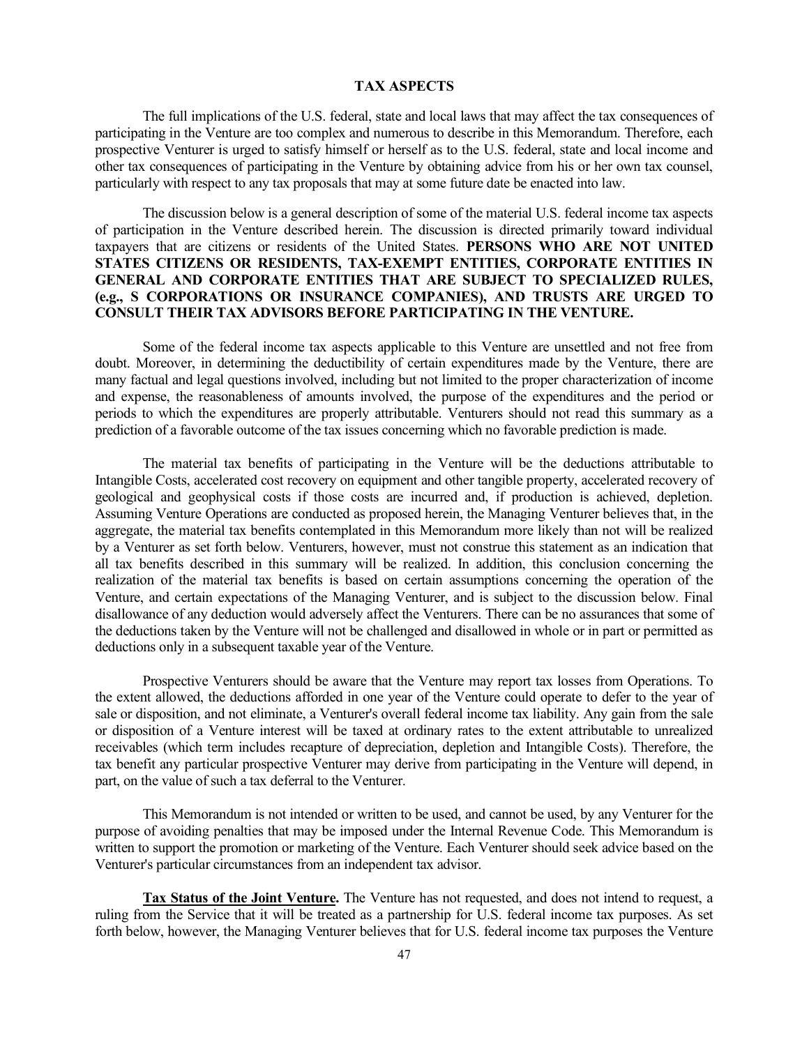## TAX ASPECTS

The full implications of the U.S. federal, state and local laws that may affect the tax consequences of participating in the Venture are too complex and numerous to describe in this Memorandum. Therefore, each prospective Venturer is urged to satisfy himself or herself as to the U.S. federal, state and local income and other tax consequences of participating in the Venture by obtaining advice from his or her own tax counsel, particularly with respect to any tax proposals that may at some future date be enacted into law.

The discussion below is a general description of some of the material U.S. federal income tax aspects of participation in the Venture described herein. The discussion is directed primarily toward individual taxpayers that are citizens or residents of the United States. **PERSONS WHO ARE NOT UNITED STATES CITIZENS OR RESIDENTS, TAX-EXEMPT ENTITIES, CORPORATE ENTITIES IN GENERAL AND CORPORATE ENTITIES THAT ARE SUBJECT TO SPECIALIZED RULES, (e.g., S CORPORATIONS OR INSURANCE COMPANIES), AND TRUSTS ARE URGED TO CONSULT THEIR TAX ADVISORS BEFORE PARTICIPATING IN THE VENTURE.**

Some of the federal income tax aspects applicable to this Venture are unsettled and not free from doubt. Moreover, in determining the deductibility of certain expenditures made by the Venture, there are many factual and legal questions involved, including but not limited to the proper characterization of income and expense, the reasonableness of amounts involved, the purpose of the expenditures and the period or periods to which the expenditures are properly attributable. Venturers should not read this summary as a prediction of a favorable outcome of the tax issues concerning which no favorable prediction is made.

The material tax benefits of participating in the Venture will be the deductions attributable to Intangible Costs, accelerated cost recovery on equipment and other tangible property, accelerated recovery of geological and geophysical costs if those costs are incurred and, if production is achieved, depletion. Assuming Venture Operations are conducted as proposed herein, the Managing Venturer believes that, in the aggregate, the material tax benefits contemplated in this Memorandum more likely than not will be realized by a Venturer as set forth below. Venturers, however, must not construe this statement as an indication that all tax benefits described in this summary will be realized. In addition, this conclusion concerning the realization of the material tax benefits is based on certain assumptions concerning the operation of the Venture, and certain expectations of the Managing Venturer, and is subject to the discussion below. Final disallowance of any deduction would adversely affect the Venturers. There can be no assurances that some of the deductions taken by the Venture will not be challenged and disallowed in whole or in part or permitted as deductions only in a subsequent taxable year of the Venture.

Prospective Venturers should be aware that the Venture may report tax losses from Operations. To the extent allowed, the deductions afforded in one year of the Venture could operate to defer to the year of sale or disposition, and not eliminate, a Venturer's overall federal income tax liability. Any gain from the sale or disposition of a Venture interest will be taxed at ordinary rates to the extent attributable to unrealized receivables (which term includes recapture of depreciation, depletion and Intangible Costs). Therefore, the tax benefit any particular prospective Venturer may derive from participating in the Venture will depend, in part, on the value of such a tax deferral to the Venturer.

This Memorandum is not intended or written to be used, and cannot be used, by any Venturer for the purpose of avoiding penalties that may be imposed under the Internal Revenue Code. This Memorandum is written to support the promotion or marketing of the Venture. Each Venturer should seek advice based on the Venturer's particular circumstances from an independent tax advisor.

**Tax Status of the Joint Venture.** The Venture has not requested, and does not intend to request, a ruling from the Service that it will be treated as a partnership for U.S. federal income tax purposes. As set forth below, however, the Managing Venturer believes that for U.S. federal income tax purposes the Venture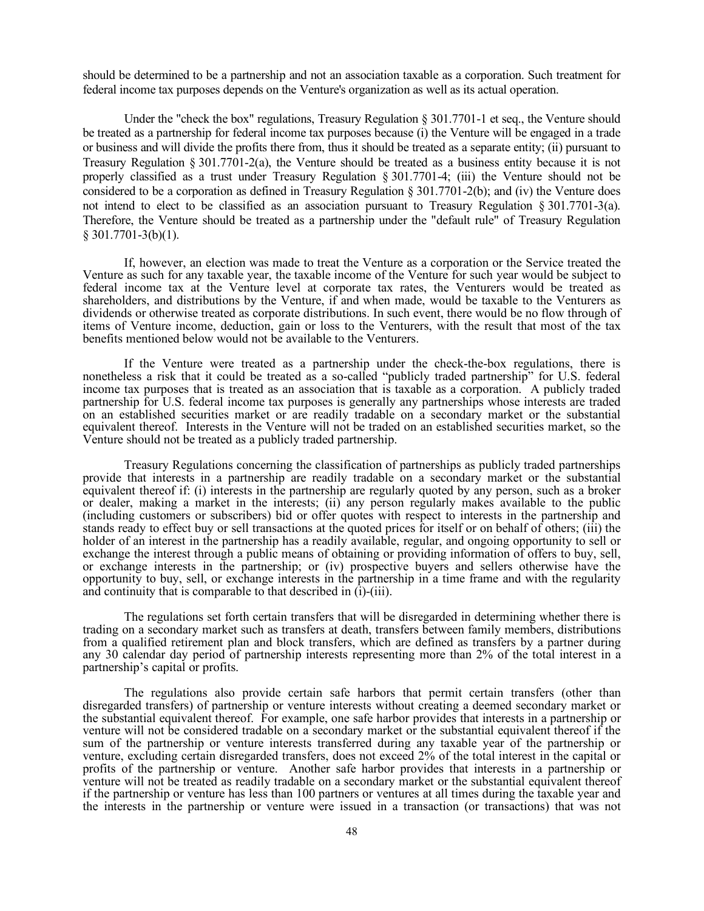should be determined to be a partnership and not an association taxable as a corporation. Such treatment for federal income tax purposes depends on the Venture's organization as well as its actual operation.

Under the "check the box" regulations, Treasury Regulation § 301.7701-1 et seq., the Venture should be treated as a partnership for federal income tax purposes because (i) the Venture will be engaged in a trade or business and will divide the profits there from, thus it should be treated as a separate entity; (ii) pursuant to Treasury Regulation § 301.7701-2(a), the Venture should be treated as a business entity because it is not properly classified as a trust under Treasury Regulation § 301.7701-4; (iii) the Venture should not be considered to be a corporation as defined in Treasury Regulation § 301.7701-2(b); and (iv) the Venture does not intend to elect to be classified as an association pursuant to Treasury Regulation § 301.7701-3(a). Therefore, the Venture should be treated as a partnership under the "default rule" of Treasury Regulation § 301.7701-3(b)(1).

If, however, an election was made to treat the Venture as a corporation or the Service treated the Venture as such for any taxable year, the taxable income of the Venture for such year would be subject to federal income tax at the Venture level at corporate tax rates, the Venturers would be treated as shareholders, and distributions by the Venture, if and when made, would be taxable to the Venturers as dividends or otherwise treated as corporate distributions. In such event, there would be no flow through of items of Venture income, deduction, gain or loss to the Venturers, with the result that most of the tax benefits mentioned below would not be available to the Venturers.

If the Venture were treated as a partnership under the check-the-box regulations, there is nonetheless a risk that it could be treated as a so-called "publicly traded partnership" for U.S. federal income tax purposes that is treated as an association that is taxable as a corporation. A publicly traded partnership for U.S. federal income tax purposes is generally any partnerships whose interests are traded on an established securities market or are readily tradable on a secondary market or the substantial equivalent thereof. Interests in the Venture will not be traded on an established securities market, so the Venture should not be treated as a publicly traded partnership.

Treasury Regulations concerning the classification of partnerships as publicly traded partnerships provide that interests in a partnership are readily tradable on a secondary market or the substantial equivalent thereof if: (i) interests in the partnership are regularly quoted by any person, such as a broker or dealer, making a market in the interests; (ii) any person regularly makes available to the public (including customers or subscribers) bid or offer quotes with respect to interests in the partnership and stands ready to effect buy or sell transactions at the quoted prices for itself or on behalf of others; (iii) the holder of an interest in the partnership has a readily available, regular, and ongoing opportunity to sell or exchange the interest through a public means of obtaining or providing information of offers to buy, sell, or exchange interests in the partnership; or (iv) prospective buyers and sellers otherwise have the opportunity to buy, sell, or exchange interests in the partnership in a time frame and with the regularity and continuity that is comparable to that described in (i)-(iii).

The regulations set forth certain transfers that will be disregarded in determining whether there is trading on a secondary market such as transfers at death, transfers between family members, distributions from a qualified retirement plan and block transfers, which are defined as transfers by a partner during any 30 calendar day period of partnership interests representing more than 2% of the total interest in a partnership's capital or profits.

The regulations also provide certain safe harbors that permit certain transfers (other than disregarded transfers) of partnership or venture interests without creating a deemed secondary market or the substantial equivalent thereof. For example, one safe harbor provides that interests in a partnership or venture will not be considered tradable on a secondary market or the substantial equivalent thereof if the sum of the partnership or venture interests transferred during any taxable year of the partnership or venture, excluding certain disregarded transfers, does not exceed 2% of the total interest in the capital or profits of the partnership or venture. Another safe harbor provides that interests in a partnership or venture will not be treated as readily tradable on a secondary market or the substantial equivalent thereof if the partnership or venture has less than 100 partners or ventures at all times during the taxable year and the interests in the partnership or venture were issued in a transaction (or transactions) that was not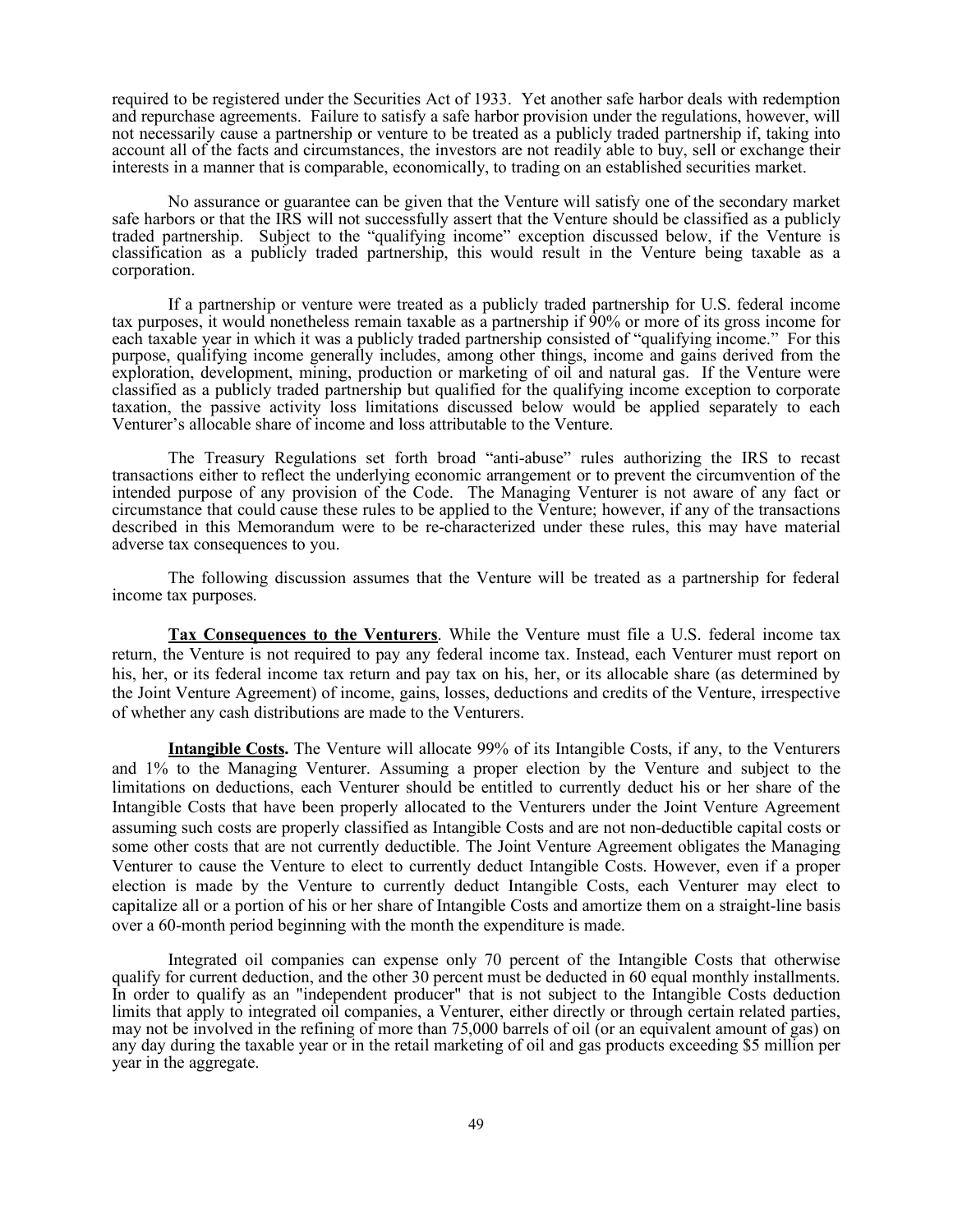required to be registered under the Securities Act of 1933. Yet another safe harbor deals with redemption and repurchase agreements. Failure to satisfy a safe harbor provision under the regulations, however, will not necessarily cause a partnership or venture to be treated as a publicly traded partnership if, taking into account all of the facts and circumstances, the investors are not readily able to buy, sell or exchange their interests in a manner that is comparable, economically, to trading on an established securities market.

No assurance or guarantee can be given that the Venture will satisfy one of the secondary market safe harbors or that the IRS will not successfully assert that the Venture should be classified as a publicly traded partnership. Subject to the "qualifying income" exception discussed below, if the Venture is classification as a publicly traded partnership, this would result in the Venture being taxable as a corporation.

If a partnership or venture were treated as a publicly traded partnership for U.S. federal income tax purposes, it would nonetheless remain taxable as a partnership if 90% or more of its gross income for each taxable year in which it was a publicly traded partnership consisted of "qualifying income." For this purpose, qualifying income generally includes, among other things, income and gains derived from the exploration, development, mining, production or marketing of oil and natural gas. If the Venture were classified as a publicly traded partnership but qualified for the qualifying income exception to corporate taxation, the passive activity loss limitations discussed below would be applied separately to each Venturer's allocable share of income and loss attributable to the Venture.

The Treasury Regulations set forth broad "anti-abuse" rules authorizing the IRS to recast transactions either to reflect the underlying economic arrangement or to prevent the circumvention of the intended purpose of any provision of the Code. The Managing Venturer is not aware of any fact or circumstance that could cause these rules to be applied to the Venture; however, if any of the transactions described in this Memorandum were to be re-characterized under these rules, this may have material adverse tax consequences to you.

The following discussion assumes that the Venture will be treated as a partnership for federal income tax purposes.

**Tax Consequences to the Venturers**. While the Venture must file a U.S. federal income tax return, the Venture is not required to pay any federal income tax. Instead, each Venturer must report on his, her, or its federal income tax return and pay tax on his, her, or its allocable share (as determined by the Joint Venture Agreement) of income, gains, losses, deductions and credits of the Venture, irrespective of whether any cash distributions are made to the Venturers.

**Intangible Costs.** The Venture will allocate 99% of its Intangible Costs, if any, to the Venturers and 1% to the Managing Venturer. Assuming a proper election by the Venture and subject to the limitations on deductions, each Venturer should be entitled to currently deduct his or her share of the Intangible Costs that have been properly allocated to the Venturers under the Joint Venture Agreement assuming such costs are properly classified as Intangible Costs and are not non-deductible capital costs or some other costs that are not currently deductible. The Joint Venture Agreement obligates the Managing Venturer to cause the Venture to elect to currently deduct Intangible Costs. However, even if a proper election is made by the Venture to currently deduct Intangible Costs, each Venturer may elect to capitalize all or a portion of his or her share of Intangible Costs and amortize them on a straight-line basis over a 60-month period beginning with the month the expenditure is made.

Integrated oil companies can expense only 70 percent of the Intangible Costs that otherwise qualify for current deduction, and the other 30 percent must be deducted in 60 equal monthly installments. In order to qualify as an "independent producer" that is not subject to the Intangible Costs deduction limits that apply to integrated oil companies, a Venturer, either directly or through certain related parties, may not be involved in the refining of more than 75,000 barrels of oil (or an equivalent amount of gas) on any day during the taxable year or in the retail marketing of oil and gas products exceeding $5 million per year in the aggregate.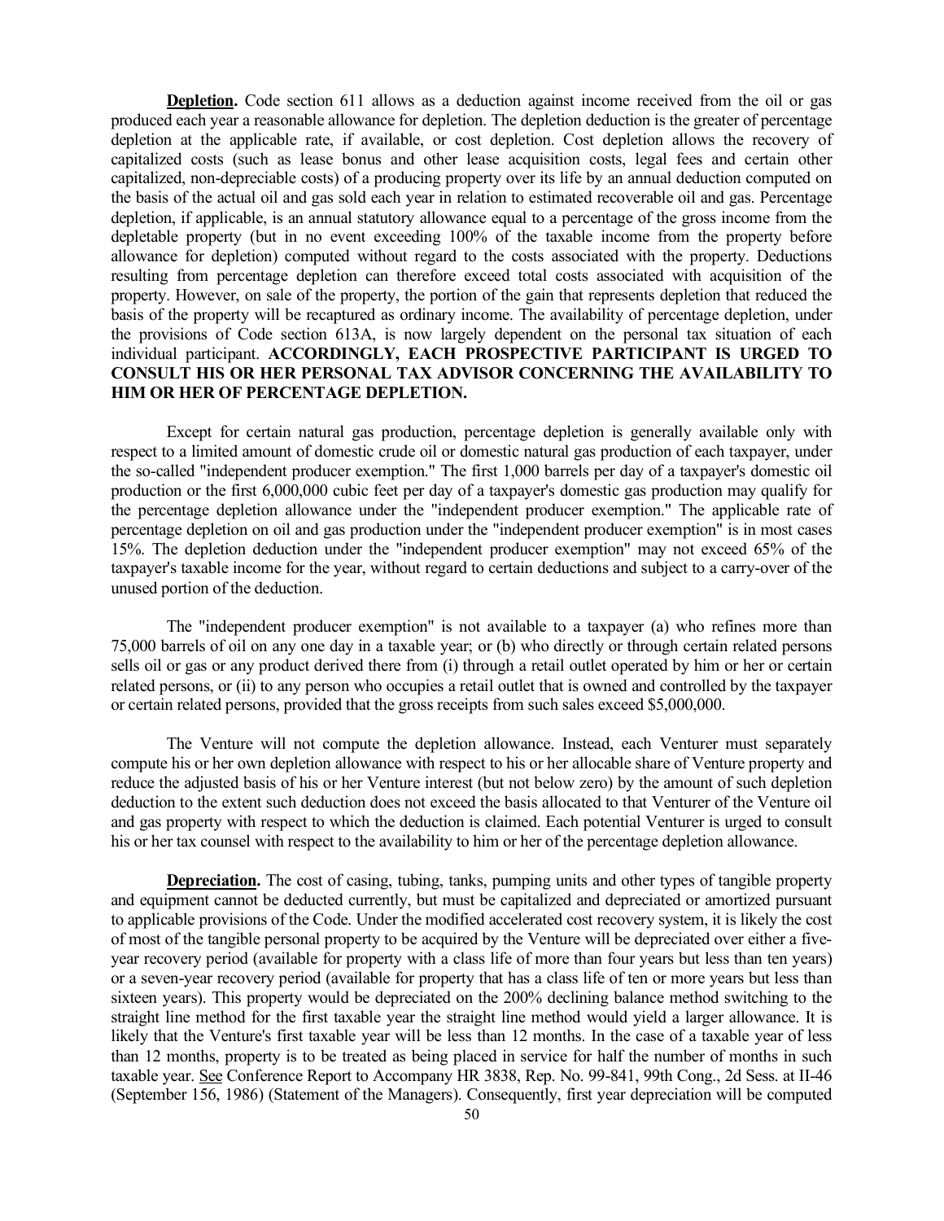**Depletion.** Code section 611 allows as a deduction against income received from the oil or gas produced each year a reasonable allowance for depletion. The depletion deduction is the greater of percentage depletion at the applicable rate, if available, or cost depletion. Cost depletion allows the recovery of capitalized costs (such as lease bonus and other lease acquisition costs, legal fees and certain other capitalized, non-depreciable costs) of a producing property over its life by an annual deduction computed on the basis of the actual oil and gas sold each year in relation to estimated recoverable oil and gas. Percentage depletion, if applicable, is an annual statutory allowance equal to a percentage of the gross income from the depletable property (but in no event exceeding 100% of the taxable income from the property before allowance for depletion) computed without regard to the costs associated with the property. Deductions resulting from percentage depletion can therefore exceed total costs associated with acquisition of the property. However, on sale of the property, the portion of the gain that represents depletion that reduced the basis of the property will be recaptured as ordinary income. The availability of percentage depletion, under the provisions of Code section 613A, is now largely dependent on the personal tax situation of each individual participant. **ACCORDINGLY, EACH PROSPECTIVE PARTICIPANT IS URGED TO CONSULT HIS OR HER PERSONAL TAX ADVISOR CONCERNING THE AVAILABILITY TO HIM OR HER OF PERCENTAGE DEPLETION.**

Except for certain natural gas production, percentage depletion is generally available only with respect to a limited amount of domestic crude oil or domestic natural gas production of each taxpayer, under the so-called "independent producer exemption." The first 1,000 barrels per day of a taxpayer's domestic oil production or the first 6,000,000 cubic feet per day of a taxpayer's domestic gas production may qualify for the percentage depletion allowance under the "independent producer exemption." The applicable rate of percentage depletion on oil and gas production under the "independent producer exemption" is in most cases 15%. The depletion deduction under the "independent producer exemption" may not exceed 65% of the taxpayer's taxable income for the year, without regard to certain deductions and subject to a carry-over of the unused portion of the deduction.

The "independent producer exemption" is not available to a taxpayer (a) who refines more than 75,000 barrels of oil on any one day in a taxable year; or (b) who directly or through certain related persons sells oil or gas or any product derived there from (i) through a retail outlet operated by him or her or certain related persons, or (ii) to any person who occupies a retail outlet that is owned and controlled by the taxpayer or certain related persons, provided that the gross receipts from such sales exceed $5,000,000.

The Venture will not compute the depletion allowance. Instead, each Venturer must separately compute his or her own depletion allowance with respect to his or her allocable share of Venture property and reduce the adjusted basis of his or her Venture interest (but not below zero) by the amount of such depletion deduction to the extent such deduction does not exceed the basis allocated to that Venturer of the Venture oil and gas property with respect to which the deduction is claimed. Each potential Venturer is urged to consult his or her tax counsel with respect to the availability to him or her of the percentage depletion allowance.

**Depreciation.** The cost of casing, tubing, tanks, pumping units and other types of tangible property and equipment cannot be deducted currently, but must be capitalized and depreciated or amortized pursuant to applicable provisions of the Code. Under the modified accelerated cost recovery system, it is likely the cost of most of the tangible personal property to be acquired by the Venture will be depreciated over either a five-year recovery period (available for property with a class life of more than four years but less than ten years) or a seven-year recovery period (available for property that has a class life of ten or more years but less than sixteen years). This property would be depreciated on the 200% declining balance method switching to the straight line method for the first taxable year the straight line method would yield a larger allowance. It is likely that the Venture's first taxable year will be less than 12 months. In the case of a taxable year of less than 12 months, property is to be treated as being placed in service for half the number of months in such taxable year. See Conference Report to Accompany HR 3838, Rep. No. 99-841, 99th Cong., 2d Sess. at II-46 (September 156, 1986) (Statement of the Managers). Consequently, first year depreciation will be computed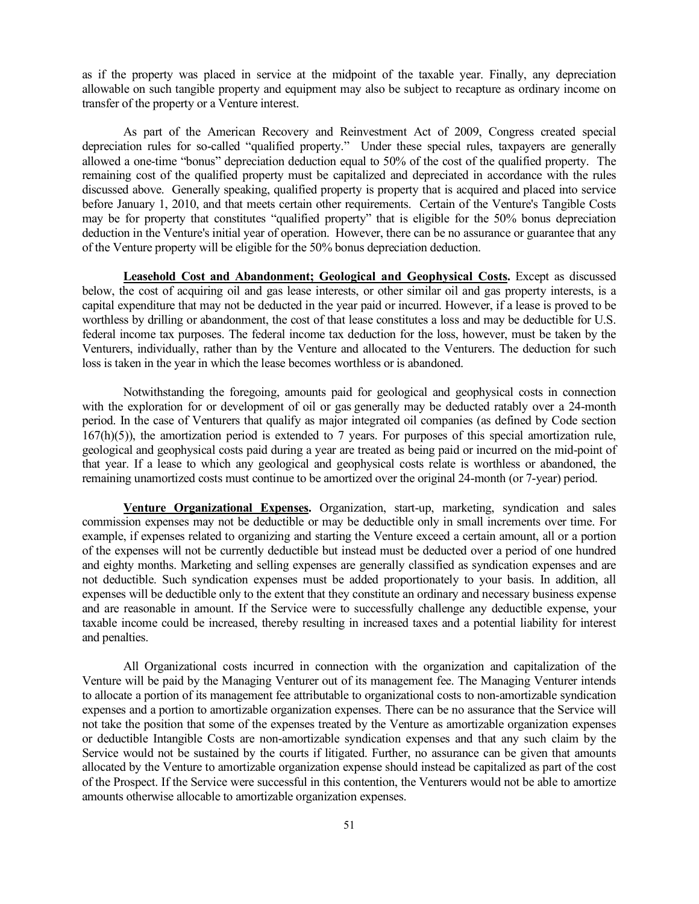as if the property was placed in service at the midpoint of the taxable year. Finally, any depreciation allowable on such tangible property and equipment may also be subject to recapture as ordinary income on transfer of the property or a Venture interest.

As part of the American Recovery and Reinvestment Act of 2009, Congress created special depreciation rules for so-called "qualified property." Under these special rules, taxpayers are generally allowed a one-time "bonus" depreciation deduction equal to 50% of the cost of the qualified property. The remaining cost of the qualified property must be capitalized and depreciated in accordance with the rules discussed above. Generally speaking, qualified property is property that is acquired and placed into service before January 1, 2010, and that meets certain other requirements. Certain of the Venture's Tangible Costs may be for property that constitutes "qualified property" that is eligible for the 50% bonus depreciation deduction in the Venture's initial year of operation. However, there can be no assurance or guarantee that any of the Venture property will be eligible for the 50% bonus depreciation deduction.

**Leasehold Cost and Abandonment; Geological and Geophysical Costs.** Except as discussed below, the cost of acquiring oil and gas lease interests, or other similar oil and gas property interests, is a capital expenditure that may not be deducted in the year paid or incurred. However, if a lease is proved to be worthless by drilling or abandonment, the cost of that lease constitutes a loss and may be deductible for U.S. federal income tax purposes. The federal income tax deduction for the loss, however, must be taken by the Venturers, individually, rather than by the Venture and allocated to the Venturers. The deduction for such loss is taken in the year in which the lease becomes worthless or is abandoned.

Notwithstanding the foregoing, amounts paid for geological and geophysical costs in connection with the exploration for or development of oil or gas generally may be deducted ratably over a 24-month period. In the case of Venturers that qualify as major integrated oil companies (as defined by Code section 167(h)(5)), the amortization period is extended to 7 years. For purposes of this special amortization rule, geological and geophysical costs paid during a year are treated as being paid or incurred on the mid-point of that year. If a lease to which any geological and geophysical costs relate is worthless or abandoned, the remaining unamortized costs must continue to be amortized over the original 24-month (or 7-year) period.

**Venture Organizational Expenses.** Organization, start-up, marketing, syndication and sales commission expenses may not be deductible or may be deductible only in small increments over time. For example, if expenses related to organizing and starting the Venture exceed a certain amount, all or a portion of the expenses will not be currently deductible but instead must be deducted over a period of one hundred and eighty months. Marketing and selling expenses are generally classified as syndication expenses and are not deductible. Such syndication expenses must be added proportionately to your basis. In addition, all expenses will be deductible only to the extent that they constitute an ordinary and necessary business expense and are reasonable in amount. If the Service were to successfully challenge any deductible expense, your taxable income could be increased, thereby resulting in increased taxes and a potential liability for interest and penalties.

All Organizational costs incurred in connection with the organization and capitalization of the Venture will be paid by the Managing Venturer out of its management fee. The Managing Venturer intends to allocate a portion of its management fee attributable to organizational costs to non-amortizable syndication expenses and a portion to amortizable organization expenses. There can be no assurance that the Service will not take the position that some of the expenses treated by the Venture as amortizable organization expenses or deductible Intangible Costs are non-amortizable syndication expenses and that any such claim by the Service would not be sustained by the courts if litigated. Further, no assurance can be given that amounts allocated by the Venture to amortizable organization expense should instead be capitalized as part of the cost of the Prospect. If the Service were successful in this contention, the Venturers would not be able to amortize amounts otherwise allocable to amortizable organization expenses.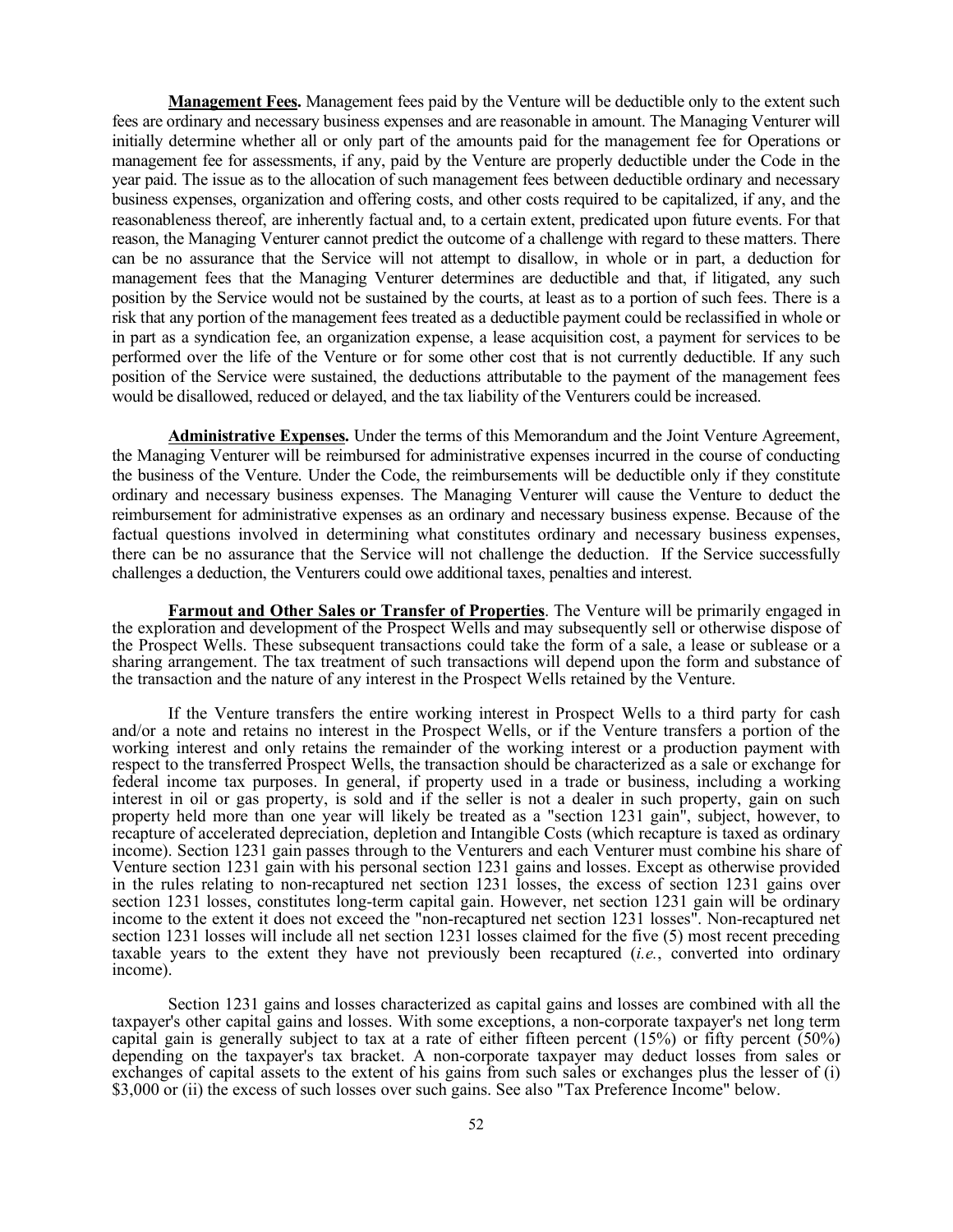**Management Fees.** Management fees paid by the Venture will be deductible only to the extent such fees are ordinary and necessary business expenses and are reasonable in amount. The Managing Venturer will initially determine whether all or only part of the amounts paid for the management fee for Operations or management fee for assessments, if any, paid by the Venture are properly deductible under the Code in the year paid. The issue as to the allocation of such management fees between deductible ordinary and necessary business expenses, organization and offering costs, and other costs required to be capitalized, if any, and the reasonableness thereof, are inherently factual and, to a certain extent, predicated upon future events. For that reason, the Managing Venturer cannot predict the outcome of a challenge with regard to these matters. There can be no assurance that the Service will not attempt to disallow, in whole or in part, a deduction for management fees that the Managing Venturer determines are deductible and that, if litigated, any such position by the Service would not be sustained by the courts, at least as to a portion of such fees. There is a risk that any portion of the management fees treated as a deductible payment could be reclassified in whole or in part as a syndication fee, an organization expense, a lease acquisition cost, a payment for services to be performed over the life of the Venture or for some other cost that is not currently deductible. If any such position of the Service were sustained, the deductions attributable to the payment of the management fees would be disallowed, reduced or delayed, and the tax liability of the Venturers could be increased.

**Administrative Expenses.** Under the terms of this Memorandum and the Joint Venture Agreement, the Managing Venturer will be reimbursed for administrative expenses incurred in the course of conducting the business of the Venture. Under the Code, the reimbursements will be deductible only if they constitute ordinary and necessary business expenses. The Managing Venturer will cause the Venture to deduct the reimbursement for administrative expenses as an ordinary and necessary business expense. Because of the factual questions involved in determining what constitutes ordinary and necessary business expenses, there can be no assurance that the Service will not challenge the deduction. If the Service successfully challenges a deduction, the Venturers could owe additional taxes, penalties and interest.

**Farmout and Other Sales or Transfer of Properties**. The Venture will be primarily engaged in the exploration and development of the Prospect Wells and may subsequently sell or otherwise dispose of the Prospect Wells. These subsequent transactions could take the form of a sale, a lease or sublease or a sharing arrangement. The tax treatment of such transactions will depend upon the form and substance of the transaction and the nature of any interest in the Prospect Wells retained by the Venture.

If the Venture transfers the entire working interest in Prospect Wells to a third party for cash and/or a note and retains no interest in the Prospect Wells, or if the Venture transfers a portion of the working interest and only retains the remainder of the working interest or a production payment with respect to the transferred Prospect Wells, the transaction should be characterized as a sale or exchange for federal income tax purposes. In general, if property used in a trade or business, including a working interest in oil or gas property, is sold and if the seller is not a dealer in such property, gain on such property held more than one year will likely be treated as a "section 1231 gain", subject, however, to recapture of accelerated depreciation, depletion and Intangible Costs (which recapture is taxed as ordinary income). Section 1231 gain passes through to the Venturers and each Venturer must combine his share of Venture section 1231 gain with his personal section 1231 gains and losses. Except as otherwise provided in the rules relating to non-recaptured net section 1231 losses, the excess of section 1231 gains over section 1231 losses, constitutes long-term capital gain. However, net section 1231 gain will be ordinary income to the extent it does not exceed the "non-recaptured net section 1231 losses". Non-recaptured net section 1231 losses will include all net section 1231 losses claimed for the five (5) most recent preceding taxable years to the extent they have not previously been recaptured (*i.e.*, converted into ordinary income).

Section 1231 gains and losses characterized as capital gains and losses are combined with all the taxpayer's other capital gains and losses. With some exceptions, a non-corporate taxpayer's net long term capital gain is generally subject to tax at a rate of either fifteen percent (15%) or fifty percent (50%) depending on the taxpayer's tax bracket. A non-corporate taxpayer may deduct losses from sales or exchanges of capital assets to the extent of his gains from such sales or exchanges plus the lesser of (i) $3,000 or (ii) the excess of such losses over such gains. See also "Tax Preference Income" below.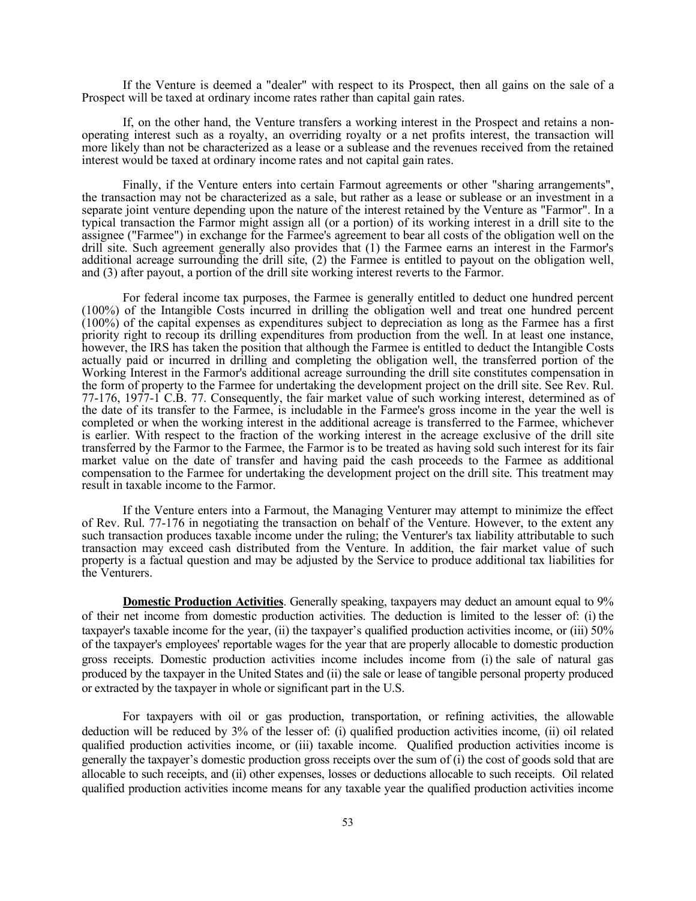If the Venture is deemed a "dealer" with respect to its Prospect, then all gains on the sale of a Prospect will be taxed at ordinary income rates rather than capital gain rates.

If, on the other hand, the Venture transfers a working interest in the Prospect and retains a non-operating interest such as a royalty, an overriding royalty or a net profits interest, the transaction will more likely than not be characterized as a lease or a sublease and the revenues received from the retained interest would be taxed at ordinary income rates and not capital gain rates.

Finally, if the Venture enters into certain Farmout agreements or other "sharing arrangements", the transaction may not be characterized as a sale, but rather as a lease or sublease or an investment in a separate joint venture depending upon the nature of the interest retained by the Venture as "Farmor". In a typical transaction the Farmor might assign all (or a portion) of its working interest in a drill site to the assignee ("Farmee") in exchange for the Farmee's agreement to bear all costs of the obligation well on the drill site. Such agreement generally also provides that (1) the Farmee earns an interest in the Farmor's additional acreage surrounding the drill site, (2) the Farmee is entitled to payout on the obligation well, and (3) after payout, a portion of the drill site working interest reverts to the Farmor.

For federal income tax purposes, the Farmee is generally entitled to deduct one hundred percent (100%) of the Intangible Costs incurred in drilling the obligation well and treat one hundred percent (100%) of the capital expenses as expenditures subject to depreciation as long as the Farmee has a first priority right to recoup its drilling expenditures from production from the well. In at least one instance, however, the IRS has taken the position that although the Farmee is entitled to deduct the Intangible Costs actually paid or incurred in drilling and completing the obligation well, the transferred portion of the Working Interest in the Farmor's additional acreage surrounding the drill site constitutes compensation in the form of property to the Farmee for undertaking the development project on the drill site. See Rev. Rul. 77-176, 1977-1 C.B. 77. Consequently, the fair market value of such working interest, determined as of the date of its transfer to the Farmee, is includable in the Farmee's gross income in the year the well is completed or when the working interest in the additional acreage is transferred to the Farmee, whichever is earlier. With respect to the fraction of the working interest in the acreage exclusive of the drill site transferred by the Farmor to the Farmee, the Farmor is to be treated as having sold such interest for its fair market value on the date of transfer and having paid the cash proceeds to the Farmee as additional compensation to the Farmee for undertaking the development project on the drill site. This treatment may result in taxable income to the Farmor.

If the Venture enters into a Farmout, the Managing Venturer may attempt to minimize the effect of Rev. Rul. 77-176 in negotiating the transaction on behalf of the Venture. However, to the extent any such transaction produces taxable income under the ruling; the Venturer's tax liability attributable to such transaction may exceed cash distributed from the Venture. In addition, the fair market value of such property is a factual question and may be adjusted by the Service to produce additional tax liabilities for the Venturers.

**Domestic Production Activities**. Generally speaking, taxpayers may deduct an amount equal to 9% of their net income from domestic production activities. The deduction is limited to the lesser of: (i) the taxpayer's taxable income for the year, (ii) the taxpayer's qualified production activities income, or (iii) 50% of the taxpayer's employees' reportable wages for the year that are properly allocable to domestic production gross receipts. Domestic production activities income includes income from (i) the sale of natural gas produced by the taxpayer in the United States and (ii) the sale or lease of tangible personal property produced or extracted by the taxpayer in whole or significant part in the U.S.

For taxpayers with oil or gas production, transportation, or refining activities, the allowable deduction will be reduced by 3% of the lesser of: (i) qualified production activities income, (ii) oil related qualified production activities income, or (iii) taxable income. Qualified production activities income is generally the taxpayer's domestic production gross receipts over the sum of (i) the cost of goods sold that are allocable to such receipts, and (ii) other expenses, losses or deductions allocable to such receipts. Oil related qualified production activities income means for any taxable year the qualified production activities income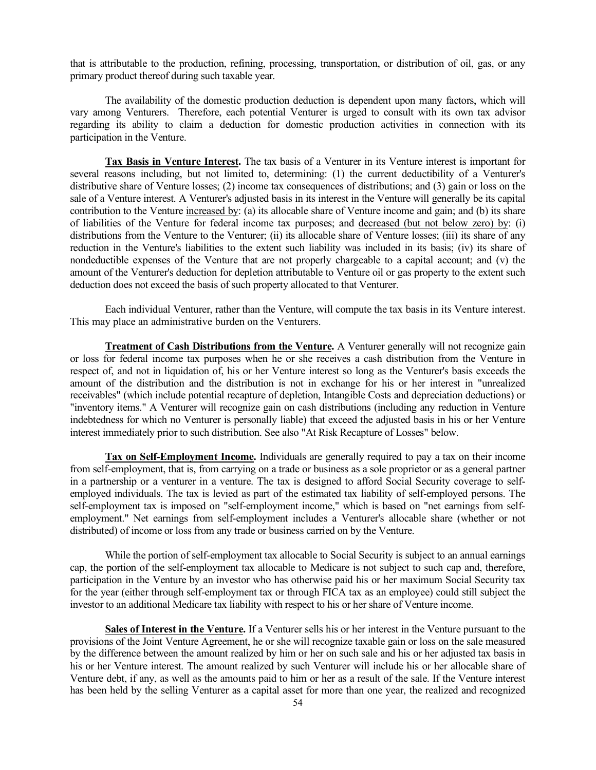that is attributable to the production, refining, processing, transportation, or distribution of oil, gas, or any primary product thereof during such taxable year.

The availability of the domestic production deduction is dependent upon many factors, which will vary among Venturers. Therefore, each potential Venturer is urged to consult with its own tax advisor regarding its ability to claim a deduction for domestic production activities in connection with its participation in the Venture.

**Tax Basis in Venture Interest.** The tax basis of a Venturer in its Venture interest is important for several reasons including, but not limited to, determining: (1) the current deductibility of a Venturer's distributive share of Venture losses; (2) income tax consequences of distributions; and (3) gain or loss on the sale of a Venture interest. A Venturer's adjusted basis in its interest in the Venture will generally be its capital contribution to the Venture increased by: (a) its allocable share of Venture income and gain; and (b) its share of liabilities of the Venture for federal income tax purposes; and decreased (but not below zero) by: (i) distributions from the Venture to the Venturer; (ii) its allocable share of Venture losses; (iii) its share of any reduction in the Venture's liabilities to the extent such liability was included in its basis; (iv) its share of nondeductible expenses of the Venture that are not properly chargeable to a capital account; and (v) the amount of the Venturer's deduction for depletion attributable to Venture oil or gas property to the extent such deduction does not exceed the basis of such property allocated to that Venturer.

Each individual Venturer, rather than the Venture, will compute the tax basis in its Venture interest. This may place an administrative burden on the Venturers.

**Treatment of Cash Distributions from the Venture.** A Venturer generally will not recognize gain or loss for federal income tax purposes when he or she receives a cash distribution from the Venture in respect of, and not in liquidation of, his or her Venture interest so long as the Venturer's basis exceeds the amount of the distribution and the distribution is not in exchange for his or her interest in "unrealized receivables" (which include potential recapture of depletion, Intangible Costs and depreciation deductions) or "inventory items." A Venturer will recognize gain on cash distributions (including any reduction in Venture indebtedness for which no Venturer is personally liable) that exceed the adjusted basis in his or her Venture interest immediately prior to such distribution. See also "At Risk Recapture of Losses" below.

**Tax on Self-Employment Income.** Individuals are generally required to pay a tax on their income from self-employment, that is, from carrying on a trade or business as a sole proprietor or as a general partner in a partnership or a venturer in a venture. The tax is designed to afford Social Security coverage to self-employed individuals. The tax is levied as part of the estimated tax liability of self-employed persons. The self-employment tax is imposed on "self-employment income," which is based on "net earnings from self-employment." Net earnings from self-employment includes a Venturer's allocable share (whether or not distributed) of income or loss from any trade or business carried on by the Venture.

While the portion of self-employment tax allocable to Social Security is subject to an annual earnings cap, the portion of the self-employment tax allocable to Medicare is not subject to such cap and, therefore, participation in the Venture by an investor who has otherwise paid his or her maximum Social Security tax for the year (either through self-employment tax or through FICA tax as an employee) could still subject the investor to an additional Medicare tax liability with respect to his or her share of Venture income.

**Sales of Interest in the Venture.** If a Venturer sells his or her interest in the Venture pursuant to the provisions of the Joint Venture Agreement, he or she will recognize taxable gain or loss on the sale measured by the difference between the amount realized by him or her on such sale and his or her adjusted tax basis in his or her Venture interest. The amount realized by such Venturer will include his or her allocable share of Venture debt, if any, as well as the amounts paid to him or her as a result of the sale. If the Venture interest has been held by the selling Venturer as a capital asset for more than one year, the realized and recognized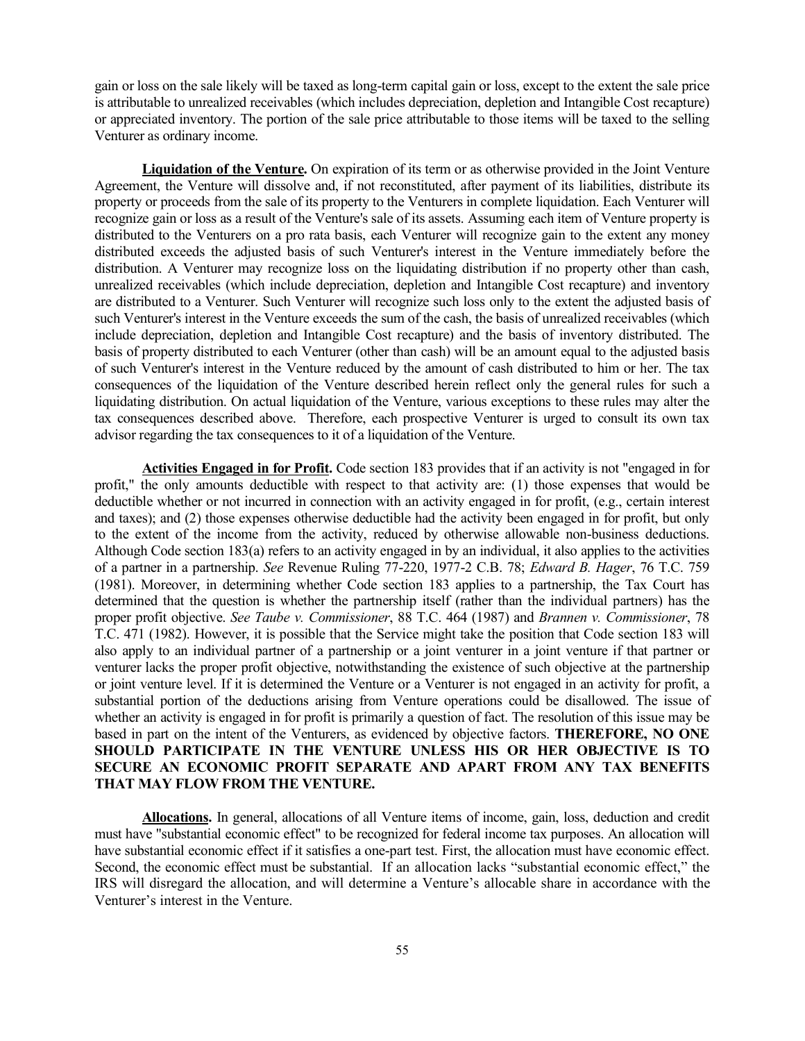gain or loss on the sale likely will be taxed as long-term capital gain or loss, except to the extent the sale price is attributable to unrealized receivables (which includes depreciation, depletion and Intangible Cost recapture) or appreciated inventory. The portion of the sale price attributable to those items will be taxed to the selling Venturer as ordinary income.

**Liquidation of the Venture.** On expiration of its term or as otherwise provided in the Joint Venture Agreement, the Venture will dissolve and, if not reconstituted, after payment of its liabilities, distribute its property or proceeds from the sale of its property to the Venturers in complete liquidation. Each Venturer will recognize gain or loss as a result of the Venture's sale of its assets. Assuming each item of Venture property is distributed to the Venturers on a pro rata basis, each Venturer will recognize gain to the extent any money distributed exceeds the adjusted basis of such Venturer's interest in the Venture immediately before the distribution. A Venturer may recognize loss on the liquidating distribution if no property other than cash, unrealized receivables (which include depreciation, depletion and Intangible Cost recapture) and inventory are distributed to a Venturer. Such Venturer will recognize such loss only to the extent the adjusted basis of such Venturer's interest in the Venture exceeds the sum of the cash, the basis of unrealized receivables (which include depreciation, depletion and Intangible Cost recapture) and the basis of inventory distributed. The basis of property distributed to each Venturer (other than cash) will be an amount equal to the adjusted basis of such Venturer's interest in the Venture reduced by the amount of cash distributed to him or her. The tax consequences of the liquidation of the Venture described herein reflect only the general rules for such a liquidating distribution. On actual liquidation of the Venture, various exceptions to these rules may alter the tax consequences described above. Therefore, each prospective Venturer is urged to consult its own tax advisor regarding the tax consequences to it of a liquidation of the Venture.

**Activities Engaged in for Profit.** Code section 183 provides that if an activity is not "engaged in for profit," the only amounts deductible with respect to that activity are: (1) those expenses that would be deductible whether or not incurred in connection with an activity engaged in for profit, (e.g., certain interest and taxes); and (2) those expenses otherwise deductible had the activity been engaged in for profit, but only to the extent of the income from the activity, reduced by otherwise allowable non-business deductions. Although Code section 183(a) refers to an activity engaged in by an individual, it also applies to the activities of a partner in a partnership. *See* Revenue Ruling 77-220, 1977-2 C.B. 78; *Edward B. Hager*, 76 T.C. 759 (1981). Moreover, in determining whether Code section 183 applies to a partnership, the Tax Court has determined that the question is whether the partnership itself (rather than the individual partners) has the proper profit objective. *See Taube v. Commissioner*, 88 T.C. 464 (1987) and *Brannen v. Commissioner*, 78 T.C. 471 (1982). However, it is possible that the Service might take the position that Code section 183 will also apply to an individual partner of a partnership or a joint venturer in a joint venture if that partner or venturer lacks the proper profit objective, notwithstanding the existence of such objective at the partnership or joint venture level. If it is determined the Venture or a Venturer is not engaged in an activity for profit, a substantial portion of the deductions arising from Venture operations could be disallowed. The issue of whether an activity is engaged in for profit is primarily a question of fact. The resolution of this issue may be based in part on the intent of the Venturers, as evidenced by objective factors. **THEREFORE, NO ONE SHOULD PARTICIPATE IN THE VENTURE UNLESS HIS OR HER OBJECTIVE IS TO SECURE AN ECONOMIC PROFIT SEPARATE AND APART FROM ANY TAX BENEFITS THAT MAY FLOW FROM THE VENTURE.**

**Allocations.** In general, allocations of all Venture items of income, gain, loss, deduction and credit must have "substantial economic effect" to be recognized for federal income tax purposes. An allocation will have substantial economic effect if it satisfies a one-part test. First, the allocation must have economic effect. Second, the economic effect must be substantial. If an allocation lacks "substantial economic effect," the IRS will disregard the allocation, and will determine a Venture's allocable share in accordance with the Venturer's interest in the Venture.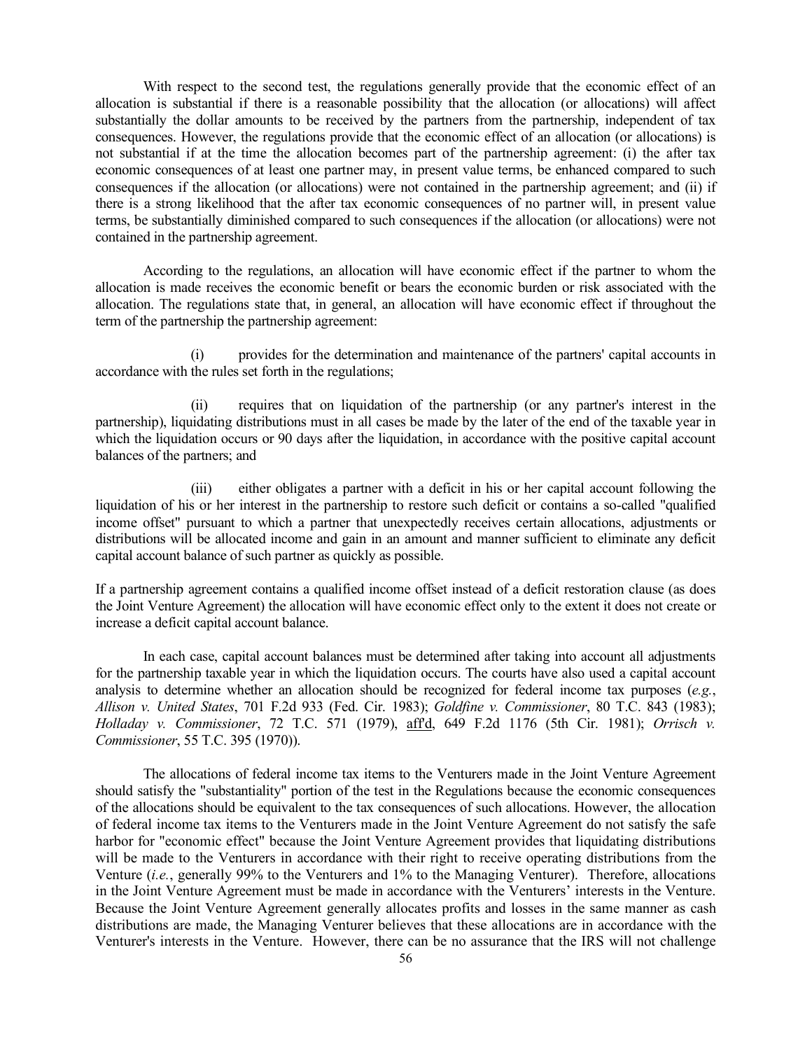With respect to the second test, the regulations generally provide that the economic effect of an allocation is substantial if there is a reasonable possibility that the allocation (or allocations) will affect substantially the dollar amounts to be received by the partners from the partnership, independent of tax consequences. However, the regulations provide that the economic effect of an allocation (or allocations) is not substantial if at the time the allocation becomes part of the partnership agreement: (i) the after tax economic consequences of at least one partner may, in present value terms, be enhanced compared to such consequences if the allocation (or allocations) were not contained in the partnership agreement; and (ii) if there is a strong likelihood that the after tax economic consequences of no partner will, in present value terms, be substantially diminished compared to such consequences if the allocation (or allocations) were not contained in the partnership agreement.

According to the regulations, an allocation will have economic effect if the partner to whom the allocation is made receives the economic benefit or bears the economic burden or risk associated with the allocation. The regulations state that, in general, an allocation will have economic effect if throughout the term of the partnership the partnership agreement:

(i) provides for the determination and maintenance of the partners' capital accounts in accordance with the rules set forth in the regulations;

(ii) requires that on liquidation of the partnership (or any partner's interest in the partnership), liquidating distributions must in all cases be made by the later of the end of the taxable year in which the liquidation occurs or 90 days after the liquidation, in accordance with the positive capital account balances of the partners; and

(iii) either obligates a partner with a deficit in his or her capital account following the liquidation of his or her interest in the partnership to restore such deficit or contains a so-called "qualified income offset" pursuant to which a partner that unexpectedly receives certain allocations, adjustments or distributions will be allocated income and gain in an amount and manner sufficient to eliminate any deficit capital account balance of such partner as quickly as possible.

If a partnership agreement contains a qualified income offset instead of a deficit restoration clause (as does the Joint Venture Agreement) the allocation will have economic effect only to the extent it does not create or increase a deficit capital account balance.

In each case, capital account balances must be determined after taking into account all adjustments for the partnership taxable year in which the liquidation occurs. The courts have also used a capital account analysis to determine whether an allocation should be recognized for federal income tax purposes (*e.g.*, *Allison v. United States*, 701 F.2d 933 (Fed. Cir. 1983); *Goldfine v. Commissioner*, 80 T.C. 843 (1983); *Holladay v. Commissioner*, 72 T.C. 571 (1979), aff'd, 649 F.2d 1176 (5th Cir. 1981); *Orrisch v. Commissioner*, 55 T.C. 395 (1970)).

The allocations of federal income tax items to the Venturers made in the Joint Venture Agreement should satisfy the "substantiality" portion of the test in the Regulations because the economic consequences of the allocations should be equivalent to the tax consequences of such allocations. However, the allocation of federal income tax items to the Venturers made in the Joint Venture Agreement do not satisfy the safe harbor for "economic effect" because the Joint Venture Agreement provides that liquidating distributions will be made to the Venturers in accordance with their right to receive operating distributions from the Venture (*i.e.*, generally 99% to the Venturers and 1% to the Managing Venturer). Therefore, allocations in the Joint Venture Agreement must be made in accordance with the Venturers' interests in the Venture. Because the Joint Venture Agreement generally allocates profits and losses in the same manner as cash distributions are made, the Managing Venturer believes that these allocations are in accordance with the Venturer's interests in the Venture. However, there can be no assurance that the IRS will not challenge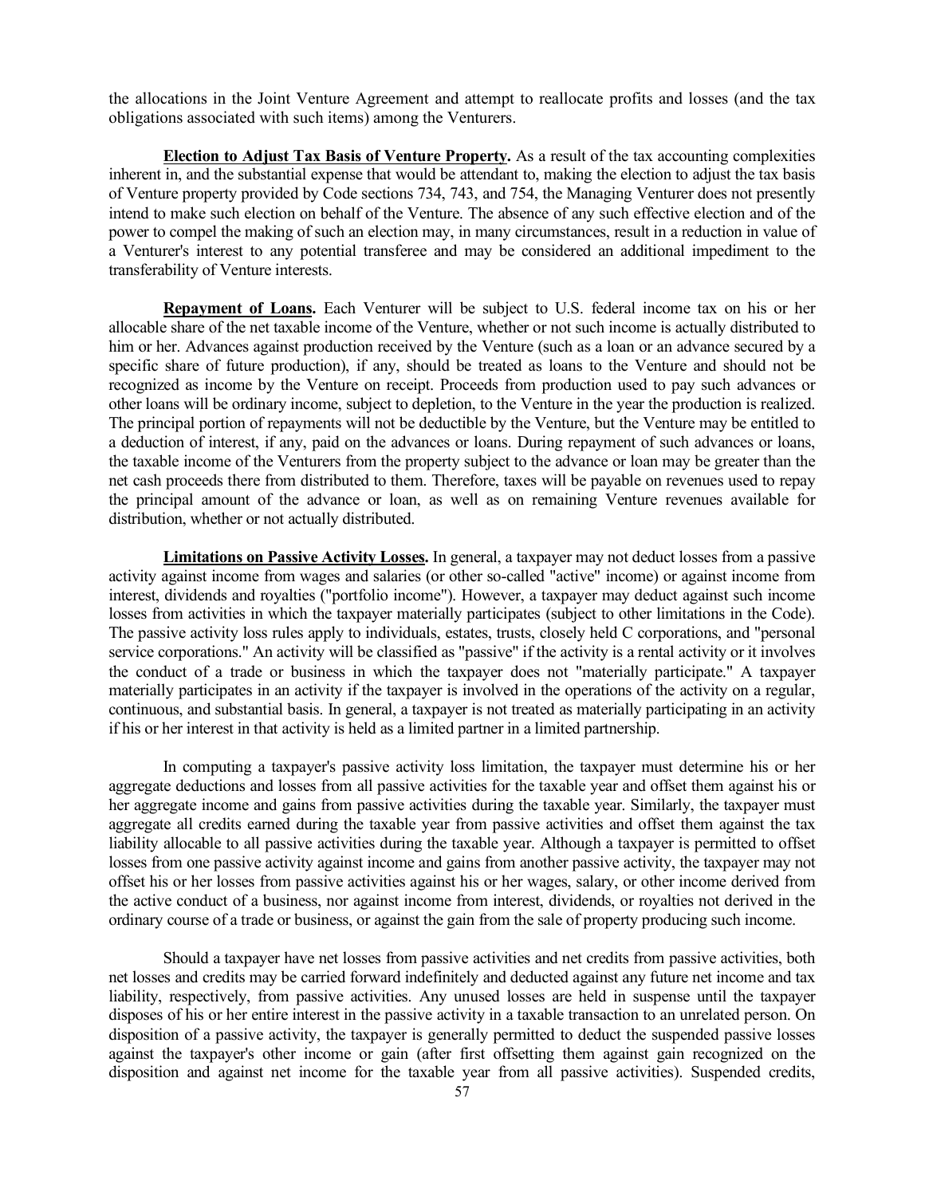the allocations in the Joint Venture Agreement and attempt to reallocate profits and losses (and the tax obligations associated with such items) among the Venturers.

**Election to Adjust Tax Basis of Venture Property.** As a result of the tax accounting complexities inherent in, and the substantial expense that would be attendant to, making the election to adjust the tax basis of Venture property provided by Code sections 734, 743, and 754, the Managing Venturer does not presently intend to make such election on behalf of the Venture. The absence of any such effective election and of the power to compel the making of such an election may, in many circumstances, result in a reduction in value of a Venturer's interest to any potential transferee and may be considered an additional impediment to the transferability of Venture interests.

**Repayment of Loans.** Each Venturer will be subject to U.S. federal income tax on his or her allocable share of the net taxable income of the Venture, whether or not such income is actually distributed to him or her. Advances against production received by the Venture (such as a loan or an advance secured by a specific share of future production), if any, should be treated as loans to the Venture and should not be recognized as income by the Venture on receipt. Proceeds from production used to pay such advances or other loans will be ordinary income, subject to depletion, to the Venture in the year the production is realized. The principal portion of repayments will not be deductible by the Venture, but the Venture may be entitled to a deduction of interest, if any, paid on the advances or loans. During repayment of such advances or loans, the taxable income of the Venturers from the property subject to the advance or loan may be greater than the net cash proceeds there from distributed to them. Therefore, taxes will be payable on revenues used to repay the principal amount of the advance or loan, as well as on remaining Venture revenues available for distribution, whether or not actually distributed.

**Limitations on Passive Activity Losses.** In general, a taxpayer may not deduct losses from a passive activity against income from wages and salaries (or other so-called "active" income) or against income from interest, dividends and royalties ("portfolio income"). However, a taxpayer may deduct against such income losses from activities in which the taxpayer materially participates (subject to other limitations in the Code). The passive activity loss rules apply to individuals, estates, trusts, closely held C corporations, and "personal service corporations." An activity will be classified as "passive" if the activity is a rental activity or it involves the conduct of a trade or business in which the taxpayer does not "materially participate." A taxpayer materially participates in an activity if the taxpayer is involved in the operations of the activity on a regular, continuous, and substantial basis. In general, a taxpayer is not treated as materially participating in an activity if his or her interest in that activity is held as a limited partner in a limited partnership.

In computing a taxpayer's passive activity loss limitation, the taxpayer must determine his or her aggregate deductions and losses from all passive activities for the taxable year and offset them against his or her aggregate income and gains from passive activities during the taxable year. Similarly, the taxpayer must aggregate all credits earned during the taxable year from passive activities and offset them against the tax liability allocable to all passive activities during the taxable year. Although a taxpayer is permitted to offset losses from one passive activity against income and gains from another passive activity, the taxpayer may not offset his or her losses from passive activities against his or her wages, salary, or other income derived from the active conduct of a business, nor against income from interest, dividends, or royalties not derived in the ordinary course of a trade or business, or against the gain from the sale of property producing such income.

Should a taxpayer have net losses from passive activities and net credits from passive activities, both net losses and credits may be carried forward indefinitely and deducted against any future net income and tax liability, respectively, from passive activities. Any unused losses are held in suspense until the taxpayer disposes of his or her entire interest in the passive activity in a taxable transaction to an unrelated person. On disposition of a passive activity, the taxpayer is generally permitted to deduct the suspended passive losses against the taxpayer's other income or gain (after first offsetting them against gain recognized on the disposition and against net income for the taxable year from all passive activities). Suspended credits,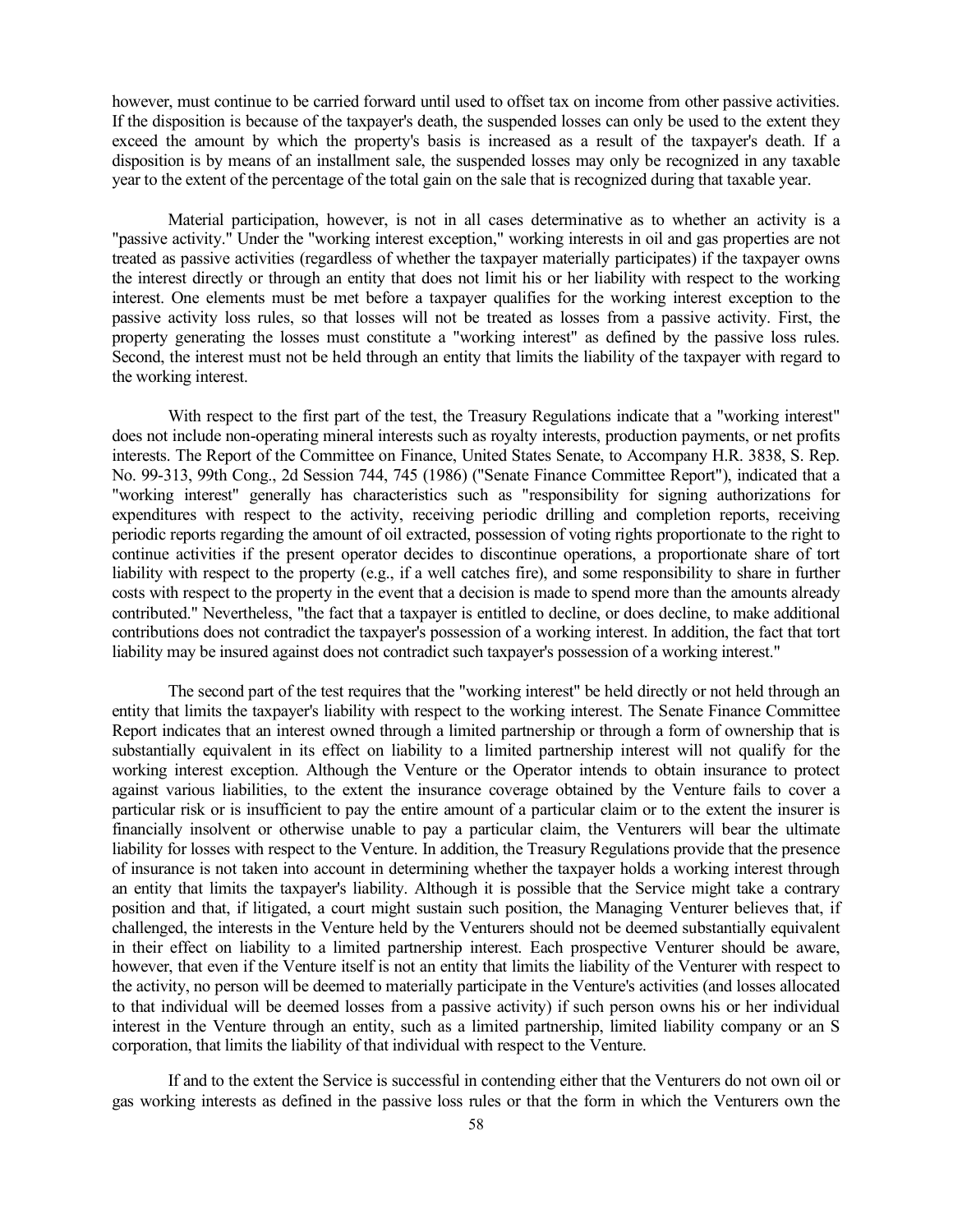however, must continue to be carried forward until used to offset tax on income from other passive activities. If the disposition is because of the taxpayer's death, the suspended losses can only be used to the extent they exceed the amount by which the property's basis is increased as a result of the taxpayer's death. If a disposition is by means of an installment sale, the suspended losses may only be recognized in any taxable year to the extent of the percentage of the total gain on the sale that is recognized during that taxable year.

Material participation, however, is not in all cases determinative as to whether an activity is a "passive activity." Under the "working interest exception," working interests in oil and gas properties are not treated as passive activities (regardless of whether the taxpayer materially participates) if the taxpayer owns the interest directly or through an entity that does not limit his or her liability with respect to the working interest. One elements must be met before a taxpayer qualifies for the working interest exception to the passive activity loss rules, so that losses will not be treated as losses from a passive activity. First, the property generating the losses must constitute a "working interest" as defined by the passive loss rules. Second, the interest must not be held through an entity that limits the liability of the taxpayer with regard to the working interest.

With respect to the first part of the test, the Treasury Regulations indicate that a "working interest" does not include non-operating mineral interests such as royalty interests, production payments, or net profits interests. The Report of the Committee on Finance, United States Senate, to Accompany H.R. 3838, S. Rep. No. 99-313, 99th Cong., 2d Session 744, 745 (1986) ("Senate Finance Committee Report"), indicated that a "working interest" generally has characteristics such as "responsibility for signing authorizations for expenditures with respect to the activity, receiving periodic drilling and completion reports, receiving periodic reports regarding the amount of oil extracted, possession of voting rights proportionate to the right to continue activities if the present operator decides to discontinue operations, a proportionate share of tort liability with respect to the property (e.g., if a well catches fire), and some responsibility to share in further costs with respect to the property in the event that a decision is made to spend more than the amounts already contributed." Nevertheless, "the fact that a taxpayer is entitled to decline, or does decline, to make additional contributions does not contradict the taxpayer's possession of a working interest. In addition, the fact that tort liability may be insured against does not contradict such taxpayer's possession of a working interest."

The second part of the test requires that the "working interest" be held directly or not held through an entity that limits the taxpayer's liability with respect to the working interest. The Senate Finance Committee Report indicates that an interest owned through a limited partnership or through a form of ownership that is substantially equivalent in its effect on liability to a limited partnership interest will not qualify for the working interest exception. Although the Venture or the Operator intends to obtain insurance to protect against various liabilities, to the extent the insurance coverage obtained by the Venture fails to cover a particular risk or is insufficient to pay the entire amount of a particular claim or to the extent the insurer is financially insolvent or otherwise unable to pay a particular claim, the Venturers will bear the ultimate liability for losses with respect to the Venture. In addition, the Treasury Regulations provide that the presence of insurance is not taken into account in determining whether the taxpayer holds a working interest through an entity that limits the taxpayer's liability. Although it is possible that the Service might take a contrary position and that, if litigated, a court might sustain such position, the Managing Venturer believes that, if challenged, the interests in the Venture held by the Venturers should not be deemed substantially equivalent in their effect on liability to a limited partnership interest. Each prospective Venturer should be aware, however, that even if the Venture itself is not an entity that limits the liability of the Venturer with respect to the activity, no person will be deemed to materially participate in the Venture's activities (and losses allocated to that individual will be deemed losses from a passive activity) if such person owns his or her individual interest in the Venture through an entity, such as a limited partnership, limited liability company or an S corporation, that limits the liability of that individual with respect to the Venture.

If and to the extent the Service is successful in contending either that the Venturers do not own oil or gas working interests as defined in the passive loss rules or that the form in which the Venturers own the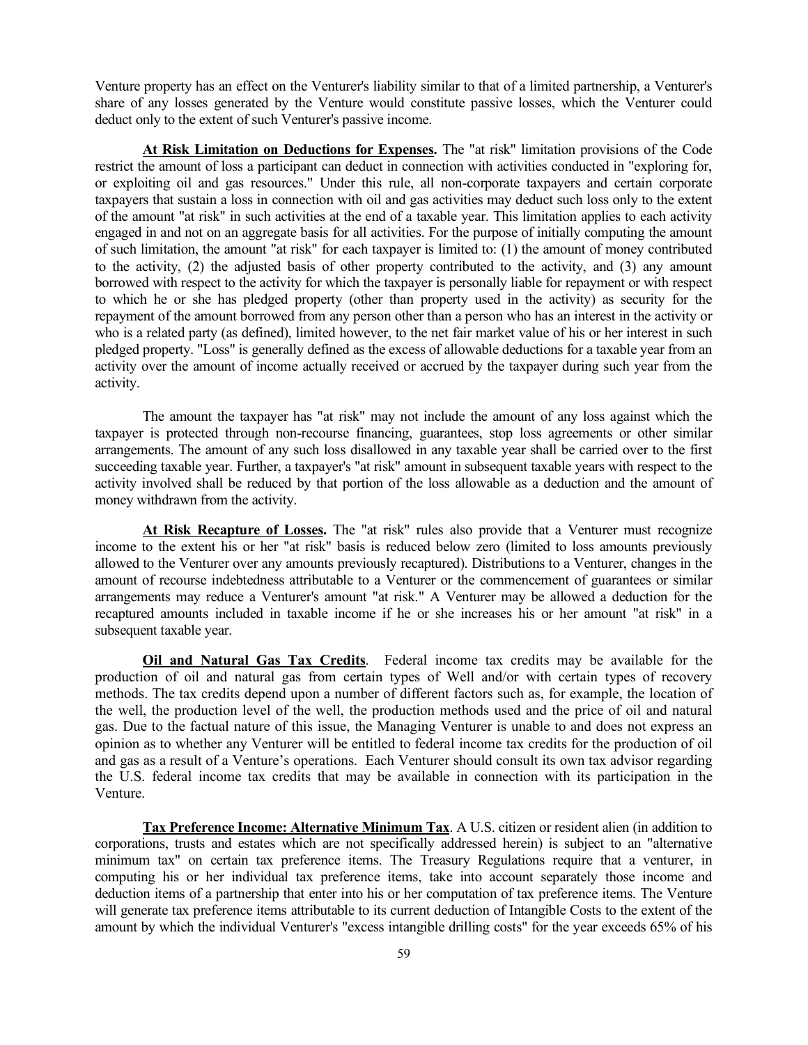Venture property has an effect on the Venturer's liability similar to that of a limited partnership, a Venturer's share of any losses generated by the Venture would constitute passive losses, which the Venturer could deduct only to the extent of such Venturer's passive income.

**At Risk Limitation on Deductions for Expenses.** The "at risk" limitation provisions of the Code restrict the amount of loss a participant can deduct in connection with activities conducted in "exploring for, or exploiting oil and gas resources." Under this rule, all non-corporate taxpayers and certain corporate taxpayers that sustain a loss in connection with oil and gas activities may deduct such loss only to the extent of the amount "at risk" in such activities at the end of a taxable year. This limitation applies to each activity engaged in and not on an aggregate basis for all activities. For the purpose of initially computing the amount of such limitation, the amount "at risk" for each taxpayer is limited to: (1) the amount of money contributed to the activity, (2) the adjusted basis of other property contributed to the activity, and (3) any amount borrowed with respect to the activity for which the taxpayer is personally liable for repayment or with respect to which he or she has pledged property (other than property used in the activity) as security for the repayment of the amount borrowed from any person other than a person who has an interest in the activity or who is a related party (as defined), limited however, to the net fair market value of his or her interest in such pledged property. "Loss" is generally defined as the excess of allowable deductions for a taxable year from an activity over the amount of income actually received or accrued by the taxpayer during such year from the activity.

The amount the taxpayer has "at risk" may not include the amount of any loss against which the taxpayer is protected through non-recourse financing, guarantees, stop loss agreements or other similar arrangements. The amount of any such loss disallowed in any taxable year shall be carried over to the first succeeding taxable year. Further, a taxpayer's "at risk" amount in subsequent taxable years with respect to the activity involved shall be reduced by that portion of the loss allowable as a deduction and the amount of money withdrawn from the activity.

**At Risk Recapture of Losses.** The "at risk" rules also provide that a Venturer must recognize income to the extent his or her "at risk" basis is reduced below zero (limited to loss amounts previously allowed to the Venturer over any amounts previously recaptured). Distributions to a Venturer, changes in the amount of recourse indebtedness attributable to a Venturer or the commencement of guarantees or similar arrangements may reduce a Venturer's amount "at risk." A Venturer may be allowed a deduction for the recaptured amounts included in taxable income if he or she increases his or her amount "at risk" in a subsequent taxable year.

**Oil and Natural Gas Tax Credits**. Federal income tax credits may be available for the production of oil and natural gas from certain types of Well and/or with certain types of recovery methods. The tax credits depend upon a number of different factors such as, for example, the location of the well, the production level of the well, the production methods used and the price of oil and natural gas. Due to the factual nature of this issue, the Managing Venturer is unable to and does not express an opinion as to whether any Venturer will be entitled to federal income tax credits for the production of oil and gas as a result of a Venture's operations. Each Venturer should consult its own tax advisor regarding the U.S. federal income tax credits that may be available in connection with its participation in the Venture.

**Tax Preference Income: Alternative Minimum Tax**. A U.S. citizen or resident alien (in addition to corporations, trusts and estates which are not specifically addressed herein) is subject to an "alternative minimum tax" on certain tax preference items. The Treasury Regulations require that a venturer, in computing his or her individual tax preference items, take into account separately those income and deduction items of a partnership that enter into his or her computation of tax preference items. The Venture will generate tax preference items attributable to its current deduction of Intangible Costs to the extent of the amount by which the individual Venturer's "excess intangible drilling costs" for the year exceeds 65% of his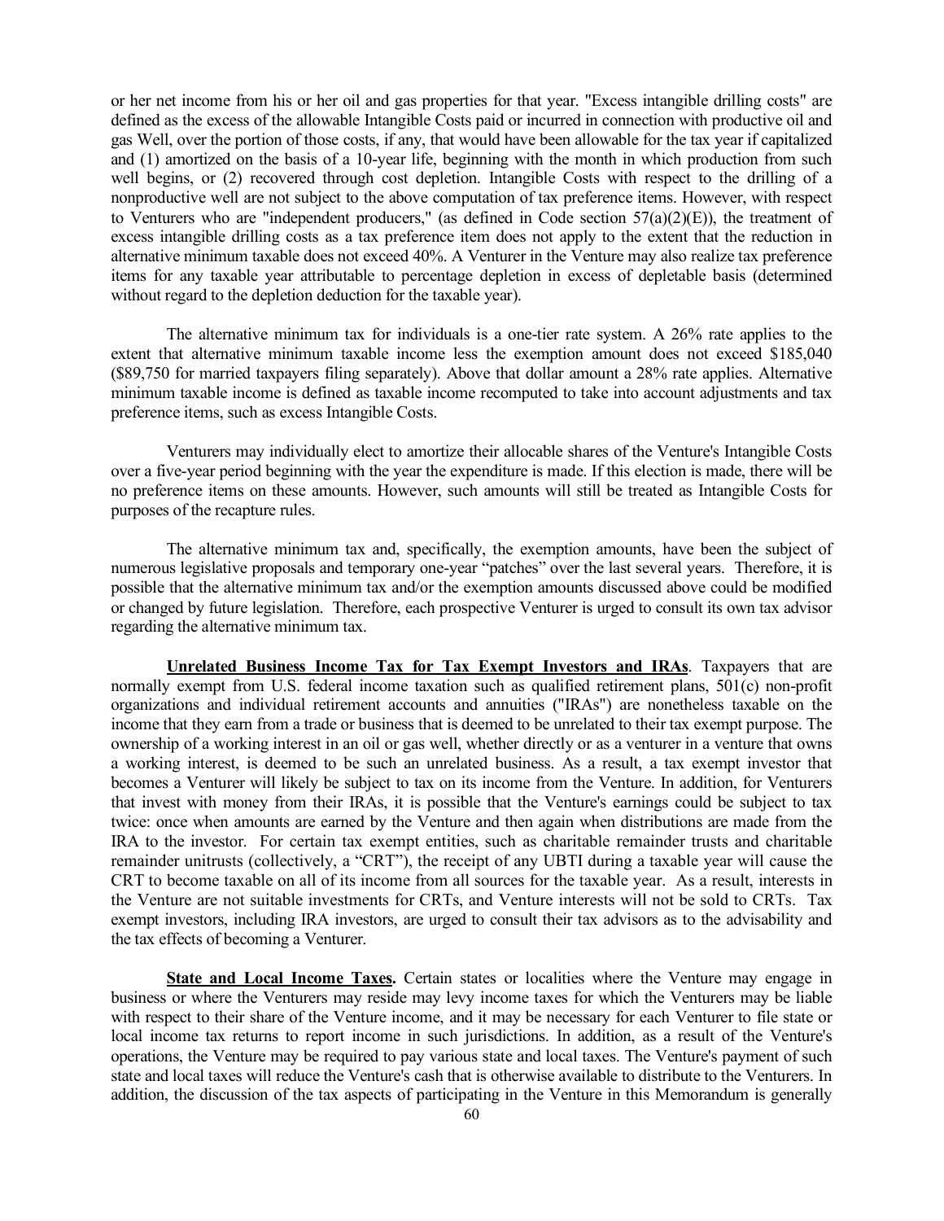or her net income from his or her oil and gas properties for that year. "Excess intangible drilling costs" are defined as the excess of the allowable Intangible Costs paid or incurred in connection with productive oil and gas Well, over the portion of those costs, if any, that would have been allowable for the tax year if capitalized and (1) amortized on the basis of a 10-year life, beginning with the month in which production from such well begins, or (2) recovered through cost depletion. Intangible Costs with respect to the drilling of a nonproductive well are not subject to the above computation of tax preference items. However, with respect to Venturers who are "independent producers," (as defined in Code section 57(a)(2)(E)), the treatment of excess intangible drilling costs as a tax preference item does not apply to the extent that the reduction in alternative minimum taxable does not exceed 40%. A Venturer in the Venture may also realize tax preference items for any taxable year attributable to percentage depletion in excess of depletable basis (determined without regard to the depletion deduction for the taxable year).

The alternative minimum tax for individuals is a one-tier rate system. A 26% rate applies to the extent that alternative minimum taxable income less the exemption amount does not exceed $185,040 ($89,750 for married taxpayers filing separately). Above that dollar amount a 28% rate applies. Alternative minimum taxable income is defined as taxable income recomputed to take into account adjustments and tax preference items, such as excess Intangible Costs.

Venturers may individually elect to amortize their allocable shares of the Venture's Intangible Costs over a five-year period beginning with the year the expenditure is made. If this election is made, there will be no preference items on these amounts. However, such amounts will still be treated as Intangible Costs for purposes of the recapture rules.

The alternative minimum tax and, specifically, the exemption amounts, have been the subject of numerous legislative proposals and temporary one-year "patches" over the last several years. Therefore, it is possible that the alternative minimum tax and/or the exemption amounts discussed above could be modified or changed by future legislation. Therefore, each prospective Venturer is urged to consult its own tax advisor regarding the alternative minimum tax.

**Unrelated Business Income Tax for Tax Exempt Investors and IRAs**. Taxpayers that are normally exempt from U.S. federal income taxation such as qualified retirement plans, 501(c) non-profit organizations and individual retirement accounts and annuities ("IRAs") are nonetheless taxable on the income that they earn from a trade or business that is deemed to be unrelated to their tax exempt purpose. The ownership of a working interest in an oil or gas well, whether directly or as a venturer in a venture that owns a working interest, is deemed to be such an unrelated business. As a result, a tax exempt investor that becomes a Venturer will likely be subject to tax on its income from the Venture. In addition, for Venturers that invest with money from their IRAs, it is possible that the Venture's earnings could be subject to tax twice: once when amounts are earned by the Venture and then again when distributions are made from the IRA to the investor. For certain tax exempt entities, such as charitable remainder trusts and charitable remainder unitrusts (collectively, a "CRT"), the receipt of any UBTI during a taxable year will cause the CRT to become taxable on all of its income from all sources for the taxable year. As a result, interests in the Venture are not suitable investments for CRTs, and Venture interests will not be sold to CRTs. Tax exempt investors, including IRA investors, are urged to consult their tax advisors as to the advisability and the tax effects of becoming a Venturer.

**State and Local Income Taxes.** Certain states or localities where the Venture may engage in business or where the Venturers may reside may levy income taxes for which the Venturers may be liable with respect to their share of the Venture income, and it may be necessary for each Venturer to file state or local income tax returns to report income in such jurisdictions. In addition, as a result of the Venture's operations, the Venture may be required to pay various state and local taxes. The Venture's payment of such state and local taxes will reduce the Venture's cash that is otherwise available to distribute to the Venturers. In addition, the discussion of the tax aspects of participating in the Venture in this Memorandum is generally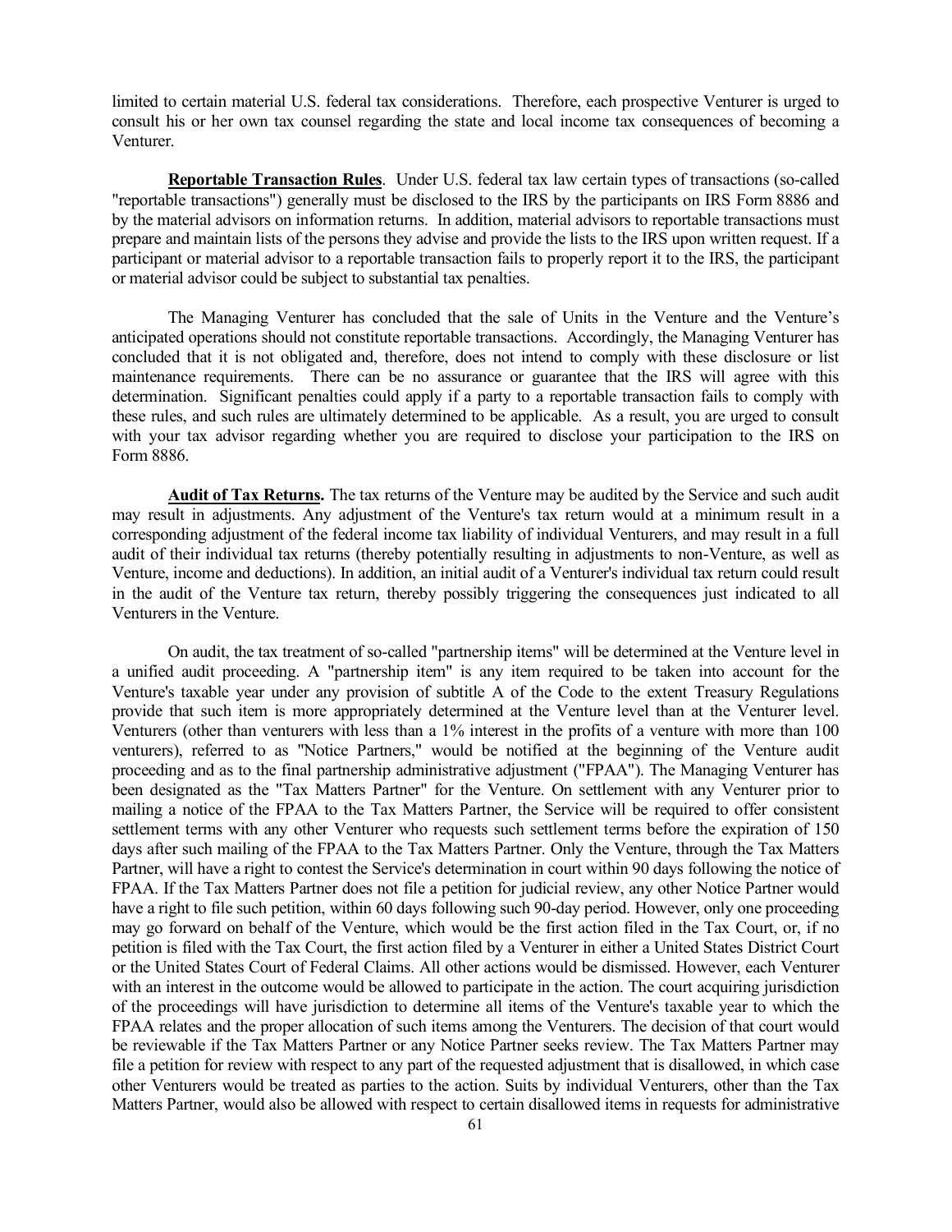limited to certain material U.S. federal tax considerations. Therefore, each prospective Venturer is urged to consult his or her own tax counsel regarding the state and local income tax consequences of becoming a Venturer.

**Reportable Transaction Rules**. Under U.S. federal tax law certain types of transactions (so-called "reportable transactions") generally must be disclosed to the IRS by the participants on IRS Form 8886 and by the material advisors on information returns. In addition, material advisors to reportable transactions must prepare and maintain lists of the persons they advise and provide the lists to the IRS upon written request. If a participant or material advisor to a reportable transaction fails to properly report it to the IRS, the participant or material advisor could be subject to substantial tax penalties.

The Managing Venturer has concluded that the sale of Units in the Venture and the Venture's anticipated operations should not constitute reportable transactions. Accordingly, the Managing Venturer has concluded that it is not obligated and, therefore, does not intend to comply with these disclosure or list maintenance requirements. There can be no assurance or guarantee that the IRS will agree with this determination. Significant penalties could apply if a party to a reportable transaction fails to comply with these rules, and such rules are ultimately determined to be applicable. As a result, you are urged to consult with your tax advisor regarding whether you are required to disclose your participation to the IRS on Form 8886.

**Audit of Tax Returns.** The tax returns of the Venture may be audited by the Service and such audit may result in adjustments. Any adjustment of the Venture's tax return would at a minimum result in a corresponding adjustment of the federal income tax liability of individual Venturers, and may result in a full audit of their individual tax returns (thereby potentially resulting in adjustments to non-Venture, as well as Venture, income and deductions). In addition, an initial audit of a Venturer's individual tax return could result in the audit of the Venture tax return, thereby possibly triggering the consequences just indicated to all Venturers in the Venture.

On audit, the tax treatment of so-called "partnership items" will be determined at the Venture level in a unified audit proceeding. A "partnership item" is any item required to be taken into account for the Venture's taxable year under any provision of subtitle A of the Code to the extent Treasury Regulations provide that such item is more appropriately determined at the Venture level than at the Venturer level. Venturers (other than venturers with less than a 1% interest in the profits of a venture with more than 100 venturers), referred to as "Notice Partners," would be notified at the beginning of the Venture audit proceeding and as to the final partnership administrative adjustment ("FPAA"). The Managing Venturer has been designated as the "Tax Matters Partner" for the Venture. On settlement with any Venturer prior to mailing a notice of the FPAA to the Tax Matters Partner, the Service will be required to offer consistent settlement terms with any other Venturer who requests such settlement terms before the expiration of 150 days after such mailing of the FPAA to the Tax Matters Partner. Only the Venture, through the Tax Matters Partner, will have a right to contest the Service's determination in court within 90 days following the notice of FPAA. If the Tax Matters Partner does not file a petition for judicial review, any other Notice Partner would have a right to file such petition, within 60 days following such 90-day period. However, only one proceeding may go forward on behalf of the Venture, which would be the first action filed in the Tax Court, or, if no petition is filed with the Tax Court, the first action filed by a Venturer in either a United States District Court or the United States Court of Federal Claims. All other actions would be dismissed. However, each Venturer with an interest in the outcome would be allowed to participate in the action. The court acquiring jurisdiction of the proceedings will have jurisdiction to determine all items of the Venture's taxable year to which the FPAA relates and the proper allocation of such items among the Venturers. The decision of that court would be reviewable if the Tax Matters Partner or any Notice Partner seeks review. The Tax Matters Partner may file a petition for review with respect to any part of the requested adjustment that is disallowed, in which case other Venturers would be treated as parties to the action. Suits by individual Venturers, other than the Tax Matters Partner, would also be allowed with respect to certain disallowed items in requests for administrative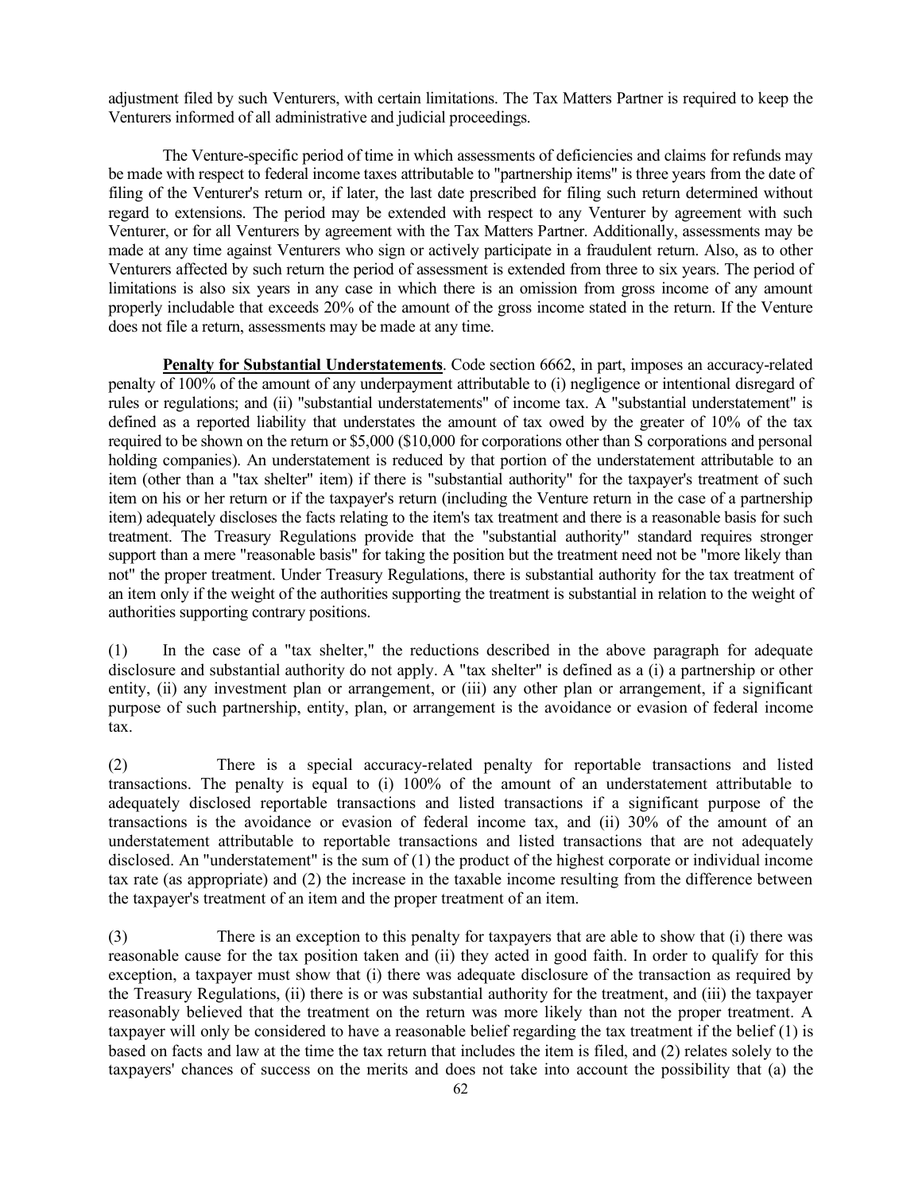adjustment filed by such Venturers, with certain limitations. The Tax Matters Partner is required to keep the Venturers informed of all administrative and judicial proceedings.

The Venture-specific period of time in which assessments of deficiencies and claims for refunds may be made with respect to federal income taxes attributable to "partnership items" is three years from the date of filing of the Venturer's return or, if later, the last date prescribed for filing such return determined without regard to extensions. The period may be extended with respect to any Venturer by agreement with such Venturer, or for all Venturers by agreement with the Tax Matters Partner. Additionally, assessments may be made at any time against Venturers who sign or actively participate in a fraudulent return. Also, as to other Venturers affected by such return the period of assessment is extended from three to six years. The period of limitations is also six years in any case in which there is an omission from gross income of any amount properly includable that exceeds 20% of the amount of the gross income stated in the return. If the Venture does not file a return, assessments may be made at any time.

**Penalty for Substantial Understatements**. Code section 6662, in part, imposes an accuracy-related penalty of 100% of the amount of any underpayment attributable to (i) negligence or intentional disregard of rules or regulations; and (ii) "substantial understatements" of income tax. A "substantial understatement" is defined as a reported liability that understates the amount of tax owed by the greater of 10% of the tax required to be shown on the return or $5,000 ($10,000 for corporations other than S corporations and personal holding companies). An understatement is reduced by that portion of the understatement attributable to an item (other than a "tax shelter" item) if there is "substantial authority" for the taxpayer's treatment of such item on his or her return or if the taxpayer's return (including the Venture return in the case of a partnership item) adequately discloses the facts relating to the item's tax treatment and there is a reasonable basis for such treatment. The Treasury Regulations provide that the "substantial authority" standard requires stronger support than a mere "reasonable basis" for taking the position but the treatment need not be "more likely than not" the proper treatment. Under Treasury Regulations, there is substantial authority for the tax treatment of an item only if the weight of the authorities supporting the treatment is substantial in relation to the weight of authorities supporting contrary positions.

(1) In the case of a "tax shelter," the reductions described in the above paragraph for adequate disclosure and substantial authority do not apply. A "tax shelter" is defined as a (i) a partnership or other entity, (ii) any investment plan or arrangement, or (iii) any other plan or arrangement, if a significant purpose of such partnership, entity, plan, or arrangement is the avoidance or evasion of federal income tax.

(2) There is a special accuracy-related penalty for reportable transactions and listed transactions. The penalty is equal to (i) 100% of the amount of an understatement attributable to adequately disclosed reportable transactions and listed transactions if a significant purpose of the transactions is the avoidance or evasion of federal income tax, and (ii) 30% of the amount of an understatement attributable to reportable transactions and listed transactions that are not adequately disclosed. An "understatement" is the sum of (1) the product of the highest corporate or individual income tax rate (as appropriate) and (2) the increase in the taxable income resulting from the difference between the taxpayer's treatment of an item and the proper treatment of an item.

(3) There is an exception to this penalty for taxpayers that are able to show that (i) there was reasonable cause for the tax position taken and (ii) they acted in good faith. In order to qualify for this exception, a taxpayer must show that (i) there was adequate disclosure of the transaction as required by the Treasury Regulations, (ii) there is or was substantial authority for the treatment, and (iii) the taxpayer reasonably believed that the treatment on the return was more likely than not the proper treatment. A taxpayer will only be considered to have a reasonable belief regarding the tax treatment if the belief (1) is based on facts and law at the time the tax return that includes the item is filed, and (2) relates solely to the taxpayers' chances of success on the merits and does not take into account the possibility that (a) the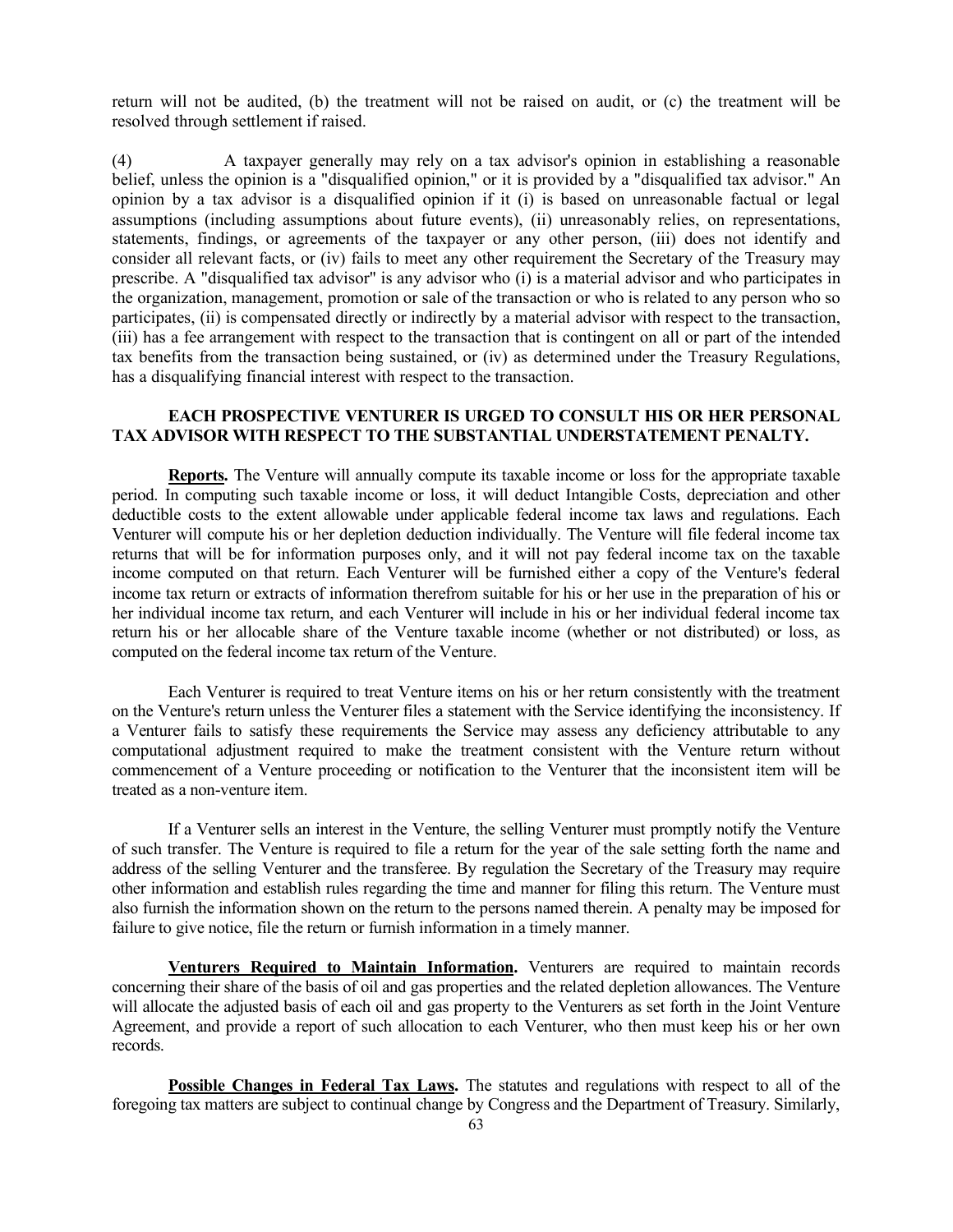return will not be audited, (b) the treatment will not be raised on audit, or (c) the treatment will be resolved through settlement if raised.

(4) A taxpayer generally may rely on a tax advisor's opinion in establishing a reasonable belief, unless the opinion is a "disqualified opinion," or it is provided by a "disqualified tax advisor." An opinion by a tax advisor is a disqualified opinion if it (i) is based on unreasonable factual or legal assumptions (including assumptions about future events), (ii) unreasonably relies, on representations, statements, findings, or agreements of the taxpayer or any other person, (iii) does not identify and consider all relevant facts, or (iv) fails to meet any other requirement the Secretary of the Treasury may prescribe. A "disqualified tax advisor" is any advisor who (i) is a material advisor and who participates in the organization, management, promotion or sale of the transaction or who is related to any person who so participates, (ii) is compensated directly or indirectly by a material advisor with respect to the transaction, (iii) has a fee arrangement with respect to the transaction that is contingent on all or part of the intended tax benefits from the transaction being sustained, or (iv) as determined under the Treasury Regulations, has a disqualifying financial interest with respect to the transaction.

**EACH PROSPECTIVE VENTURER IS URGED TO CONSULT HIS OR HER PERSONAL TAX ADVISOR WITH RESPECT TO THE SUBSTANTIAL UNDERSTATEMENT PENALTY.**

**Reports.** The Venture will annually compute its taxable income or loss for the appropriate taxable period. In computing such taxable income or loss, it will deduct Intangible Costs, depreciation and other deductible costs to the extent allowable under applicable federal income tax laws and regulations. Each Venturer will compute his or her depletion deduction individually. The Venture will file federal income tax returns that will be for information purposes only, and it will not pay federal income tax on the taxable income computed on that return. Each Venturer will be furnished either a copy of the Venture's federal income tax return or extracts of information therefrom suitable for his or her use in the preparation of his or her individual income tax return, and each Venturer will include in his or her individual federal income tax return his or her allocable share of the Venture taxable income (whether or not distributed) or loss, as computed on the federal income tax return of the Venture.

Each Venturer is required to treat Venture items on his or her return consistently with the treatment on the Venture's return unless the Venturer files a statement with the Service identifying the inconsistency. If a Venturer fails to satisfy these requirements the Service may assess any deficiency attributable to any computational adjustment required to make the treatment consistent with the Venture return without commencement of a Venture proceeding or notification to the Venturer that the inconsistent item will be treated as a non-venture item.

If a Venturer sells an interest in the Venture, the selling Venturer must promptly notify the Venture of such transfer. The Venture is required to file a return for the year of the sale setting forth the name and address of the selling Venturer and the transferee. By regulation the Secretary of the Treasury may require other information and establish rules regarding the time and manner for filing this return. The Venture must also furnish the information shown on the return to the persons named therein. A penalty may be imposed for failure to give notice, file the return or furnish information in a timely manner.

**Venturers Required to Maintain Information.** Venturers are required to maintain records concerning their share of the basis of oil and gas properties and the related depletion allowances. The Venture will allocate the adjusted basis of each oil and gas property to the Venturers as set forth in the Joint Venture Agreement, and provide a report of such allocation to each Venturer, who then must keep his or her own records.

**Possible Changes in Federal Tax Laws.** The statutes and regulations with respect to all of the foregoing tax matters are subject to continual change by Congress and the Department of Treasury. Similarly,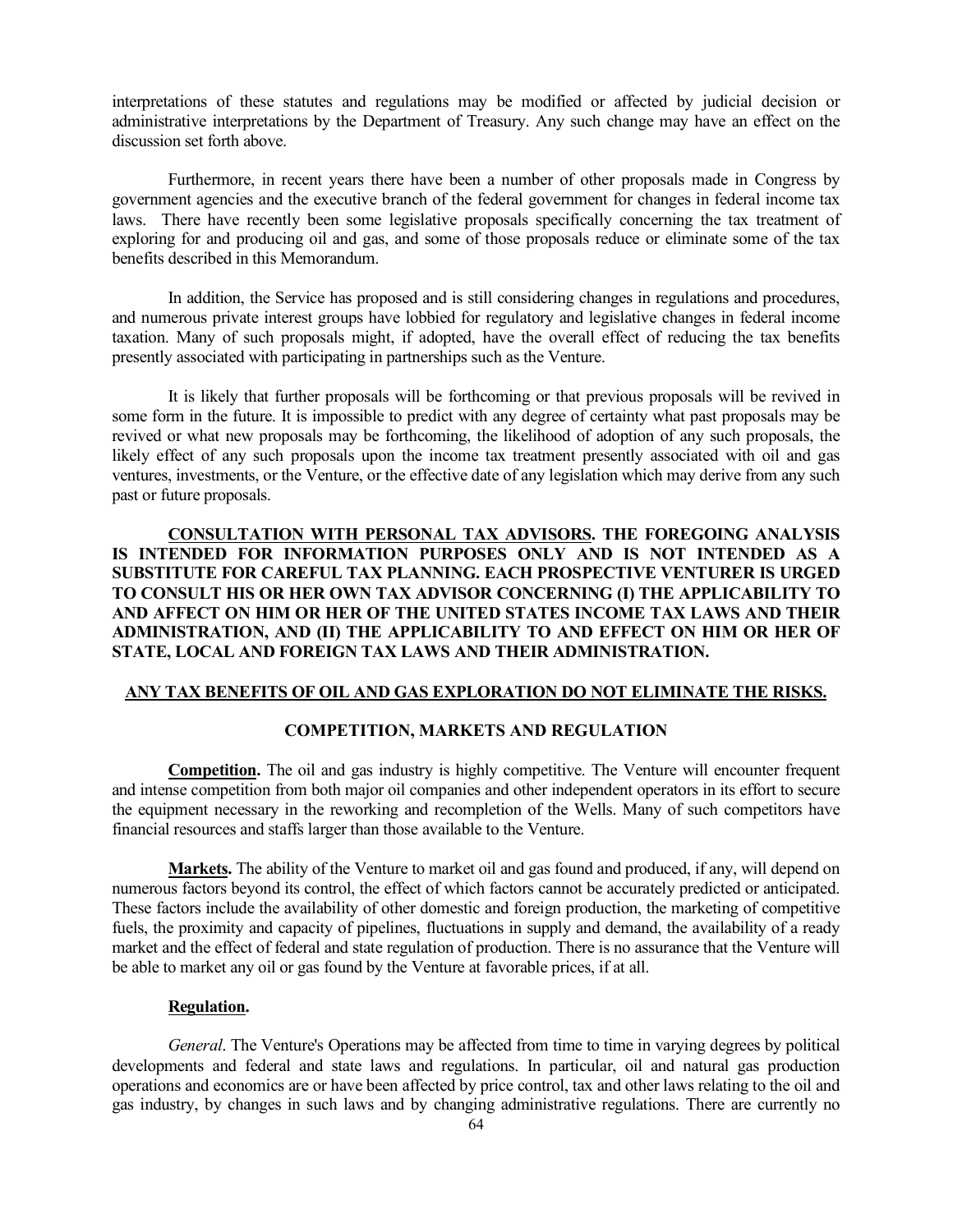interpretations of these statutes and regulations may be modified or affected by judicial decision or administrative interpretations by the Department of Treasury. Any such change may have an effect on the discussion set forth above.

Furthermore, in recent years there have been a number of other proposals made in Congress by government agencies and the executive branch of the federal government for changes in federal income tax laws. There have recently been some legislative proposals specifically concerning the tax treatment of exploring for and producing oil and gas, and some of those proposals reduce or eliminate some of the tax benefits described in this Memorandum.

In addition, the Service has proposed and is still considering changes in regulations and procedures, and numerous private interest groups have lobbied for regulatory and legislative changes in federal income taxation. Many of such proposals might, if adopted, have the overall effect of reducing the tax benefits presently associated with participating in partnerships such as the Venture.

It is likely that further proposals will be forthcoming or that previous proposals will be revived in some form in the future. It is impossible to predict with any degree of certainty what past proposals may be revived or what new proposals may be forthcoming, the likelihood of adoption of any such proposals, the likely effect of any such proposals upon the income tax treatment presently associated with oil and gas ventures, investments, or the Venture, or the effective date of any legislation which may derive from any such past or future proposals.

**CONSULTATION WITH PERSONAL TAX ADVISORS. THE FOREGOING ANALYSIS IS INTENDED FOR INFORMATION PURPOSES ONLY AND IS NOT INTENDED AS A SUBSTITUTE FOR CAREFUL TAX PLANNING. EACH PROSPECTIVE VENTURER IS URGED TO CONSULT HIS OR HER OWN TAX ADVISOR CONCERNING (I) THE APPLICABILITY TO AND AFFECT ON HIM OR HER OF THE UNITED STATES INCOME TAX LAWS AND THEIR ADMINISTRATION, AND (II) THE APPLICABILITY TO AND EFFECT ON HIM OR HER OF STATE, LOCAL AND FOREIGN TAX LAWS AND THEIR ADMINISTRATION.**

**ANY TAX BENEFITS OF OIL AND GAS EXPLORATION DO NOT ELIMINATE THE RISKS.**

## COMPETITION, MARKETS AND REGULATION

**Competition.** The oil and gas industry is highly competitive. The Venture will encounter frequent and intense competition from both major oil companies and other independent operators in its effort to secure the equipment necessary in the reworking and recompletion of the Wells. Many of such competitors have financial resources and staffs larger than those available to the Venture.

**Markets.** The ability of the Venture to market oil and gas found and produced, if any, will depend on numerous factors beyond its control, the effect of which factors cannot be accurately predicted or anticipated. These factors include the availability of other domestic and foreign production, the marketing of competitive fuels, the proximity and capacity of pipelines, fluctuations in supply and demand, the availability of a ready market and the effect of federal and state regulation of production. There is no assurance that the Venture will be able to market any oil or gas found by the Venture at favorable prices, if at all.

**Regulation.**

*General*. The Venture's Operations may be affected from time to time in varying degrees by political developments and federal and state laws and regulations. In particular, oil and natural gas production operations and economics are or have been affected by price control, tax and other laws relating to the oil and gas industry, by changes in such laws and by changing administrative regulations. There are currently no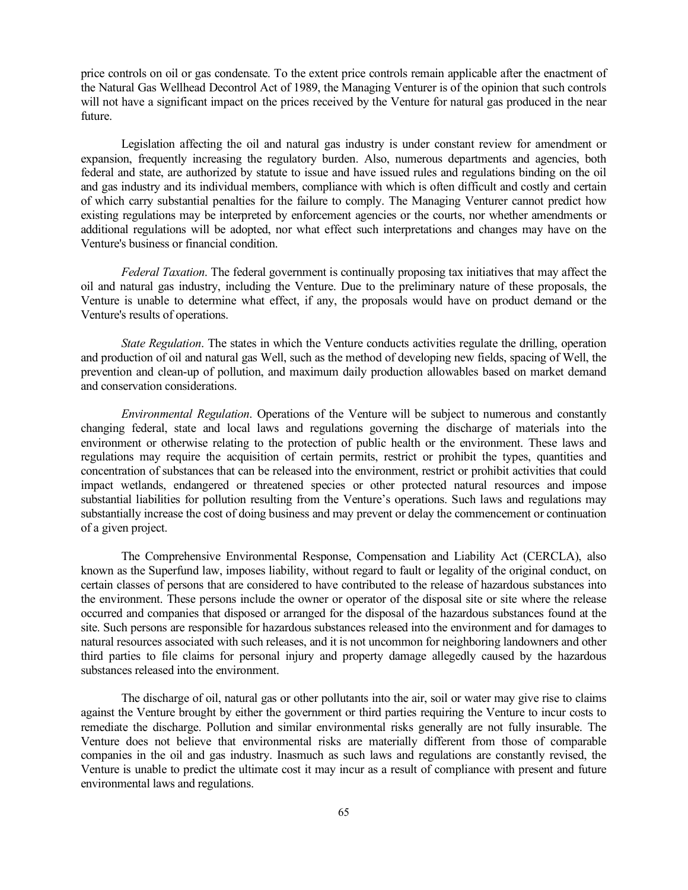price controls on oil or gas condensate. To the extent price controls remain applicable after the enactment of the Natural Gas Wellhead Decontrol Act of 1989, the Managing Venturer is of the opinion that such controls will not have a significant impact on the prices received by the Venture for natural gas produced in the near future.

Legislation affecting the oil and natural gas industry is under constant review for amendment or expansion, frequently increasing the regulatory burden. Also, numerous departments and agencies, both federal and state, are authorized by statute to issue and have issued rules and regulations binding on the oil and gas industry and its individual members, compliance with which is often difficult and costly and certain of which carry substantial penalties for the failure to comply. The Managing Venturer cannot predict how existing regulations may be interpreted by enforcement agencies or the courts, nor whether amendments or additional regulations will be adopted, nor what effect such interpretations and changes may have on the Venture's business or financial condition.

*Federal Taxation*. The federal government is continually proposing tax initiatives that may affect the oil and natural gas industry, including the Venture. Due to the preliminary nature of these proposals, the Venture is unable to determine what effect, if any, the proposals would have on product demand or the Venture's results of operations.

*State Regulation*. The states in which the Venture conducts activities regulate the drilling, operation and production of oil and natural gas Well, such as the method of developing new fields, spacing of Well, the prevention and clean-up of pollution, and maximum daily production allowables based on market demand and conservation considerations.

*Environmental Regulation*. Operations of the Venture will be subject to numerous and constantly changing federal, state and local laws and regulations governing the discharge of materials into the environment or otherwise relating to the protection of public health or the environment. These laws and regulations may require the acquisition of certain permits, restrict or prohibit the types, quantities and concentration of substances that can be released into the environment, restrict or prohibit activities that could impact wetlands, endangered or threatened species or other protected natural resources and impose substantial liabilities for pollution resulting from the Venture's operations. Such laws and regulations may substantially increase the cost of doing business and may prevent or delay the commencement or continuation of a given project.

The Comprehensive Environmental Response, Compensation and Liability Act (CERCLA), also known as the Superfund law, imposes liability, without regard to fault or legality of the original conduct, on certain classes of persons that are considered to have contributed to the release of hazardous substances into the environment. These persons include the owner or operator of the disposal site or site where the release occurred and companies that disposed or arranged for the disposal of the hazardous substances found at the site. Such persons are responsible for hazardous substances released into the environment and for damages to natural resources associated with such releases, and it is not uncommon for neighboring landowners and other third parties to file claims for personal injury and property damage allegedly caused by the hazardous substances released into the environment.

The discharge of oil, natural gas or other pollutants into the air, soil or water may give rise to claims against the Venture brought by either the government or third parties requiring the Venture to incur costs to remediate the discharge. Pollution and similar environmental risks generally are not fully insurable. The Venture does not believe that environmental risks are materially different from those of comparable companies in the oil and gas industry. Inasmuch as such laws and regulations are constantly revised, the Venture is unable to predict the ultimate cost it may incur as a result of compliance with present and future environmental laws and regulations.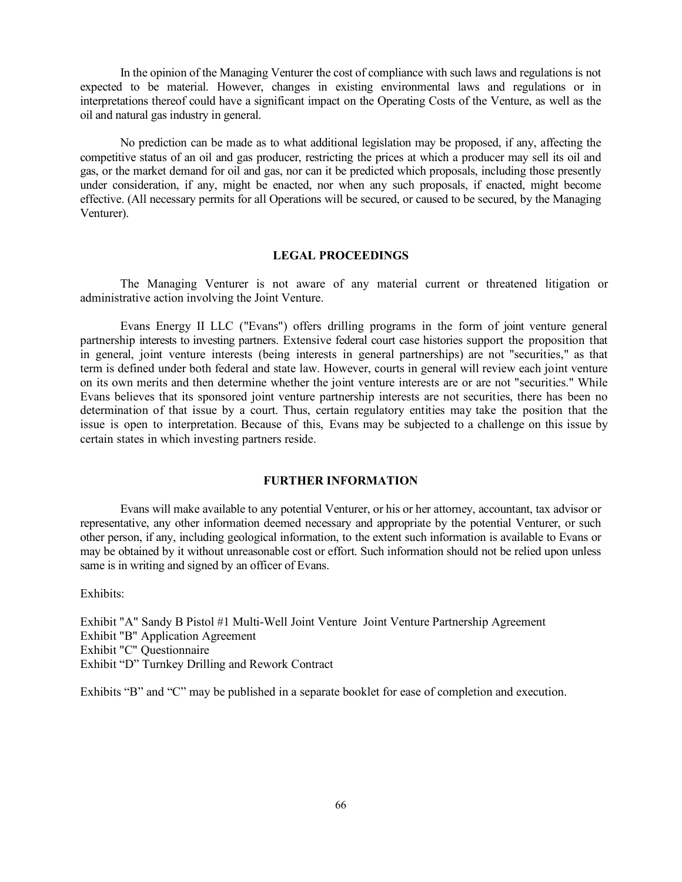In the opinion of the Managing Venturer the cost of compliance with such laws and regulations is not expected to be material. However, changes in existing environmental laws and regulations or in interpretations thereof could have a significant impact on the Operating Costs of the Venture, as well as the oil and natural gas industry in general.

No prediction can be made as to what additional legislation may be proposed, if any, affecting the competitive status of an oil and gas producer, restricting the prices at which a producer may sell its oil and gas, or the market demand for oil and gas, nor can it be predicted which proposals, including those presently under consideration, if any, might be enacted, nor when any such proposals, if enacted, might become effective. (All necessary permits for all Operations will be secured, or caused to be secured, by the Managing Venturer).

## LEGAL PROCEEDINGS

The Managing Venturer is not aware of any material current or threatened litigation or administrative action involving the Joint Venture.

Evans Energy II LLC ("Evans") offers drilling programs in the form of joint venture general partnership interests to investing partners. Extensive federal court case histories support the proposition that in general, joint venture interests (being interests in general partnerships) are not "securities," as that term is defined under both federal and state law. However, courts in general will review each joint venture on its own merits and then determine whether the joint venture interests are or are not "securities." While Evans believes that its sponsored joint venture partnership interests are not securities, there has been no determination of that issue by a court. Thus, certain regulatory entities may take the position that the issue is open to interpretation. Because of this, Evans may be subjected to a challenge on this issue by certain states in which investing partners reside.

## FURTHER INFORMATION

Evans will make available to any potential Venturer, or his or her attorney, accountant, tax advisor or representative, any other information deemed necessary and appropriate by the potential Venturer, or such other person, if any, including geological information, to the extent such information is available to Evans or may be obtained by it without unreasonable cost or effort. Such information should not be relied upon unless same is in writing and signed by an officer of Evans.

Exhibits:

Exhibit "A" Sandy B Pistol #1 Multi-Well Joint Venture Joint Venture Partnership Agreement
Exhibit "B" Application Agreement
Exhibit "C" Questionnaire
Exhibit "D" Turnkey Drilling and Rework Contract

Exhibits "B" and "C" may be published in a separate booklet for ease of completion and execution.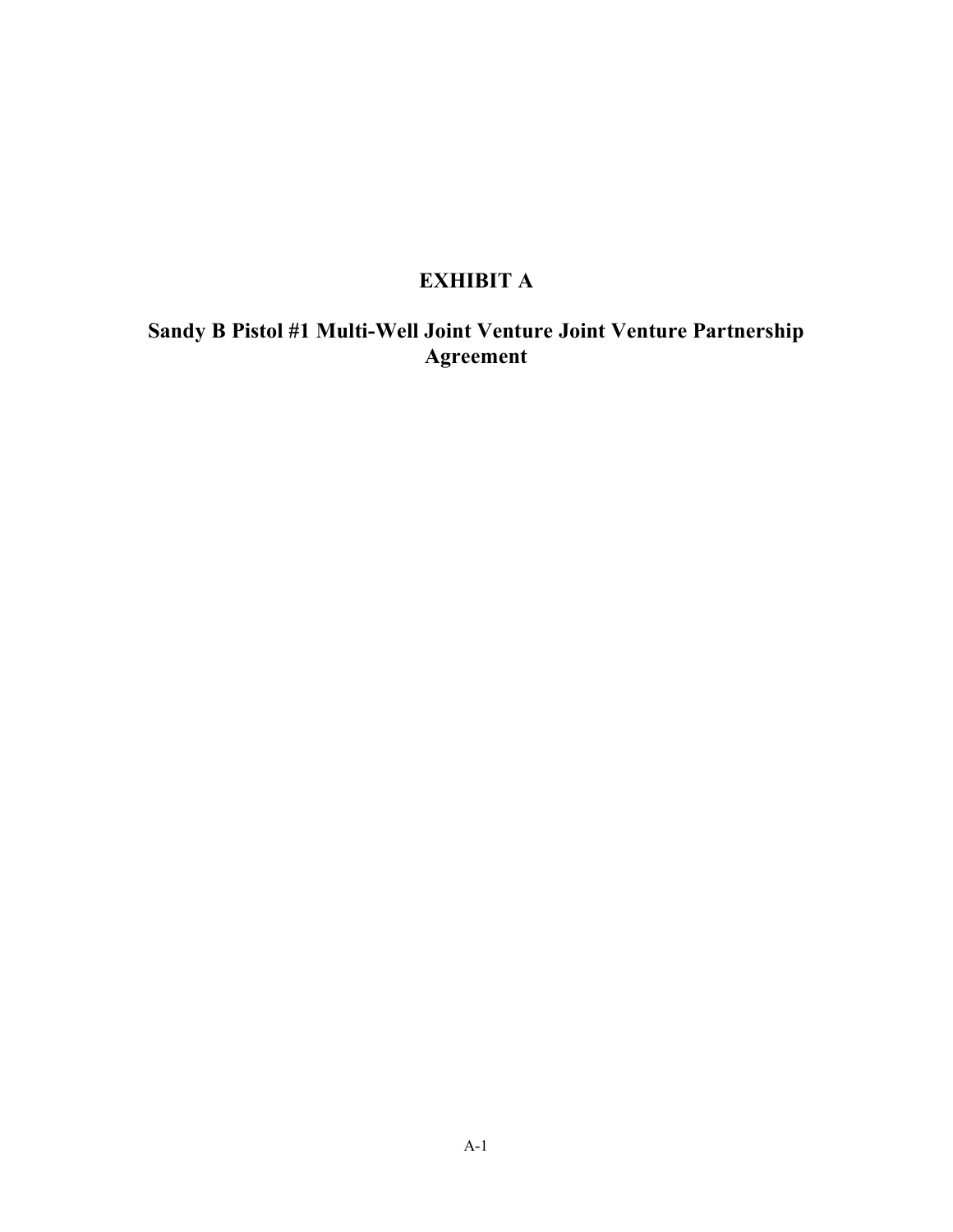# EXHIBIT A

## Sandy B Pistol #1 Multi-Well Joint Venture Joint Venture Partnership Agreement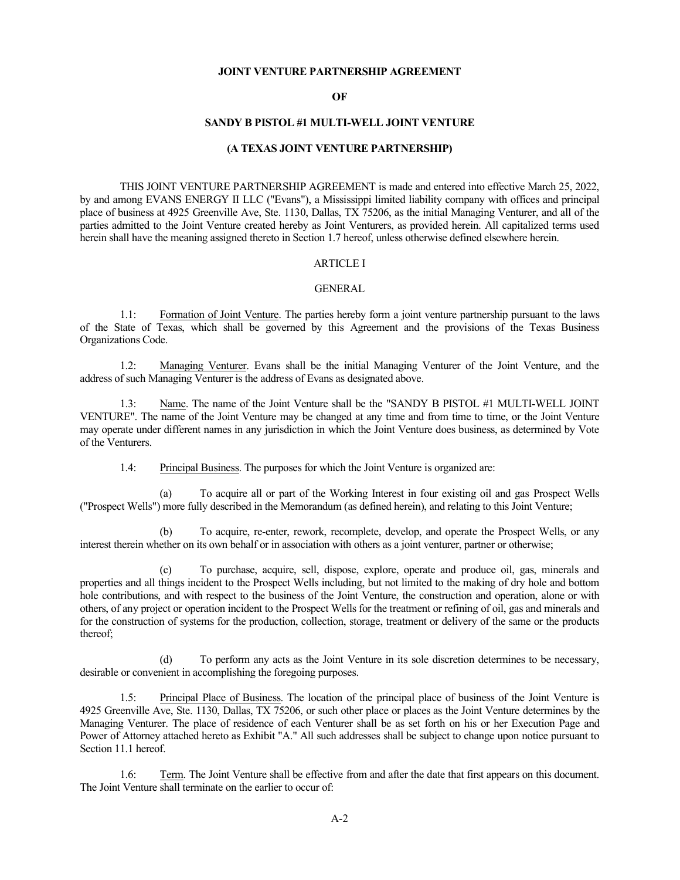**JOINT VENTURE PARTNERSHIP AGREEMENT**

**OF**

**SANDY B PISTOL #1 MULTI-WELL JOINT VENTURE**

**(A TEXAS JOINT VENTURE PARTNERSHIP)**

THIS JOINT VENTURE PARTNERSHIP AGREEMENT is made and entered into effective March 25, 2022, by and among EVANS ENERGY II LLC ("Evans"), a Mississippi limited liability company with offices and principal place of business at 4925 Greenville Ave, Ste. 1130, Dallas, TX 75206, as the initial Managing Venturer, and all of the parties admitted to the Joint Venture created hereby as Joint Venturers, as provided herein. All capitalized terms used herein shall have the meaning assigned thereto in Section 1.7 hereof, unless otherwise defined elsewhere herein.

ARTICLE I

GENERAL

1.1: Formation of Joint Venture. The parties hereby form a joint venture partnership pursuant to the laws of the State of Texas, which shall be governed by this Agreement and the provisions of the Texas Business Organizations Code.

1.2: Managing Venturer. Evans shall be the initial Managing Venturer of the Joint Venture, and the address of such Managing Venturer is the address of Evans as designated above.

1.3: Name. The name of the Joint Venture shall be the "SANDY B PISTOL #1 MULTI-WELL JOINT VENTURE". The name of the Joint Venture may be changed at any time and from time to time, or the Joint Venture may operate under different names in any jurisdiction in which the Joint Venture does business, as determined by Vote of the Venturers.

1.4: Principal Business. The purposes for which the Joint Venture is organized are:

(a) To acquire all or part of the Working Interest in four existing oil and gas Prospect Wells ("Prospect Wells") more fully described in the Memorandum (as defined herein), and relating to this Joint Venture;

(b) To acquire, re-enter, rework, recomplete, develop, and operate the Prospect Wells, or any interest therein whether on its own behalf or in association with others as a joint venturer, partner or otherwise;

(c) To purchase, acquire, sell, dispose, explore, operate and produce oil, gas, minerals and properties and all things incident to the Prospect Wells including, but not limited to the making of dry hole and bottom hole contributions, and with respect to the business of the Joint Venture, the construction and operation, alone or with others, of any project or operation incident to the Prospect Wells for the treatment or refining of oil, gas and minerals and for the construction of systems for the production, collection, storage, treatment or delivery of the same or the products thereof;

(d) To perform any acts as the Joint Venture in its sole discretion determines to be necessary, desirable or convenient in accomplishing the foregoing purposes.

1.5: Principal Place of Business. The location of the principal place of business of the Joint Venture is 4925 Greenville Ave, Ste. 1130, Dallas, TX 75206, or such other place or places as the Joint Venture determines by the Managing Venturer. The place of residence of each Venturer shall be as set forth on his or her Execution Page and Power of Attorney attached hereto as Exhibit "A." All such addresses shall be subject to change upon notice pursuant to Section 11.1 hereof.

1.6: Term. The Joint Venture shall be effective from and after the date that first appears on this document. The Joint Venture shall terminate on the earlier to occur of: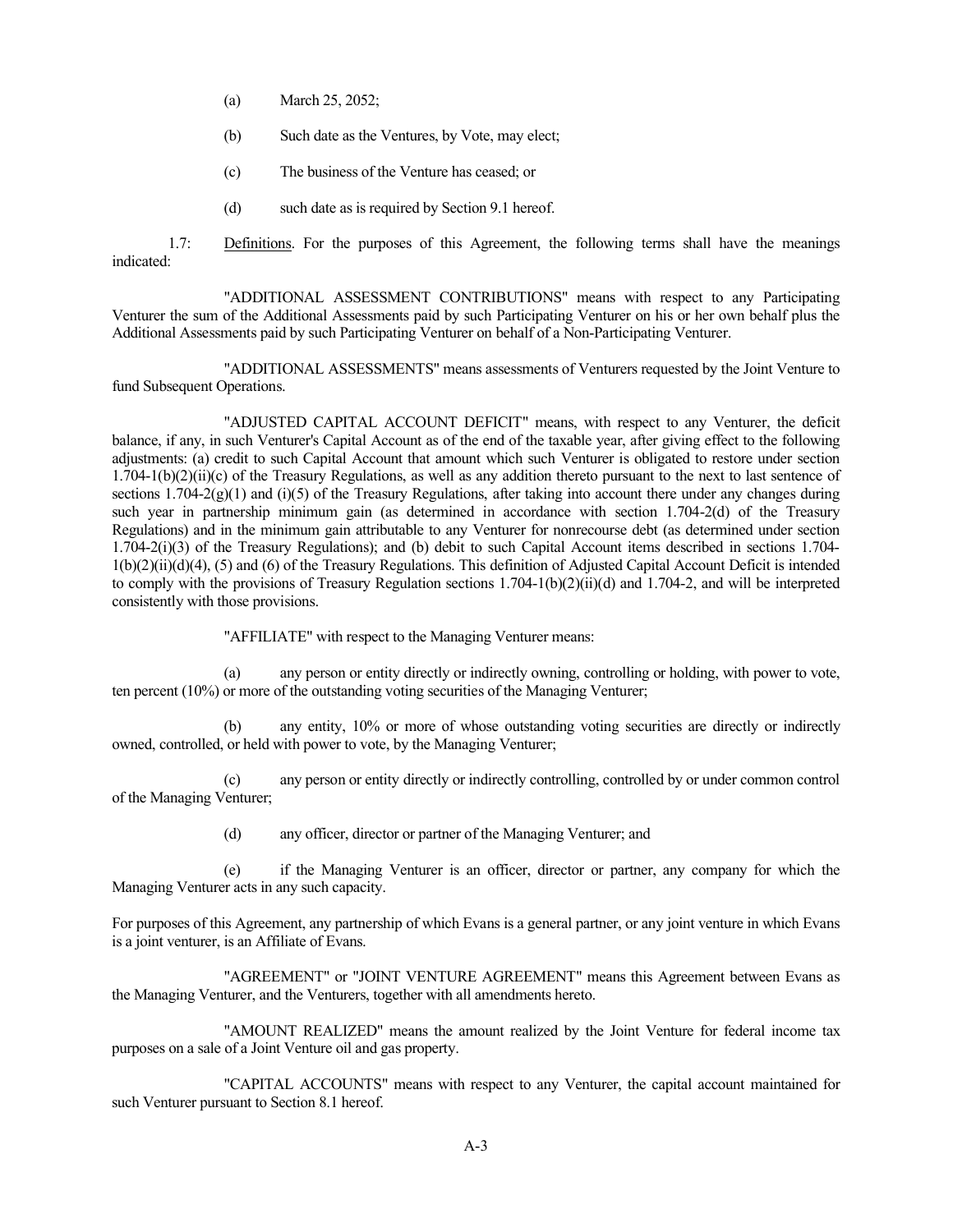(a) March 25, 2052;

(b) Such date as the Ventures, by Vote, may elect;

(c) The business of the Venture has ceased; or

(d) such date as is required by Section 9.1 hereof.

1.7: <u>Definitions</u>. For the purposes of this Agreement, the following terms shall have the meanings indicated:

"ADDITIONAL ASSESSMENT CONTRIBUTIONS" means with respect to any Participating Venturer the sum of the Additional Assessments paid by such Participating Venturer on his or her own behalf plus the Additional Assessments paid by such Participating Venturer on behalf of a Non-Participating Venturer.

"ADDITIONAL ASSESSMENTS" means assessments of Venturers requested by the Joint Venture to fund Subsequent Operations.

"ADJUSTED CAPITAL ACCOUNT DEFICIT" means, with respect to any Venturer, the deficit balance, if any, in such Venturer's Capital Account as of the end of the taxable year, after giving effect to the following adjustments: (a) credit to such Capital Account that amount which such Venturer is obligated to restore under section 1.704-1(b)(2)(ii)(c) of the Treasury Regulations, as well as any addition thereto pursuant to the next to last sentence of sections 1.704-2(g)(1) and (i)(5) of the Treasury Regulations, after taking into account there under any changes during such year in partnership minimum gain (as determined in accordance with section 1.704-2(d) of the Treasury Regulations) and in the minimum gain attributable to any Venturer for nonrecourse debt (as determined under section 1.704-2(i)(3) of the Treasury Regulations); and (b) debit to such Capital Account items described in sections 1.704-1(b)(2)(ii)(d)(4), (5) and (6) of the Treasury Regulations. This definition of Adjusted Capital Account Deficit is intended to comply with the provisions of Treasury Regulation sections 1.704-1(b)(2)(ii)(d) and 1.704-2, and will be interpreted consistently with those provisions.

"AFFILIATE" with respect to the Managing Venturer means:

(a) any person or entity directly or indirectly owning, controlling or holding, with power to vote, ten percent (10%) or more of the outstanding voting securities of the Managing Venturer;

(b) any entity, 10% or more of whose outstanding voting securities are directly or indirectly owned, controlled, or held with power to vote, by the Managing Venturer;

(c) any person or entity directly or indirectly controlling, controlled by or under common control of the Managing Venturer;

(d) any officer, director or partner of the Managing Venturer; and

(e) if the Managing Venturer is an officer, director or partner, any company for which the Managing Venturer acts in any such capacity.

For purposes of this Agreement, any partnership of which Evans is a general partner, or any joint venture in which Evans is a joint venturer, is an Affiliate of Evans.

"AGREEMENT" or "JOINT VENTURE AGREEMENT" means this Agreement between Evans as the Managing Venturer, and the Venturers, together with all amendments hereto.

"AMOUNT REALIZED" means the amount realized by the Joint Venture for federal income tax purposes on a sale of a Joint Venture oil and gas property.

"CAPITAL ACCOUNTS" means with respect to any Venturer, the capital account maintained for such Venturer pursuant to Section 8.1 hereof.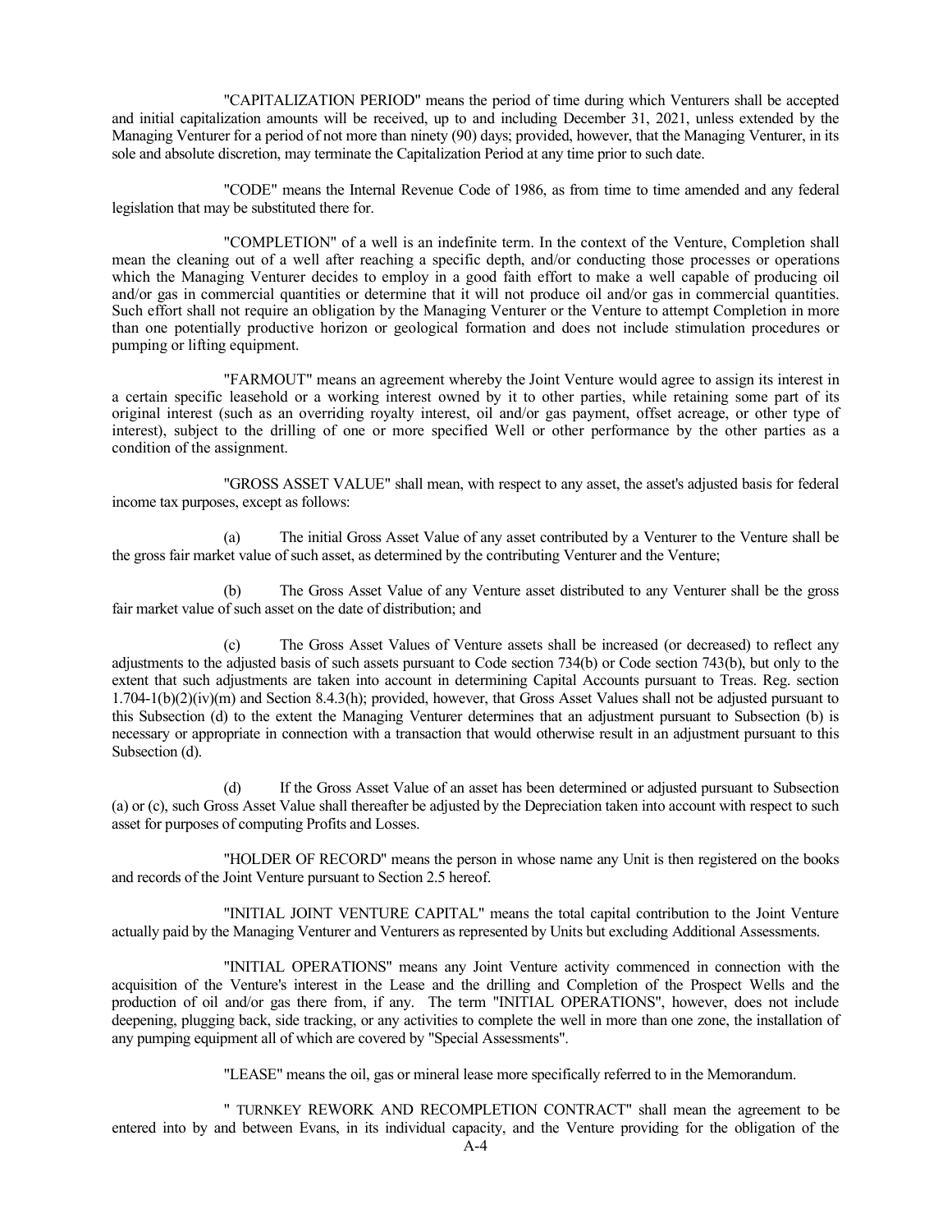"CAPITALIZATION PERIOD" means the period of time during which Venturers shall be accepted and initial capitalization amounts will be received, up to and including December 31, 2021, unless extended by the Managing Venturer for a period of not more than ninety (90) days; provided, however, that the Managing Venturer, in its sole and absolute discretion, may terminate the Capitalization Period at any time prior to such date.

"CODE" means the Internal Revenue Code of 1986, as from time to time amended and any federal legislation that may be substituted there for.

"COMPLETION" of a well is an indefinite term. In the context of the Venture, Completion shall mean the cleaning out of a well after reaching a specific depth, and/or conducting those processes or operations which the Managing Venturer decides to employ in a good faith effort to make a well capable of producing oil and/or gas in commercial quantities or determine that it will not produce oil and/or gas in commercial quantities. Such effort shall not require an obligation by the Managing Venturer or the Venture to attempt Completion in more than one potentially productive horizon or geological formation and does not include stimulation procedures or pumping or lifting equipment.

"FARMOUT" means an agreement whereby the Joint Venture would agree to assign its interest in a certain specific leasehold or a working interest owned by it to other parties, while retaining some part of its original interest (such as an overriding royalty interest, oil and/or gas payment, offset acreage, or other type of interest), subject to the drilling of one or more specified Well or other performance by the other parties as a condition of the assignment.

"GROSS ASSET VALUE" shall mean, with respect to any asset, the asset's adjusted basis for federal income tax purposes, except as follows:

(a) The initial Gross Asset Value of any asset contributed by a Venturer to the Venture shall be the gross fair market value of such asset, as determined by the contributing Venturer and the Venture;

(b) The Gross Asset Value of any Venture asset distributed to any Venturer shall be the gross fair market value of such asset on the date of distribution; and

(c) The Gross Asset Values of Venture assets shall be increased (or decreased) to reflect any adjustments to the adjusted basis of such assets pursuant to Code section 734(b) or Code section 743(b), but only to the extent that such adjustments are taken into account in determining Capital Accounts pursuant to Treas. Reg. section 1.704-1(b)(2)(iv)(m) and Section 8.4.3(h); provided, however, that Gross Asset Values shall not be adjusted pursuant to this Subsection (d) to the extent the Managing Venturer determines that an adjustment pursuant to Subsection (b) is necessary or appropriate in connection with a transaction that would otherwise result in an adjustment pursuant to this Subsection (d).

(d) If the Gross Asset Value of an asset has been determined or adjusted pursuant to Subsection (a) or (c), such Gross Asset Value shall thereafter be adjusted by the Depreciation taken into account with respect to such asset for purposes of computing Profits and Losses.

"HOLDER OF RECORD" means the person in whose name any Unit is then registered on the books and records of the Joint Venture pursuant to Section 2.5 hereof.

"INITIAL JOINT VENTURE CAPITAL" means the total capital contribution to the Joint Venture actually paid by the Managing Venturer and Venturers as represented by Units but excluding Additional Assessments.

"INITIAL OPERATIONS" means any Joint Venture activity commenced in connection with the acquisition of the Venture's interest in the Lease and the drilling and Completion of the Prospect Wells and the production of oil and/or gas there from, if any. The term "INITIAL OPERATIONS", however, does not include deepening, plugging back, side tracking, or any activities to complete the well in more than one zone, the installation of any pumping equipment all of which are covered by "Special Assessments".

"LEASE" means the oil, gas or mineral lease more specifically referred to in the Memorandum.

" TURNKEY REWORK AND RECOMPLETION CONTRACT" shall mean the agreement to be entered into by and between Evans, in its individual capacity, and the Venture providing for the obligation of the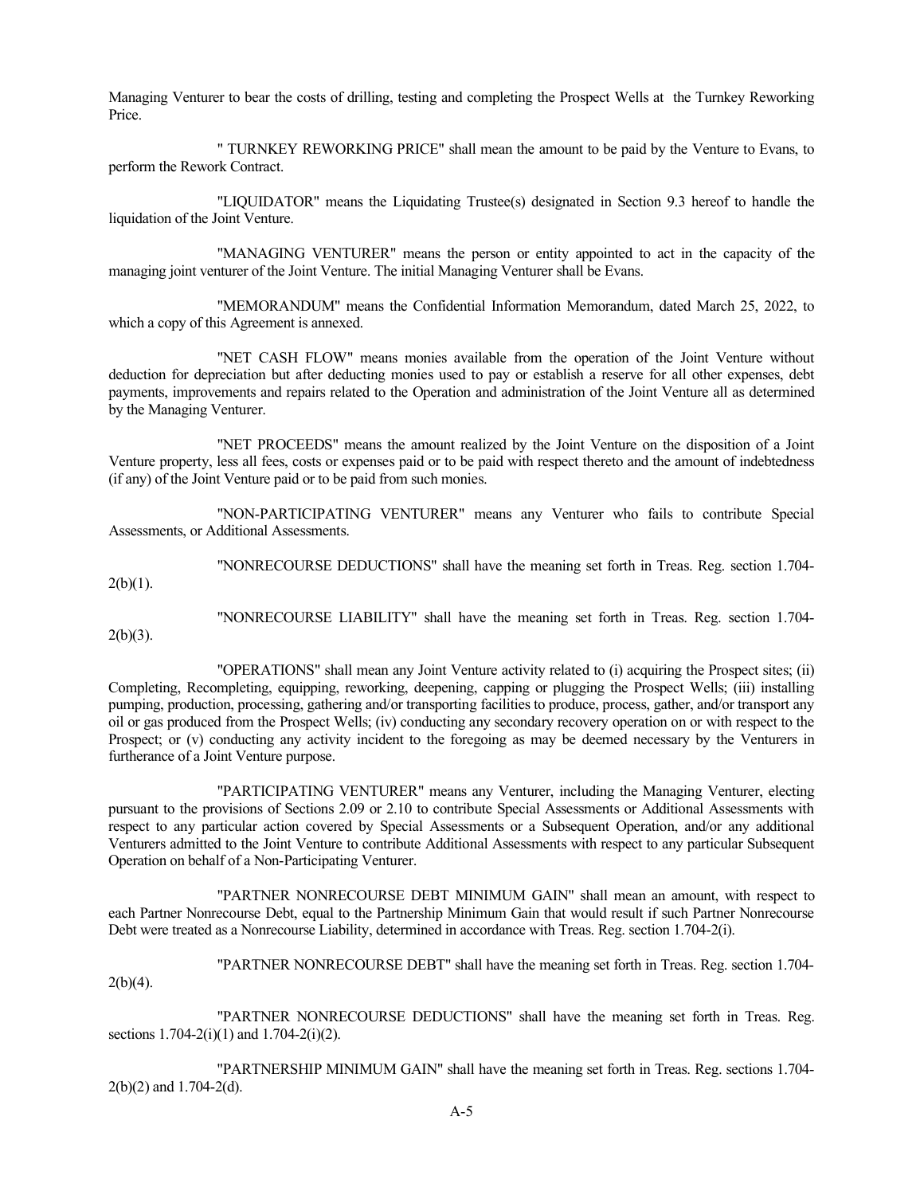Managing Venturer to bear the costs of drilling, testing and completing the Prospect Wells at the Turnkey Reworking Price.

" TURNKEY REWORKING PRICE" shall mean the amount to be paid by the Venture to Evans, to perform the Rework Contract.

"LIQUIDATOR" means the Liquidating Trustee(s) designated in Section 9.3 hereof to handle the liquidation of the Joint Venture.

"MANAGING VENTURER" means the person or entity appointed to act in the capacity of the managing joint venturer of the Joint Venture. The initial Managing Venturer shall be Evans.

"MEMORANDUM" means the Confidential Information Memorandum, dated March 25, 2022, to which a copy of this Agreement is annexed.

"NET CASH FLOW" means monies available from the operation of the Joint Venture without deduction for depreciation but after deducting monies used to pay or establish a reserve for all other expenses, debt payments, improvements and repairs related to the Operation and administration of the Joint Venture all as determined by the Managing Venturer.

"NET PROCEEDS" means the amount realized by the Joint Venture on the disposition of a Joint Venture property, less all fees, costs or expenses paid or to be paid with respect thereto and the amount of indebtedness (if any) of the Joint Venture paid or to be paid from such monies.

"NON-PARTICIPATING VENTURER" means any Venturer who fails to contribute Special Assessments, or Additional Assessments.

"NONRECOURSE DEDUCTIONS" shall have the meaning set forth in Treas. Reg. section 1.704-2(b)(1).

"NONRECOURSE LIABILITY" shall have the meaning set forth in Treas. Reg. section 1.704-2(b)(3).

"OPERATIONS" shall mean any Joint Venture activity related to (i) acquiring the Prospect sites; (ii) Completing, Recompleting, equipping, reworking, deepening, capping or plugging the Prospect Wells; (iii) installing pumping, production, processing, gathering and/or transporting facilities to produce, process, gather, and/or transport any oil or gas produced from the Prospect Wells; (iv) conducting any secondary recovery operation on or with respect to the Prospect; or (v) conducting any activity incident to the foregoing as may be deemed necessary by the Venturers in furtherance of a Joint Venture purpose.

"PARTICIPATING VENTURER" means any Venturer, including the Managing Venturer, electing pursuant to the provisions of Sections 2.09 or 2.10 to contribute Special Assessments or Additional Assessments with respect to any particular action covered by Special Assessments or a Subsequent Operation, and/or any additional Venturers admitted to the Joint Venture to contribute Additional Assessments with respect to any particular Subsequent Operation on behalf of a Non-Participating Venturer.

"PARTNER NONRECOURSE DEBT MINIMUM GAIN" shall mean an amount, with respect to each Partner Nonrecourse Debt, equal to the Partnership Minimum Gain that would result if such Partner Nonrecourse Debt were treated as a Nonrecourse Liability, determined in accordance with Treas. Reg. section 1.704-2(i).

"PARTNER NONRECOURSE DEBT" shall have the meaning set forth in Treas. Reg. section 1.704-2(b)(4).

"PARTNER NONRECOURSE DEDUCTIONS" shall have the meaning set forth in Treas. Reg. sections 1.704-2(i)(1) and 1.704-2(i)(2).

"PARTNERSHIP MINIMUM GAIN" shall have the meaning set forth in Treas. Reg. sections 1.704-2(b)(2) and 1.704-2(d).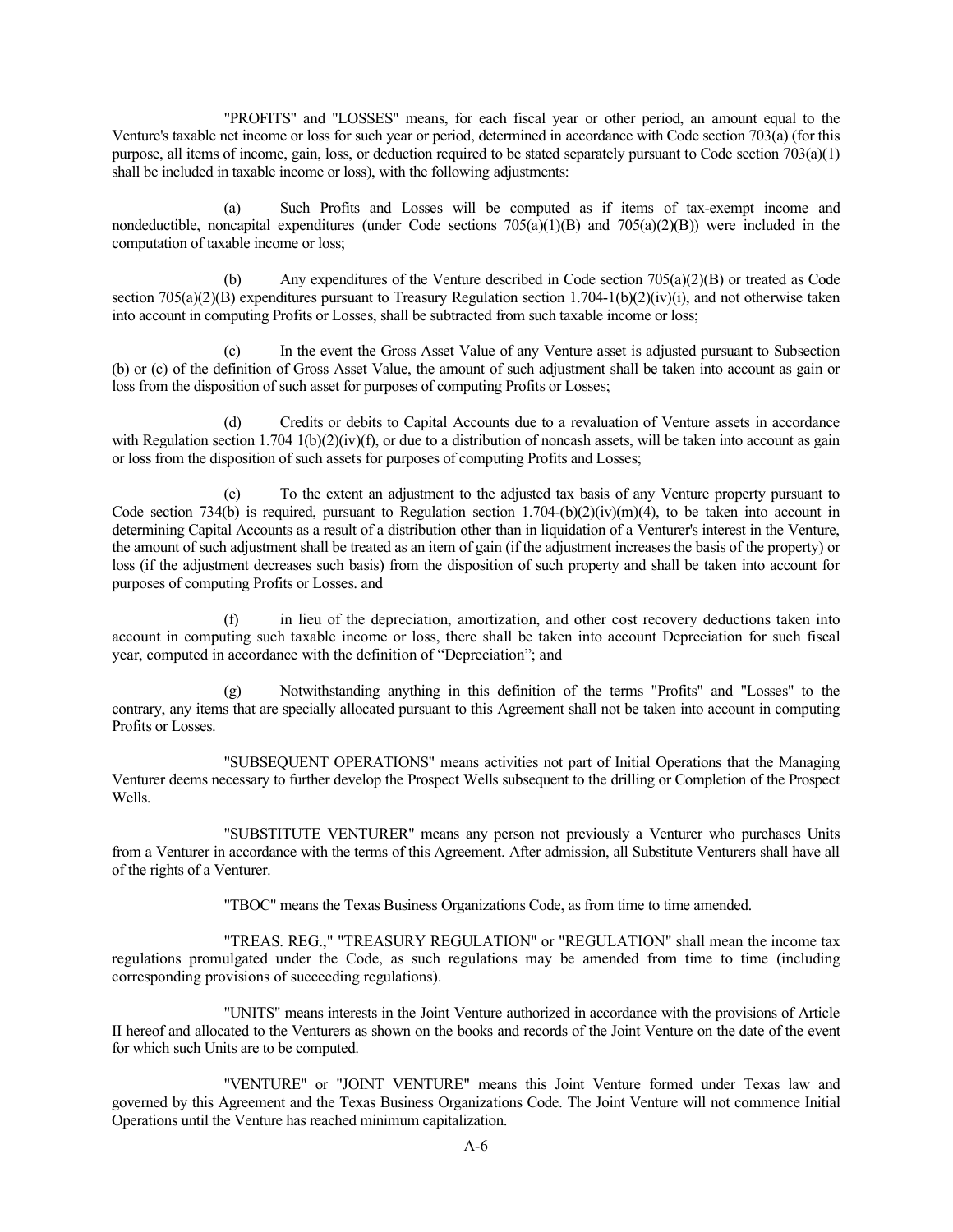"PROFITS" and "LOSSES" means, for each fiscal year or other period, an amount equal to the Venture's taxable net income or loss for such year or period, determined in accordance with Code section 703(a) (for this purpose, all items of income, gain, loss, or deduction required to be stated separately pursuant to Code section 703(a)(1) shall be included in taxable income or loss), with the following adjustments:

(a) Such Profits and Losses will be computed as if items of tax-exempt income and nondeductible, noncapital expenditures (under Code sections 705(a)(1)(B) and 705(a)(2)(B)) were included in the computation of taxable income or loss;

(b) Any expenditures of the Venture described in Code section 705(a)(2)(B) or treated as Code section 705(a)(2)(B) expenditures pursuant to Treasury Regulation section 1.704-1(b)(2)(iv)(i), and not otherwise taken into account in computing Profits or Losses, shall be subtracted from such taxable income or loss;

(c) In the event the Gross Asset Value of any Venture asset is adjusted pursuant to Subsection (b) or (c) of the definition of Gross Asset Value, the amount of such adjustment shall be taken into account as gain or loss from the disposition of such asset for purposes of computing Profits or Losses;

(d) Credits or debits to Capital Accounts due to a revaluation of Venture assets in accordance with Regulation section 1.704 1(b)(2)(iv)(f), or due to a distribution of noncash assets, will be taken into account as gain or loss from the disposition of such assets for purposes of computing Profits and Losses;

(e) To the extent an adjustment to the adjusted tax basis of any Venture property pursuant to Code section 734(b) is required, pursuant to Regulation section 1.704-(b)(2)(iv)(m)(4), to be taken into account in determining Capital Accounts as a result of a distribution other than in liquidation of a Venturer's interest in the Venture, the amount of such adjustment shall be treated as an item of gain (if the adjustment increases the basis of the property) or loss (if the adjustment decreases such basis) from the disposition of such property and shall be taken into account for purposes of computing Profits or Losses. and

(f) in lieu of the depreciation, amortization, and other cost recovery deductions taken into account in computing such taxable income or loss, there shall be taken into account Depreciation for such fiscal year, computed in accordance with the definition of "Depreciation"; and

(g) Notwithstanding anything in this definition of the terms "Profits" and "Losses" to the contrary, any items that are specially allocated pursuant to this Agreement shall not be taken into account in computing Profits or Losses.

"SUBSEQUENT OPERATIONS" means activities not part of Initial Operations that the Managing Venturer deems necessary to further develop the Prospect Wells subsequent to the drilling or Completion of the Prospect Wells.

"SUBSTITUTE VENTURER" means any person not previously a Venturer who purchases Units from a Venturer in accordance with the terms of this Agreement. After admission, all Substitute Venturers shall have all of the rights of a Venturer.

"TBOC" means the Texas Business Organizations Code, as from time to time amended.

"TREAS. REG.," "TREASURY REGULATION" or "REGULATION" shall mean the income tax regulations promulgated under the Code, as such regulations may be amended from time to time (including corresponding provisions of succeeding regulations).

"UNITS" means interests in the Joint Venture authorized in accordance with the provisions of Article II hereof and allocated to the Venturers as shown on the books and records of the Joint Venture on the date of the event for which such Units are to be computed.

"VENTURE" or "JOINT VENTURE" means this Joint Venture formed under Texas law and governed by this Agreement and the Texas Business Organizations Code. The Joint Venture will not commence Initial Operations until the Venture has reached minimum capitalization.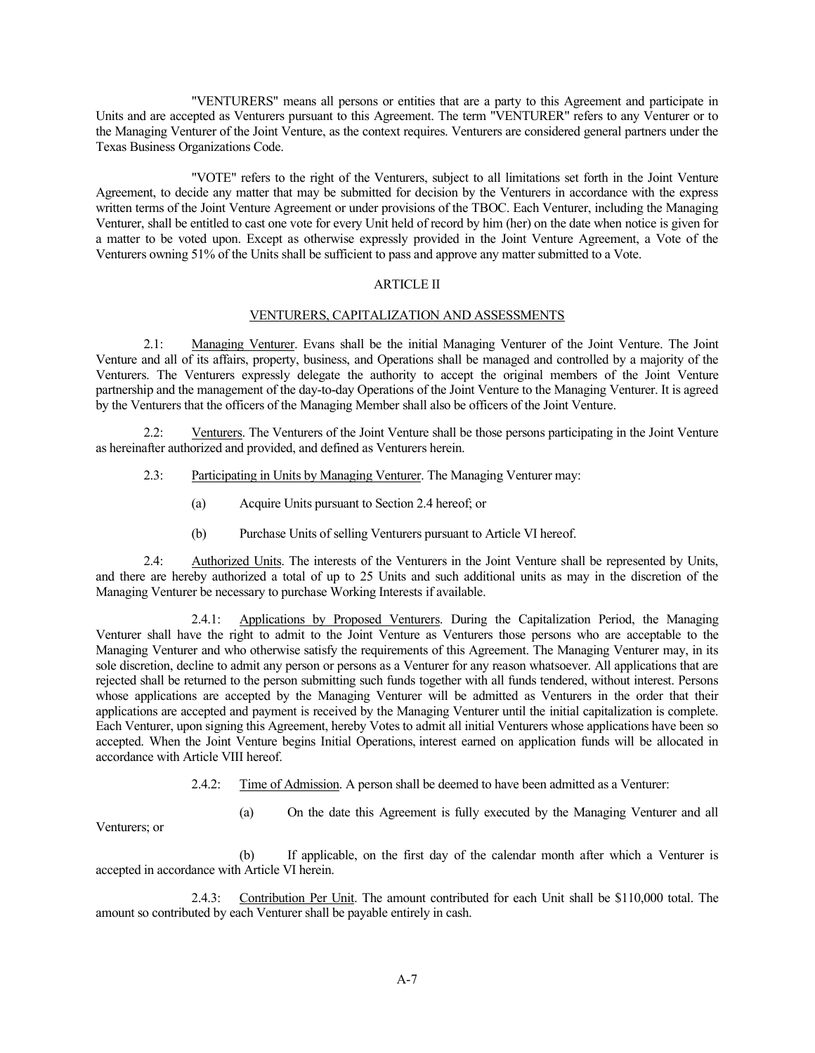"VENTURERS" means all persons or entities that are a party to this Agreement and participate in Units and are accepted as Venturers pursuant to this Agreement. The term "VENTURER" refers to any Venturer or to the Managing Venturer of the Joint Venture, as the context requires. Venturers are considered general partners under the Texas Business Organizations Code.

"VOTE" refers to the right of the Venturers, subject to all limitations set forth in the Joint Venture Agreement, to decide any matter that may be submitted for decision by the Venturers in accordance with the express written terms of the Joint Venture Agreement or under provisions of the TBOC. Each Venturer, including the Managing Venturer, shall be entitled to cast one vote for every Unit held of record by him (her) on the date when notice is given for a matter to be voted upon. Except as otherwise expressly provided in the Joint Venture Agreement, a Vote of the Venturers owning 51% of the Units shall be sufficient to pass and approve any matter submitted to a Vote.

## ARTICLE II

## VENTURERS, CAPITALIZATION AND ASSESSMENTS

2.1: Managing Venturer. Evans shall be the initial Managing Venturer of the Joint Venture. The Joint Venture and all of its affairs, property, business, and Operations shall be managed and controlled by a majority of the Venturers. The Venturers expressly delegate the authority to accept the original members of the Joint Venture partnership and the management of the day-to-day Operations of the Joint Venture to the Managing Venturer. It is agreed by the Venturers that the officers of the Managing Member shall also be officers of the Joint Venture.

2.2: Venturers. The Venturers of the Joint Venture shall be those persons participating in the Joint Venture as hereinafter authorized and provided, and defined as Venturers herein.

2.3: Participating in Units by Managing Venturer. The Managing Venturer may:

(a) Acquire Units pursuant to Section 2.4 hereof; or

(b) Purchase Units of selling Venturers pursuant to Article VI hereof.

2.4: Authorized Units. The interests of the Venturers in the Joint Venture shall be represented by Units, and there are hereby authorized a total of up to 25 Units and such additional units as may in the discretion of the Managing Venturer be necessary to purchase Working Interests if available.

2.4.1: Applications by Proposed Venturers. During the Capitalization Period, the Managing Venturer shall have the right to admit to the Joint Venture as Venturers those persons who are acceptable to the Managing Venturer and who otherwise satisfy the requirements of this Agreement. The Managing Venturer may, in its sole discretion, decline to admit any person or persons as a Venturer for any reason whatsoever. All applications that are rejected shall be returned to the person submitting such funds together with all funds tendered, without interest. Persons whose applications are accepted by the Managing Venturer will be admitted as Venturers in the order that their applications are accepted and payment is received by the Managing Venturer until the initial capitalization is complete. Each Venturer, upon signing this Agreement, hereby Votes to admit all initial Venturers whose applications have been so accepted. When the Joint Venture begins Initial Operations, interest earned on application funds will be allocated in accordance with Article VIII hereof.

2.4.2: Time of Admission. A person shall be deemed to have been admitted as a Venturer:

(a) On the date this Agreement is fully executed by the Managing Venturer and all Venturers; or

(b) If applicable, on the first day of the calendar month after which a Venturer is accepted in accordance with Article VI herein.

2.4.3: Contribution Per Unit. The amount contributed for each Unit shall be $110,000 total. The amount so contributed by each Venturer shall be payable entirely in cash.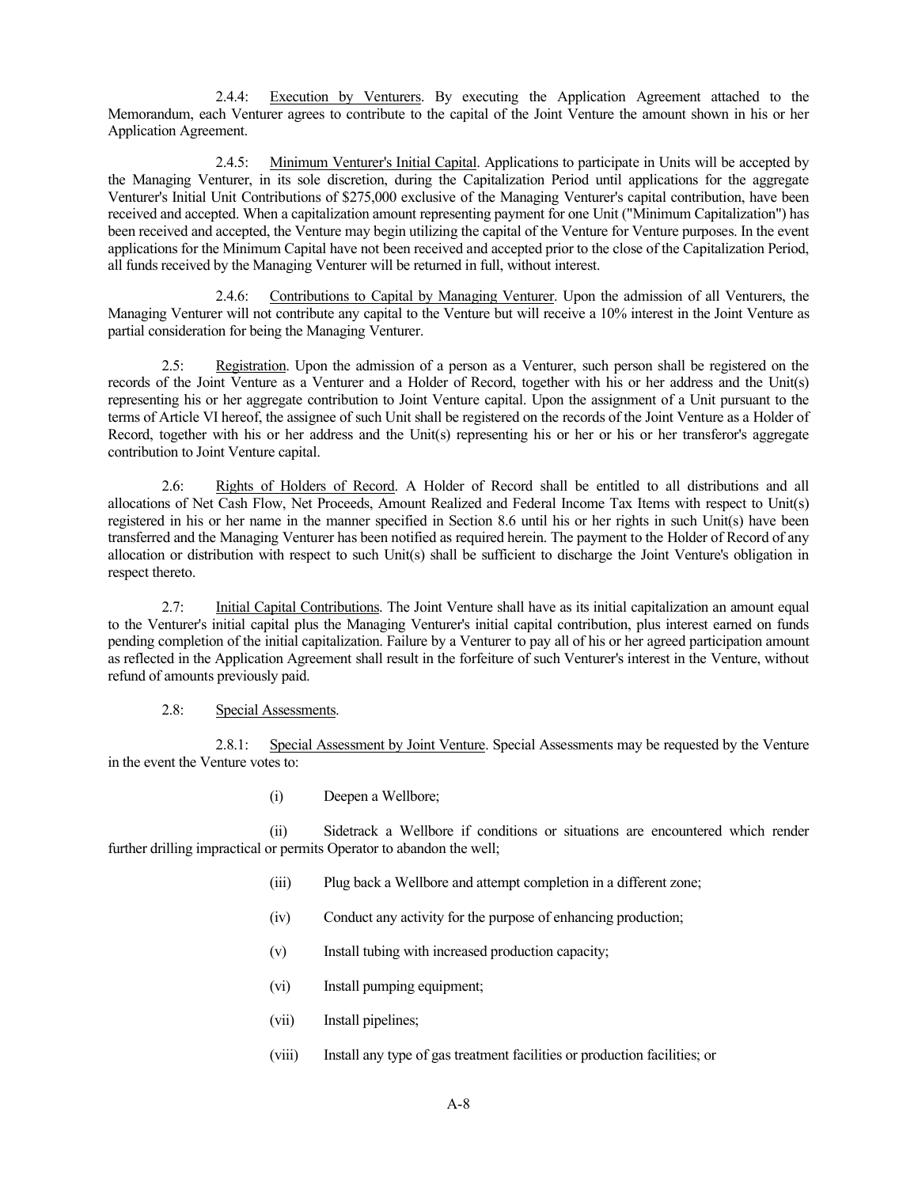2.4.4: Execution by Venturers. By executing the Application Agreement attached to the Memorandum, each Venturer agrees to contribute to the capital of the Joint Venture the amount shown in his or her Application Agreement.

2.4.5: Minimum Venturer's Initial Capital. Applications to participate in Units will be accepted by the Managing Venturer, in its sole discretion, during the Capitalization Period until applications for the aggregate Venturer's Initial Unit Contributions of $275,000 exclusive of the Managing Venturer's capital contribution, have been received and accepted. When a capitalization amount representing payment for one Unit ("Minimum Capitalization") has been received and accepted, the Venture may begin utilizing the capital of the Venture for Venture purposes. In the event applications for the Minimum Capital have not been received and accepted prior to the close of the Capitalization Period, all funds received by the Managing Venturer will be returned in full, without interest.

2.4.6: Contributions to Capital by Managing Venturer. Upon the admission of all Venturers, the Managing Venturer will not contribute any capital to the Venture but will receive a 10% interest in the Joint Venture as partial consideration for being the Managing Venturer.

2.5: Registration. Upon the admission of a person as a Venturer, such person shall be registered on the records of the Joint Venture as a Venturer and a Holder of Record, together with his or her address and the Unit(s) representing his or her aggregate contribution to Joint Venture capital. Upon the assignment of a Unit pursuant to the terms of Article VI hereof, the assignee of such Unit shall be registered on the records of the Joint Venture as a Holder of Record, together with his or her address and the Unit(s) representing his or her or his or her transferor's aggregate contribution to Joint Venture capital.

2.6: Rights of Holders of Record. A Holder of Record shall be entitled to all distributions and all allocations of Net Cash Flow, Net Proceeds, Amount Realized and Federal Income Tax Items with respect to Unit(s) registered in his or her name in the manner specified in Section 8.6 until his or her rights in such Unit(s) have been transferred and the Managing Venturer has been notified as required herein. The payment to the Holder of Record of any allocation or distribution with respect to such Unit(s) shall be sufficient to discharge the Joint Venture's obligation in respect thereto.

2.7: Initial Capital Contributions. The Joint Venture shall have as its initial capitalization an amount equal to the Venturer's initial capital plus the Managing Venturer's initial capital contribution, plus interest earned on funds pending completion of the initial capitalization. Failure by a Venturer to pay all of his or her agreed participation amount as reflected in the Application Agreement shall result in the forfeiture of such Venturer's interest in the Venture, without refund of amounts previously paid.

2.8: Special Assessments.

2.8.1: Special Assessment by Joint Venture. Special Assessments may be requested by the Venture in the event the Venture votes to:

(i) Deepen a Wellbore;

(ii) Sidetrack a Wellbore if conditions or situations are encountered which render further drilling impractical or permits Operator to abandon the well;

(iii) Plug back a Wellbore and attempt completion in a different zone;

(iv) Conduct any activity for the purpose of enhancing production;

(v) Install tubing with increased production capacity;

(vi) Install pumping equipment;

(vii) Install pipelines;

(viii) Install any type of gas treatment facilities or production facilities; or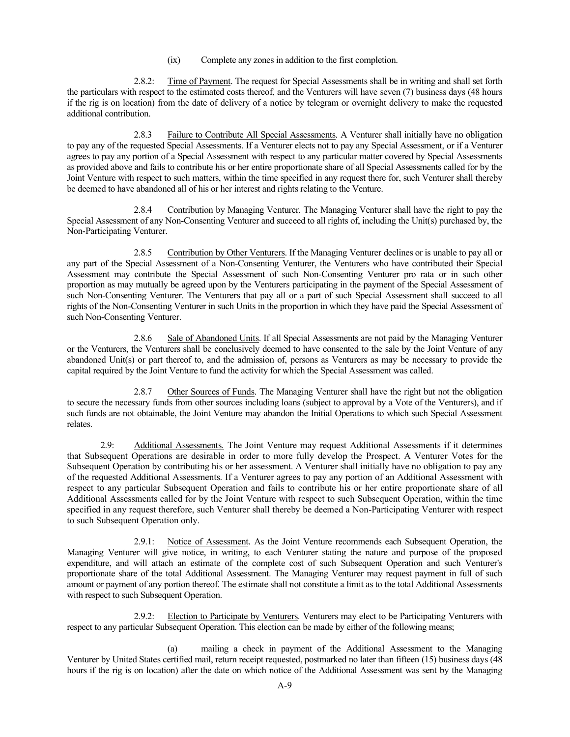(ix) Complete any zones in addition to the first completion.

2.8.2: <u>Time of Payment</u>. The request for Special Assessments shall be in writing and shall set forth the particulars with respect to the estimated costs thereof, and the Venturers will have seven (7) business days (48 hours if the rig is on location) from the date of delivery of a notice by telegram or overnight delivery to make the requested additional contribution.

2.8.3 <u>Failure to Contribute All Special Assessments</u>. A Venturer shall initially have no obligation to pay any of the requested Special Assessments. If a Venturer elects not to pay any Special Assessment, or if a Venturer agrees to pay any portion of a Special Assessment with respect to any particular matter covered by Special Assessments as provided above and fails to contribute his or her entire proportionate share of all Special Assessments called for by the Joint Venture with respect to such matters, within the time specified in any request there for, such Venturer shall thereby be deemed to have abandoned all of his or her interest and rights relating to the Venture.

2.8.4 <u>Contribution by Managing Venturer</u>. The Managing Venturer shall have the right to pay the Special Assessment of any Non-Consenting Venturer and succeed to all rights of, including the Unit(s) purchased by, the Non-Participating Venturer.

2.8.5 <u>Contribution by Other Venturers</u>. If the Managing Venturer declines or is unable to pay all or any part of the Special Assessment of a Non-Consenting Venturer, the Venturers who have contributed their Special Assessment may contribute the Special Assessment of such Non-Consenting Venturer pro rata or in such other proportion as may mutually be agreed upon by the Venturers participating in the payment of the Special Assessment of such Non-Consenting Venturer. The Venturers that pay all or a part of such Special Assessment shall succeed to all rights of the Non-Consenting Venturer in such Units in the proportion in which they have paid the Special Assessment of such Non-Consenting Venturer.

2.8.6 <u>Sale of Abandoned Units</u>. If all Special Assessments are not paid by the Managing Venturer or the Venturers, the Venturers shall be conclusively deemed to have consented to the sale by the Joint Venture of any abandoned Unit(s) or part thereof to, and the admission of, persons as Venturers as may be necessary to provide the capital required by the Joint Venture to fund the activity for which the Special Assessment was called.

2.8.7 <u>Other Sources of Funds</u>. The Managing Venturer shall have the right but not the obligation to secure the necessary funds from other sources including loans (subject to approval by a Vote of the Venturers), and if such funds are not obtainable, the Joint Venture may abandon the Initial Operations to which such Special Assessment relates.

2.9: <u>Additional Assessments.</u> The Joint Venture may request Additional Assessments if it determines that Subsequent Operations are desirable in order to more fully develop the Prospect. A Venturer Votes for the Subsequent Operation by contributing his or her assessment. A Venturer shall initially have no obligation to pay any of the requested Additional Assessments. If a Venturer agrees to pay any portion of an Additional Assessment with respect to any particular Subsequent Operation and fails to contribute his or her entire proportionate share of all Additional Assessments called for by the Joint Venture with respect to such Subsequent Operation, within the time specified in any request therefore, such Venturer shall thereby be deemed a Non-Participating Venturer with respect to such Subsequent Operation only.

2.9.1: <u>Notice of Assessment</u>. As the Joint Venture recommends each Subsequent Operation, the Managing Venturer will give notice, in writing, to each Venturer stating the nature and purpose of the proposed expenditure, and will attach an estimate of the complete cost of such Subsequent Operation and such Venturer's proportionate share of the total Additional Assessment. The Managing Venturer may request payment in full of such amount or payment of any portion thereof. The estimate shall not constitute a limit as to the total Additional Assessments with respect to such Subsequent Operation.

2.9.2: <u>Election to Participate by Venturers</u>. Venturers may elect to be Participating Venturers with respect to any particular Subsequent Operation. This election can be made by either of the following means;

(a) mailing a check in payment of the Additional Assessment to the Managing Venturer by United States certified mail, return receipt requested, postmarked no later than fifteen (15) business days (48 hours if the rig is on location) after the date on which notice of the Additional Assessment was sent by the Managing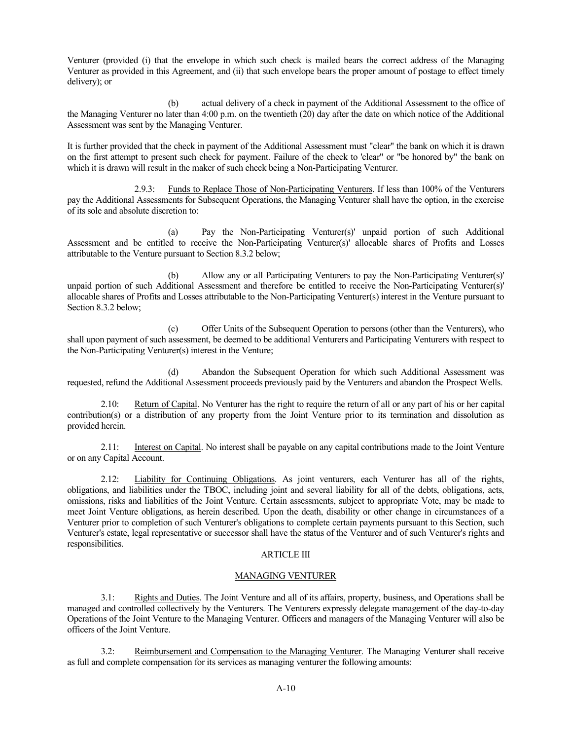Venturer (provided (i) that the envelope in which such check is mailed bears the correct address of the Managing Venturer as provided in this Agreement, and (ii) that such envelope bears the proper amount of postage to effect timely delivery); or

(b) actual delivery of a check in payment of the Additional Assessment to the office of the Managing Venturer no later than 4:00 p.m. on the twentieth (20) day after the date on which notice of the Additional Assessment was sent by the Managing Venturer.

It is further provided that the check in payment of the Additional Assessment must "clear" the bank on which it is drawn on the first attempt to present such check for payment. Failure of the check to 'clear" or "be honored by" the bank on which it is drawn will result in the maker of such check being a Non-Participating Venturer.

2.9.3: Funds to Replace Those of Non-Participating Venturers. If less than 100% of the Venturers pay the Additional Assessments for Subsequent Operations, the Managing Venturer shall have the option, in the exercise of its sole and absolute discretion to:

(a) Pay the Non-Participating Venturer(s)' unpaid portion of such Additional Assessment and be entitled to receive the Non-Participating Venturer(s)' allocable shares of Profits and Losses attributable to the Venture pursuant to Section 8.3.2 below;

(b) Allow any or all Participating Venturers to pay the Non-Participating Venturer(s)' unpaid portion of such Additional Assessment and therefore be entitled to receive the Non-Participating Venturer(s)' allocable shares of Profits and Losses attributable to the Non-Participating Venturer(s) interest in the Venture pursuant to Section 8.3.2 below;

(c) Offer Units of the Subsequent Operation to persons (other than the Venturers), who shall upon payment of such assessment, be deemed to be additional Venturers and Participating Venturers with respect to the Non-Participating Venturer(s) interest in the Venture;

(d) Abandon the Subsequent Operation for which such Additional Assessment was requested, refund the Additional Assessment proceeds previously paid by the Venturers and abandon the Prospect Wells.

2.10: Return of Capital. No Venturer has the right to require the return of all or any part of his or her capital contribution(s) or a distribution of any property from the Joint Venture prior to its termination and dissolution as provided herein.

2.11: Interest on Capital. No interest shall be payable on any capital contributions made to the Joint Venture or on any Capital Account.

2.12: Liability for Continuing Obligations. As joint venturers, each Venturer has all of the rights, obligations, and liabilities under the TBOC, including joint and several liability for all of the debts, obligations, acts, omissions, risks and liabilities of the Joint Venture. Certain assessments, subject to appropriate Vote, may be made to meet Joint Venture obligations, as herein described. Upon the death, disability or other change in circumstances of a Venturer prior to completion of such Venturer's obligations to complete certain payments pursuant to this Section, such Venturer's estate, legal representative or successor shall have the status of the Venturer and of such Venturer's rights and responsibilities.

## ARTICLE III

## MANAGING VENTURER

3.1: Rights and Duties. The Joint Venture and all of its affairs, property, business, and Operations shall be managed and controlled collectively by the Venturers. The Venturers expressly delegate management of the day-to-day Operations of the Joint Venture to the Managing Venturer. Officers and managers of the Managing Venturer will also be officers of the Joint Venture.

3.2: Reimbursement and Compensation to the Managing Venturer. The Managing Venturer shall receive as full and complete compensation for its services as managing venturer the following amounts: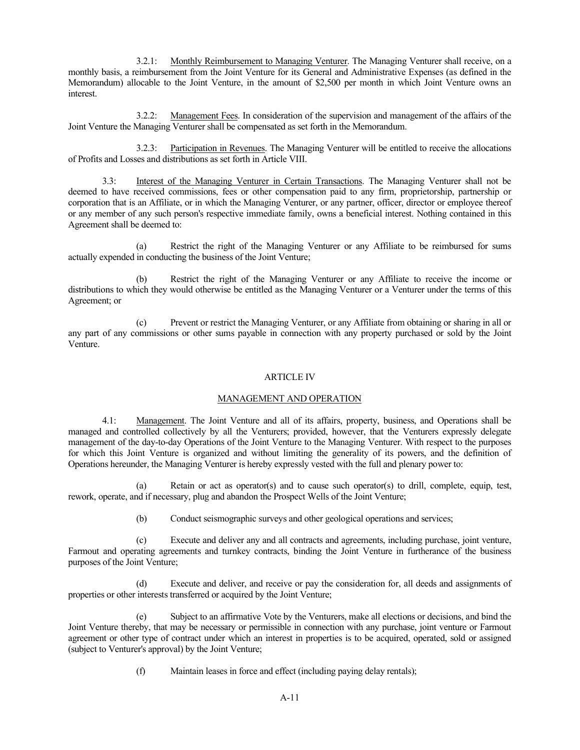3.2.1: Monthly Reimbursement to Managing Venturer. The Managing Venturer shall receive, on a monthly basis, a reimbursement from the Joint Venture for its General and Administrative Expenses (as defined in the Memorandum) allocable to the Joint Venture, in the amount of $2,500 per month in which Joint Venture owns an interest.

3.2.2: Management Fees. In consideration of the supervision and management of the affairs of the Joint Venture the Managing Venturer shall be compensated as set forth in the Memorandum.

3.2.3: Participation in Revenues. The Managing Venturer will be entitled to receive the allocations of Profits and Losses and distributions as set forth in Article VIII.

3.3: Interest of the Managing Venturer in Certain Transactions. The Managing Venturer shall not be deemed to have received commissions, fees or other compensation paid to any firm, proprietorship, partnership or corporation that is an Affiliate, or in which the Managing Venturer, or any partner, officer, director or employee thereof or any member of any such person's respective immediate family, owns a beneficial interest. Nothing contained in this Agreement shall be deemed to:

(a) Restrict the right of the Managing Venturer or any Affiliate to be reimbursed for sums actually expended in conducting the business of the Joint Venture;

(b) Restrict the right of the Managing Venturer or any Affiliate to receive the income or distributions to which they would otherwise be entitled as the Managing Venturer or a Venturer under the terms of this Agreement; or

(c) Prevent or restrict the Managing Venturer, or any Affiliate from obtaining or sharing in all or any part of any commissions or other sums payable in connection with any property purchased or sold by the Joint Venture.

## ARTICLE IV

## MANAGEMENT AND OPERATION

4.1: Management. The Joint Venture and all of its affairs, property, business, and Operations shall be managed and controlled collectively by all the Venturers; provided, however, that the Venturers expressly delegate management of the day-to-day Operations of the Joint Venture to the Managing Venturer. With respect to the purposes for which this Joint Venture is organized and without limiting the generality of its powers, and the definition of Operations hereunder, the Managing Venturer is hereby expressly vested with the full and plenary power to:

(a) Retain or act as operator(s) and to cause such operator(s) to drill, complete, equip, test, rework, operate, and if necessary, plug and abandon the Prospect Wells of the Joint Venture;

(b) Conduct seismographic surveys and other geological operations and services;

(c) Execute and deliver any and all contracts and agreements, including purchase, joint venture, Farmout and operating agreements and turnkey contracts, binding the Joint Venture in furtherance of the business purposes of the Joint Venture;

(d) Execute and deliver, and receive or pay the consideration for, all deeds and assignments of properties or other interests transferred or acquired by the Joint Venture;

(e) Subject to an affirmative Vote by the Venturers, make all elections or decisions, and bind the Joint Venture thereby, that may be necessary or permissible in connection with any purchase, joint venture or Farmout agreement or other type of contract under which an interest in properties is to be acquired, operated, sold or assigned (subject to Venturer's approval) by the Joint Venture;

(f) Maintain leases in force and effect (including paying delay rentals);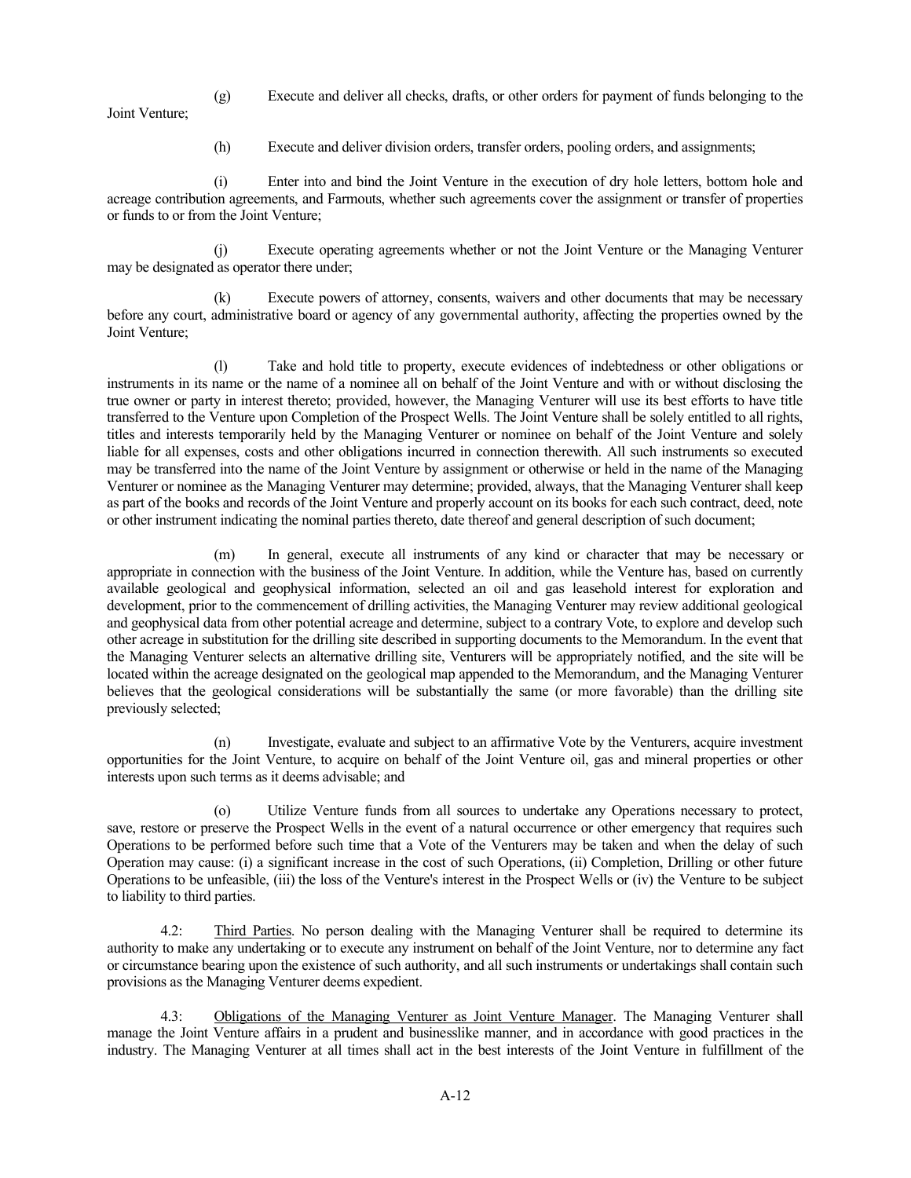(g) Execute and deliver all checks, drafts, or other orders for payment of funds belonging to the Joint Venture;

(h) Execute and deliver division orders, transfer orders, pooling orders, and assignments;

(i) Enter into and bind the Joint Venture in the execution of dry hole letters, bottom hole and acreage contribution agreements, and Farmouts, whether such agreements cover the assignment or transfer of properties or funds to or from the Joint Venture;

(j) Execute operating agreements whether or not the Joint Venture or the Managing Venturer may be designated as operator there under;

(k) Execute powers of attorney, consents, waivers and other documents that may be necessary before any court, administrative board or agency of any governmental authority, affecting the properties owned by the Joint Venture;

(l) Take and hold title to property, execute evidences of indebtedness or other obligations or instruments in its name or the name of a nominee all on behalf of the Joint Venture and with or without disclosing the true owner or party in interest thereto; provided, however, the Managing Venturer will use its best efforts to have title transferred to the Venture upon Completion of the Prospect Wells. The Joint Venture shall be solely entitled to all rights, titles and interests temporarily held by the Managing Venturer or nominee on behalf of the Joint Venture and solely liable for all expenses, costs and other obligations incurred in connection therewith. All such instruments so executed may be transferred into the name of the Joint Venture by assignment or otherwise or held in the name of the Managing Venturer or nominee as the Managing Venturer may determine; provided, always, that the Managing Venturer shall keep as part of the books and records of the Joint Venture and properly account on its books for each such contract, deed, note or other instrument indicating the nominal parties thereto, date thereof and general description of such document;

(m) In general, execute all instruments of any kind or character that may be necessary or appropriate in connection with the business of the Joint Venture. In addition, while the Venture has, based on currently available geological and geophysical information, selected an oil and gas leasehold interest for exploration and development, prior to the commencement of drilling activities, the Managing Venturer may review additional geological and geophysical data from other potential acreage and determine, subject to a contrary Vote, to explore and develop such other acreage in substitution for the drilling site described in supporting documents to the Memorandum. In the event that the Managing Venturer selects an alternative drilling site, Venturers will be appropriately notified, and the site will be located within the acreage designated on the geological map appended to the Memorandum, and the Managing Venturer believes that the geological considerations will be substantially the same (or more favorable) than the drilling site previously selected;

(n) Investigate, evaluate and subject to an affirmative Vote by the Venturers, acquire investment opportunities for the Joint Venture, to acquire on behalf of the Joint Venture oil, gas and mineral properties or other interests upon such terms as it deems advisable; and

(o) Utilize Venture funds from all sources to undertake any Operations necessary to protect, save, restore or preserve the Prospect Wells in the event of a natural occurrence or other emergency that requires such Operations to be performed before such time that a Vote of the Venturers may be taken and when the delay of such Operation may cause: (i) a significant increase in the cost of such Operations, (ii) Completion, Drilling or other future Operations to be unfeasible, (iii) the loss of the Venture's interest in the Prospect Wells or (iv) the Venture to be subject to liability to third parties.

4.2: Third Parties. No person dealing with the Managing Venturer shall be required to determine its authority to make any undertaking or to execute any instrument on behalf of the Joint Venture, nor to determine any fact or circumstance bearing upon the existence of such authority, and all such instruments or undertakings shall contain such provisions as the Managing Venturer deems expedient.

4.3: Obligations of the Managing Venturer as Joint Venture Manager. The Managing Venturer shall manage the Joint Venture affairs in a prudent and businesslike manner, and in accordance with good practices in the industry. The Managing Venturer at all times shall act in the best interests of the Joint Venture in fulfillment of the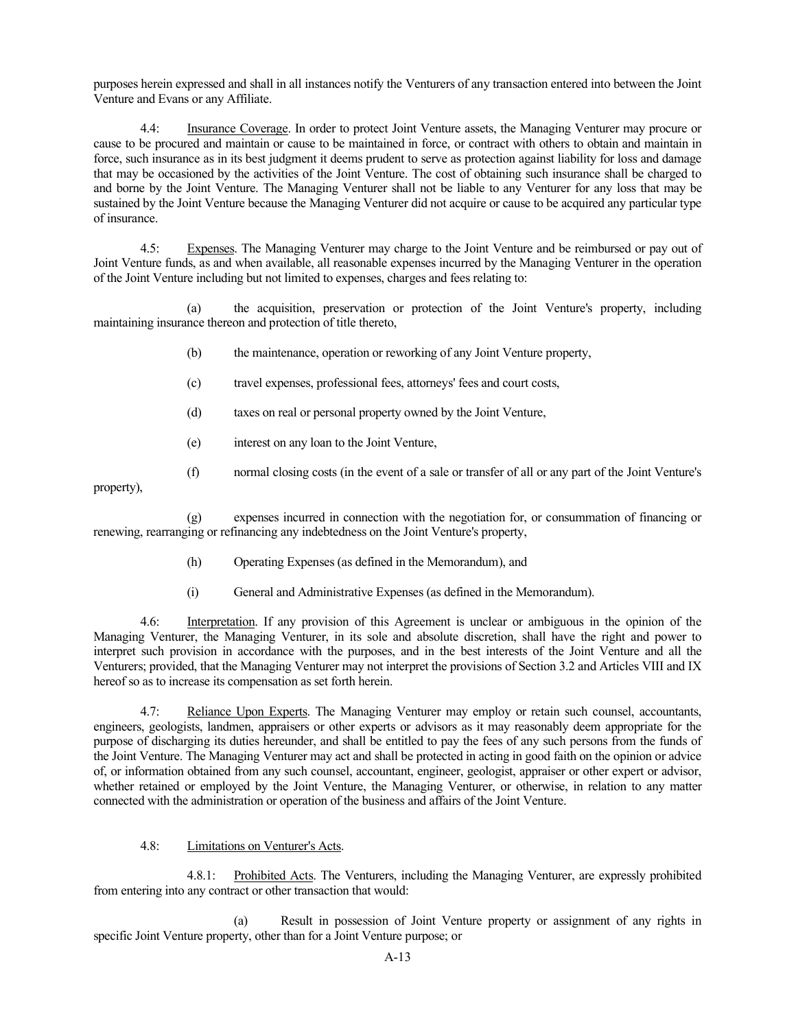purposes herein expressed and shall in all instances notify the Venturers of any transaction entered into between the Joint Venture and Evans or any Affiliate.

4.4: Insurance Coverage. In order to protect Joint Venture assets, the Managing Venturer may procure or cause to be procured and maintain or cause to be maintained in force, or contract with others to obtain and maintain in force, such insurance as in its best judgment it deems prudent to serve as protection against liability for loss and damage that may be occasioned by the activities of the Joint Venture. The cost of obtaining such insurance shall be charged to and borne by the Joint Venture. The Managing Venturer shall not be liable to any Venturer for any loss that may be sustained by the Joint Venture because the Managing Venturer did not acquire or cause to be acquired any particular type of insurance.

4.5: Expenses. The Managing Venturer may charge to the Joint Venture and be reimbursed or pay out of Joint Venture funds, as and when available, all reasonable expenses incurred by the Managing Venturer in the operation of the Joint Venture including but not limited to expenses, charges and fees relating to:

(a) the acquisition, preservation or protection of the Joint Venture's property, including maintaining insurance thereon and protection of title thereto,

(b) the maintenance, operation or reworking of any Joint Venture property,

(c) travel expenses, professional fees, attorneys' fees and court costs,

(d) taxes on real or personal property owned by the Joint Venture,

(e) interest on any loan to the Joint Venture,

(f) normal closing costs (in the event of a sale or transfer of all or any part of the Joint Venture's property),

(g) expenses incurred in connection with the negotiation for, or consummation of financing or renewing, rearranging or refinancing any indebtedness on the Joint Venture's property,

(h) Operating Expenses (as defined in the Memorandum), and

(i) General and Administrative Expenses (as defined in the Memorandum).

4.6: Interpretation. If any provision of this Agreement is unclear or ambiguous in the opinion of the Managing Venturer, the Managing Venturer, in its sole and absolute discretion, shall have the right and power to interpret such provision in accordance with the purposes, and in the best interests of the Joint Venture and all the Venturers; provided, that the Managing Venturer may not interpret the provisions of Section 3.2 and Articles VIII and IX hereof so as to increase its compensation as set forth herein.

4.7: Reliance Upon Experts. The Managing Venturer may employ or retain such counsel, accountants, engineers, geologists, landmen, appraisers or other experts or advisors as it may reasonably deem appropriate for the purpose of discharging its duties hereunder, and shall be entitled to pay the fees of any such persons from the funds of the Joint Venture. The Managing Venturer may act and shall be protected in acting in good faith on the opinion or advice of, or information obtained from any such counsel, accountant, engineer, geologist, appraiser or other expert or advisor, whether retained or employed by the Joint Venture, the Managing Venturer, or otherwise, in relation to any matter connected with the administration or operation of the business and affairs of the Joint Venture.

4.8: Limitations on Venturer's Acts.

4.8.1: Prohibited Acts. The Venturers, including the Managing Venturer, are expressly prohibited from entering into any contract or other transaction that would:

(a) Result in possession of Joint Venture property or assignment of any rights in specific Joint Venture property, other than for a Joint Venture purpose; or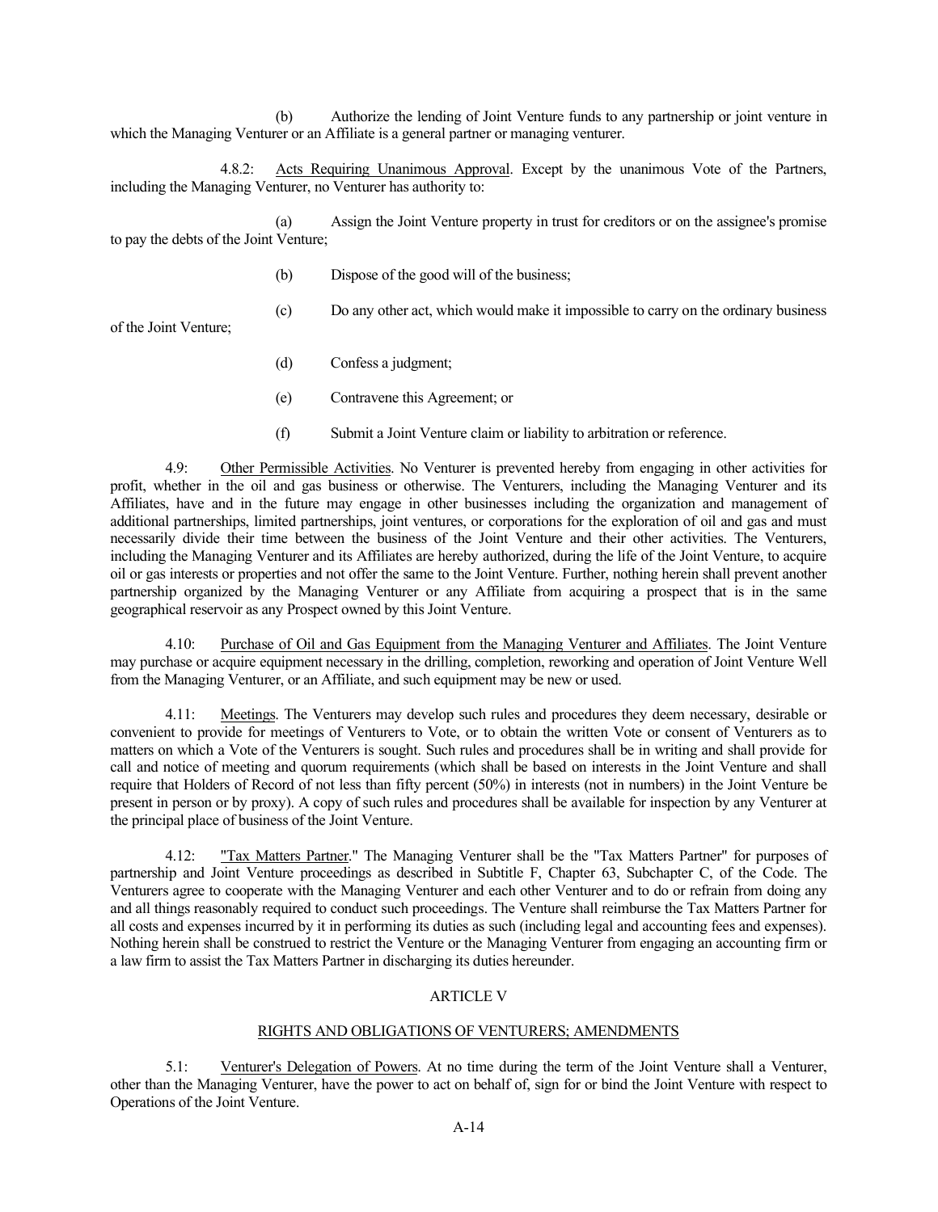(b) Authorize the lending of Joint Venture funds to any partnership or joint venture in which the Managing Venturer or an Affiliate is a general partner or managing venturer.

4.8.2: Acts Requiring Unanimous Approval. Except by the unanimous Vote of the Partners, including the Managing Venturer, no Venturer has authority to:

(a) Assign the Joint Venture property in trust for creditors or on the assignee's promise to pay the debts of the Joint Venture;

(b) Dispose of the good will of the business;

(c) Do any other act, which would make it impossible to carry on the ordinary business of the Joint Venture;

(d) Confess a judgment;

(e) Contravene this Agreement; or

(f) Submit a Joint Venture claim or liability to arbitration or reference.

4.9: Other Permissible Activities. No Venturer is prevented hereby from engaging in other activities for profit, whether in the oil and gas business or otherwise. The Venturers, including the Managing Venturer and its Affiliates, have and in the future may engage in other businesses including the organization and management of additional partnerships, limited partnerships, joint ventures, or corporations for the exploration of oil and gas and must necessarily divide their time between the business of the Joint Venture and their other activities. The Venturers, including the Managing Venturer and its Affiliates are hereby authorized, during the life of the Joint Venture, to acquire oil or gas interests or properties and not offer the same to the Joint Venture. Further, nothing herein shall prevent another partnership organized by the Managing Venturer or any Affiliate from acquiring a prospect that is in the same geographical reservoir as any Prospect owned by this Joint Venture.

4.10: Purchase of Oil and Gas Equipment from the Managing Venturer and Affiliates. The Joint Venture may purchase or acquire equipment necessary in the drilling, completion, reworking and operation of Joint Venture Well from the Managing Venturer, or an Affiliate, and such equipment may be new or used.

4.11: Meetings. The Venturers may develop such rules and procedures they deem necessary, desirable or convenient to provide for meetings of Venturers to Vote, or to obtain the written Vote or consent of Venturers as to matters on which a Vote of the Venturers is sought. Such rules and procedures shall be in writing and shall provide for call and notice of meeting and quorum requirements (which shall be based on interests in the Joint Venture and shall require that Holders of Record of not less than fifty percent (50%) in interests (not in numbers) in the Joint Venture be present in person or by proxy). A copy of such rules and procedures shall be available for inspection by any Venturer at the principal place of business of the Joint Venture.

4.12: "Tax Matters Partner." The Managing Venturer shall be the "Tax Matters Partner" for purposes of partnership and Joint Venture proceedings as described in Subtitle F, Chapter 63, Subchapter C, of the Code. The Venturers agree to cooperate with the Managing Venturer and each other Venturer and to do or refrain from doing any and all things reasonably required to conduct such proceedings. The Venture shall reimburse the Tax Matters Partner for all costs and expenses incurred by it in performing its duties as such (including legal and accounting fees and expenses). Nothing herein shall be construed to restrict the Venture or the Managing Venturer from engaging an accounting firm or a law firm to assist the Tax Matters Partner in discharging its duties hereunder.

## ARTICLE V

## RIGHTS AND OBLIGATIONS OF VENTURERS; AMENDMENTS

5.1: Venturer's Delegation of Powers. At no time during the term of the Joint Venture shall a Venturer, other than the Managing Venturer, have the power to act on behalf of, sign for or bind the Joint Venture with respect to Operations of the Joint Venture.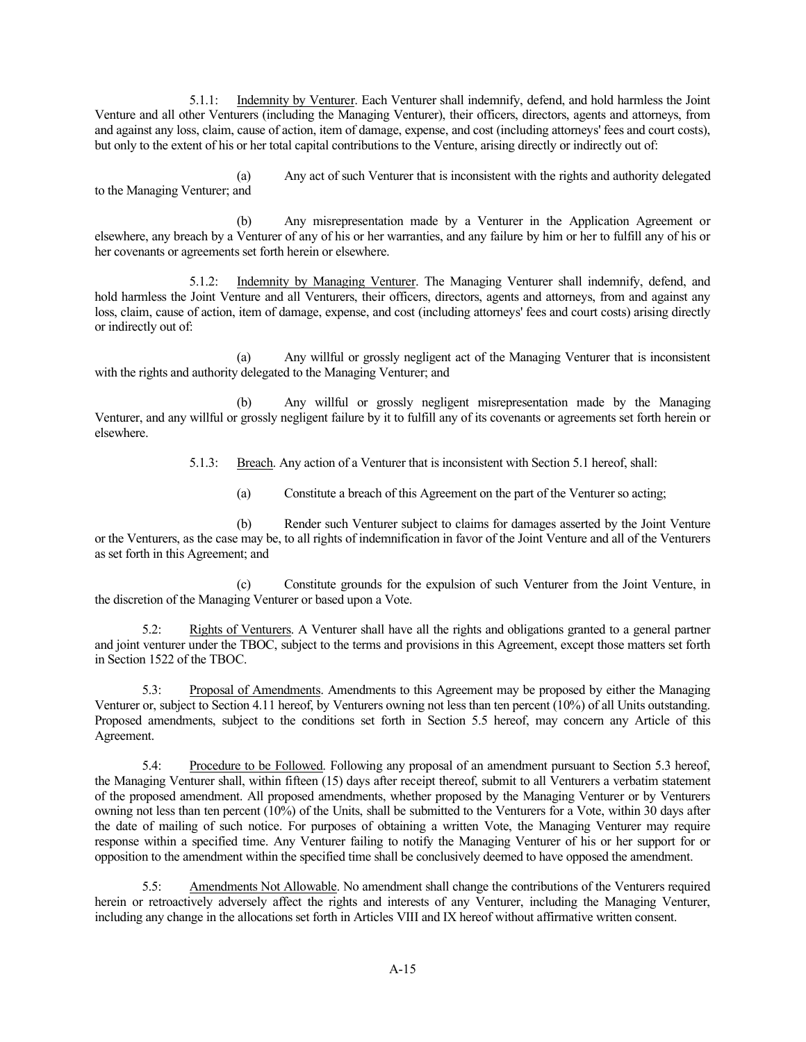5.1.1: Indemnity by Venturer. Each Venturer shall indemnify, defend, and hold harmless the Joint Venture and all other Venturers (including the Managing Venturer), their officers, directors, agents and attorneys, from and against any loss, claim, cause of action, item of damage, expense, and cost (including attorneys' fees and court costs), but only to the extent of his or her total capital contributions to the Venture, arising directly or indirectly out of:

(a) Any act of such Venturer that is inconsistent with the rights and authority delegated to the Managing Venturer; and

(b) Any misrepresentation made by a Venturer in the Application Agreement or elsewhere, any breach by a Venturer of any of his or her warranties, and any failure by him or her to fulfill any of his or her covenants or agreements set forth herein or elsewhere.

5.1.2: Indemnity by Managing Venturer. The Managing Venturer shall indemnify, defend, and hold harmless the Joint Venture and all Venturers, their officers, directors, agents and attorneys, from and against any loss, claim, cause of action, item of damage, expense, and cost (including attorneys' fees and court costs) arising directly or indirectly out of:

(a) Any willful or grossly negligent act of the Managing Venturer that is inconsistent with the rights and authority delegated to the Managing Venturer; and

(b) Any willful or grossly negligent misrepresentation made by the Managing Venturer, and any willful or grossly negligent failure by it to fulfill any of its covenants or agreements set forth herein or elsewhere.

5.1.3: Breach. Any action of a Venturer that is inconsistent with Section 5.1 hereof, shall:

(a) Constitute a breach of this Agreement on the part of the Venturer so acting;

(b) Render such Venturer subject to claims for damages asserted by the Joint Venture or the Venturers, as the case may be, to all rights of indemnification in favor of the Joint Venture and all of the Venturers as set forth in this Agreement; and

(c) Constitute grounds for the expulsion of such Venturer from the Joint Venture, in the discretion of the Managing Venturer or based upon a Vote.

5.2: Rights of Venturers. A Venturer shall have all the rights and obligations granted to a general partner and joint venturer under the TBOC, subject to the terms and provisions in this Agreement, except those matters set forth in Section 1522 of the TBOC.

5.3: Proposal of Amendments. Amendments to this Agreement may be proposed by either the Managing Venturer or, subject to Section 4.11 hereof, by Venturers owning not less than ten percent (10%) of all Units outstanding. Proposed amendments, subject to the conditions set forth in Section 5.5 hereof, may concern any Article of this Agreement.

5.4: Procedure to be Followed. Following any proposal of an amendment pursuant to Section 5.3 hereof, the Managing Venturer shall, within fifteen (15) days after receipt thereof, submit to all Venturers a verbatim statement of the proposed amendment. All proposed amendments, whether proposed by the Managing Venturer or by Venturers owning not less than ten percent (10%) of the Units, shall be submitted to the Venturers for a Vote, within 30 days after the date of mailing of such notice. For purposes of obtaining a written Vote, the Managing Venturer may require response within a specified time. Any Venturer failing to notify the Managing Venturer of his or her support for or opposition to the amendment within the specified time shall be conclusively deemed to have opposed the amendment.

5.5: Amendments Not Allowable. No amendment shall change the contributions of the Venturers required herein or retroactively adversely affect the rights and interests of any Venturer, including the Managing Venturer, including any change in the allocations set forth in Articles VIII and IX hereof without affirmative written consent.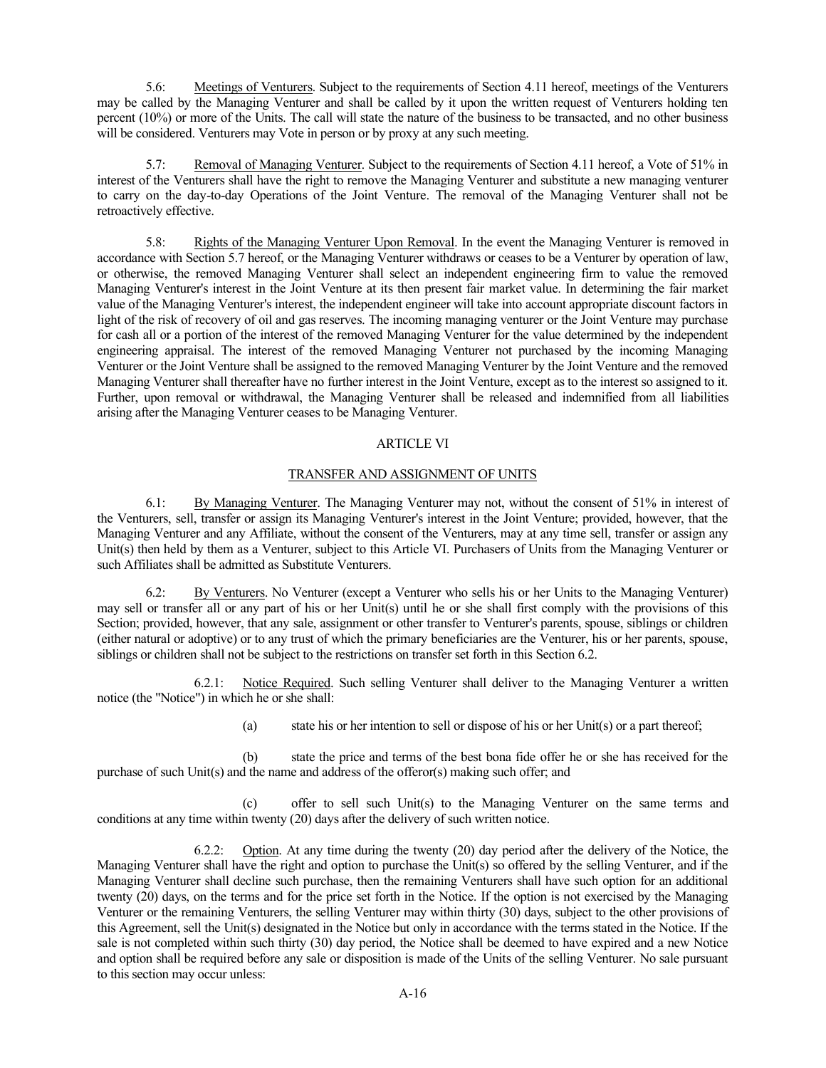5.6: Meetings of Venturers. Subject to the requirements of Section 4.11 hereof, meetings of the Venturers may be called by the Managing Venturer and shall be called by it upon the written request of Venturers holding ten percent (10%) or more of the Units. The call will state the nature of the business to be transacted, and no other business will be considered. Venturers may Vote in person or by proxy at any such meeting.

5.7: Removal of Managing Venturer. Subject to the requirements of Section 4.11 hereof, a Vote of 51% in interest of the Venturers shall have the right to remove the Managing Venturer and substitute a new managing venturer to carry on the day-to-day Operations of the Joint Venture. The removal of the Managing Venturer shall not be retroactively effective.

5.8: Rights of the Managing Venturer Upon Removal. In the event the Managing Venturer is removed in accordance with Section 5.7 hereof, or the Managing Venturer withdraws or ceases to be a Venturer by operation of law, or otherwise, the removed Managing Venturer shall select an independent engineering firm to value the removed Managing Venturer's interest in the Joint Venture at its then present fair market value. In determining the fair market value of the Managing Venturer's interest, the independent engineer will take into account appropriate discount factors in light of the risk of recovery of oil and gas reserves. The incoming managing venturer or the Joint Venture may purchase for cash all or a portion of the interest of the removed Managing Venturer for the value determined by the independent engineering appraisal. The interest of the removed Managing Venturer not purchased by the incoming Managing Venturer or the Joint Venture shall be assigned to the removed Managing Venturer by the Joint Venture and the removed Managing Venturer shall thereafter have no further interest in the Joint Venture, except as to the interest so assigned to it. Further, upon removal or withdrawal, the Managing Venturer shall be released and indemnified from all liabilities arising after the Managing Venturer ceases to be Managing Venturer.

## ARTICLE VI

## TRANSFER AND ASSIGNMENT OF UNITS

6.1: By Managing Venturer. The Managing Venturer may not, without the consent of 51% in interest of the Venturers, sell, transfer or assign its Managing Venturer's interest in the Joint Venture; provided, however, that the Managing Venturer and any Affiliate, without the consent of the Venturers, may at any time sell, transfer or assign any Unit(s) then held by them as a Venturer, subject to this Article VI. Purchasers of Units from the Managing Venturer or such Affiliates shall be admitted as Substitute Venturers.

6.2: By Venturers. No Venturer (except a Venturer who sells his or her Units to the Managing Venturer) may sell or transfer all or any part of his or her Unit(s) until he or she shall first comply with the provisions of this Section; provided, however, that any sale, assignment or other transfer to Venturer's parents, spouse, siblings or children (either natural or adoptive) or to any trust of which the primary beneficiaries are the Venturer, his or her parents, spouse, siblings or children shall not be subject to the restrictions on transfer set forth in this Section 6.2.

6.2.1: Notice Required. Such selling Venturer shall deliver to the Managing Venturer a written notice (the "Notice") in which he or she shall:

(a) state his or her intention to sell or dispose of his or her Unit(s) or a part thereof;

(b) state the price and terms of the best bona fide offer he or she has received for the purchase of such Unit(s) and the name and address of the offeror(s) making such offer; and

(c) offer to sell such Unit(s) to the Managing Venturer on the same terms and conditions at any time within twenty (20) days after the delivery of such written notice.

6.2.2: Option. At any time during the twenty (20) day period after the delivery of the Notice, the Managing Venturer shall have the right and option to purchase the Unit(s) so offered by the selling Venturer, and if the Managing Venturer shall decline such purchase, then the remaining Venturers shall have such option for an additional twenty (20) days, on the terms and for the price set forth in the Notice. If the option is not exercised by the Managing Venturer or the remaining Venturers, the selling Venturer may within thirty (30) days, subject to the other provisions of this Agreement, sell the Unit(s) designated in the Notice but only in accordance with the terms stated in the Notice. If the sale is not completed within such thirty (30) day period, the Notice shall be deemed to have expired and a new Notice and option shall be required before any sale or disposition is made of the Units of the selling Venturer. No sale pursuant to this section may occur unless: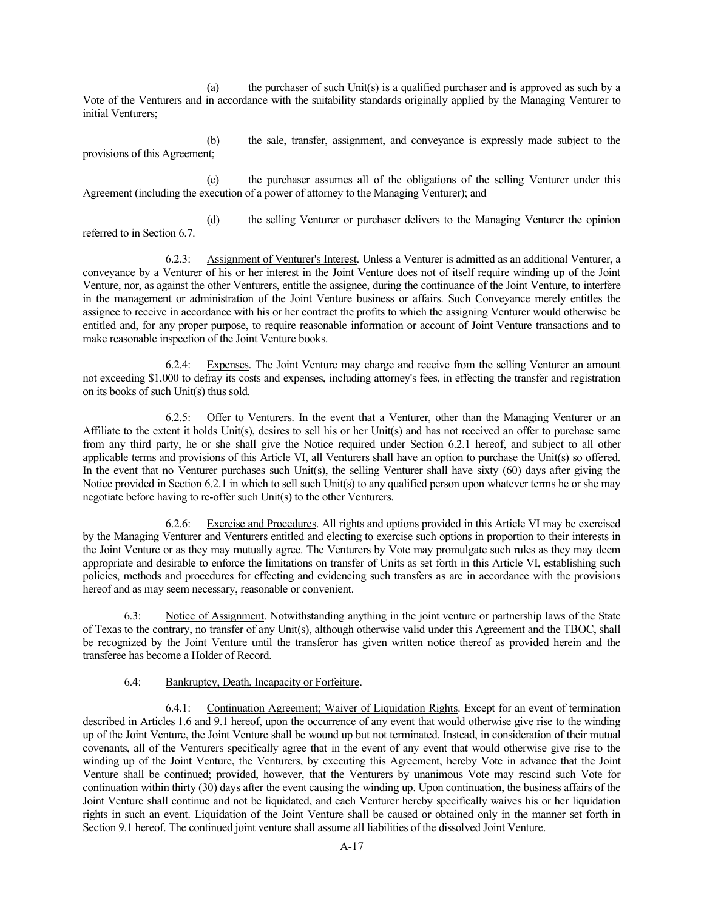(a) the purchaser of such Unit(s) is a qualified purchaser and is approved as such by a Vote of the Venturers and in accordance with the suitability standards originally applied by the Managing Venturer to initial Venturers;

(b) the sale, transfer, assignment, and conveyance is expressly made subject to the provisions of this Agreement;

(c) the purchaser assumes all of the obligations of the selling Venturer under this Agreement (including the execution of a power of attorney to the Managing Venturer); and

(d) the selling Venturer or purchaser delivers to the Managing Venturer the opinion referred to in Section 6.7.

6.2.3: Assignment of Venturer's Interest. Unless a Venturer is admitted as an additional Venturer, a conveyance by a Venturer of his or her interest in the Joint Venture does not of itself require winding up of the Joint Venture, nor, as against the other Venturers, entitle the assignee, during the continuance of the Joint Venture, to interfere in the management or administration of the Joint Venture business or affairs. Such Conveyance merely entitles the assignee to receive in accordance with his or her contract the profits to which the assigning Venturer would otherwise be entitled and, for any proper purpose, to require reasonable information or account of Joint Venture transactions and to make reasonable inspection of the Joint Venture books.

6.2.4: Expenses. The Joint Venture may charge and receive from the selling Venturer an amount not exceeding $1,000 to defray its costs and expenses, including attorney's fees, in effecting the transfer and registration on its books of such Unit(s) thus sold.

6.2.5: Offer to Venturers. In the event that a Venturer, other than the Managing Venturer or an Affiliate to the extent it holds Unit(s), desires to sell his or her Unit(s) and has not received an offer to purchase same from any third party, he or she shall give the Notice required under Section 6.2.1 hereof, and subject to all other applicable terms and provisions of this Article VI, all Venturers shall have an option to purchase the Unit(s) so offered. In the event that no Venturer purchases such Unit(s), the selling Venturer shall have sixty (60) days after giving the Notice provided in Section 6.2.1 in which to sell such Unit(s) to any qualified person upon whatever terms he or she may negotiate before having to re-offer such Unit(s) to the other Venturers.

6.2.6: Exercise and Procedures. All rights and options provided in this Article VI may be exercised by the Managing Venturer and Venturers entitled and electing to exercise such options in proportion to their interests in the Joint Venture or as they may mutually agree. The Venturers by Vote may promulgate such rules as they may deem appropriate and desirable to enforce the limitations on transfer of Units as set forth in this Article VI, establishing such policies, methods and procedures for effecting and evidencing such transfers as are in accordance with the provisions hereof and as may seem necessary, reasonable or convenient.

6.3: Notice of Assignment. Notwithstanding anything in the joint venture or partnership laws of the State of Texas to the contrary, no transfer of any Unit(s), although otherwise valid under this Agreement and the TBOC, shall be recognized by the Joint Venture until the transferor has given written notice thereof as provided herein and the transferee has become a Holder of Record.

6.4: Bankruptcy, Death, Incapacity or Forfeiture.

6.4.1: Continuation Agreement; Waiver of Liquidation Rights. Except for an event of termination described in Articles 1.6 and 9.1 hereof, upon the occurrence of any event that would otherwise give rise to the winding up of the Joint Venture, the Joint Venture shall be wound up but not terminated. Instead, in consideration of their mutual covenants, all of the Venturers specifically agree that in the event of any event that would otherwise give rise to the winding up of the Joint Venture, the Venturers, by executing this Agreement, hereby Vote in advance that the Joint Venture shall be continued; provided, however, that the Venturers by unanimous Vote may rescind such Vote for continuation within thirty (30) days after the event causing the winding up. Upon continuation, the business affairs of the Joint Venture shall continue and not be liquidated, and each Venturer hereby specifically waives his or her liquidation rights in such an event. Liquidation of the Joint Venture shall be caused or obtained only in the manner set forth in Section 9.1 hereof. The continued joint venture shall assume all liabilities of the dissolved Joint Venture.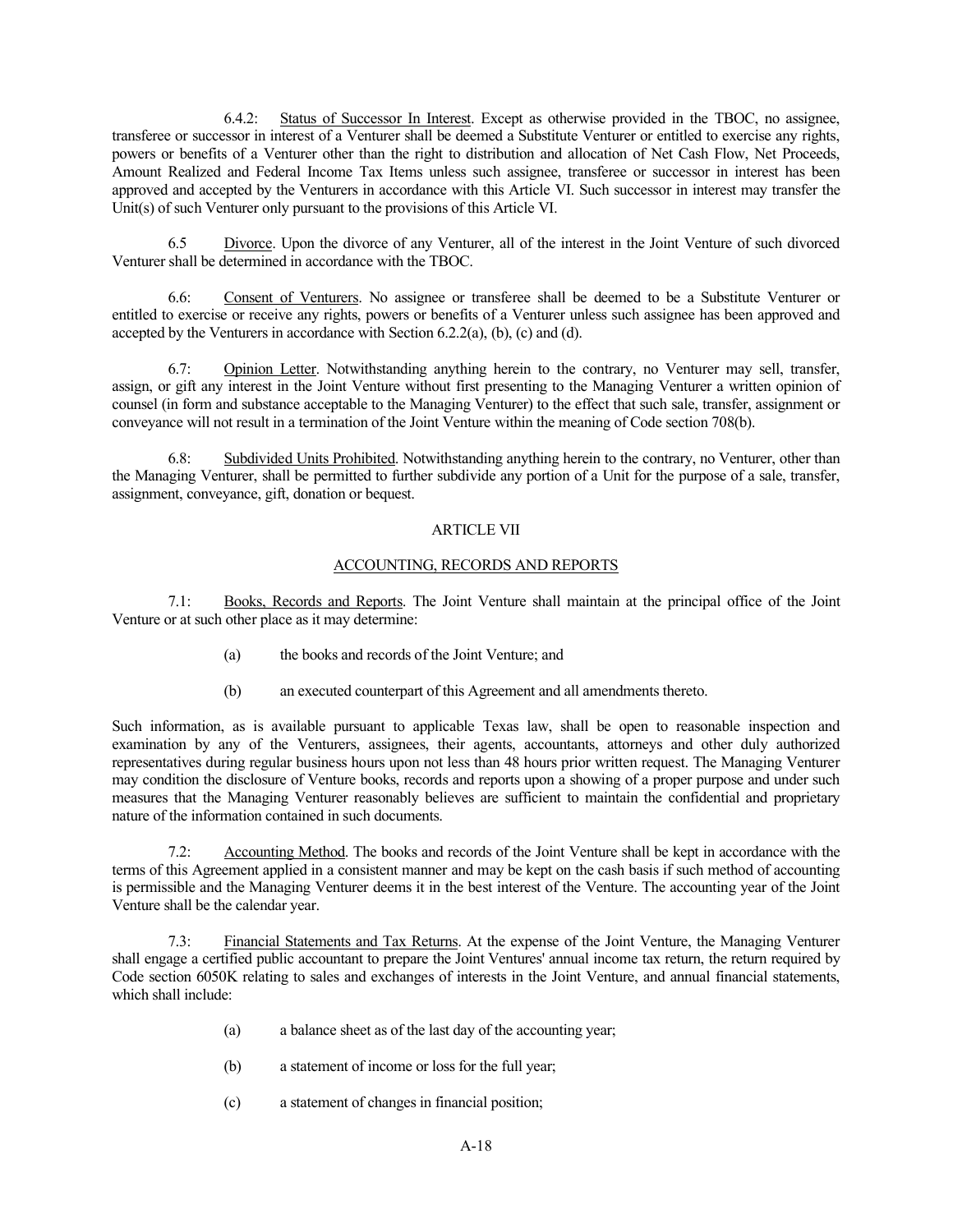6.4.2: Status of Successor In Interest. Except as otherwise provided in the TBOC, no assignee, transferee or successor in interest of a Venturer shall be deemed a Substitute Venturer or entitled to exercise any rights, powers or benefits of a Venturer other than the right to distribution and allocation of Net Cash Flow, Net Proceeds, Amount Realized and Federal Income Tax Items unless such assignee, transferee or successor in interest has been approved and accepted by the Venturers in accordance with this Article VI. Such successor in interest may transfer the Unit(s) of such Venturer only pursuant to the provisions of this Article VI.

6.5 Divorce. Upon the divorce of any Venturer, all of the interest in the Joint Venture of such divorced Venturer shall be determined in accordance with the TBOC.

6.6: Consent of Venturers. No assignee or transferee shall be deemed to be a Substitute Venturer or entitled to exercise or receive any rights, powers or benefits of a Venturer unless such assignee has been approved and accepted by the Venturers in accordance with Section 6.2.2(a), (b), (c) and (d).

6.7: Opinion Letter. Notwithstanding anything herein to the contrary, no Venturer may sell, transfer, assign, or gift any interest in the Joint Venture without first presenting to the Managing Venturer a written opinion of counsel (in form and substance acceptable to the Managing Venturer) to the effect that such sale, transfer, assignment or conveyance will not result in a termination of the Joint Venture within the meaning of Code section 708(b).

6.8: Subdivided Units Prohibited. Notwithstanding anything herein to the contrary, no Venturer, other than the Managing Venturer, shall be permitted to further subdivide any portion of a Unit for the purpose of a sale, transfer, assignment, conveyance, gift, donation or bequest.

## ARTICLE VII

## ACCOUNTING, RECORDS AND REPORTS

7.1: Books, Records and Reports. The Joint Venture shall maintain at the principal office of the Joint Venture or at such other place as it may determine:

(a) the books and records of the Joint Venture; and

(b) an executed counterpart of this Agreement and all amendments thereto.

Such information, as is available pursuant to applicable Texas law, shall be open to reasonable inspection and examination by any of the Venturers, assignees, their agents, accountants, attorneys and other duly authorized representatives during regular business hours upon not less than 48 hours prior written request. The Managing Venturer may condition the disclosure of Venture books, records and reports upon a showing of a proper purpose and under such measures that the Managing Venturer reasonably believes are sufficient to maintain the confidential and proprietary nature of the information contained in such documents.

7.2: Accounting Method. The books and records of the Joint Venture shall be kept in accordance with the terms of this Agreement applied in a consistent manner and may be kept on the cash basis if such method of accounting is permissible and the Managing Venturer deems it in the best interest of the Venture. The accounting year of the Joint Venture shall be the calendar year.

7.3: Financial Statements and Tax Returns. At the expense of the Joint Venture, the Managing Venturer shall engage a certified public accountant to prepare the Joint Ventures' annual income tax return, the return required by Code section 6050K relating to sales and exchanges of interests in the Joint Venture, and annual financial statements, which shall include:

(a) a balance sheet as of the last day of the accounting year;

(b) a statement of income or loss for the full year;

(c) a statement of changes in financial position;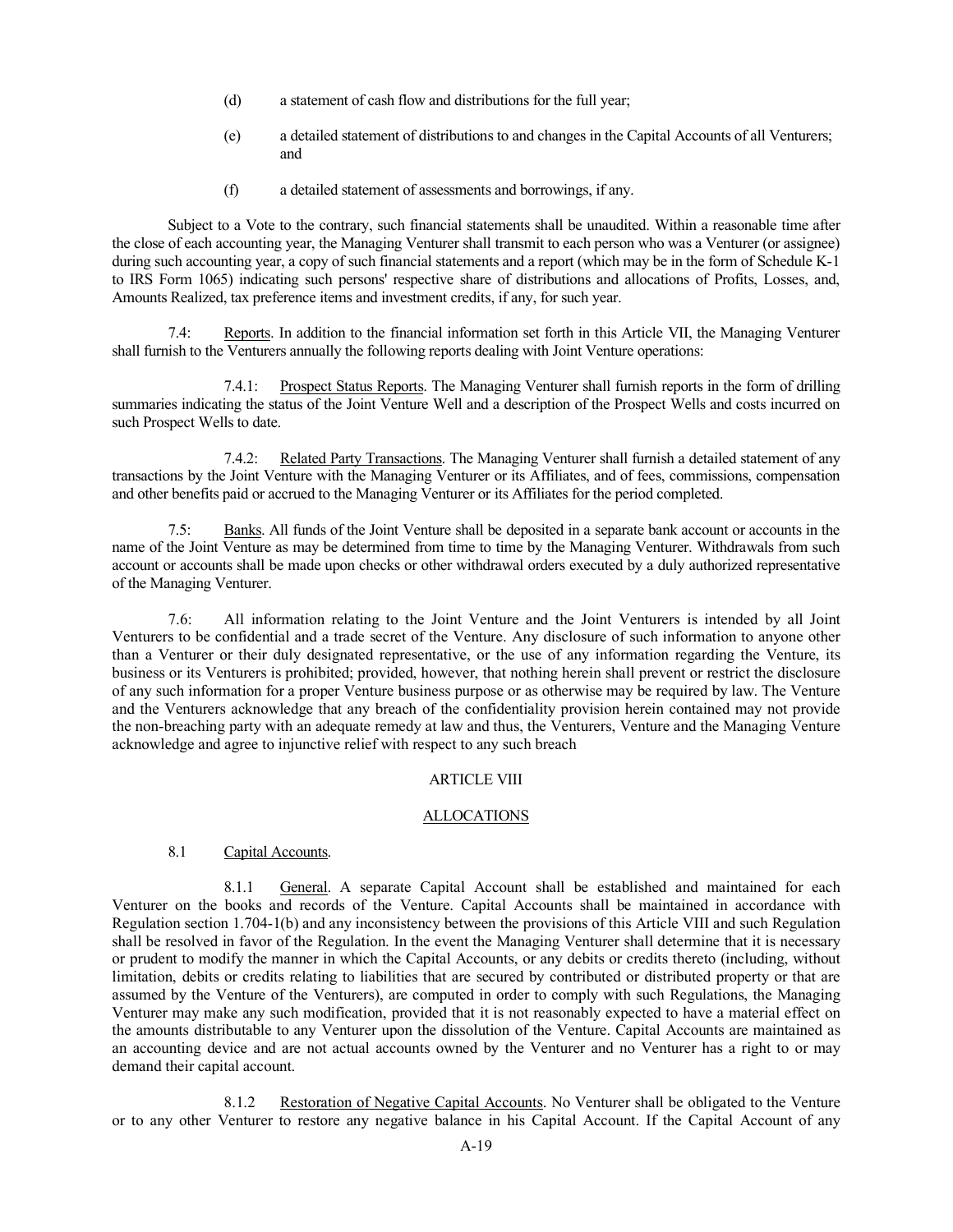(d) a statement of cash flow and distributions for the full year;

(e) a detailed statement of distributions to and changes in the Capital Accounts of all Venturers; and

(f) a detailed statement of assessments and borrowings, if any.

Subject to a Vote to the contrary, such financial statements shall be unaudited. Within a reasonable time after the close of each accounting year, the Managing Venturer shall transmit to each person who was a Venturer (or assignee) during such accounting year, a copy of such financial statements and a report (which may be in the form of Schedule K-1 to IRS Form 1065) indicating such persons' respective share of distributions and allocations of Profits, Losses, and, Amounts Realized, tax preference items and investment credits, if any, for such year.

7.4: Reports. In addition to the financial information set forth in this Article VII, the Managing Venturer shall furnish to the Venturers annually the following reports dealing with Joint Venture operations:

7.4.1: Prospect Status Reports. The Managing Venturer shall furnish reports in the form of drilling summaries indicating the status of the Joint Venture Well and a description of the Prospect Wells and costs incurred on such Prospect Wells to date.

7.4.2: Related Party Transactions. The Managing Venturer shall furnish a detailed statement of any transactions by the Joint Venture with the Managing Venturer or its Affiliates, and of fees, commissions, compensation and other benefits paid or accrued to the Managing Venturer or its Affiliates for the period completed.

7.5: Banks. All funds of the Joint Venture shall be deposited in a separate bank account or accounts in the name of the Joint Venture as may be determined from time to time by the Managing Venturer. Withdrawals from such account or accounts shall be made upon checks or other withdrawal orders executed by a duly authorized representative of the Managing Venturer.

7.6: All information relating to the Joint Venture and the Joint Venturers is intended by all Joint Venturers to be confidential and a trade secret of the Venture. Any disclosure of such information to anyone other than a Venturer or their duly designated representative, or the use of any information regarding the Venture, its business or its Venturers is prohibited; provided, however, that nothing herein shall prevent or restrict the disclosure of any such information for a proper Venture business purpose or as otherwise may be required by law. The Venture and the Venturers acknowledge that any breach of the confidentiality provision herein contained may not provide the non-breaching party with an adequate remedy at law and thus, the Venturers, Venture and the Managing Venture acknowledge and agree to injunctive relief with respect to any such breach

## ARTICLE VIII

## ALLOCATIONS

8.1 Capital Accounts.

8.1.1 General. A separate Capital Account shall be established and maintained for each Venturer on the books and records of the Venture. Capital Accounts shall be maintained in accordance with Regulation section 1.704-1(b) and any inconsistency between the provisions of this Article VIII and such Regulation shall be resolved in favor of the Regulation. In the event the Managing Venturer shall determine that it is necessary or prudent to modify the manner in which the Capital Accounts, or any debits or credits thereto (including, without limitation, debits or credits relating to liabilities that are secured by contributed or distributed property or that are assumed by the Venture of the Venturers), are computed in order to comply with such Regulations, the Managing Venturer may make any such modification, provided that it is not reasonably expected to have a material effect on the amounts distributable to any Venturer upon the dissolution of the Venture. Capital Accounts are maintained as an accounting device and are not actual accounts owned by the Venturer and no Venturer has a right to or may demand their capital account.

8.1.2 Restoration of Negative Capital Accounts. No Venturer shall be obligated to the Venture or to any other Venturer to restore any negative balance in his Capital Account. If the Capital Account of any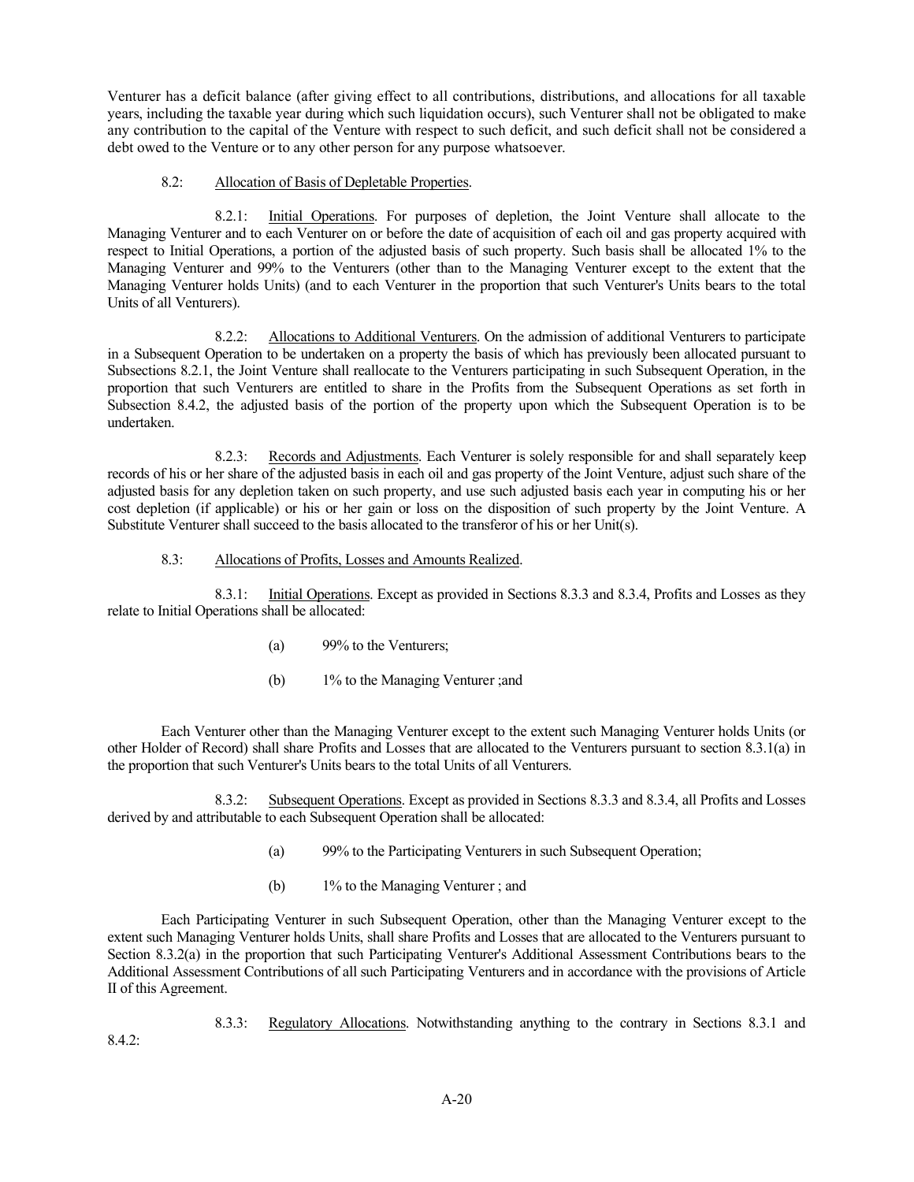Venturer has a deficit balance (after giving effect to all contributions, distributions, and allocations for all taxable years, including the taxable year during which such liquidation occurs), such Venturer shall not be obligated to make any contribution to the capital of the Venture with respect to such deficit, and such deficit shall not be considered a debt owed to the Venture or to any other person for any purpose whatsoever.

8.2: Allocation of Basis of Depletable Properties.

8.2.1: Initial Operations. For purposes of depletion, the Joint Venture shall allocate to the Managing Venturer and to each Venturer on or before the date of acquisition of each oil and gas property acquired with respect to Initial Operations, a portion of the adjusted basis of such property. Such basis shall be allocated 1% to the Managing Venturer and 99% to the Venturers (other than to the Managing Venturer except to the extent that the Managing Venturer holds Units) (and to each Venturer in the proportion that such Venturer's Units bears to the total Units of all Venturers).

8.2.2: Allocations to Additional Venturers. On the admission of additional Venturers to participate in a Subsequent Operation to be undertaken on a property the basis of which has previously been allocated pursuant to Subsections 8.2.1, the Joint Venture shall reallocate to the Venturers participating in such Subsequent Operation, in the proportion that such Venturers are entitled to share in the Profits from the Subsequent Operations as set forth in Subsection 8.4.2, the adjusted basis of the portion of the property upon which the Subsequent Operation is to be undertaken.

8.2.3: Records and Adjustments. Each Venturer is solely responsible for and shall separately keep records of his or her share of the adjusted basis in each oil and gas property of the Joint Venture, adjust such share of the adjusted basis for any depletion taken on such property, and use such adjusted basis each year in computing his or her cost depletion (if applicable) or his or her gain or loss on the disposition of such property by the Joint Venture. A Substitute Venturer shall succeed to the basis allocated to the transferor of his or her Unit(s).

8.3: Allocations of Profits, Losses and Amounts Realized.

8.3.1: Initial Operations. Except as provided in Sections 8.3.3 and 8.3.4, Profits and Losses as they relate to Initial Operations shall be allocated:

(a) 99% to the Venturers;

(b) 1% to the Managing Venturer ;and

Each Venturer other than the Managing Venturer except to the extent such Managing Venturer holds Units (or other Holder of Record) shall share Profits and Losses that are allocated to the Venturers pursuant to section 8.3.1(a) in the proportion that such Venturer's Units bears to the total Units of all Venturers.

8.3.2: Subsequent Operations. Except as provided in Sections 8.3.3 and 8.3.4, all Profits and Losses derived by and attributable to each Subsequent Operation shall be allocated:

(a) 99% to the Participating Venturers in such Subsequent Operation;

(b) 1% to the Managing Venturer ; and

Each Participating Venturer in such Subsequent Operation, other than the Managing Venturer except to the extent such Managing Venturer holds Units, shall share Profits and Losses that are allocated to the Venturers pursuant to Section 8.3.2(a) in the proportion that such Participating Venturer's Additional Assessment Contributions bears to the Additional Assessment Contributions of all such Participating Venturers and in accordance with the provisions of Article II of this Agreement.

8.3.3: Regulatory Allocations. Notwithstanding anything to the contrary in Sections 8.3.1 and 8.4.2: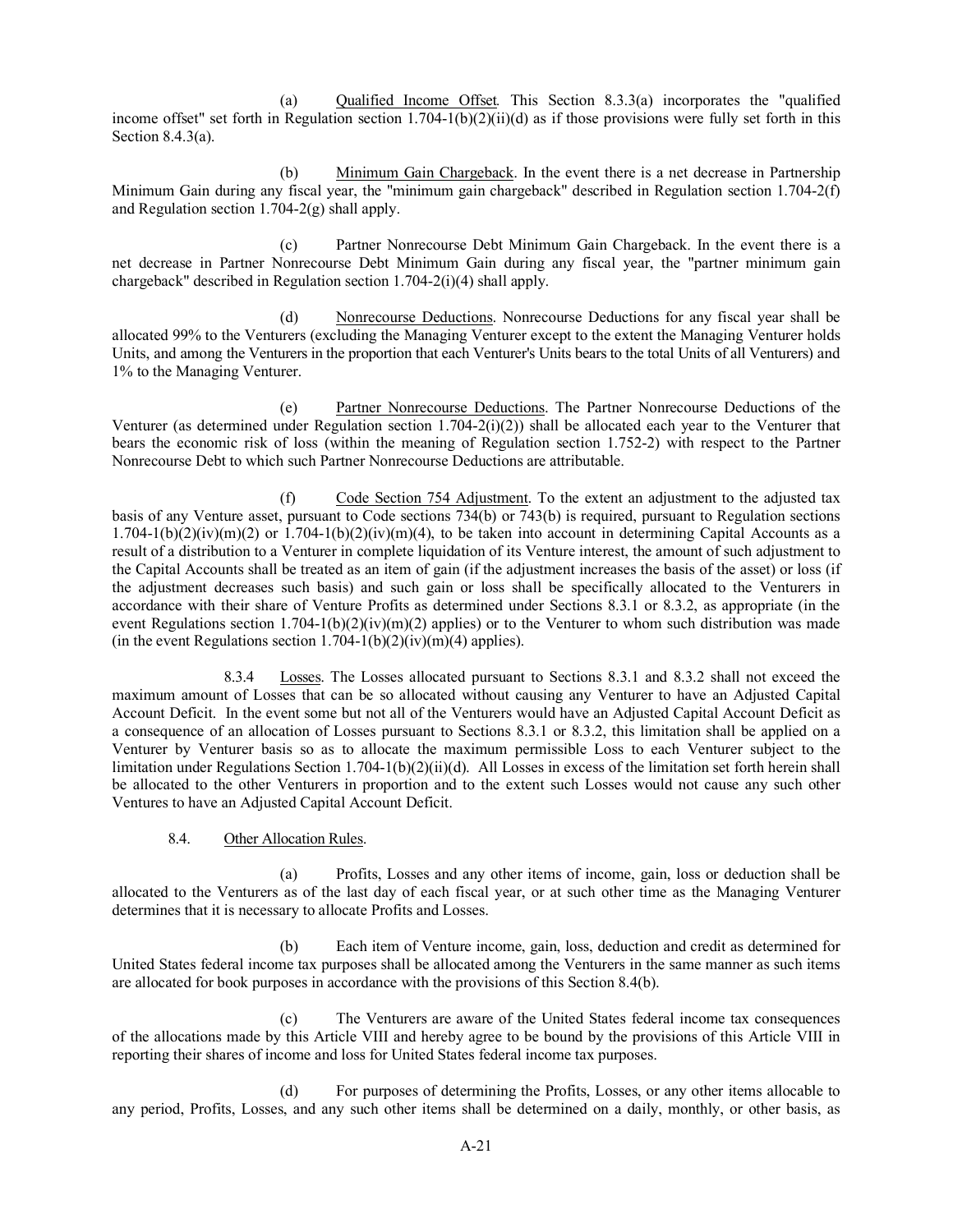(a) Qualified Income Offset. This Section 8.3.3(a) incorporates the "qualified income offset" set forth in Regulation section 1.704-1(b)(2)(ii)(d) as if those provisions were fully set forth in this Section 8.4.3(a).

(b) Minimum Gain Chargeback. In the event there is a net decrease in Partnership Minimum Gain during any fiscal year, the "minimum gain chargeback" described in Regulation section 1.704-2(f) and Regulation section 1.704-2(g) shall apply.

(c) Partner Nonrecourse Debt Minimum Gain Chargeback. In the event there is a net decrease in Partner Nonrecourse Debt Minimum Gain during any fiscal year, the "partner minimum gain chargeback" described in Regulation section 1.704-2(i)(4) shall apply.

(d) Nonrecourse Deductions. Nonrecourse Deductions for any fiscal year shall be allocated 99% to the Venturers (excluding the Managing Venturer except to the extent the Managing Venturer holds Units, and among the Venturers in the proportion that each Venturer's Units bears to the total Units of all Venturers) and 1% to the Managing Venturer.

(e) Partner Nonrecourse Deductions. The Partner Nonrecourse Deductions of the Venturer (as determined under Regulation section 1.704-2(i)(2)) shall be allocated each year to the Venturer that bears the economic risk of loss (within the meaning of Regulation section 1.752-2) with respect to the Partner Nonrecourse Debt to which such Partner Nonrecourse Deductions are attributable.

(f) Code Section 754 Adjustment. To the extent an adjustment to the adjusted tax basis of any Venture asset, pursuant to Code sections 734(b) or 743(b) is required, pursuant to Regulation sections 1.704-1(b)(2)(iv)(m)(2) or 1.704-1(b)(2)(iv)(m)(4), to be taken into account in determining Capital Accounts as a result of a distribution to a Venturer in complete liquidation of its Venture interest, the amount of such adjustment to the Capital Accounts shall be treated as an item of gain (if the adjustment increases the basis of the asset) or loss (if the adjustment decreases such basis) and such gain or loss shall be specifically allocated to the Venturers in accordance with their share of Venture Profits as determined under Sections 8.3.1 or 8.3.2, as appropriate (in the event Regulations section 1.704-1(b)(2)(iv)(m)(2) applies) or to the Venturer to whom such distribution was made (in the event Regulations section 1.704-1(b)(2)(iv)(m)(4) applies).

8.3.4 Losses. The Losses allocated pursuant to Sections 8.3.1 and 8.3.2 shall not exceed the maximum amount of Losses that can be so allocated without causing any Venturer to have an Adjusted Capital Account Deficit. In the event some but not all of the Venturers would have an Adjusted Capital Account Deficit as a consequence of an allocation of Losses pursuant to Sections 8.3.1 or 8.3.2, this limitation shall be applied on a Venturer by Venturer basis so as to allocate the maximum permissible Loss to each Venturer subject to the limitation under Regulations Section 1.704-1(b)(2)(ii)(d). All Losses in excess of the limitation set forth herein shall be allocated to the other Venturers in proportion and to the extent such Losses would not cause any such other Ventures to have an Adjusted Capital Account Deficit.

8.4. Other Allocation Rules.

(a) Profits, Losses and any other items of income, gain, loss or deduction shall be allocated to the Venturers as of the last day of each fiscal year, or at such other time as the Managing Venturer determines that it is necessary to allocate Profits and Losses.

(b) Each item of Venture income, gain, loss, deduction and credit as determined for United States federal income tax purposes shall be allocated among the Venturers in the same manner as such items are allocated for book purposes in accordance with the provisions of this Section 8.4(b).

(c) The Venturers are aware of the United States federal income tax consequences of the allocations made by this Article VIII and hereby agree to be bound by the provisions of this Article VIII in reporting their shares of income and loss for United States federal income tax purposes.

(d) For purposes of determining the Profits, Losses, or any other items allocable to any period, Profits, Losses, and any such other items shall be determined on a daily, monthly, or other basis, as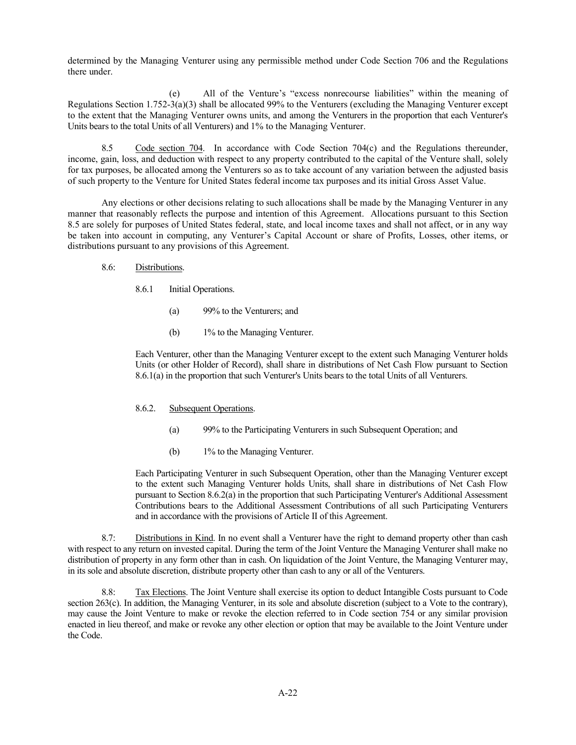determined by the Managing Venturer using any permissible method under Code Section 706 and the Regulations there under.

(e) All of the Venture's "excess nonrecourse liabilities" within the meaning of Regulations Section 1.752-3(a)(3) shall be allocated 99% to the Venturers (excluding the Managing Venturer except to the extent that the Managing Venturer owns units, and among the Venturers in the proportion that each Venturer's Units bears to the total Units of all Venturers) and 1% to the Managing Venturer.

8.5 Code section 704. In accordance with Code Section 704(c) and the Regulations thereunder, income, gain, loss, and deduction with respect to any property contributed to the capital of the Venture shall, solely for tax purposes, be allocated among the Venturers so as to take account of any variation between the adjusted basis of such property to the Venture for United States federal income tax purposes and its initial Gross Asset Value.

Any elections or other decisions relating to such allocations shall be made by the Managing Venturer in any manner that reasonably reflects the purpose and intention of this Agreement. Allocations pursuant to this Section 8.5 are solely for purposes of United States federal, state, and local income taxes and shall not affect, or in any way be taken into account in computing, any Venturer's Capital Account or share of Profits, Losses, other items, or distributions pursuant to any provisions of this Agreement.

8.6: Distributions.

8.6.1 Initial Operations.

(a) 99% to the Venturers; and

(b) 1% to the Managing Venturer.

Each Venturer, other than the Managing Venturer except to the extent such Managing Venturer holds Units (or other Holder of Record), shall share in distributions of Net Cash Flow pursuant to Section 8.6.1(a) in the proportion that such Venturer's Units bears to the total Units of all Venturers.

8.6.2. Subsequent Operations.

(a) 99% to the Participating Venturers in such Subsequent Operation; and

(b) 1% to the Managing Venturer.

Each Participating Venturer in such Subsequent Operation, other than the Managing Venturer except to the extent such Managing Venturer holds Units, shall share in distributions of Net Cash Flow pursuant to Section 8.6.2(a) in the proportion that such Participating Venturer's Additional Assessment Contributions bears to the Additional Assessment Contributions of all such Participating Venturers and in accordance with the provisions of Article II of this Agreement.

8.7: Distributions in Kind. In no event shall a Venturer have the right to demand property other than cash with respect to any return on invested capital. During the term of the Joint Venture the Managing Venturer shall make no distribution of property in any form other than in cash. On liquidation of the Joint Venture, the Managing Venturer may, in its sole and absolute discretion, distribute property other than cash to any or all of the Venturers.

8.8: Tax Elections. The Joint Venture shall exercise its option to deduct Intangible Costs pursuant to Code section 263(c). In addition, the Managing Venturer, in its sole and absolute discretion (subject to a Vote to the contrary), may cause the Joint Venture to make or revoke the election referred to in Code section 754 or any similar provision enacted in lieu thereof, and make or revoke any other election or option that may be available to the Joint Venture under the Code.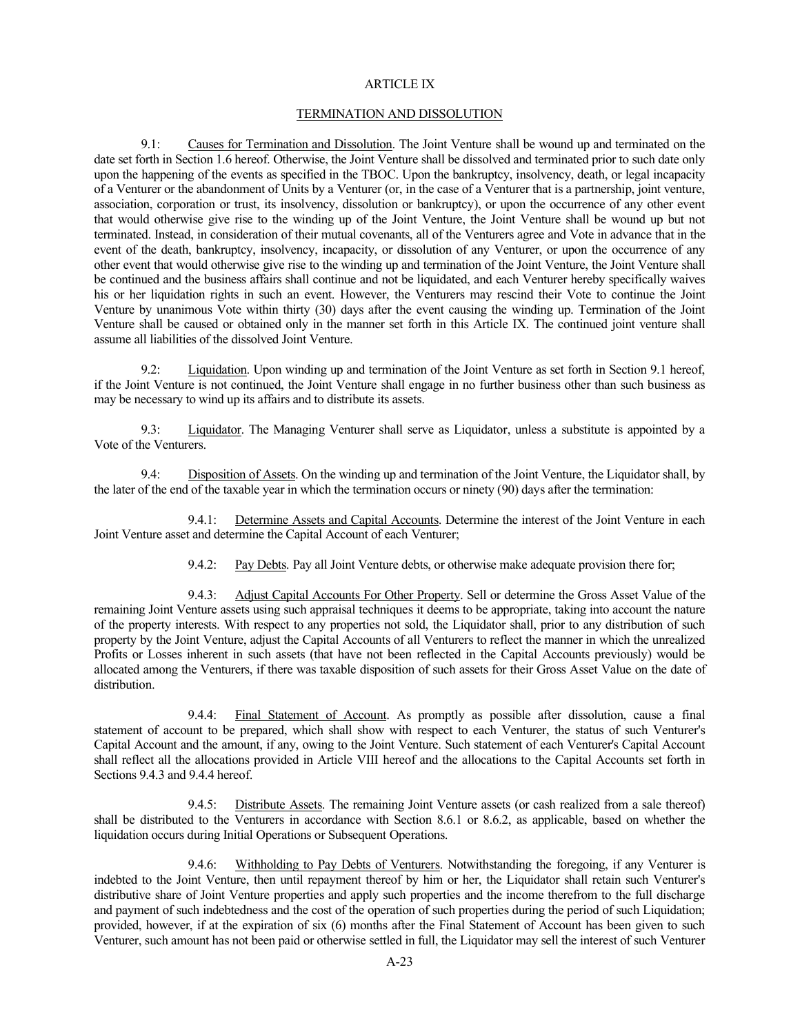## ARTICLE IX

## TERMINATION AND DISSOLUTION

9.1: Causes for Termination and Dissolution. The Joint Venture shall be wound up and terminated on the date set forth in Section 1.6 hereof. Otherwise, the Joint Venture shall be dissolved and terminated prior to such date only upon the happening of the events as specified in the TBOC. Upon the bankruptcy, insolvency, death, or legal incapacity of a Venturer or the abandonment of Units by a Venturer (or, in the case of a Venturer that is a partnership, joint venture, association, corporation or trust, its insolvency, dissolution or bankruptcy), or upon the occurrence of any other event that would otherwise give rise to the winding up of the Joint Venture, the Joint Venture shall be wound up but not terminated. Instead, in consideration of their mutual covenants, all of the Venturers agree and Vote in advance that in the event of the death, bankruptcy, insolvency, incapacity, or dissolution of any Venturer, or upon the occurrence of any other event that would otherwise give rise to the winding up and termination of the Joint Venture, the Joint Venture shall be continued and the business affairs shall continue and not be liquidated, and each Venturer hereby specifically waives his or her liquidation rights in such an event. However, the Venturers may rescind their Vote to continue the Joint Venture by unanimous Vote within thirty (30) days after the event causing the winding up. Termination of the Joint Venture shall be caused or obtained only in the manner set forth in this Article IX. The continued joint venture shall assume all liabilities of the dissolved Joint Venture.

9.2: Liquidation. Upon winding up and termination of the Joint Venture as set forth in Section 9.1 hereof, if the Joint Venture is not continued, the Joint Venture shall engage in no further business other than such business as may be necessary to wind up its affairs and to distribute its assets.

9.3: Liquidator. The Managing Venturer shall serve as Liquidator, unless a substitute is appointed by a Vote of the Venturers.

9.4: Disposition of Assets. On the winding up and termination of the Joint Venture, the Liquidator shall, by the later of the end of the taxable year in which the termination occurs or ninety (90) days after the termination:

9.4.1: Determine Assets and Capital Accounts. Determine the interest of the Joint Venture in each Joint Venture asset and determine the Capital Account of each Venturer;

9.4.2: Pay Debts. Pay all Joint Venture debts, or otherwise make adequate provision there for;

9.4.3: Adjust Capital Accounts For Other Property. Sell or determine the Gross Asset Value of the remaining Joint Venture assets using such appraisal techniques it deems to be appropriate, taking into account the nature of the property interests. With respect to any properties not sold, the Liquidator shall, prior to any distribution of such property by the Joint Venture, adjust the Capital Accounts of all Venturers to reflect the manner in which the unrealized Profits or Losses inherent in such assets (that have not been reflected in the Capital Accounts previously) would be allocated among the Venturers, if there was taxable disposition of such assets for their Gross Asset Value on the date of distribution.

9.4.4: Final Statement of Account. As promptly as possible after dissolution, cause a final statement of account to be prepared, which shall show with respect to each Venturer, the status of such Venturer's Capital Account and the amount, if any, owing to the Joint Venture. Such statement of each Venturer's Capital Account shall reflect all the allocations provided in Article VIII hereof and the allocations to the Capital Accounts set forth in Sections 9.4.3 and 9.4.4 hereof.

9.4.5: Distribute Assets. The remaining Joint Venture assets (or cash realized from a sale thereof) shall be distributed to the Venturers in accordance with Section 8.6.1 or 8.6.2, as applicable, based on whether the liquidation occurs during Initial Operations or Subsequent Operations.

9.4.6: Withholding to Pay Debts of Venturers. Notwithstanding the foregoing, if any Venturer is indebted to the Joint Venture, then until repayment thereof by him or her, the Liquidator shall retain such Venturer's distributive share of Joint Venture properties and apply such properties and the income therefrom to the full discharge and payment of such indebtedness and the cost of the operation of such properties during the period of such Liquidation; provided, however, if at the expiration of six (6) months after the Final Statement of Account has been given to such Venturer, such amount has not been paid or otherwise settled in full, the Liquidator may sell the interest of such Venturer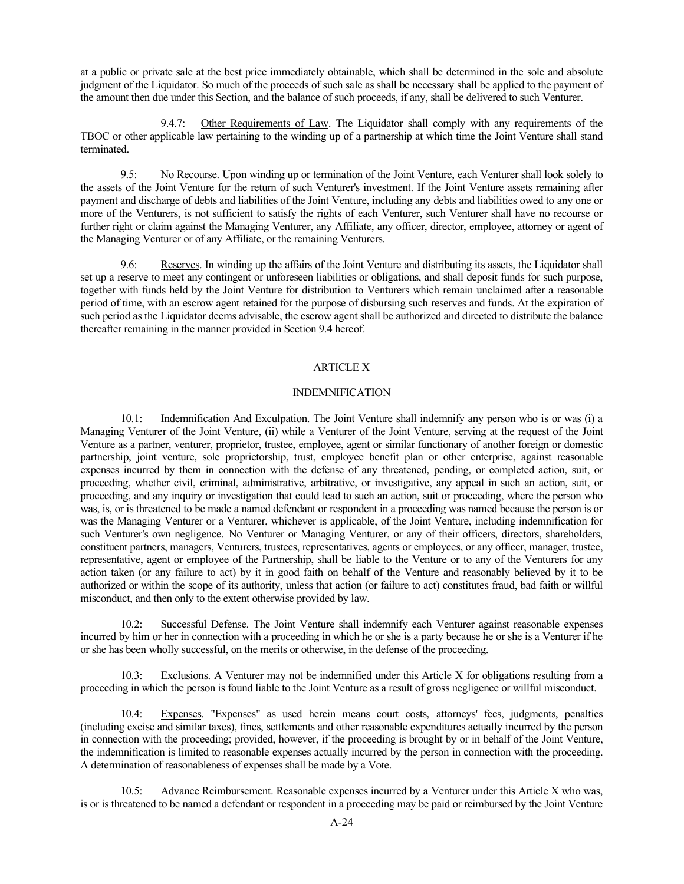at a public or private sale at the best price immediately obtainable, which shall be determined in the sole and absolute judgment of the Liquidator. So much of the proceeds of such sale as shall be necessary shall be applied to the payment of the amount then due under this Section, and the balance of such proceeds, if any, shall be delivered to such Venturer.

9.4.7: Other Requirements of Law. The Liquidator shall comply with any requirements of the TBOC or other applicable law pertaining to the winding up of a partnership at which time the Joint Venture shall stand terminated.

9.5: No Recourse. Upon winding up or termination of the Joint Venture, each Venturer shall look solely to the assets of the Joint Venture for the return of such Venturer's investment. If the Joint Venture assets remaining after payment and discharge of debts and liabilities of the Joint Venture, including any debts and liabilities owed to any one or more of the Venturers, is not sufficient to satisfy the rights of each Venturer, such Venturer shall have no recourse or further right or claim against the Managing Venturer, any Affiliate, any officer, director, employee, attorney or agent of the Managing Venturer or of any Affiliate, or the remaining Venturers.

9.6: Reserves. In winding up the affairs of the Joint Venture and distributing its assets, the Liquidator shall set up a reserve to meet any contingent or unforeseen liabilities or obligations, and shall deposit funds for such purpose, together with funds held by the Joint Venture for distribution to Venturers which remain unclaimed after a reasonable period of time, with an escrow agent retained for the purpose of disbursing such reserves and funds. At the expiration of such period as the Liquidator deems advisable, the escrow agent shall be authorized and directed to distribute the balance thereafter remaining in the manner provided in Section 9.4 hereof.

## ARTICLE X

## INDEMNIFICATION

10.1: Indemnification And Exculpation. The Joint Venture shall indemnify any person who is or was (i) a Managing Venturer of the Joint Venture, (ii) while a Venturer of the Joint Venture, serving at the request of the Joint Venture as a partner, venturer, proprietor, trustee, employee, agent or similar functionary of another foreign or domestic partnership, joint venture, sole proprietorship, trust, employee benefit plan or other enterprise, against reasonable expenses incurred by them in connection with the defense of any threatened, pending, or completed action, suit, or proceeding, whether civil, criminal, administrative, arbitrative, or investigative, any appeal in such an action, suit, or proceeding, and any inquiry or investigation that could lead to such an action, suit or proceeding, where the person who was, is, or is threatened to be made a named defendant or respondent in a proceeding was named because the person is or was the Managing Venturer or a Venturer, whichever is applicable, of the Joint Venture, including indemnification for such Venturer's own negligence. No Venturer or Managing Venturer, or any of their officers, directors, shareholders, constituent partners, managers, Venturers, trustees, representatives, agents or employees, or any officer, manager, trustee, representative, agent or employee of the Partnership, shall be liable to the Venture or to any of the Venturers for any action taken (or any failure to act) by it in good faith on behalf of the Venture and reasonably believed by it to be authorized or within the scope of its authority, unless that action (or failure to act) constitutes fraud, bad faith or willful misconduct, and then only to the extent otherwise provided by law.

10.2: Successful Defense. The Joint Venture shall indemnify each Venturer against reasonable expenses incurred by him or her in connection with a proceeding in which he or she is a party because he or she is a Venturer if he or she has been wholly successful, on the merits or otherwise, in the defense of the proceeding.

10.3: Exclusions. A Venturer may not be indemnified under this Article X for obligations resulting from a proceeding in which the person is found liable to the Joint Venture as a result of gross negligence or willful misconduct.

10.4: Expenses. "Expenses" as used herein means court costs, attorneys' fees, judgments, penalties (including excise and similar taxes), fines, settlements and other reasonable expenditures actually incurred by the person in connection with the proceeding; provided, however, if the proceeding is brought by or in behalf of the Joint Venture, the indemnification is limited to reasonable expenses actually incurred by the person in connection with the proceeding. A determination of reasonableness of expenses shall be made by a Vote.

10.5: Advance Reimbursement. Reasonable expenses incurred by a Venturer under this Article X who was, is or is threatened to be named a defendant or respondent in a proceeding may be paid or reimbursed by the Joint Venture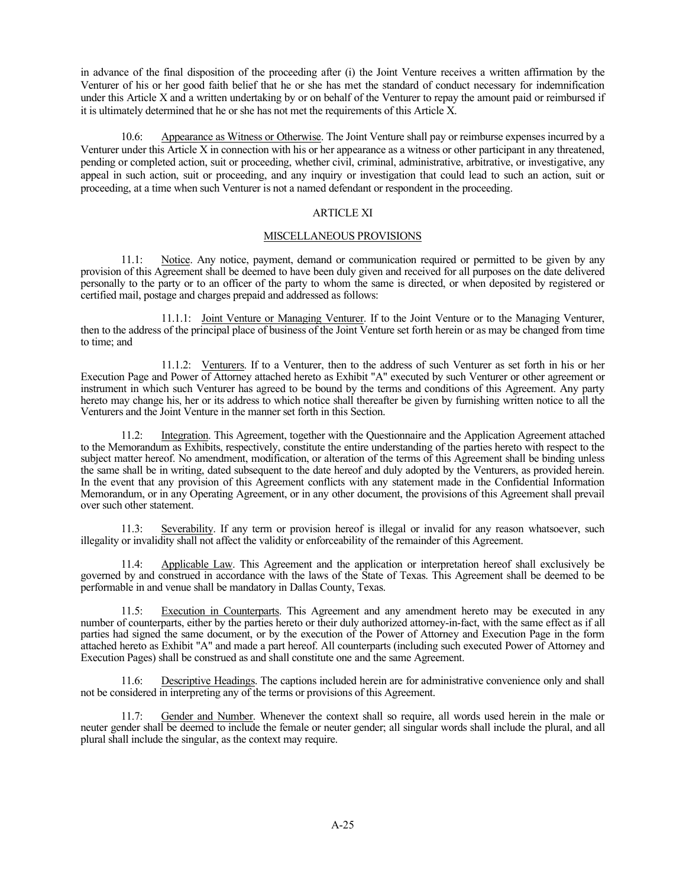in advance of the final disposition of the proceeding after (i) the Joint Venture receives a written affirmation by the Venturer of his or her good faith belief that he or she has met the standard of conduct necessary for indemnification under this Article X and a written undertaking by or on behalf of the Venturer to repay the amount paid or reimbursed if it is ultimately determined that he or she has not met the requirements of this Article X.

10.6: Appearance as Witness or Otherwise. The Joint Venture shall pay or reimburse expenses incurred by a Venturer under this Article X in connection with his or her appearance as a witness or other participant in any threatened, pending or completed action, suit or proceeding, whether civil, criminal, administrative, arbitrative, or investigative, any appeal in such action, suit or proceeding, and any inquiry or investigation that could lead to such an action, suit or proceeding, at a time when such Venturer is not a named defendant or respondent in the proceeding.

## ARTICLE XI

## MISCELLANEOUS PROVISIONS

11.1: Notice. Any notice, payment, demand or communication required or permitted to be given by any provision of this Agreement shall be deemed to have been duly given and received for all purposes on the date delivered personally to the party or to an officer of the party to whom the same is directed, or when deposited by registered or certified mail, postage and charges prepaid and addressed as follows:

11.1.1: Joint Venture or Managing Venturer. If to the Joint Venture or to the Managing Venturer, then to the address of the principal place of business of the Joint Venture set forth herein or as may be changed from time to time; and

11.1.2: Venturers. If to a Venturer, then to the address of such Venturer as set forth in his or her Execution Page and Power of Attorney attached hereto as Exhibit "A" executed by such Venturer or other agreement or instrument in which such Venturer has agreed to be bound by the terms and conditions of this Agreement. Any party hereto may change his, her or its address to which notice shall thereafter be given by furnishing written notice to all the Venturers and the Joint Venture in the manner set forth in this Section.

11.2: Integration. This Agreement, together with the Questionnaire and the Application Agreement attached to the Memorandum as Exhibits, respectively, constitute the entire understanding of the parties hereto with respect to the subject matter hereof. No amendment, modification, or alteration of the terms of this Agreement shall be binding unless the same shall be in writing, dated subsequent to the date hereof and duly adopted by the Venturers, as provided herein. In the event that any provision of this Agreement conflicts with any statement made in the Confidential Information Memorandum, or in any Operating Agreement, or in any other document, the provisions of this Agreement shall prevail over such other statement.

11.3: Severability. If any term or provision hereof is illegal or invalid for any reason whatsoever, such illegality or invalidity shall not affect the validity or enforceability of the remainder of this Agreement.

11.4: Applicable Law. This Agreement and the application or interpretation hereof shall exclusively be governed by and construed in accordance with the laws of the State of Texas. This Agreement shall be deemed to be performable in and venue shall be mandatory in Dallas County, Texas.

11.5: Execution in Counterparts. This Agreement and any amendment hereto may be executed in any number of counterparts, either by the parties hereto or their duly authorized attorney-in-fact, with the same effect as if all parties had signed the same document, or by the execution of the Power of Attorney and Execution Page in the form attached hereto as Exhibit "A" and made a part hereof. All counterparts (including such executed Power of Attorney and Execution Pages) shall be construed as and shall constitute one and the same Agreement.

11.6: Descriptive Headings. The captions included herein are for administrative convenience only and shall not be considered in interpreting any of the terms or provisions of this Agreement.

11.7: Gender and Number. Whenever the context shall so require, all words used herein in the male or neuter gender shall be deemed to include the female or neuter gender; all singular words shall include the plural, and all plural shall include the singular, as the context may require.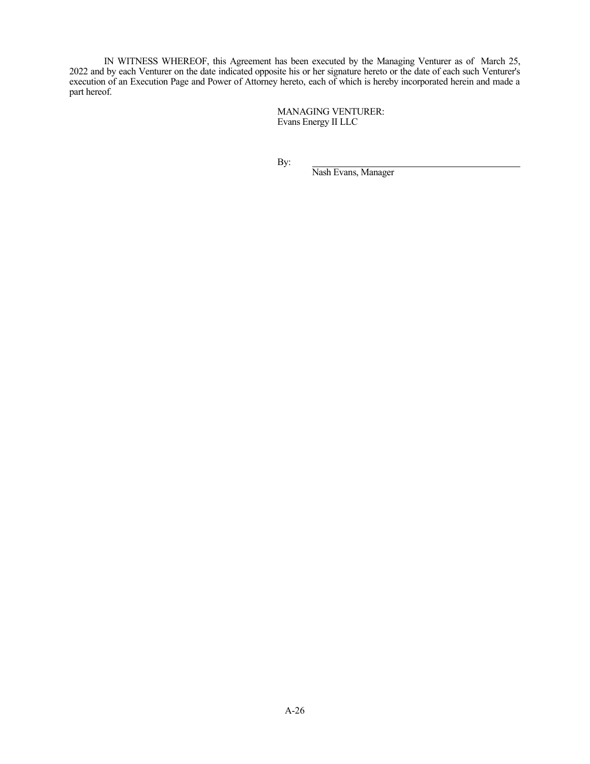IN WITNESS WHEREOF, this Agreement has been executed by the Managing Venturer as of March 25, 2022 and by each Venturer on the date indicated opposite his or her signature hereto or the date of each such Venturer's execution of an Execution Page and Power of Attorney hereto, each of which is hereby incorporated herein and made a part hereof.

MANAGING VENTURER:
Evans Energy II LLC

By: ______________________________
Nash Evans, Manager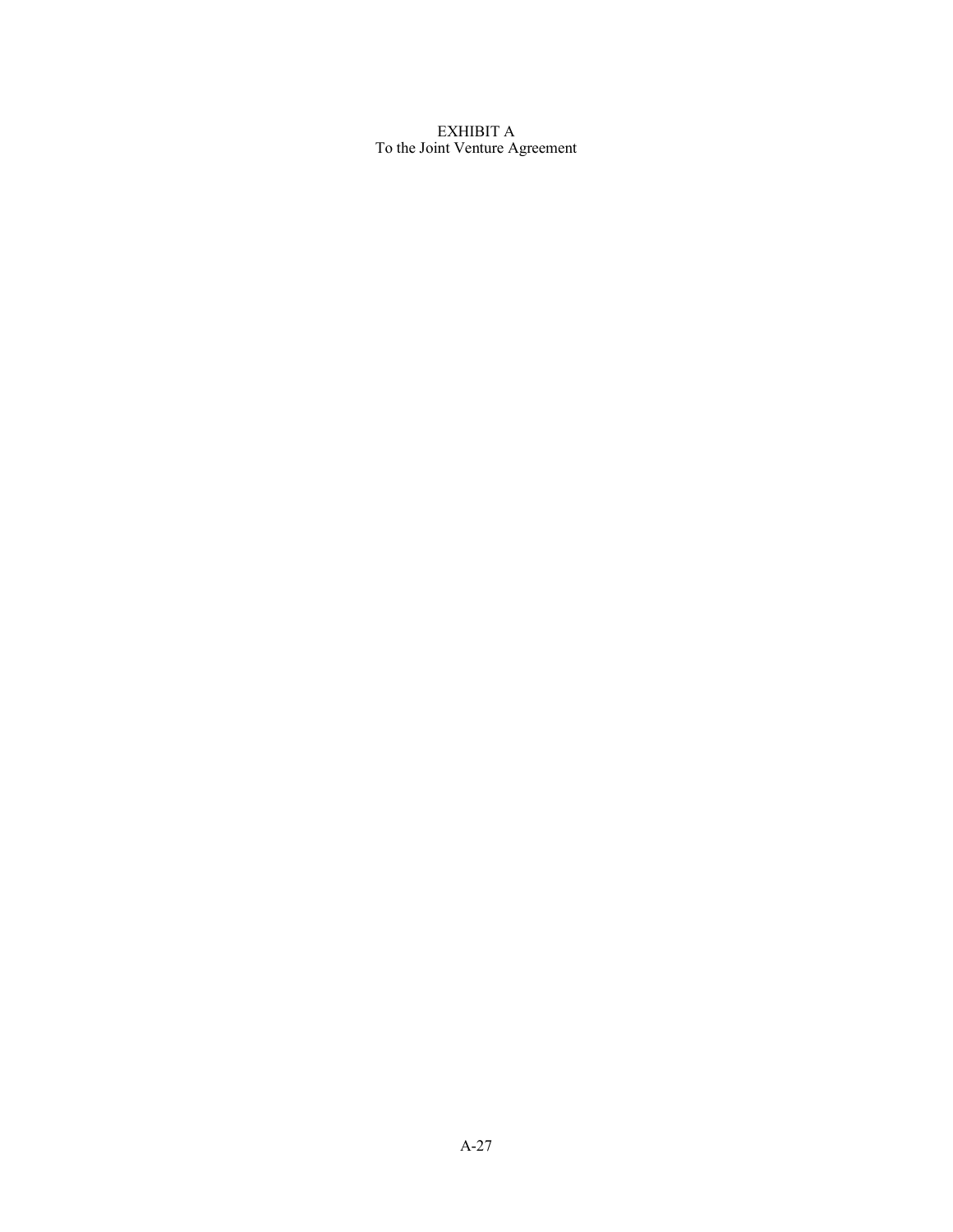EXHIBIT A

To the Joint Venture Agreement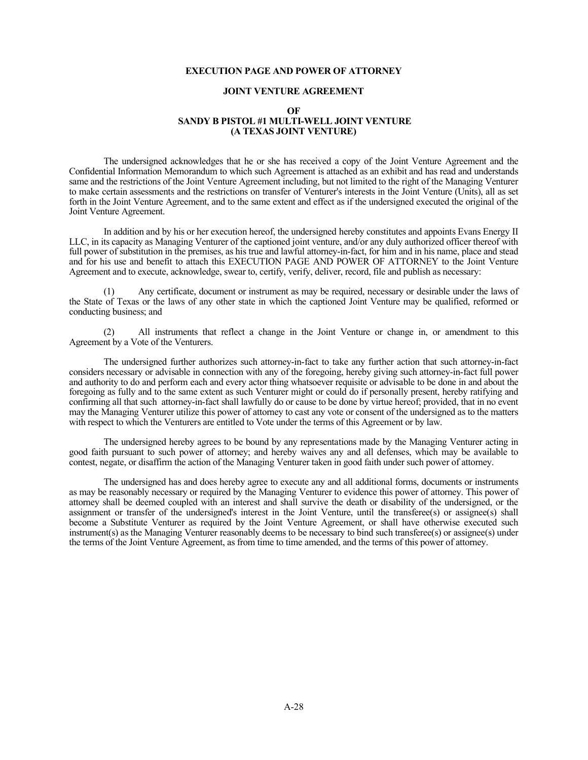**EXECUTION PAGE AND POWER OF ATTORNEY**

**JOINT VENTURE AGREEMENT**

**OF**
**SANDY B PISTOL #1 MULTI-WELL JOINT VENTURE**
**(A TEXAS JOINT VENTURE)**

The undersigned acknowledges that he or she has received a copy of the Joint Venture Agreement and the Confidential Information Memorandum to which such Agreement is attached as an exhibit and has read and understands same and the restrictions of the Joint Venture Agreement including, but not limited to the right of the Managing Venturer to make certain assessments and the restrictions on transfer of Venturer's interests in the Joint Venture (Units), all as set forth in the Joint Venture Agreement, and to the same extent and effect as if the undersigned executed the original of the Joint Venture Agreement.

In addition and by his or her execution hereof, the undersigned hereby constitutes and appoints Evans Energy II LLC, in its capacity as Managing Venturer of the captioned joint venture, and/or any duly authorized officer thereof with full power of substitution in the premises, as his true and lawful attorney-in-fact, for him and in his name, place and stead and for his use and benefit to attach this EXECUTION PAGE AND POWER OF ATTORNEY to the Joint Venture Agreement and to execute, acknowledge, swear to, certify, verify, deliver, record, file and publish as necessary:

(1) Any certificate, document or instrument as may be required, necessary or desirable under the laws of the State of Texas or the laws of any other state in which the captioned Joint Venture may be qualified, reformed or conducting business; and

(2) All instruments that reflect a change in the Joint Venture or change in, or amendment to this Agreement by a Vote of the Venturers.

The undersigned further authorizes such attorney-in-fact to take any further action that such attorney-in-fact considers necessary or advisable in connection with any of the foregoing, hereby giving such attorney-in-fact full power and authority to do and perform each and every actor thing whatsoever requisite or advisable to be done in and about the foregoing as fully and to the same extent as such Venturer might or could do if personally present, hereby ratifying and confirming all that such attorney-in-fact shall lawfully do or cause to be done by virtue hereof; provided, that in no event may the Managing Venturer utilize this power of attorney to cast any vote or consent of the undersigned as to the matters with respect to which the Venturers are entitled to Vote under the terms of this Agreement or by law.

The undersigned hereby agrees to be bound by any representations made by the Managing Venturer acting in good faith pursuant to such power of attorney; and hereby waives any and all defenses, which may be available to contest, negate, or disaffirm the action of the Managing Venturer taken in good faith under such power of attorney.

The undersigned has and does hereby agree to execute any and all additional forms, documents or instruments as may be reasonably necessary or required by the Managing Venturer to evidence this power of attorney. This power of attorney shall be deemed coupled with an interest and shall survive the death or disability of the undersigned, or the assignment or transfer of the undersigned's interest in the Joint Venture, until the transferee(s) or assignee(s) shall become a Substitute Venturer as required by the Joint Venture Agreement, or shall have otherwise executed such instrument(s) as the Managing Venturer reasonably deems to be necessary to bind such transferee(s) or assignee(s) under the terms of the Joint Venture Agreement, as from time to time amended, and the terms of this power of attorney.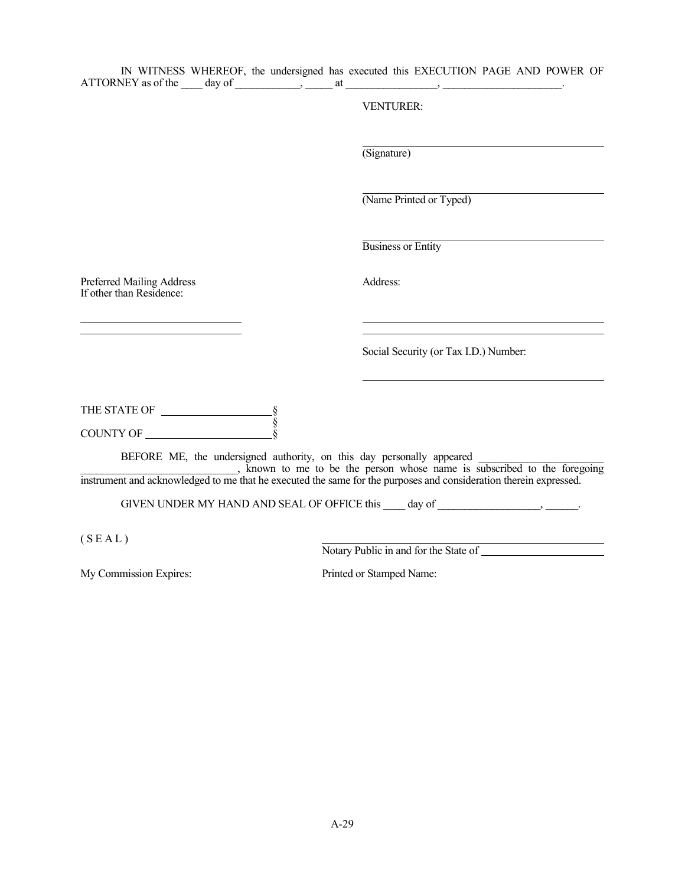IN WITNESS WHEREOF, the undersigned has executed this EXECUTION PAGE AND POWER OF ATTORNEY as of the ____ day of ___________, _____ at ________________, _____________________.

VENTURER:

______________________________________
(Signature)

______________________________________
(Name Printed or Typed)

______________________________________
Business or Entity

Preferred Mailing Address
If other than Residence:

____________________________
____________________________

Address:

______________________________________
______________________________________

Social Security (or Tax I.D.) Number:

______________________________________

THE STATE OF ____________________ §
§
COUNTY OF ______________________ §

BEFORE ME, the undersigned authority, on this day personally appeared ______________________ ____________________________, known to me to be the person whose name is subscribed to the foregoing instrument and acknowledged to me that he executed the same for the purposes and consideration therein expressed.

GIVEN UNDER MY HAND AND SEAL OF OFFICE this ____ day of __________________, ______.

( S E A L )

______________________________________
Notary Public in and for the State of ______________________

My Commission Expires:

Printed or Stamped Name: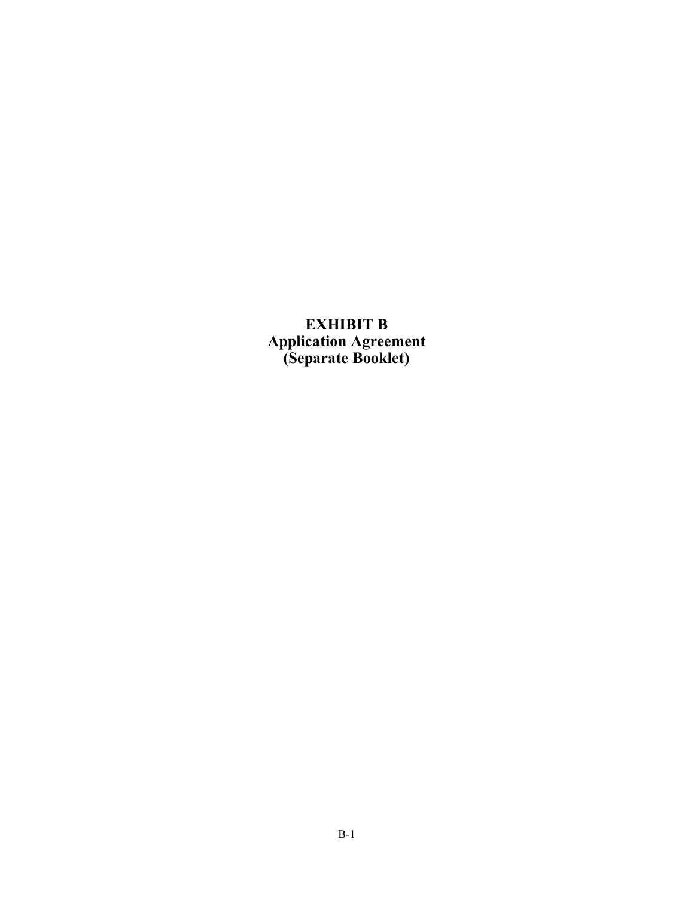**EXHIBIT B**
**Application Agreement**
**(Separate Booklet)**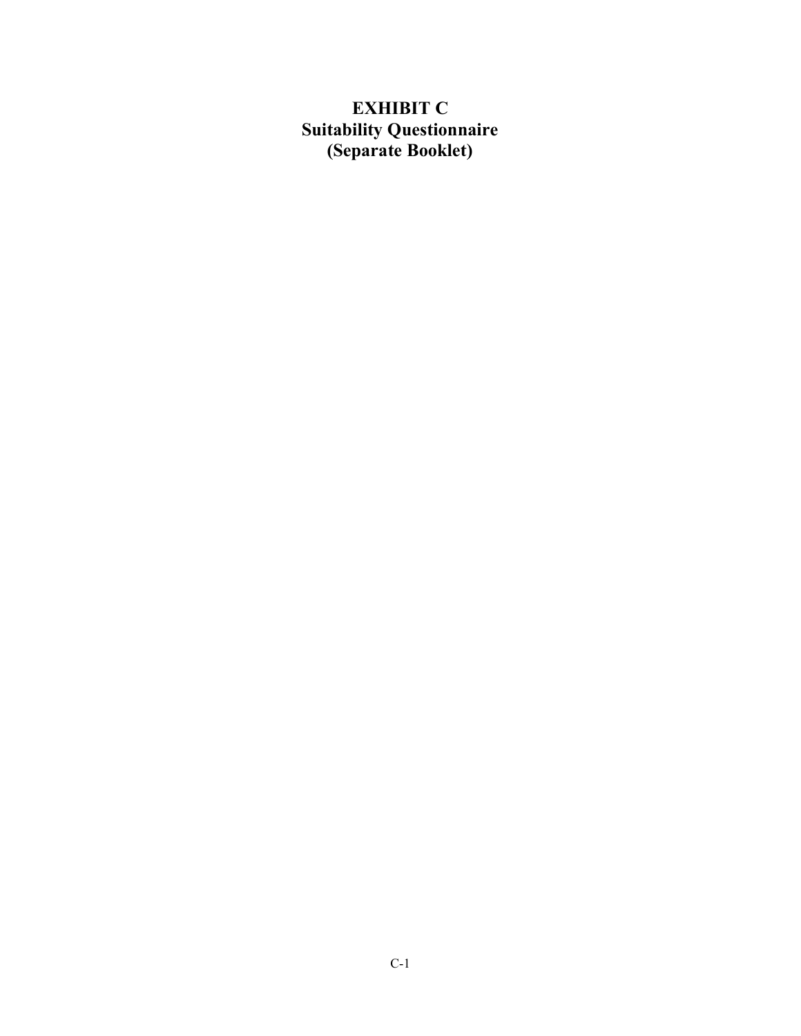# EXHIBIT C
## Suitability Questionnaire
## (Separate Booklet)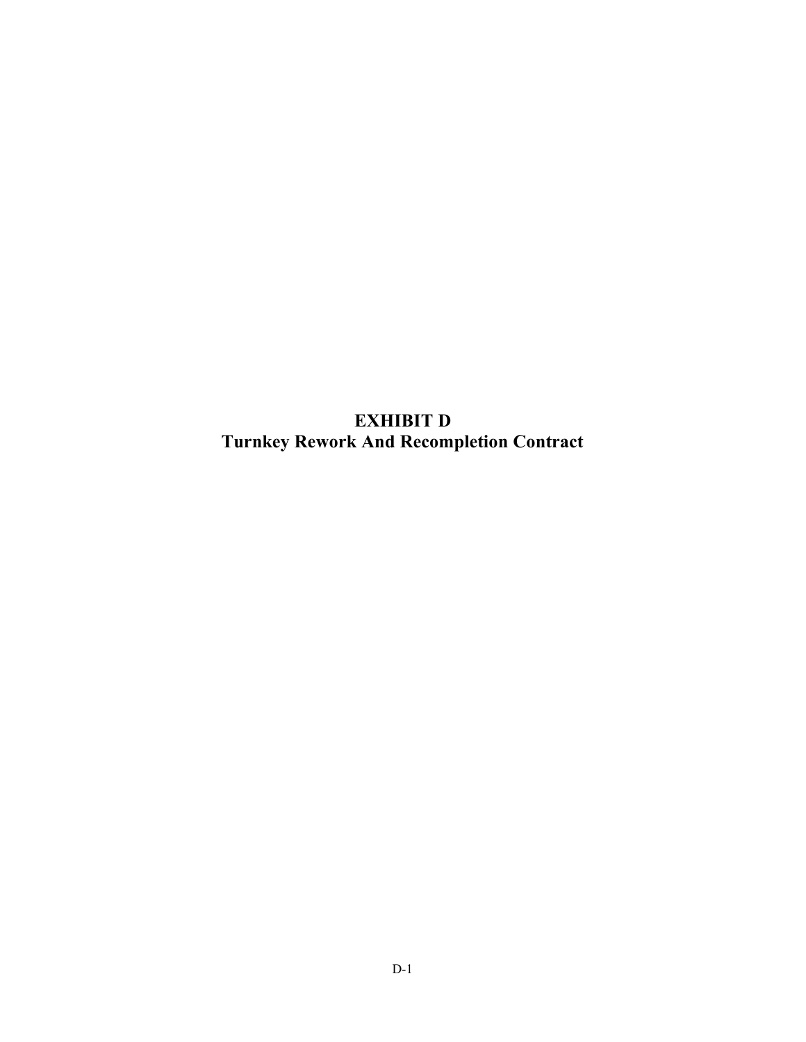# EXHIBIT D
# Turnkey Rework And Recompletion Contract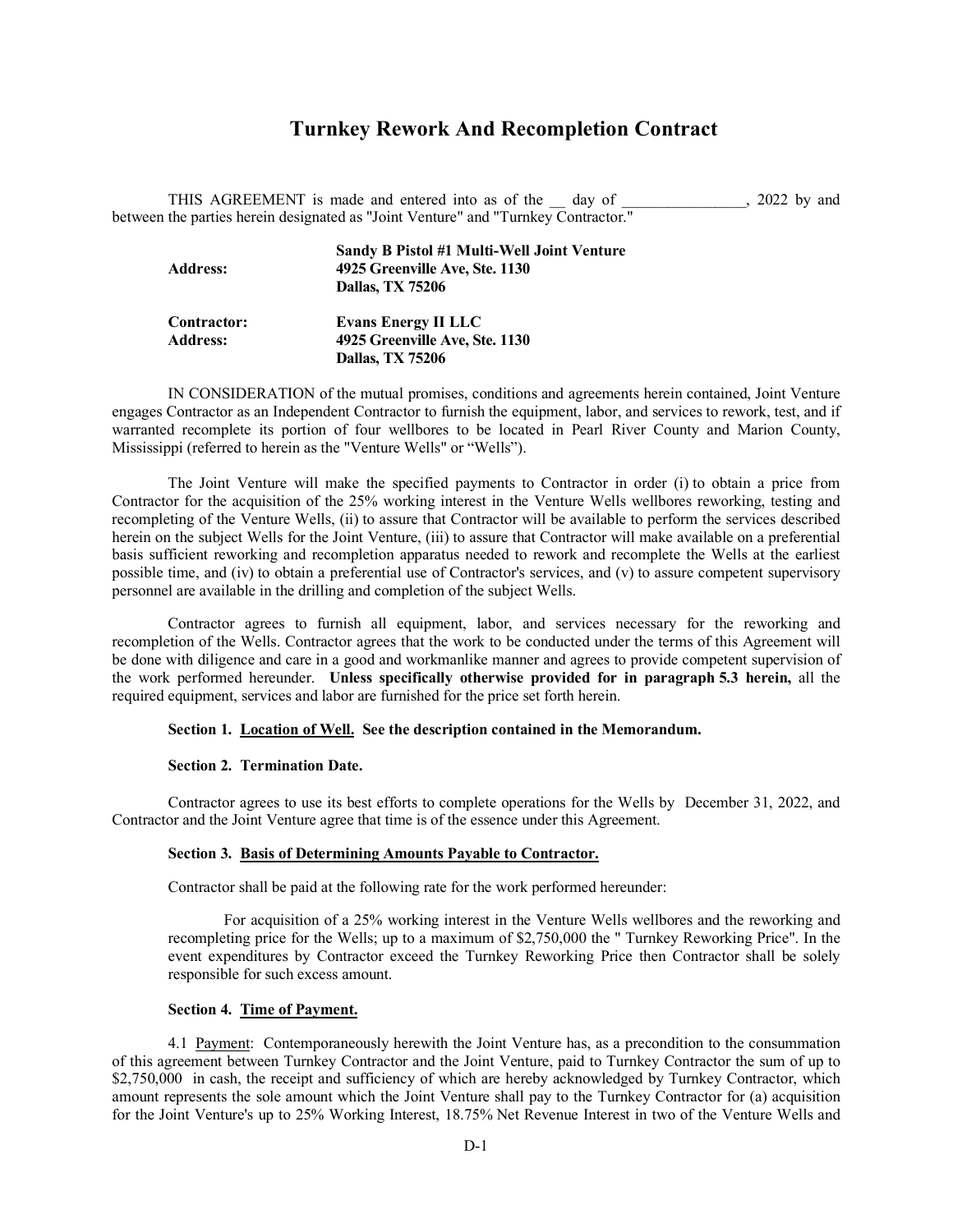# Turnkey Rework And Recompletion Contract

THIS AGREEMENT is made and entered into as of the __ day of ________________, 2022 by and between the parties herein designated as "Joint Venture" and "Turnkey Contractor."

| | |
|---|---|
| | **Sandy B Pistol #1 Multi-Well Joint Venture** |
| **Address:** | **4925 Greenville Ave, Ste. 1130** |
| | **Dallas, TX 75206** |
| **Contractor:** | **Evans Energy II LLC** |
| **Address:** | **4925 Greenville Ave, Ste. 1130** |
| | **Dallas, TX 75206** |

IN CONSIDERATION of the mutual promises, conditions and agreements herein contained, Joint Venture engages Contractor as an Independent Contractor to furnish the equipment, labor, and services to rework, test, and if warranted recomplete its portion of four wellbores to be located in Pearl River County and Marion County, Mississippi (referred to herein as the "Venture Wells" or "Wells").

The Joint Venture will make the specified payments to Contractor in order (i) to obtain a price from Contractor for the acquisition of the 25% working interest in the Venture Wells wellbores reworking, testing and recompleting of the Venture Wells, (ii) to assure that Contractor will be available to perform the services described herein on the subject Wells for the Joint Venture, (iii) to assure that Contractor will make available on a preferential basis sufficient reworking and recompletion apparatus needed to rework and recomplete the Wells at the earliest possible time, and (iv) to obtain a preferential use of Contractor's services, and (v) to assure competent supervisory personnel are available in the drilling and completion of the subject Wells.

Contractor agrees to furnish all equipment, labor, and services necessary for the reworking and recompletion of the Wells. Contractor agrees that the work to be conducted under the terms of this Agreement will be done with diligence and care in a good and workmanlike manner and agrees to provide competent supervision of the work performed hereunder. **Unless specifically otherwise provided for in paragraph 5.3 herein,** all the required equipment, services and labor are furnished for the price set forth herein.

**Section 1. Location of Well. See the description contained in the Memorandum.**

**Section 2. Termination Date.**

Contractor agrees to use its best efforts to complete operations for the Wells by December 31, 2022, and Contractor and the Joint Venture agree that time is of the essence under this Agreement.

**Section 3. Basis of Determining Amounts Payable to Contractor.**

Contractor shall be paid at the following rate for the work performed hereunder:

For acquisition of a 25% working interest in the Venture Wells wellbores and the reworking and recompleting price for the Wells; up to a maximum of $2,750,000 the " Turnkey Reworking Price". In the event expenditures by Contractor exceed the Turnkey Reworking Price then Contractor shall be solely responsible for such excess amount.

**Section 4. Time of Payment.**

4.1 Payment: Contemporaneously herewith the Joint Venture has, as a precondition to the consummation of this agreement between Turnkey Contractor and the Joint Venture, paid to Turnkey Contractor the sum of up to $2,750,000 in cash, the receipt and sufficiency of which are hereby acknowledged by Turnkey Contractor, which amount represents the sole amount which the Joint Venture shall pay to the Turnkey Contractor for (a) acquisition for the Joint Venture's up to 25% Working Interest, 18.75% Net Revenue Interest in two of the Venture Wells and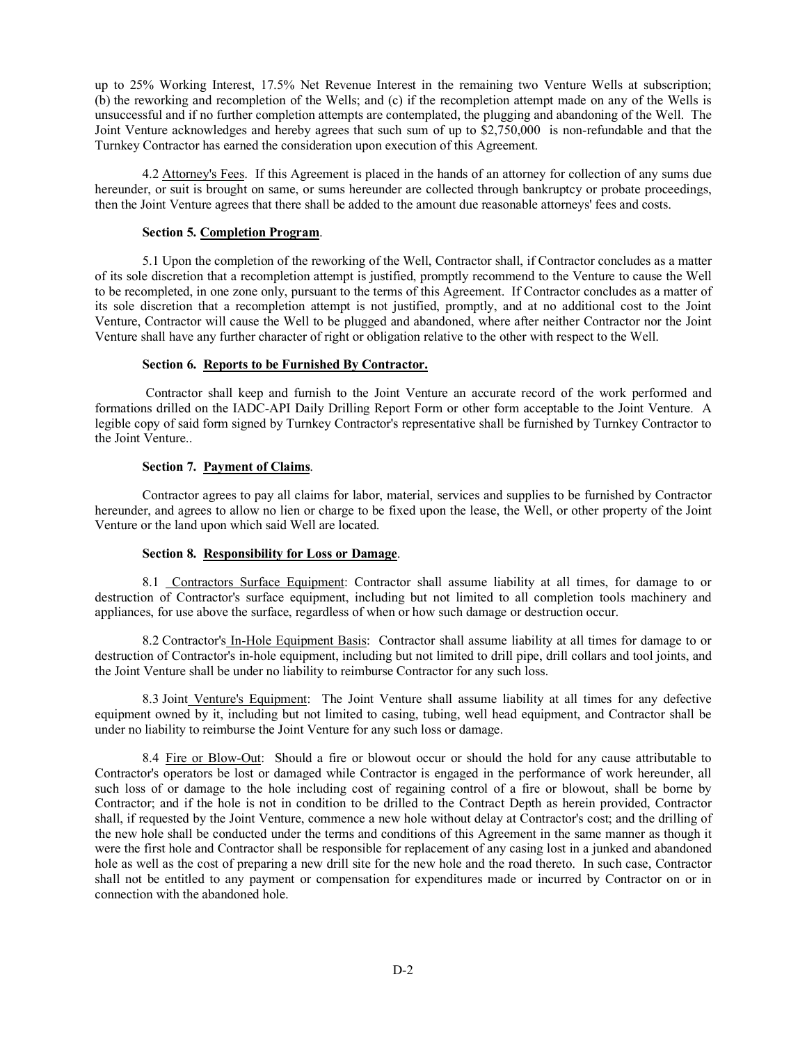up to 25% Working Interest, 17.5% Net Revenue Interest in the remaining two Venture Wells at subscription; (b) the reworking and recompletion of the Wells; and (c) if the recompletion attempt made on any of the Wells is unsuccessful and if no further completion attempts are contemplated, the plugging and abandoning of the Well. The Joint Venture acknowledges and hereby agrees that such sum of up to $2,750,000 is non-refundable and that the Turnkey Contractor has earned the consideration upon execution of this Agreement.

4.2 Attorney's Fees. If this Agreement is placed in the hands of an attorney for collection of any sums due hereunder, or suit is brought on same, or sums hereunder are collected through bankruptcy or probate proceedings, then the Joint Venture agrees that there shall be added to the amount due reasonable attorneys' fees and costs.

**Section 5. Completion Program.**

5.1 Upon the completion of the reworking of the Well, Contractor shall, if Contractor concludes as a matter of its sole discretion that a recompletion attempt is justified, promptly recommend to the Venture to cause the Well to be recompleted, in one zone only, pursuant to the terms of this Agreement. If Contractor concludes as a matter of its sole discretion that a recompletion attempt is not justified, promptly, and at no additional cost to the Joint Venture, Contractor will cause the Well to be plugged and abandoned, where after neither Contractor nor the Joint Venture shall have any further character of right or obligation relative to the other with respect to the Well.

**Section 6. Reports to be Furnished By Contractor.**

Contractor shall keep and furnish to the Joint Venture an accurate record of the work performed and formations drilled on the IADC-API Daily Drilling Report Form or other form acceptable to the Joint Venture. A legible copy of said form signed by Turnkey Contractor's representative shall be furnished by Turnkey Contractor to the Joint Venture..

**Section 7. Payment of Claims.**

Contractor agrees to pay all claims for labor, material, services and supplies to be furnished by Contractor hereunder, and agrees to allow no lien or charge to be fixed upon the lease, the Well, or other property of the Joint Venture or the land upon which said Well are located.

**Section 8. Responsibility for Loss or Damage.**

8.1 Contractors Surface Equipment: Contractor shall assume liability at all times, for damage to or destruction of Contractor's surface equipment, including but not limited to all completion tools machinery and appliances, for use above the surface, regardless of when or how such damage or destruction occur.

8.2 Contractor's In-Hole Equipment Basis: Contractor shall assume liability at all times for damage to or destruction of Contractor's in-hole equipment, including but not limited to drill pipe, drill collars and tool joints, and the Joint Venture shall be under no liability to reimburse Contractor for any such loss.

8.3 Joint Venture's Equipment: The Joint Venture shall assume liability at all times for any defective equipment owned by it, including but not limited to casing, tubing, well head equipment, and Contractor shall be under no liability to reimburse the Joint Venture for any such loss or damage.

8.4 Fire or Blow-Out: Should a fire or blowout occur or should the hold for any cause attributable to Contractor's operators be lost or damaged while Contractor is engaged in the performance of work hereunder, all such loss of or damage to the hole including cost of regaining control of a fire or blowout, shall be borne by Contractor; and if the hole is not in condition to be drilled to the Contract Depth as herein provided, Contractor shall, if requested by the Joint Venture, commence a new hole without delay at Contractor's cost; and the drilling of the new hole shall be conducted under the terms and conditions of this Agreement in the same manner as though it were the first hole and Contractor shall be responsible for replacement of any casing lost in a junked and abandoned hole as well as the cost of preparing a new drill site for the new hole and the road thereto. In such case, Contractor shall not be entitled to any payment or compensation for expenditures made or incurred by Contractor on or in connection with the abandoned hole.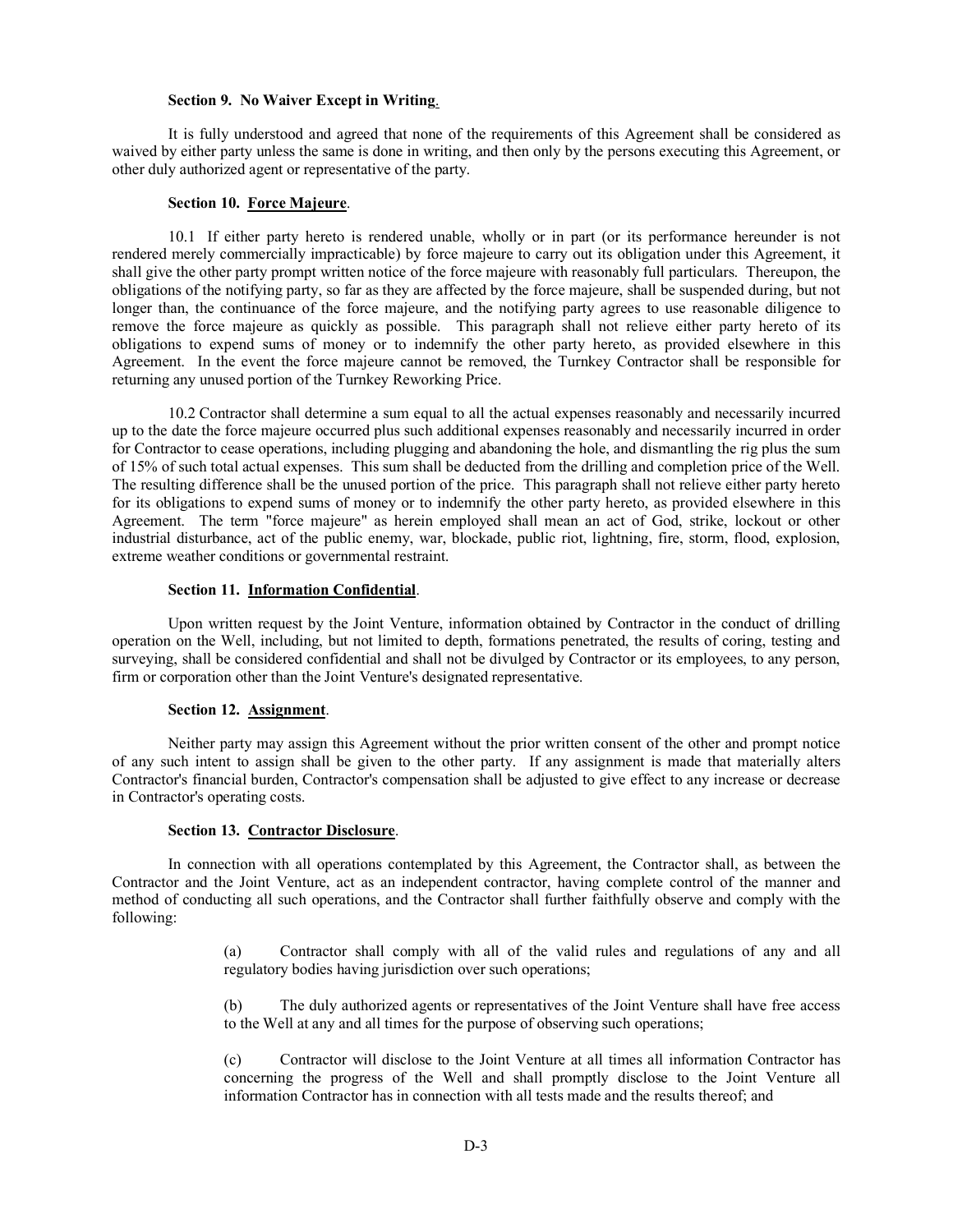**Section 9. No Waiver Except in Writing.**

It is fully understood and agreed that none of the requirements of this Agreement shall be considered as waived by either party unless the same is done in writing, and then only by the persons executing this Agreement, or other duly authorized agent or representative of the party.

**Section 10. Force Majeure.**

10.1 If either party hereto is rendered unable, wholly or in part (or its performance hereunder is not rendered merely commercially impracticable) by force majeure to carry out its obligation under this Agreement, it shall give the other party prompt written notice of the force majeure with reasonably full particulars. Thereupon, the obligations of the notifying party, so far as they are affected by the force majeure, shall be suspended during, but not longer than, the continuance of the force majeure, and the notifying party agrees to use reasonable diligence to remove the force majeure as quickly as possible. This paragraph shall not relieve either party hereto of its obligations to expend sums of money or to indemnify the other party hereto, as provided elsewhere in this Agreement. In the event the force majeure cannot be removed, the Turnkey Contractor shall be responsible for returning any unused portion of the Turnkey Reworking Price.

10.2 Contractor shall determine a sum equal to all the actual expenses reasonably and necessarily incurred up to the date the force majeure occurred plus such additional expenses reasonably and necessarily incurred in order for Contractor to cease operations, including plugging and abandoning the hole, and dismantling the rig plus the sum of 15% of such total actual expenses. This sum shall be deducted from the drilling and completion price of the Well. The resulting difference shall be the unused portion of the price. This paragraph shall not relieve either party hereto for its obligations to expend sums of money or to indemnify the other party hereto, as provided elsewhere in this Agreement. The term "force majeure" as herein employed shall mean an act of God, strike, lockout or other industrial disturbance, act of the public enemy, war, blockade, public riot, lightning, fire, storm, flood, explosion, extreme weather conditions or governmental restraint.

**Section 11. Information Confidential.**

Upon written request by the Joint Venture, information obtained by Contractor in the conduct of drilling operation on the Well, including, but not limited to depth, formations penetrated, the results of coring, testing and surveying, shall be considered confidential and shall not be divulged by Contractor or its employees, to any person, firm or corporation other than the Joint Venture's designated representative.

**Section 12. Assignment.**

Neither party may assign this Agreement without the prior written consent of the other and prompt notice of any such intent to assign shall be given to the other party. If any assignment is made that materially alters Contractor's financial burden, Contractor's compensation shall be adjusted to give effect to any increase or decrease in Contractor's operating costs.

**Section 13. Contractor Disclosure.**

In connection with all operations contemplated by this Agreement, the Contractor shall, as between the Contractor and the Joint Venture, act as an independent contractor, having complete control of the manner and method of conducting all such operations, and the Contractor shall further faithfully observe and comply with the following:

(a) Contractor shall comply with all of the valid rules and regulations of any and all regulatory bodies having jurisdiction over such operations;

(b) The duly authorized agents or representatives of the Joint Venture shall have free access to the Well at any and all times for the purpose of observing such operations;

(c) Contractor will disclose to the Joint Venture at all times all information Contractor has concerning the progress of the Well and shall promptly disclose to the Joint Venture all information Contractor has in connection with all tests made and the results thereof; and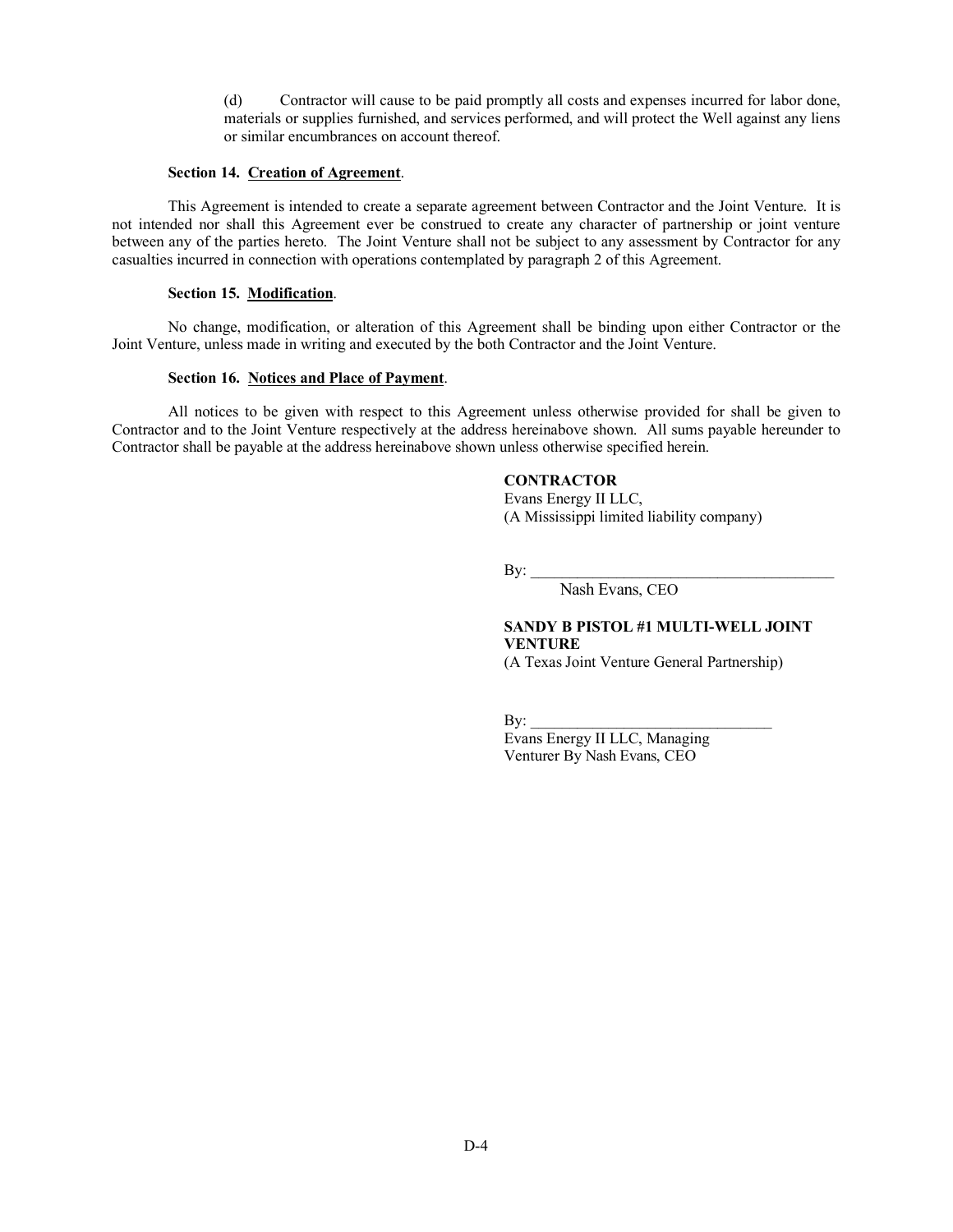(d) Contractor will cause to be paid promptly all costs and expenses incurred for labor done, materials or supplies furnished, and services performed, and will protect the Well against any liens or similar encumbrances on account thereof.

**Section 14. <u>Creation of Agreement</u>**.

This Agreement is intended to create a separate agreement between Contractor and the Joint Venture. It is not intended nor shall this Agreement ever be construed to create any character of partnership or joint venture between any of the parties hereto. The Joint Venture shall not be subject to any assessment by Contractor for any casualties incurred in connection with operations contemplated by paragraph 2 of this Agreement.

**Section 15. <u>Modification</u>**.

No change, modification, or alteration of this Agreement shall be binding upon either Contractor or the Joint Venture, unless made in writing and executed by the both Contractor and the Joint Venture.

**Section 16. <u>Notices and Place of Payment</u>**.

All notices to be given with respect to this Agreement unless otherwise provided for shall be given to Contractor and to the Joint Venture respectively at the address hereinabove shown. All sums payable hereunder to Contractor shall be payable at the address hereinabove shown unless otherwise specified herein.

**CONTRACTOR**
Evans Energy II LLC,
(A Mississippi limited liability company)

By: ________________________________________
Nash Evans, CEO

**SANDY B PISTOL #1 MULTI-WELL JOINT VENTURE**
(A Texas Joint Venture General Partnership)

By: ________________________________
Evans Energy II LLC, Managing
Venturer By Nash Evans, CEO